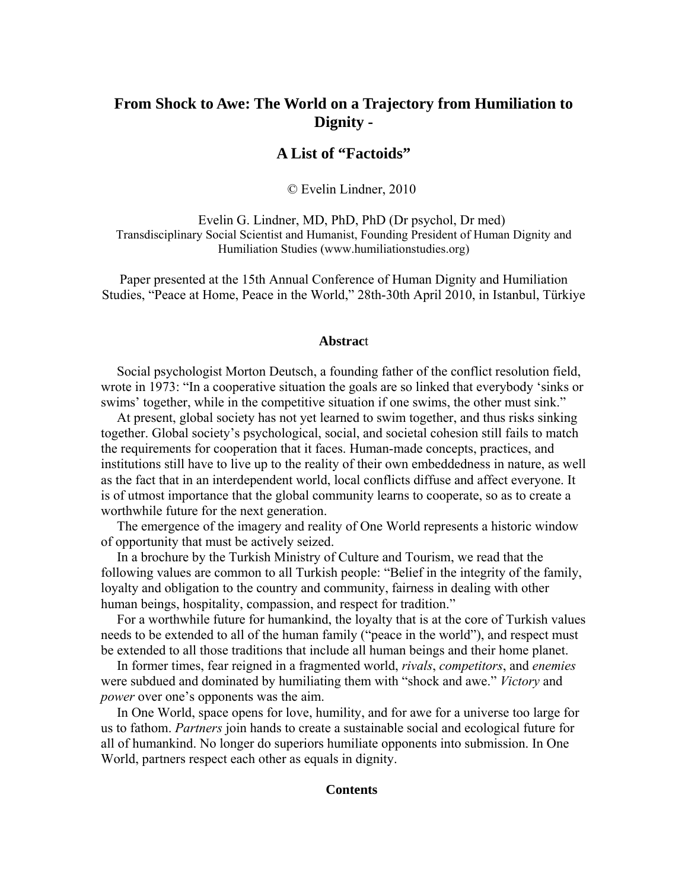# From Shock to Awe: The World on a Trajectory from Humiliation to Dignity -

## A List of "Factoids"

© Evelin Lindner, 2010

Evelin G. Lindner, MD, PhD, PhD (Dr psychol, Dr med)
Transdisciplinary Social Scientist and Humanist, Founding President of Human Dignity and Humiliation Studies (www.humiliationstudies.org)

Paper presented at the 15th Annual Conference of Human Dignity and Humiliation Studies, "Peace at Home, Peace in the World," 28th-30th April 2010, in Istanbul, Türkiye

### Abstract

Social psychologist Morton Deutsch, a founding father of the conflict resolution field, wrote in 1973: "In a cooperative situation the goals are so linked that everybody 'sinks or swims' together, while in the competitive situation if one swims, the other must sink."

At present, global society has not yet learned to swim together, and thus risks sinking together. Global society's psychological, social, and societal cohesion still fails to match the requirements for cooperation that it faces. Human-made concepts, practices, and institutions still have to live up to the reality of their own embeddedness in nature, as well as the fact that in an interdependent world, local conflicts diffuse and affect everyone. It is of utmost importance that the global community learns to cooperate, so as to create a worthwhile future for the next generation.

The emergence of the imagery and reality of One World represents a historic window of opportunity that must be actively seized.

In a brochure by the Turkish Ministry of Culture and Tourism, we read that the following values are common to all Turkish people: "Belief in the integrity of the family, loyalty and obligation to the country and community, fairness in dealing with other human beings, hospitality, compassion, and respect for tradition."

For a worthwhile future for humankind, the loyalty that is at the core of Turkish values needs to be extended to all of the human family ("peace in the world"), and respect must be extended to all those traditions that include all human beings and their home planet.

In former times, fear reigned in a fragmented world, *rivals*, *competitors*, and *enemies* were subdued and dominated by humiliating them with "shock and awe." *Victory* and *power* over one's opponents was the aim.

In One World, space opens for love, humility, and for awe for a universe too large for us to fathom. *Partners* join hands to create a sustainable social and ecological future for all of humankind. No longer do superiors humiliate opponents into submission. In One World, partners respect each other as equals in dignity.

### Contents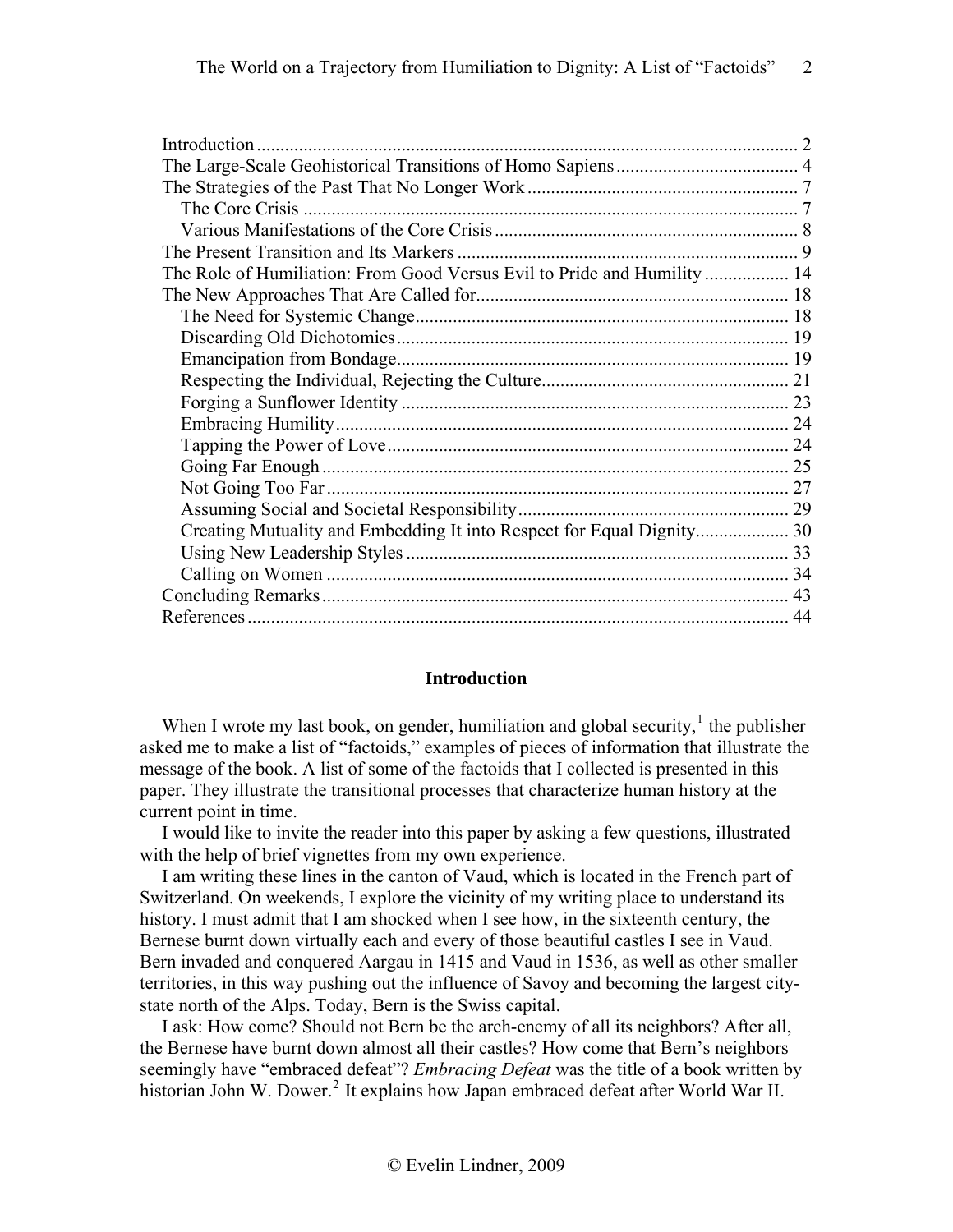Introduction .................................................................................................................... 2
The Large-Scale Geohistorical Transitions of Homo Sapiens ....................................... 4
The Strategies of the Past That No Longer Work .......................................................... 7
  The Core Crisis .......................................................................................................... 7
  Various Manifestations of the Core Crisis ................................................................. 8
The Present Transition and Its Markers ......................................................................... 9
The Role of Humiliation: From Good Versus Evil to Pride and Humility .................. 14
The New Approaches That Are Called for................................................................... 18
  The Need for Systemic Change................................................................................ 18
  Discarding Old Dichotomies .................................................................................... 19
  Emancipation from Bondage.................................................................................... 19
  Respecting the Individual, Rejecting the Culture..................................................... 21
  Forging a Sunflower Identity ................................................................................... 23
  Embracing Humility................................................................................................. 24
  Tapping the Power of Love...................................................................................... 24
  Going Far Enough .................................................................................................... 25
  Not Going Too Far ................................................................................................... 27
  Assuming Social and Societal Responsibility.......................................................... 29
  Creating Mutuality and Embedding It into Respect for Equal Dignity.................... 30
  Using New Leadership Styles .................................................................................. 33
  Calling on Women ................................................................................................... 34
Concluding Remarks.................................................................................................... 43
References .................................................................................................................... 44

## Introduction

When I wrote my last book, on gender, humiliation and global security,[1] the publisher asked me to make a list of "factoids," examples of pieces of information that illustrate the message of the book. A list of some of the factoids that I collected is presented in this paper. They illustrate the transitional processes that characterize human history at the current point in time.

I would like to invite the reader into this paper by asking a few questions, illustrated with the help of brief vignettes from my own experience.

I am writing these lines in the canton of Vaud, which is located in the French part of Switzerland. On weekends, I explore the vicinity of my writing place to understand its history. I must admit that I am shocked when I see how, in the sixteenth century, the Bernese burnt down virtually each and every of those beautiful castles I see in Vaud. Bern invaded and conquered Aargau in 1415 and Vaud in 1536, as well as other smaller territories, in this way pushing out the influence of Savoy and becoming the largest city-state north of the Alps. Today, Bern is the Swiss capital.

I ask: How come? Should not Bern be the arch-enemy of all its neighbors? After all, the Bernese have burnt down almost all their castles? How come that Bern's neighbors seemingly have "embraced defeat"? *Embracing Defeat* was the title of a book written by historian John W. Dower.[2] It explains how Japan embraced defeat after World War II.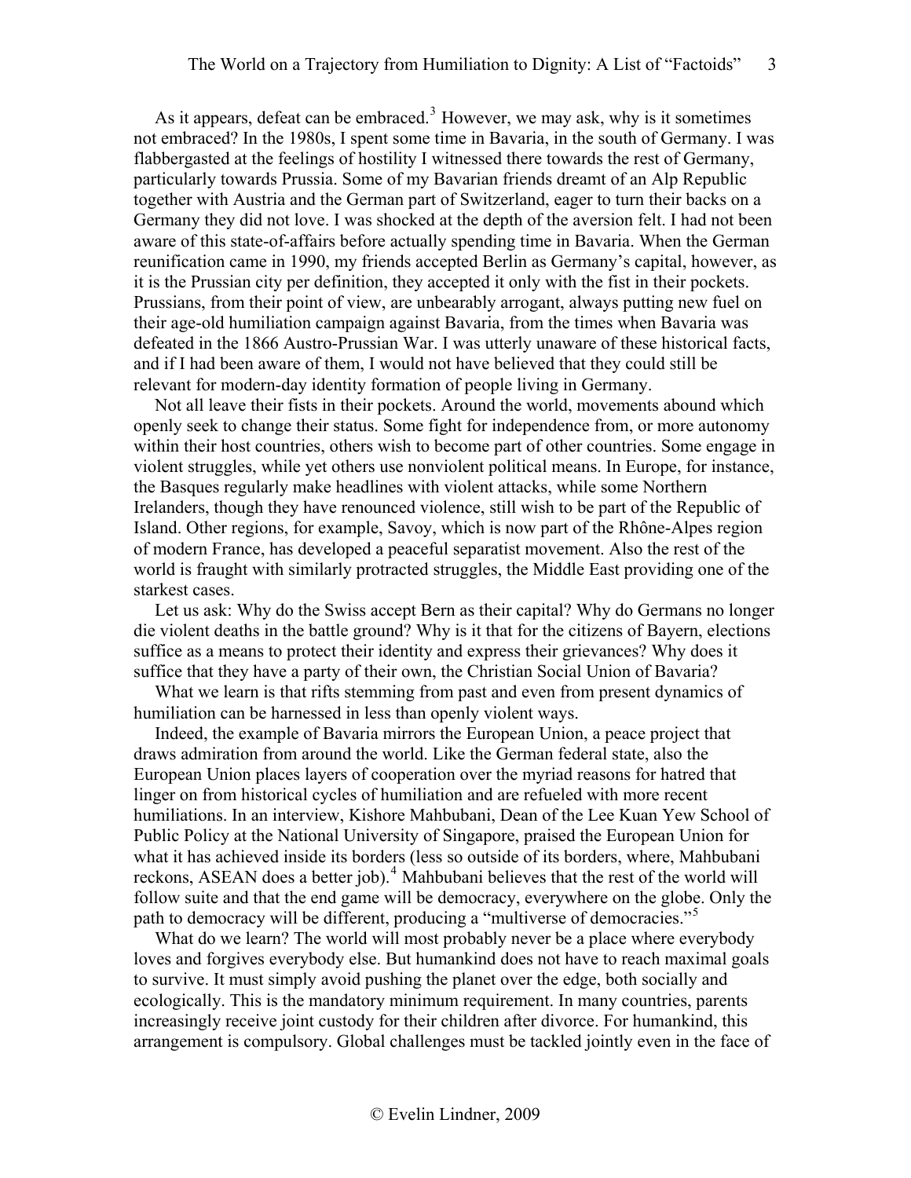As it appears, defeat can be embraced.[3] However, we may ask, why is it sometimes not embraced? In the 1980s, I spent some time in Bavaria, in the south of Germany. I was flabbergasted at the feelings of hostility I witnessed there towards the rest of Germany, particularly towards Prussia. Some of my Bavarian friends dreamt of an Alp Republic together with Austria and the German part of Switzerland, eager to turn their backs on a Germany they did not love. I was shocked at the depth of the aversion felt. I had not been aware of this state-of-affairs before actually spending time in Bavaria. When the German reunification came in 1990, my friends accepted Berlin as Germany's capital, however, as it is the Prussian city per definition, they accepted it only with the fist in their pockets. Prussians, from their point of view, are unbearably arrogant, always putting new fuel on their age-old humiliation campaign against Bavaria, from the times when Bavaria was defeated in the 1866 Austro-Prussian War. I was utterly unaware of these historical facts, and if I had been aware of them, I would not have believed that they could still be relevant for modern-day identity formation of people living in Germany.

Not all leave their fists in their pockets. Around the world, movements abound which openly seek to change their status. Some fight for independence from, or more autonomy within their host countries, others wish to become part of other countries. Some engage in violent struggles, while yet others use nonviolent political means. In Europe, for instance, the Basques regularly make headlines with violent attacks, while some Northern Irelanders, though they have renounced violence, still wish to be part of the Republic of Island. Other regions, for example, Savoy, which is now part of the Rhône-Alpes region of modern France, has developed a peaceful separatist movement. Also the rest of the world is fraught with similarly protracted struggles, the Middle East providing one of the starkest cases.

Let us ask: Why do the Swiss accept Bern as their capital? Why do Germans no longer die violent deaths in the battle ground? Why is it that for the citizens of Bayern, elections suffice as a means to protect their identity and express their grievances? Why does it suffice that they have a party of their own, the Christian Social Union of Bavaria?

What we learn is that rifts stemming from past and even from present dynamics of humiliation can be harnessed in less than openly violent ways.

Indeed, the example of Bavaria mirrors the European Union, a peace project that draws admiration from around the world. Like the German federal state, also the European Union places layers of cooperation over the myriad reasons for hatred that linger on from historical cycles of humiliation and are refueled with more recent humiliations. In an interview, Kishore Mahbubani, Dean of the Lee Kuan Yew School of Public Policy at the National University of Singapore, praised the European Union for what it has achieved inside its borders (less so outside of its borders, where, Mahbubani reckons, ASEAN does a better job).[4] Mahbubani believes that the rest of the world will follow suite and that the end game will be democracy, everywhere on the globe. Only the path to democracy will be different, producing a "multiverse of democracies."[5]

What do we learn? The world will most probably never be a place where everybody loves and forgives everybody else. But humankind does not have to reach maximal goals to survive. It must simply avoid pushing the planet over the edge, both socially and ecologically. This is the mandatory minimum requirement. In many countries, parents increasingly receive joint custody for their children after divorce. For humankind, this arrangement is compulsory. Global challenges must be tackled jointly even in the face of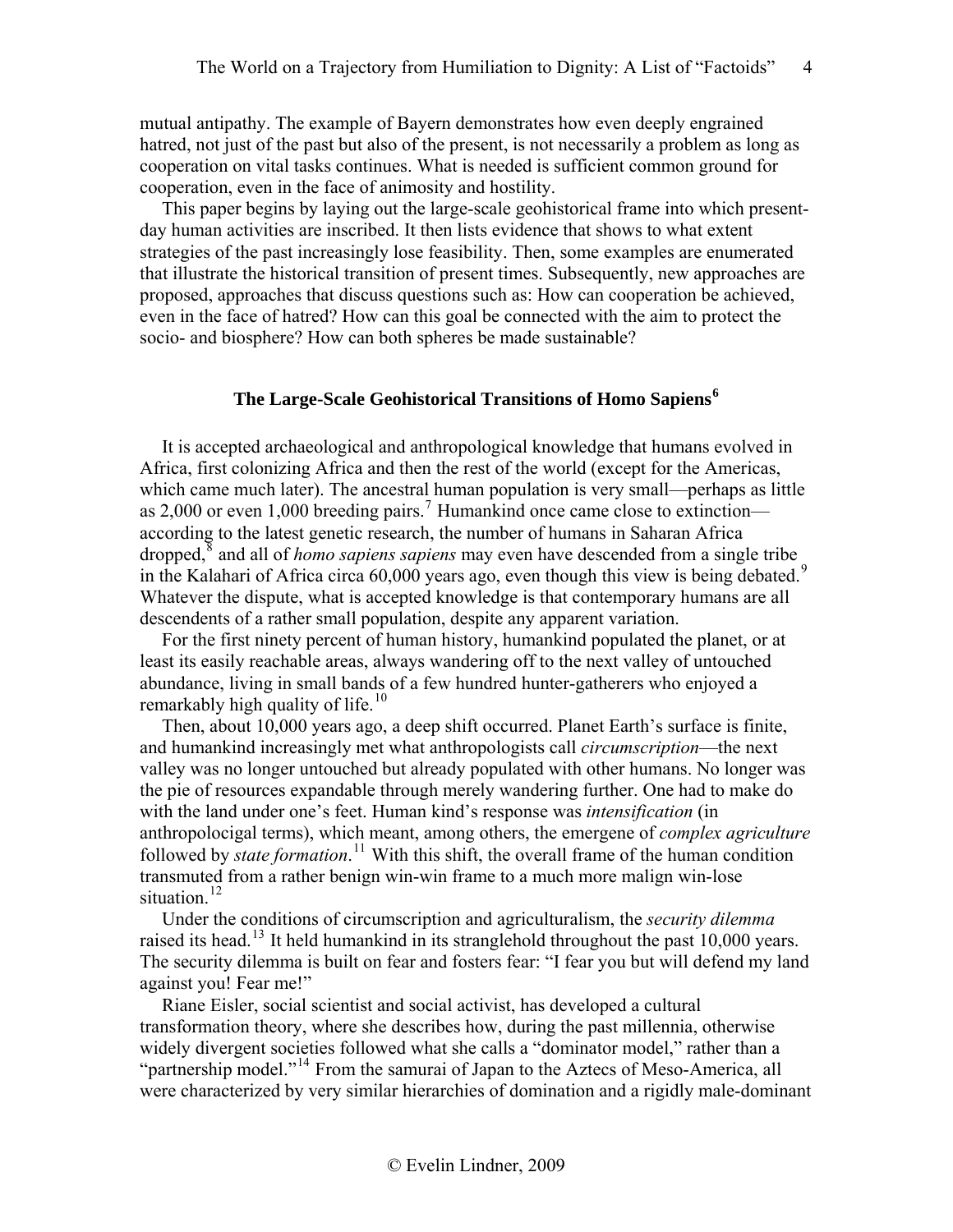mutual antipathy. The example of Bayern demonstrates how even deeply engrained hatred, not just of the past but also of the present, is not necessarily a problem as long as cooperation on vital tasks continues. What is needed is sufficient common ground for cooperation, even in the face of animosity and hostility.

This paper begins by laying out the large-scale geohistorical frame into which present-day human activities are inscribed. It then lists evidence that shows to what extent strategies of the past increasingly lose feasibility. Then, some examples are enumerated that illustrate the historical transition of present times. Subsequently, new approaches are proposed, approaches that discuss questions such as: How can cooperation be achieved, even in the face of hatred? How can this goal be connected with the aim to protect the socio- and biosphere? How can both spheres be made sustainable?

## The Large-Scale Geohistorical Transitions of Homo Sapiens[6]

It is accepted archaeological and anthropological knowledge that humans evolved in Africa, first colonizing Africa and then the rest of the world (except for the Americas, which came much later). The ancestral human population is very small—perhaps as little as 2,000 or even 1,000 breeding pairs.[7] Humankind once came close to extinction—according to the latest genetic research, the number of humans in Saharan Africa dropped,[8] and all of *homo sapiens sapiens* may even have descended from a single tribe in the Kalahari of Africa circa 60,000 years ago, even though this view is being debated.[9] Whatever the dispute, what is accepted knowledge is that contemporary humans are all descendents of a rather small population, despite any apparent variation.

For the first ninety percent of human history, humankind populated the planet, or at least its easily reachable areas, always wandering off to the next valley of untouched abundance, living in small bands of a few hundred hunter-gatherers who enjoyed a remarkably high quality of life.[10]

Then, about 10,000 years ago, a deep shift occurred. Planet Earth's surface is finite, and humankind increasingly met what anthropologists call *circumscription*—the next valley was no longer untouched but already populated with other humans. No longer was the pie of resources expandable through merely wandering further. One had to make do with the land under one's feet. Human kind's response was *intensification* (in anthropolocigal terms), which meant, among others, the emergene of *complex agriculture* followed by *state formation*.[11] With this shift, the overall frame of the human condition transmuted from a rather benign win-win frame to a much more malign win-lose situation.[12]

Under the conditions of circumscription and agriculturalism, the *security dilemma* raised its head.[13] It held humankind in its stranglehold throughout the past 10,000 years. The security dilemma is built on fear and fosters fear: "I fear you but will defend my land against you! Fear me!"

Riane Eisler, social scientist and social activist, has developed a cultural transformation theory, where she describes how, during the past millennia, otherwise widely divergent societies followed what she calls a "dominator model," rather than a "partnership model."[14] From the samurai of Japan to the Aztecs of Meso-America, all were characterized by very similar hierarchies of domination and a rigidly male-dominant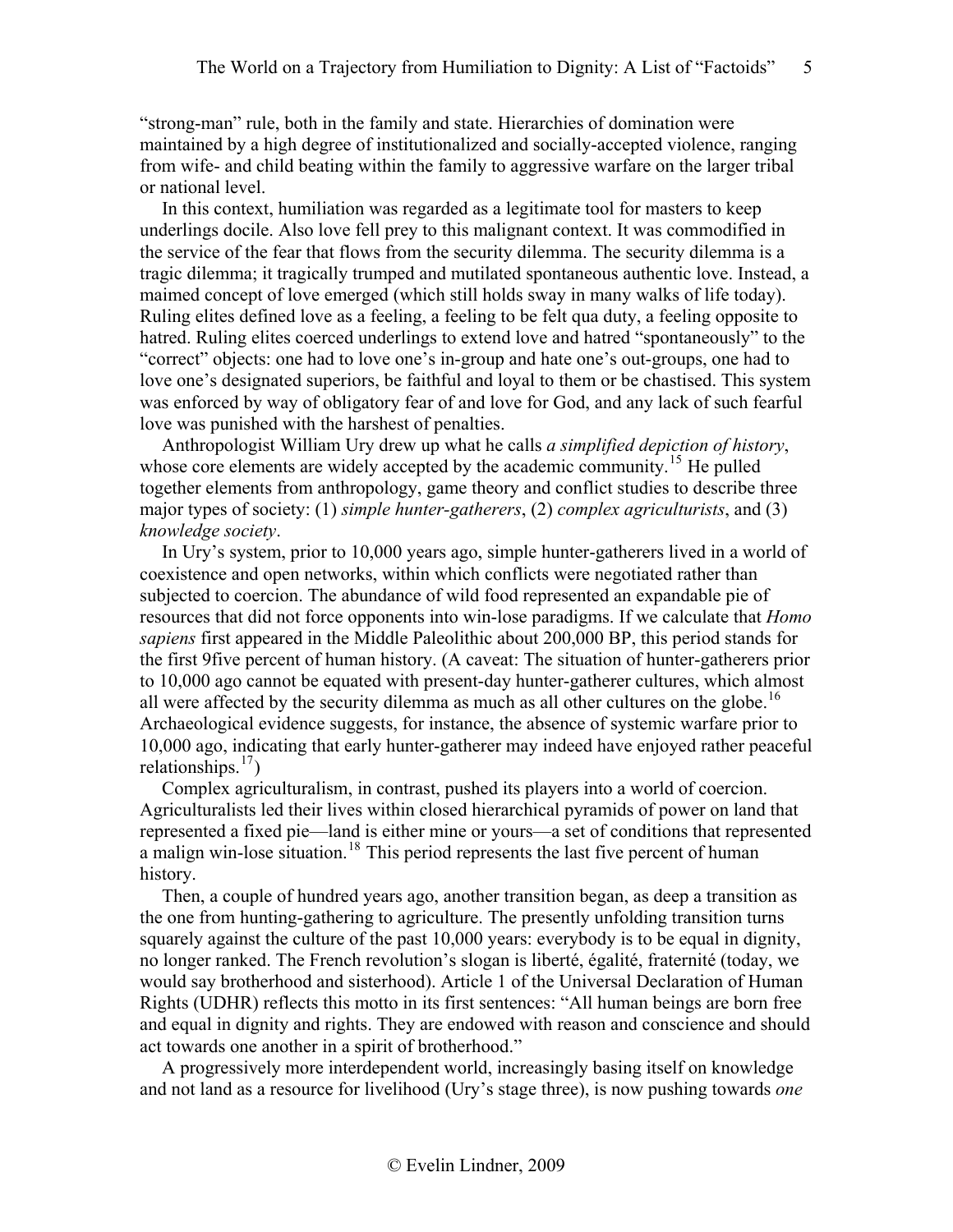"strong-man" rule, both in the family and state. Hierarchies of domination were maintained by a high degree of institutionalized and socially-accepted violence, ranging from wife- and child beating within the family to aggressive warfare on the larger tribal or national level.

In this context, humiliation was regarded as a legitimate tool for masters to keep underlings docile. Also love fell prey to this malignant context. It was commodified in the service of the fear that flows from the security dilemma. The security dilemma is a tragic dilemma; it tragically trumped and mutilated spontaneous authentic love. Instead, a maimed concept of love emerged (which still holds sway in many walks of life today). Ruling elites defined love as a feeling, a feeling to be felt qua duty, a feeling opposite to hatred. Ruling elites coerced underlings to extend love and hatred "spontaneously" to the "correct" objects: one had to love one's in-group and hate one's out-groups, one had to love one's designated superiors, be faithful and loyal to them or be chastised. This system was enforced by way of obligatory fear of and love for God, and any lack of such fearful love was punished with the harshest of penalties.

Anthropologist William Ury drew up what he calls *a simplified depiction of history*, whose core elements are widely accepted by the academic community.[15] He pulled together elements from anthropology, game theory and conflict studies to describe three major types of society: (1) *simple hunter-gatherers*, (2) *complex agriculturists*, and (3) *knowledge society*.

In Ury's system, prior to 10,000 years ago, simple hunter-gatherers lived in a world of coexistence and open networks, within which conflicts were negotiated rather than subjected to coercion. The abundance of wild food represented an expandable pie of resources that did not force opponents into win-lose paradigms. If we calculate that *Homo sapiens* first appeared in the Middle Paleolithic about 200,000 BP, this period stands for the first 9five percent of human history. (A caveat: The situation of hunter-gatherers prior to 10,000 ago cannot be equated with present-day hunter-gatherer cultures, which almost all were affected by the security dilemma as much as all other cultures on the globe.[16] Archaeological evidence suggests, for instance, the absence of systemic warfare prior to 10,000 ago, indicating that early hunter-gatherer may indeed have enjoyed rather peaceful relationships.[17])

Complex agriculturalism, in contrast, pushed its players into a world of coercion. Agriculturalists led their lives within closed hierarchical pyramids of power on land that represented a fixed pie—land is either mine or yours—a set of conditions that represented a malign win-lose situation.[18] This period represents the last five percent of human history.

Then, a couple of hundred years ago, another transition began, as deep a transition as the one from hunting-gathering to agriculture. The presently unfolding transition turns squarely against the culture of the past 10,000 years: everybody is to be equal in dignity, no longer ranked. The French revolution's slogan is liberté, égalité, fraternité (today, we would say brotherhood and sisterhood). Article 1 of the Universal Declaration of Human Rights (UDHR) reflects this motto in its first sentences: "All human beings are born free and equal in dignity and rights. They are endowed with reason and conscience and should act towards one another in a spirit of brotherhood."

A progressively more interdependent world, increasingly basing itself on knowledge and not land as a resource for livelihood (Ury's stage three), is now pushing towards *one*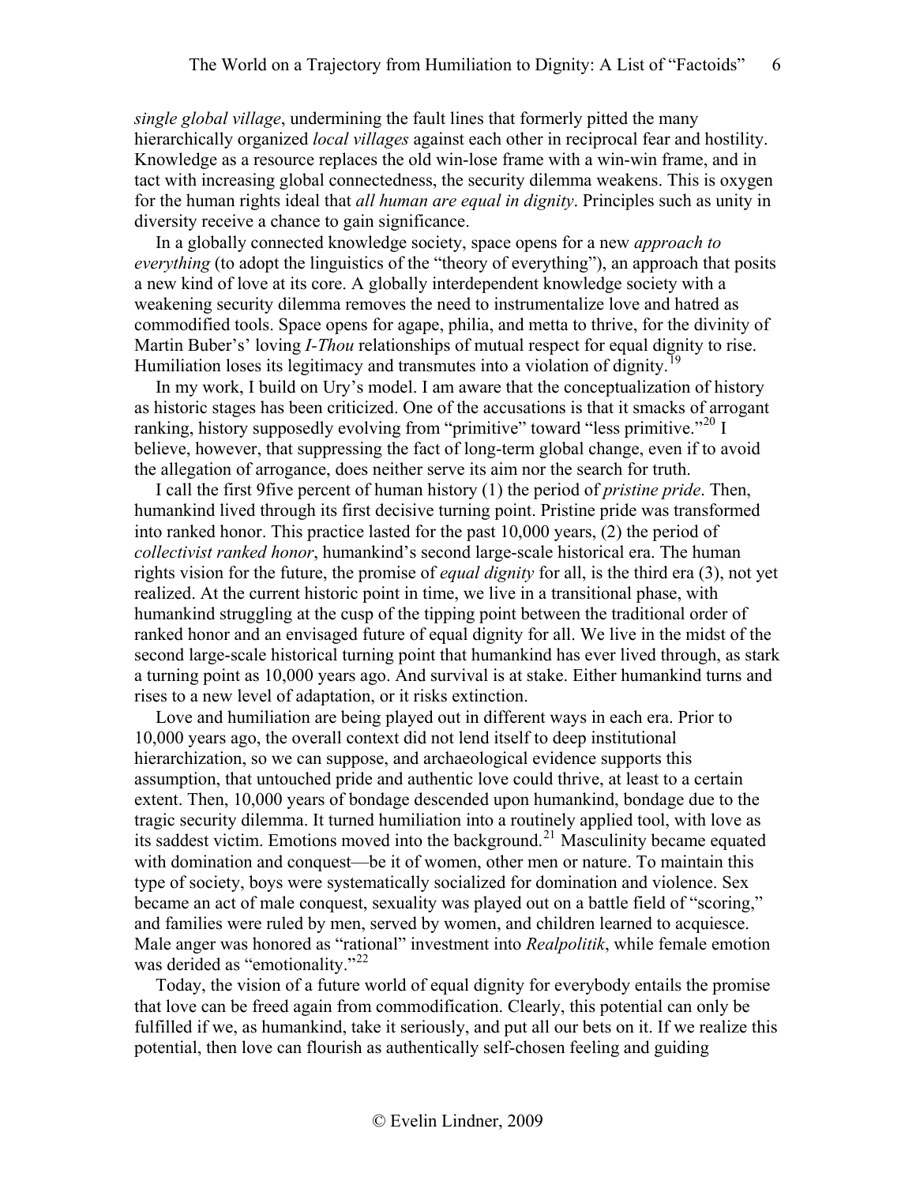*single global village*, undermining the fault lines that formerly pitted the many hierarchically organized *local villages* against each other in reciprocal fear and hostility. Knowledge as a resource replaces the old win-lose frame with a win-win frame, and in tact with increasing global connectedness, the security dilemma weakens. This is oxygen for the human rights ideal that *all human are equal in dignity*. Principles such as unity in diversity receive a chance to gain significance.

In a globally connected knowledge society, space opens for a new *approach to everything* (to adopt the linguistics of the "theory of everything"), an approach that posits a new kind of love at its core. A globally interdependent knowledge society with a weakening security dilemma removes the need to instrumentalize love and hatred as commodified tools. Space opens for agape, philia, and metta to thrive, for the divinity of Martin Buber's' loving *I-Thou* relationships of mutual respect for equal dignity to rise. Humiliation loses its legitimacy and transmutes into a violation of dignity.[19]

In my work, I build on Ury's model. I am aware that the conceptualization of history as historic stages has been criticized. One of the accusations is that it smacks of arrogant ranking, history supposedly evolving from "primitive" toward "less primitive."[20] I believe, however, that suppressing the fact of long-term global change, even if to avoid the allegation of arrogance, does neither serve its aim nor the search for truth.

I call the first 9five percent of human history (1) the period of *pristine pride*. Then, humankind lived through its first decisive turning point. Pristine pride was transformed into ranked honor. This practice lasted for the past 10,000 years, (2) the period of *collectivist ranked honor*, humankind's second large-scale historical era. The human rights vision for the future, the promise of *equal dignity* for all, is the third era (3), not yet realized. At the current historic point in time, we live in a transitional phase, with humankind struggling at the cusp of the tipping point between the traditional order of ranked honor and an envisaged future of equal dignity for all. We live in the midst of the second large-scale historical turning point that humankind has ever lived through, as stark a turning point as 10,000 years ago. And survival is at stake. Either humankind turns and rises to a new level of adaptation, or it risks extinction.

Love and humiliation are being played out in different ways in each era. Prior to 10,000 years ago, the overall context did not lend itself to deep institutional hierarchization, so we can suppose, and archaeological evidence supports this assumption, that untouched pride and authentic love could thrive, at least to a certain extent. Then, 10,000 years of bondage descended upon humankind, bondage due to the tragic security dilemma. It turned humiliation into a routinely applied tool, with love as its saddest victim. Emotions moved into the background.[21] Masculinity became equated with domination and conquest—be it of women, other men or nature. To maintain this type of society, boys were systematically socialized for domination and violence. Sex became an act of male conquest, sexuality was played out on a battle field of "scoring," and families were ruled by men, served by women, and children learned to acquiesce. Male anger was honored as "rational" investment into *Realpolitik*, while female emotion was derided as "emotionality."[22]

Today, the vision of a future world of equal dignity for everybody entails the promise that love can be freed again from commodification. Clearly, this potential can only be fulfilled if we, as humankind, take it seriously, and put all our bets on it. If we realize this potential, then love can flourish as authentically self-chosen feeling and guiding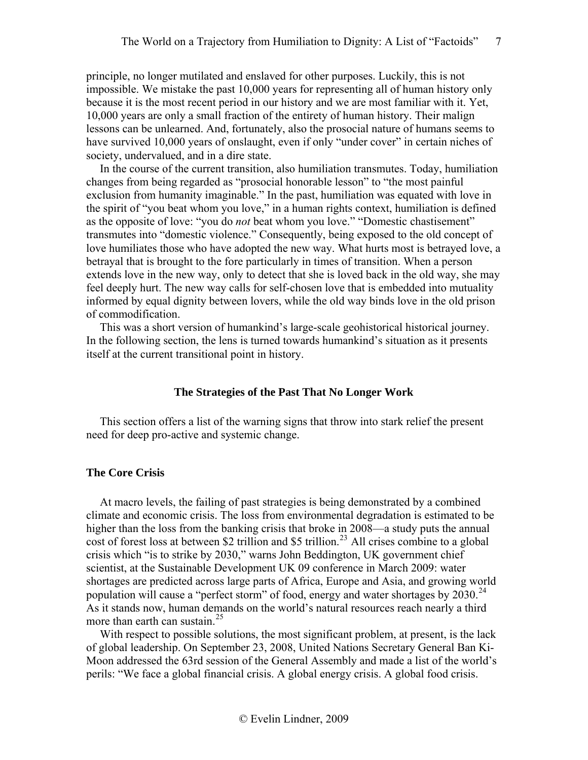principle, no longer mutilated and enslaved for other purposes. Luckily, this is not impossible. We mistake the past 10,000 years for representing all of human history only because it is the most recent period in our history and we are most familiar with it. Yet, 10,000 years are only a small fraction of the entirety of human history. Their malign lessons can be unlearned. And, fortunately, also the prosocial nature of humans seems to have survived 10,000 years of onslaught, even if only "under cover" in certain niches of society, undervalued, and in a dire state.

In the course of the current transition, also humiliation transmutes. Today, humiliation changes from being regarded as "prosocial honorable lesson" to "the most painful exclusion from humanity imaginable." In the past, humiliation was equated with love in the spirit of "you beat whom you love," in a human rights context, humiliation is defined as the opposite of love: "you do *not* beat whom you love." "Domestic chastisement" transmutes into "domestic violence." Consequently, being exposed to the old concept of love humiliates those who have adopted the new way. What hurts most is betrayed love, a betrayal that is brought to the fore particularly in times of transition. When a person extends love in the new way, only to detect that she is loved back in the old way, she may feel deeply hurt. The new way calls for self-chosen love that is embedded into mutuality informed by equal dignity between lovers, while the old way binds love in the old prison of commodification.

This was a short version of humankind's large-scale geohistorical historical journey. In the following section, the lens is turned towards humankind's situation as it presents itself at the current transitional point in history.

## The Strategies of the Past That No Longer Work

This section offers a list of the warning signs that throw into stark relief the present need for deep pro-active and systemic change.

### The Core Crisis

At macro levels, the failing of past strategies is being demonstrated by a combined climate and economic crisis. The loss from environmental degradation is estimated to be higher than the loss from the banking crisis that broke in 2008—a study puts the annual cost of forest loss at between \$2 trillion and \$5 trillion.[23] All crises combine to a global crisis which "is to strike by 2030," warns John Beddington, UK government chief scientist, at the Sustainable Development UK 09 conference in March 2009: water shortages are predicted across large parts of Africa, Europe and Asia, and growing world population will cause a "perfect storm" of food, energy and water shortages by 2030.[24] As it stands now, human demands on the world's natural resources reach nearly a third more than earth can sustain.[25]

With respect to possible solutions, the most significant problem, at present, is the lack of global leadership. On September 23, 2008, United Nations Secretary General Ban Ki-Moon addressed the 63rd session of the General Assembly and made a list of the world's perils: "We face a global financial crisis. A global energy crisis. A global food crisis.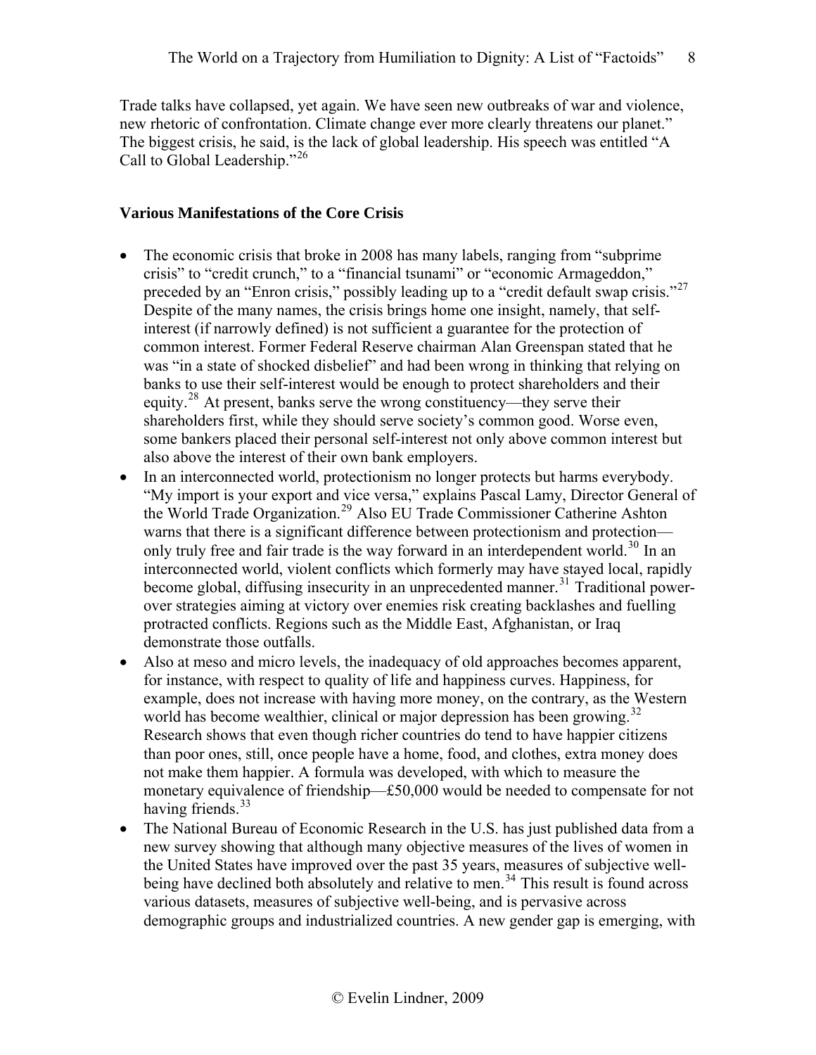Trade talks have collapsed, yet again. We have seen new outbreaks of war and violence, new rhetoric of confrontation. Climate change ever more clearly threatens our planet." The biggest crisis, he said, is the lack of global leadership. His speech was entitled "A Call to Global Leadership."[26]

**Various Manifestations of the Core Crisis**

- The economic crisis that broke in 2008 has many labels, ranging from "subprime crisis" to "credit crunch," to a "financial tsunami" or "economic Armageddon," preceded by an "Enron crisis," possibly leading up to a "credit default swap crisis."[27] Despite of the many names, the crisis brings home one insight, namely, that self-interest (if narrowly defined) is not sufficient a guarantee for the protection of common interest. Former Federal Reserve chairman Alan Greenspan stated that he was "in a state of shocked disbelief" and had been wrong in thinking that relying on banks to use their self-interest would be enough to protect shareholders and their equity.[28] At present, banks serve the wrong constituency—they serve their shareholders first, while they should serve society's common good. Worse even, some bankers placed their personal self-interest not only above common interest but also above the interest of their own bank employers.
- In an interconnected world, protectionism no longer protects but harms everybody. "My import is your export and vice versa," explains Pascal Lamy, Director General of the World Trade Organization.[29] Also EU Trade Commissioner Catherine Ashton warns that there is a significant difference between protectionism and protection—only truly free and fair trade is the way forward in an interdependent world.[30] In an interconnected world, violent conflicts which formerly may have stayed local, rapidly become global, diffusing insecurity in an unprecedented manner.[31] Traditional power-over strategies aiming at victory over enemies risk creating backlashes and fuelling protracted conflicts. Regions such as the Middle East, Afghanistan, or Iraq demonstrate those outfalls.
- Also at meso and micro levels, the inadequacy of old approaches becomes apparent, for instance, with respect to quality of life and happiness curves. Happiness, for example, does not increase with having more money, on the contrary, as the Western world has become wealthier, clinical or major depression has been growing.[32] Research shows that even though richer countries do tend to have happier citizens than poor ones, still, once people have a home, food, and clothes, extra money does not make them happier. A formula was developed, with which to measure the monetary equivalence of friendship—£50,000 would be needed to compensate for not having friends.[33]
- The National Bureau of Economic Research in the U.S. has just published data from a new survey showing that although many objective measures of the lives of women in the United States have improved over the past 35 years, measures of subjective well-being have declined both absolutely and relative to men.[34] This result is found across various datasets, measures of subjective well-being, and is pervasive across demographic groups and industrialized countries. A new gender gap is emerging, with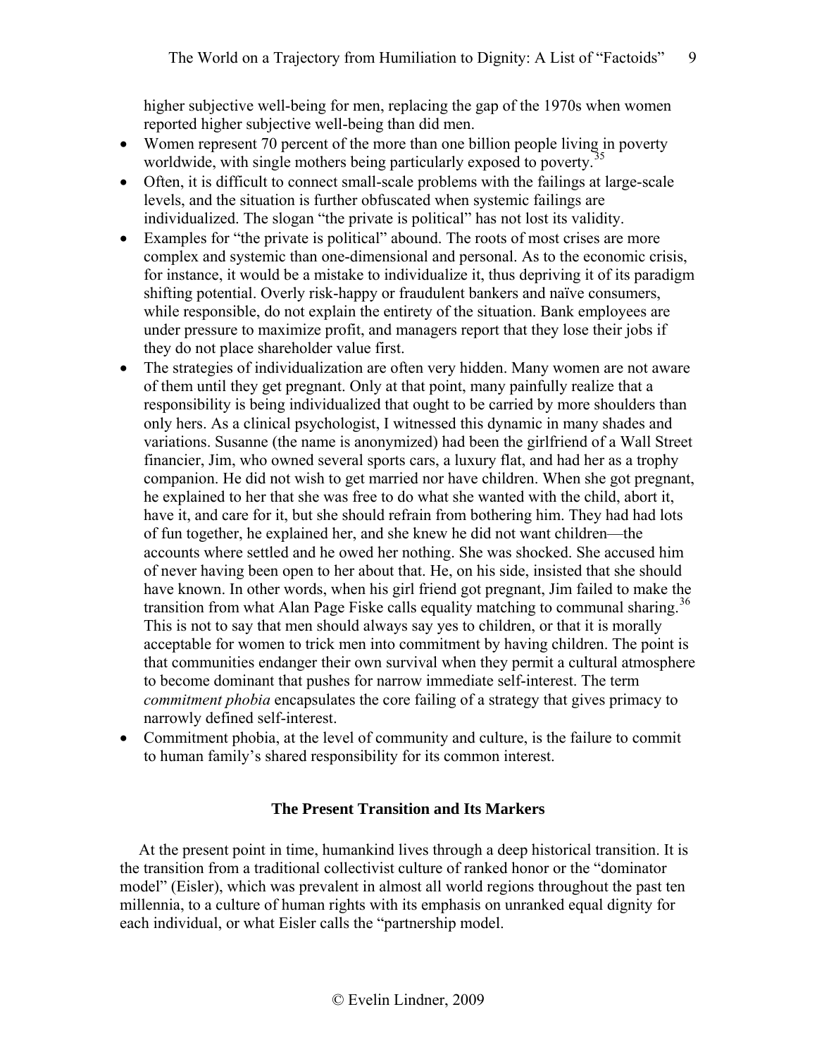higher subjective well-being for men, replacing the gap of the 1970s when women reported higher subjective well-being than did men.

- Women represent 70 percent of the more than one billion people living in poverty worldwide, with single mothers being particularly exposed to poverty.[35]
- Often, it is difficult to connect small-scale problems with the failings at large-scale levels, and the situation is further obfuscated when systemic failings are individualized. The slogan "the private is political" has not lost its validity.
- Examples for "the private is political" abound. The roots of most crises are more complex and systemic than one-dimensional and personal. As to the economic crisis, for instance, it would be a mistake to individualize it, thus depriving it of its paradigm shifting potential. Overly risk-happy or fraudulent bankers and naïve consumers, while responsible, do not explain the entirety of the situation. Bank employees are under pressure to maximize profit, and managers report that they lose their jobs if they do not place shareholder value first.
- The strategies of individualization are often very hidden. Many women are not aware of them until they get pregnant. Only at that point, many painfully realize that a responsibility is being individualized that ought to be carried by more shoulders than only hers. As a clinical psychologist, I witnessed this dynamic in many shades and variations. Susanne (the name is anonymized) had been the girlfriend of a Wall Street financier, Jim, who owned several sports cars, a luxury flat, and had her as a trophy companion. He did not wish to get married nor have children. When she got pregnant, he explained to her that she was free to do what she wanted with the child, abort it, have it, and care for it, but she should refrain from bothering him. They had had lots of fun together, he explained her, and she knew he did not want children—the accounts where settled and he owed her nothing. She was shocked. She accused him of never having been open to her about that. He, on his side, insisted that she should have known. In other words, when his girl friend got pregnant, Jim failed to make the transition from what Alan Page Fiske calls equality matching to communal sharing.[36] This is not to say that men should always say yes to children, or that it is morally acceptable for women to trick men into commitment by having children. The point is that communities endanger their own survival when they permit a cultural atmosphere to become dominant that pushes for narrow immediate self-interest. The term *commitment phobia* encapsulates the core failing of a strategy that gives primacy to narrowly defined self-interest.
- Commitment phobia, at the level of community and culture, is the failure to commit to human family's shared responsibility for its common interest.

## The Present Transition and Its Markers

At the present point in time, humankind lives through a deep historical transition. It is the transition from a traditional collectivist culture of ranked honor or the "dominator model" (Eisler), which was prevalent in almost all world regions throughout the past ten millennia, to a culture of human rights with its emphasis on unranked equal dignity for each individual, or what Eisler calls the "partnership model.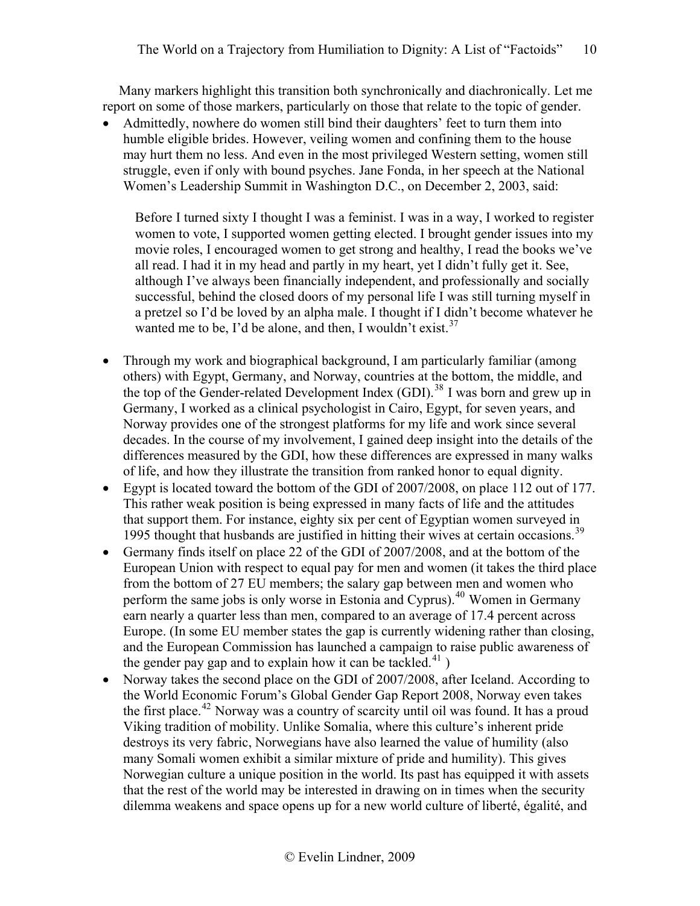Many markers highlight this transition both synchronically and diachronically. Let me report on some of those markers, particularly on those that relate to the topic of gender.

- Admittedly, nowhere do women still bind their daughters' feet to turn them into humble eligible brides. However, veiling women and confining them to the house may hurt them no less. And even in the most privileged Western setting, women still struggle, even if only with bound psyches. Jane Fonda, in her speech at the National Women's Leadership Summit in Washington D.C., on December 2, 2003, said:

  > Before I turned sixty I thought I was a feminist. I was in a way, I worked to register women to vote, I supported women getting elected. I brought gender issues into my movie roles, I encouraged women to get strong and healthy, I read the books we've all read. I had it in my head and partly in my heart, yet I didn't fully get it. See, although I've always been financially independent, and professionally and socially successful, behind the closed doors of my personal life I was still turning myself in a pretzel so I'd be loved by an alpha male. I thought if I didn't become whatever he wanted me to be, I'd be alone, and then, I wouldn't exist.[37]

- Through my work and biographical background, I am particularly familiar (among others) with Egypt, Germany, and Norway, countries at the bottom, the middle, and the top of the Gender-related Development Index (GDI).[38] I was born and grew up in Germany, I worked as a clinical psychologist in Cairo, Egypt, for seven years, and Norway provides one of the strongest platforms for my life and work since several decades. In the course of my involvement, I gained deep insight into the details of the differences measured by the GDI, how these differences are expressed in many walks of life, and how they illustrate the transition from ranked honor to equal dignity.
- Egypt is located toward the bottom of the GDI of 2007/2008, on place 112 out of 177. This rather weak position is being expressed in many facts of life and the attitudes that support them. For instance, eighty six per cent of Egyptian women surveyed in 1995 thought that husbands are justified in hitting their wives at certain occasions.[39]
- Germany finds itself on place 22 of the GDI of 2007/2008, and at the bottom of the European Union with respect to equal pay for men and women (it takes the third place from the bottom of 27 EU members; the salary gap between men and women who perform the same jobs is only worse in Estonia and Cyprus).[40] Women in Germany earn nearly a quarter less than men, compared to an average of 17.4 percent across Europe. (In some EU member states the gap is currently widening rather than closing, and the European Commission has launched a campaign to raise public awareness of the gender pay gap and to explain how it can be tackled.[41] )
- Norway takes the second place on the GDI of 2007/2008, after Iceland. According to the World Economic Forum's Global Gender Gap Report 2008, Norway even takes the first place.[42] Norway was a country of scarcity until oil was found. It has a proud Viking tradition of mobility. Unlike Somalia, where this culture's inherent pride destroys its very fabric, Norwegians have also learned the value of humility (also many Somali women exhibit a similar mixture of pride and humility). This gives Norwegian culture a unique position in the world. Its past has equipped it with assets that the rest of the world may be interested in drawing on in times when the security dilemma weakens and space opens up for a new world culture of liberté, égalité, and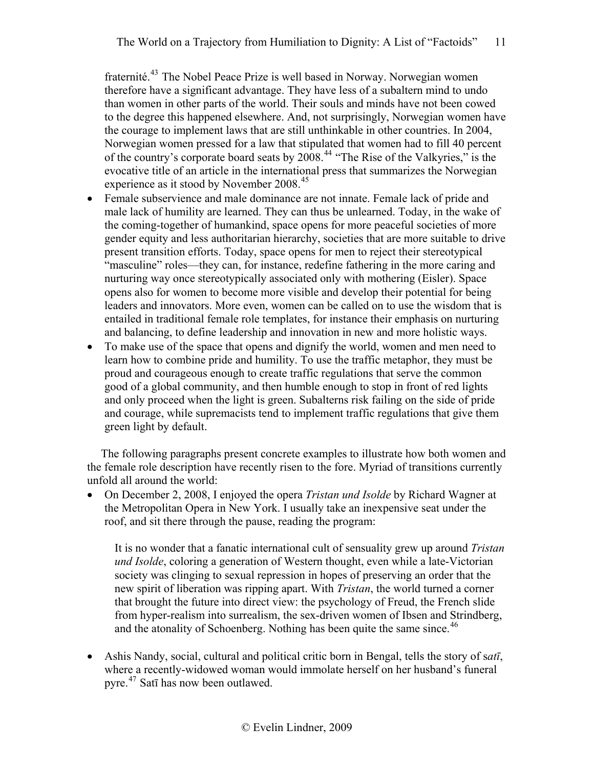fraternité.[43] The Nobel Peace Prize is well based in Norway. Norwegian women therefore have a significant advantage. They have less of a subaltern mind to undo than women in other parts of the world. Their souls and minds have not been cowed to the degree this happened elsewhere. And, not surprisingly, Norwegian women have the courage to implement laws that are still unthinkable in other countries. In 2004, Norwegian women pressed for a law that stipulated that women had to fill 40 percent of the country's corporate board seats by 2008.[44] "The Rise of the Valkyries," is the evocative title of an article in the international press that summarizes the Norwegian experience as it stood by November 2008.[45]

- Female subservience and male dominance are not innate. Female lack of pride and male lack of humility are learned. They can thus be unlearned. Today, in the wake of the coming-together of humankind, space opens for more peaceful societies of more gender equity and less authoritarian hierarchy, societies that are more suitable to drive present transition efforts. Today, space opens for men to reject their stereotypical "masculine" roles—they can, for instance, redefine fathering in the more caring and nurturing way once stereotypically associated only with mothering (Eisler). Space opens also for women to become more visible and develop their potential for being leaders and innovators. More even, women can be called on to use the wisdom that is entailed in traditional female role templates, for instance their emphasis on nurturing and balancing, to define leadership and innovation in new and more holistic ways.
- To make use of the space that opens and dignify the world, women and men need to learn how to combine pride and humility. To use the traffic metaphor, they must be proud and courageous enough to create traffic regulations that serve the common good of a global community, and then humble enough to stop in front of red lights and only proceed when the light is green. Subalterns risk failing on the side of pride and courage, while supremacists tend to implement traffic regulations that give them green light by default.

The following paragraphs present concrete examples to illustrate how both women and the female role description have recently risen to the fore. Myriad of transitions currently unfold all around the world:

- On December 2, 2008, I enjoyed the opera *Tristan und Isolde* by Richard Wagner at the Metropolitan Opera in New York. I usually take an inexpensive seat under the roof, and sit there through the pause, reading the program:

  > It is no wonder that a fanatic international cult of sensuality grew up around *Tristan und Isolde*, coloring a generation of Western thought, even while a late-Victorian society was clinging to sexual repression in hopes of preserving an order that the new spirit of liberation was ripping apart. With *Tristan*, the world turned a corner that brought the future into direct view: the psychology of Freud, the French slide from hyper-realism into surrealism, the sex-driven women of Ibsen and Strindberg, and the atonality of Schoenberg. Nothing has been quite the same since.[46]

- Ashis Nandy, social, cultural and political critic born in Bengal, tells the story of s*atī*, where a recently-widowed woman would immolate herself on her husband's funeral pyre.[47] Satī has now been outlawed.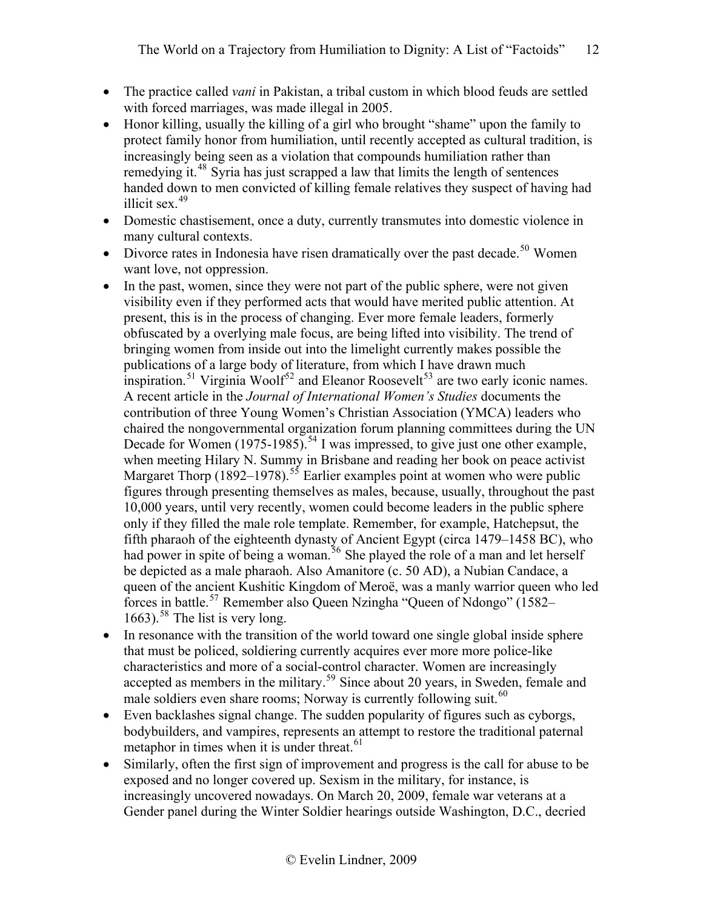- The practice called *vani* in Pakistan, a tribal custom in which blood feuds are settled with forced marriages, was made illegal in 2005.
- Honor killing, usually the killing of a girl who brought "shame" upon the family to protect family honor from humiliation, until recently accepted as cultural tradition, is increasingly being seen as a violation that compounds humiliation rather than remedying it.[48] Syria has just scrapped a law that limits the length of sentences handed down to men convicted of killing female relatives they suspect of having had illicit sex.[49]
- Domestic chastisement, once a duty, currently transmutes into domestic violence in many cultural contexts.
- Divorce rates in Indonesia have risen dramatically over the past decade.[50] Women want love, not oppression.
- In the past, women, since they were not part of the public sphere, were not given visibility even if they performed acts that would have merited public attention. At present, this is in the process of changing. Ever more female leaders, formerly obfuscated by a overlying male focus, are being lifted into visibility. The trend of bringing women from inside out into the limelight currently makes possible the publications of a large body of literature, from which I have drawn much inspiration.[51] Virginia Woolf[52] and Eleanor Roosevelt[53] are two early iconic names. A recent article in the *Journal of International Women's Studies* documents the contribution of three Young Women's Christian Association (YMCA) leaders who chaired the nongovernmental organization forum planning committees during the UN Decade for Women (1975-1985).[54] I was impressed, to give just one other example, when meeting Hilary N. Summy in Brisbane and reading her book on peace activist Margaret Thorp (1892–1978).[55] Earlier examples point at women who were public figures through presenting themselves as males, because, usually, throughout the past 10,000 years, until very recently, women could become leaders in the public sphere only if they filled the male role template. Remember, for example, Hatchepsut, the fifth pharaoh of the eighteenth dynasty of Ancient Egypt (circa 1479–1458 BC), who had power in spite of being a woman.[56] She played the role of a man and let herself be depicted as a male pharaoh. Also Amanitore (c. 50 AD), a Nubian Candace, a queen of the ancient Kushitic Kingdom of Meroë, was a manly warrior queen who led forces in battle.[57] Remember also Queen Nzingha "Queen of Ndongo" (1582–1663).[58] The list is very long.
- In resonance with the transition of the world toward one single global inside sphere that must be policed, soldiering currently acquires ever more more police-like characteristics and more of a social-control character. Women are increasingly accepted as members in the military.[59] Since about 20 years, in Sweden, female and male soldiers even share rooms; Norway is currently following suit.[60]
- Even backlashes signal change. The sudden popularity of figures such as cyborgs, bodybuilders, and vampires, represents an attempt to restore the traditional paternal metaphor in times when it is under threat.[61]
- Similarly, often the first sign of improvement and progress is the call for abuse to be exposed and no longer covered up. Sexism in the military, for instance, is increasingly uncovered nowadays. On March 20, 2009, female war veterans at a Gender panel during the Winter Soldier hearings outside Washington, D.C., decried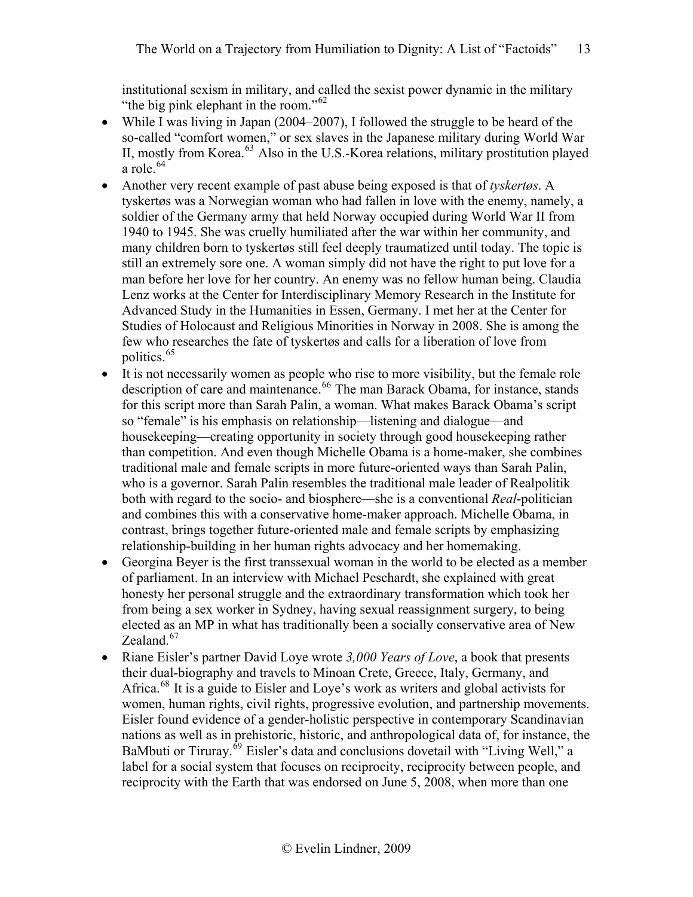institutional sexism in military, and called the sexist power dynamic in the military "the big pink elephant in the room."[62]

- While I was living in Japan (2004–2007), I followed the struggle to be heard of the so-called "comfort women," or sex slaves in the Japanese military during World War II, mostly from Korea.[63] Also in the U.S.-Korea relations, military prostitution played a role.[64]
- Another very recent example of past abuse being exposed is that of *tyskertøs*. A tyskertøs was a Norwegian woman who had fallen in love with the enemy, namely, a soldier of the Germany army that held Norway occupied during World War II from 1940 to 1945. She was cruelly humiliated after the war within her community, and many children born to tyskertøs still feel deeply traumatized until today. The topic is still an extremely sore one. A woman simply did not have the right to put love for a man before her love for her country. An enemy was no fellow human being. Claudia Lenz works at the Center for Interdisciplinary Memory Research in the Institute for Advanced Study in the Humanities in Essen, Germany. I met her at the Center for Studies of Holocaust and Religious Minorities in Norway in 2008. She is among the few who researches the fate of tyskertøs and calls for a liberation of love from politics.[65]
- It is not necessarily women as people who rise to more visibility, but the female role description of care and maintenance.[66] The man Barack Obama, for instance, stands for this script more than Sarah Palin, a woman. What makes Barack Obama's script so "female" is his emphasis on relationship—listening and dialogue—and housekeeping—creating opportunity in society through good housekeeping rather than competition. And even though Michelle Obama is a home-maker, she combines traditional male and female scripts in more future-oriented ways than Sarah Palin, who is a governor. Sarah Palin resembles the traditional male leader of Realpolitik both with regard to the socio- and biosphere—she is a conventional *Real*-politician and combines this with a conservative home-maker approach. Michelle Obama, in contrast, brings together future-oriented male and female scripts by emphasizing relationship-building in her human rights advocacy and her homemaking.
- Georgina Beyer is the first transsexual woman in the world to be elected as a member of parliament. In an interview with Michael Peschardt, she explained with great honesty her personal struggle and the extraordinary transformation which took her from being a sex worker in Sydney, having sexual reassignment surgery, to being elected as an MP in what has traditionally been a socially conservative area of New Zealand.[67]
- Riane Eisler's partner David Loye wrote *3,000 Years of Love*, a book that presents their dual-biography and travels to Minoan Crete, Greece, Italy, Germany, and Africa.[68] It is a guide to Eisler and Loye's work as writers and global activists for women, human rights, civil rights, progressive evolution, and partnership movements. Eisler found evidence of a gender-holistic perspective in contemporary Scandinavian nations as well as in prehistoric, historic, and anthropological data of, for instance, the BaMbuti or Tiruray.[69] Eisler's data and conclusions dovetail with "Living Well," a label for a social system that focuses on reciprocity, reciprocity between people, and reciprocity with the Earth that was endorsed on June 5, 2008, when more than one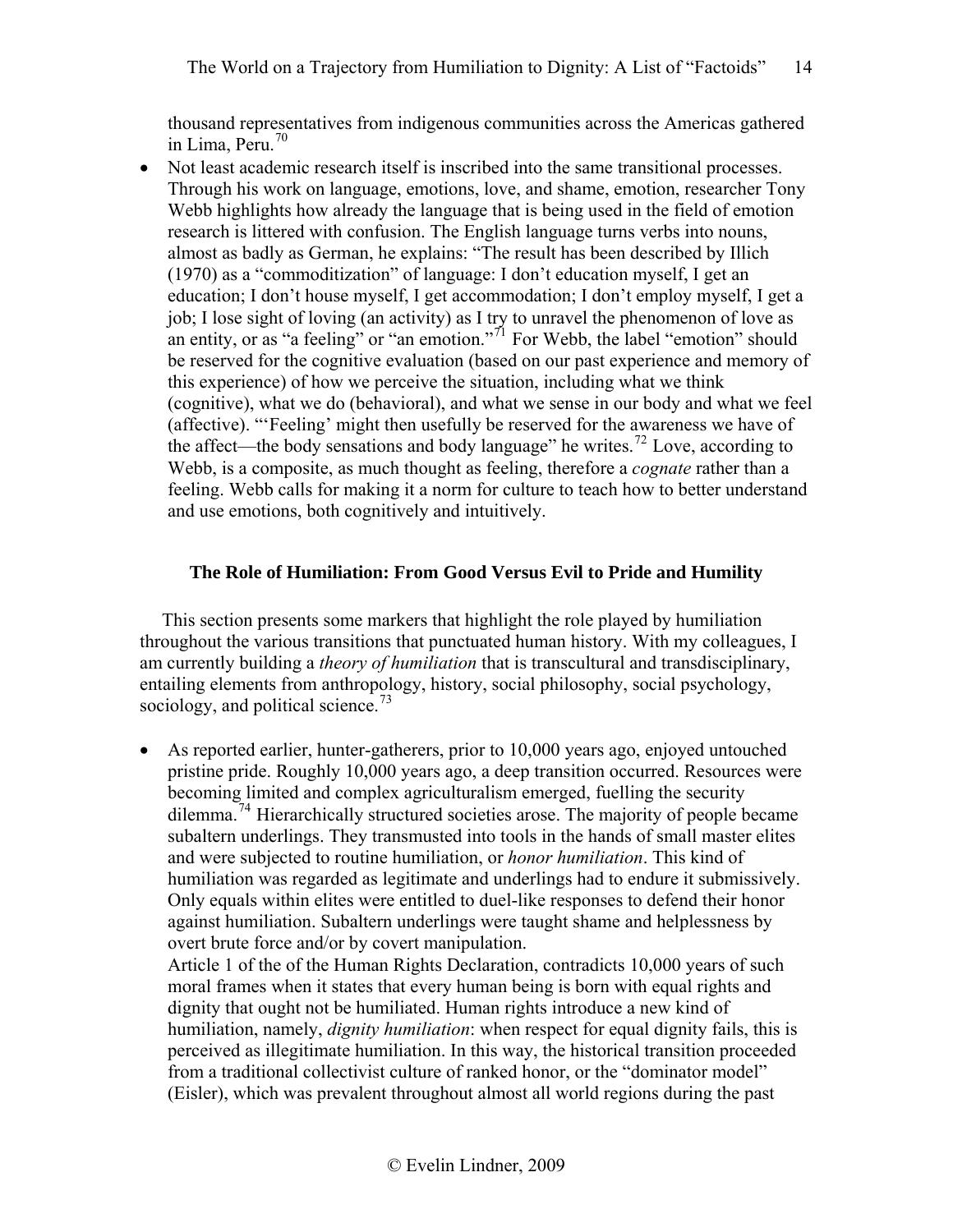thousand representatives from indigenous communities across the Americas gathered in Lima, Peru.[70]

- Not least academic research itself is inscribed into the same transitional processes. Through his work on language, emotions, love, and shame, emotion, researcher Tony Webb highlights how already the language that is being used in the field of emotion research is littered with confusion. The English language turns verbs into nouns, almost as badly as German, he explains: "The result has been described by Illich (1970) as a "commoditization" of language: I don't education myself, I get an education; I don't house myself, I get accommodation; I don't employ myself, I get a job; I lose sight of loving (an activity) as I try to unravel the phenomenon of love as an entity, or as "a feeling" or "an emotion."[71] For Webb, the label "emotion" should be reserved for the cognitive evaluation (based on our past experience and memory of this experience) of how we perceive the situation, including what we think (cognitive), what we do (behavioral), and what we sense in our body and what we feel (affective). "'Feeling' might then usefully be reserved for the awareness we have of the affect—the body sensations and body language" he writes.[72] Love, according to Webb, is a composite, as much thought as feeling, therefore a *cognate* rather than a feeling. Webb calls for making it a norm for culture to teach how to better understand and use emotions, both cognitively and intuitively.

## The Role of Humiliation: From Good Versus Evil to Pride and Humility

This section presents some markers that highlight the role played by humiliation throughout the various transitions that punctuated human history. With my colleagues, I am currently building a *theory of humiliation* that is transcultural and transdisciplinary, entailing elements from anthropology, history, social philosophy, social psychology, sociology, and political science.[73]

- As reported earlier, hunter-gatherers, prior to 10,000 years ago, enjoyed untouched pristine pride. Roughly 10,000 years ago, a deep transition occurred. Resources were becoming limited and complex agriculturalism emerged, fuelling the security dilemma.[74] Hierarchically structured societies arose. The majority of people became subaltern underlings. They transmuted into tools in the hands of small master elites and were subjected to routine humiliation, or *honor humiliation*. This kind of humiliation was regarded as legitimate and underlings had to endure it submissively. Only equals within elites were entitled to duel-like responses to defend their honor against humiliation. Subaltern underlings were taught shame and helplessness by overt brute force and/or by covert manipulation.
  Article 1 of the of the Human Rights Declaration, contradicts 10,000 years of such moral frames when it states that every human being is born with equal rights and dignity that ought not be humiliated. Human rights introduce a new kind of humiliation, namely, *dignity humiliation*: when respect for equal dignity fails, this is perceived as illegitimate humiliation. In this way, the historical transition proceeded from a traditional collectivist culture of ranked honor, or the "dominator model" (Eisler), which was prevalent throughout almost all world regions during the past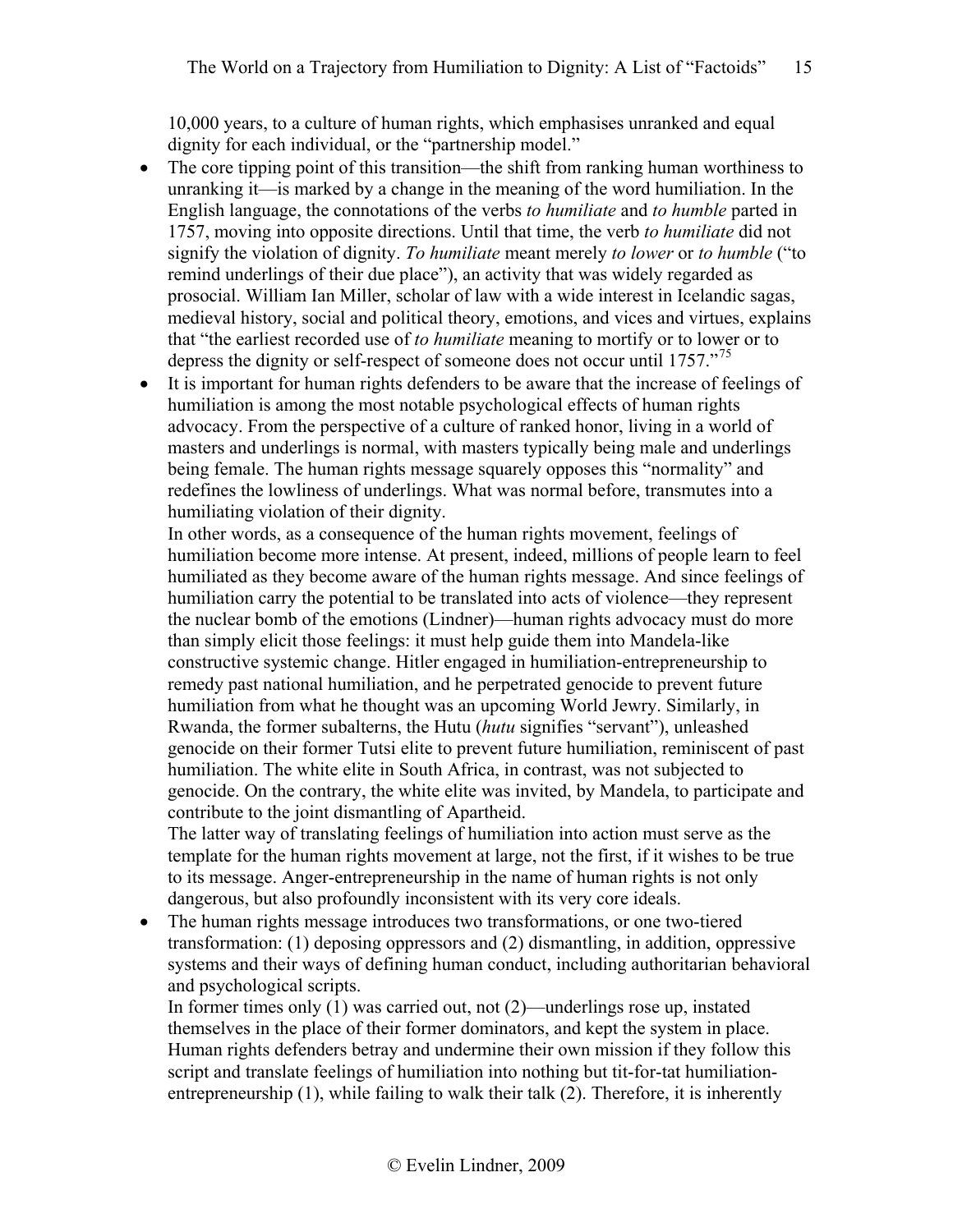10,000 years, to a culture of human rights, which emphasises unranked and equal dignity for each individual, or the "partnership model."

- The core tipping point of this transition—the shift from ranking human worthiness to unranking it—is marked by a change in the meaning of the word humiliation. In the English language, the connotations of the verbs *to humiliate* and *to humble* parted in 1757, moving into opposite directions. Until that time, the verb *to humiliate* did not signify the violation of dignity. *To humiliate* meant merely *to lower* or *to humble* ("to remind underlings of their due place"), an activity that was widely regarded as prosocial. William Ian Miller, scholar of law with a wide interest in Icelandic sagas, medieval history, social and political theory, emotions, and vices and virtues, explains that "the earliest recorded use of *to humiliate* meaning to mortify or to lower or to depress the dignity or self-respect of someone does not occur until 1757."[75]
- It is important for human rights defenders to be aware that the increase of feelings of humiliation is among the most notable psychological effects of human rights advocacy. From the perspective of a culture of ranked honor, living in a world of masters and underlings is normal, with masters typically being male and underlings being female. The human rights message squarely opposes this "normality" and redefines the lowliness of underlings. What was normal before, transmutes into a humiliating violation of their dignity.

  In other words, as a consequence of the human rights movement, feelings of humiliation become more intense. At present, indeed, millions of people learn to feel humiliated as they become aware of the human rights message. And since feelings of humiliation carry the potential to be translated into acts of violence—they represent the nuclear bomb of the emotions (Lindner)—human rights advocacy must do more than simply elicit those feelings: it must help guide them into Mandela-like constructive systemic change. Hitler engaged in humiliation-entrepreneurship to remedy past national humiliation, and he perpetrated genocide to prevent future humiliation from what he thought was an upcoming World Jewry. Similarly, in Rwanda, the former subalterns, the Hutu (*hutu* signifies "servant"), unleashed genocide on their former Tutsi elite to prevent future humiliation, reminiscent of past humiliation. The white elite in South Africa, in contrast, was not subjected to genocide. On the contrary, the white elite was invited, by Mandela, to participate and contribute to the joint dismantling of Apartheid.

  The latter way of translating feelings of humiliation into action must serve as the template for the human rights movement at large, not the first, if it wishes to be true to its message. Anger-entrepreneurship in the name of human rights is not only dangerous, but also profoundly inconsistent with its very core ideals.
- The human rights message introduces two transformations, or one two-tiered transformation: (1) deposing oppressors and (2) dismantling, in addition, oppressive systems and their ways of defining human conduct, including authoritarian behavioral and psychological scripts.

  In former times only (1) was carried out, not (2)—underlings rose up, instated themselves in the place of their former dominators, and kept the system in place. Human rights defenders betray and undermine their own mission if they follow this script and translate feelings of humiliation into nothing but tit-for-tat humiliation-entrepreneurship (1), while failing to walk their talk (2). Therefore, it is inherently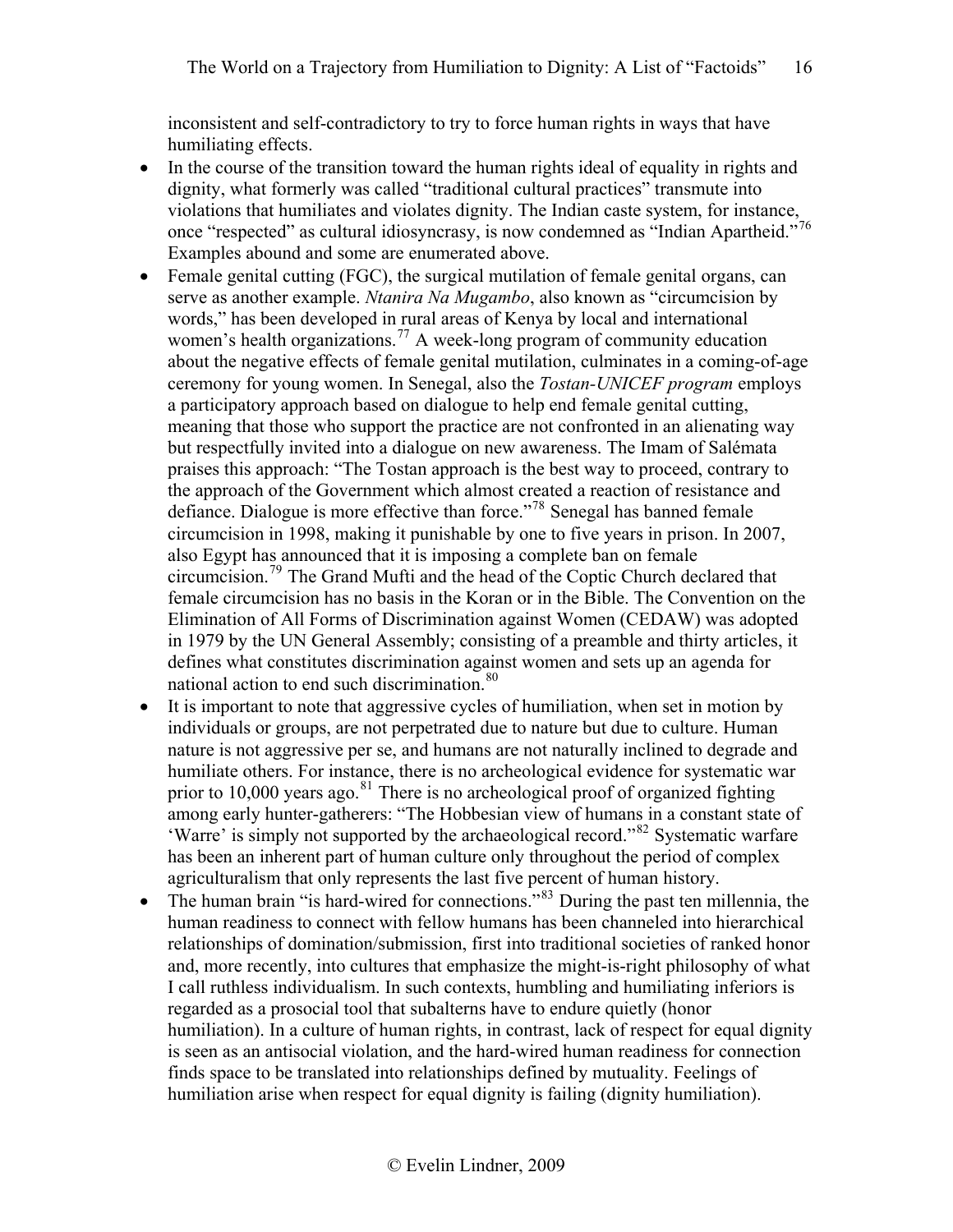inconsistent and self-contradictory to try to force human rights in ways that have humiliating effects.

- In the course of the transition toward the human rights ideal of equality in rights and dignity, what formerly was called "traditional cultural practices" transmute into violations that humiliates and violates dignity. The Indian caste system, for instance, once "respected" as cultural idiosyncrasy, is now condemned as "Indian Apartheid."[76] Examples abound and some are enumerated above.
- Female genital cutting (FGC), the surgical mutilation of female genital organs, can serve as another example. *Ntanira Na Mugambo*, also known as "circumcision by words," has been developed in rural areas of Kenya by local and international women's health organizations.[77] A week-long program of community education about the negative effects of female genital mutilation, culminates in a coming-of-age ceremony for young women. In Senegal, also the *Tostan-UNICEF program* employs a participatory approach based on dialogue to help end female genital cutting, meaning that those who support the practice are not confronted in an alienating way but respectfully invited into a dialogue on new awareness. The Imam of Salémata praises this approach: "The Tostan approach is the best way to proceed, contrary to the approach of the Government which almost created a reaction of resistance and defiance. Dialogue is more effective than force."[78] Senegal has banned female circumcision in 1998, making it punishable by one to five years in prison. In 2007, also Egypt has announced that it is imposing a complete ban on female circumcision.[79] The Grand Mufti and the head of the Coptic Church declared that female circumcision has no basis in the Koran or in the Bible. The Convention on the Elimination of All Forms of Discrimination against Women (CEDAW) was adopted in 1979 by the UN General Assembly; consisting of a preamble and thirty articles, it defines what constitutes discrimination against women and sets up an agenda for national action to end such discrimination.[80]
- It is important to note that aggressive cycles of humiliation, when set in motion by individuals or groups, are not perpetrated due to nature but due to culture. Human nature is not aggressive per se, and humans are not naturally inclined to degrade and humiliate others. For instance, there is no archeological evidence for systematic war prior to 10,000 years ago.[81] There is no archeological proof of organized fighting among early hunter-gatherers: "The Hobbesian view of humans in a constant state of 'Warre' is simply not supported by the archaeological record."[82] Systematic warfare has been an inherent part of human culture only throughout the period of complex agriculturalism that only represents the last five percent of human history.
- The human brain "is hard-wired for connections."[83] During the past ten millennia, the human readiness to connect with fellow humans has been channeled into hierarchical relationships of domination/submission, first into traditional societies of ranked honor and, more recently, into cultures that emphasize the might-is-right philosophy of what I call ruthless individualism. In such contexts, humbling and humiliating inferiors is regarded as a prosocial tool that subalterns have to endure quietly (honor humiliation). In a culture of human rights, in contrast, lack of respect for equal dignity is seen as an antisocial violation, and the hard-wired human readiness for connection finds space to be translated into relationships defined by mutuality. Feelings of humiliation arise when respect for equal dignity is failing (dignity humiliation).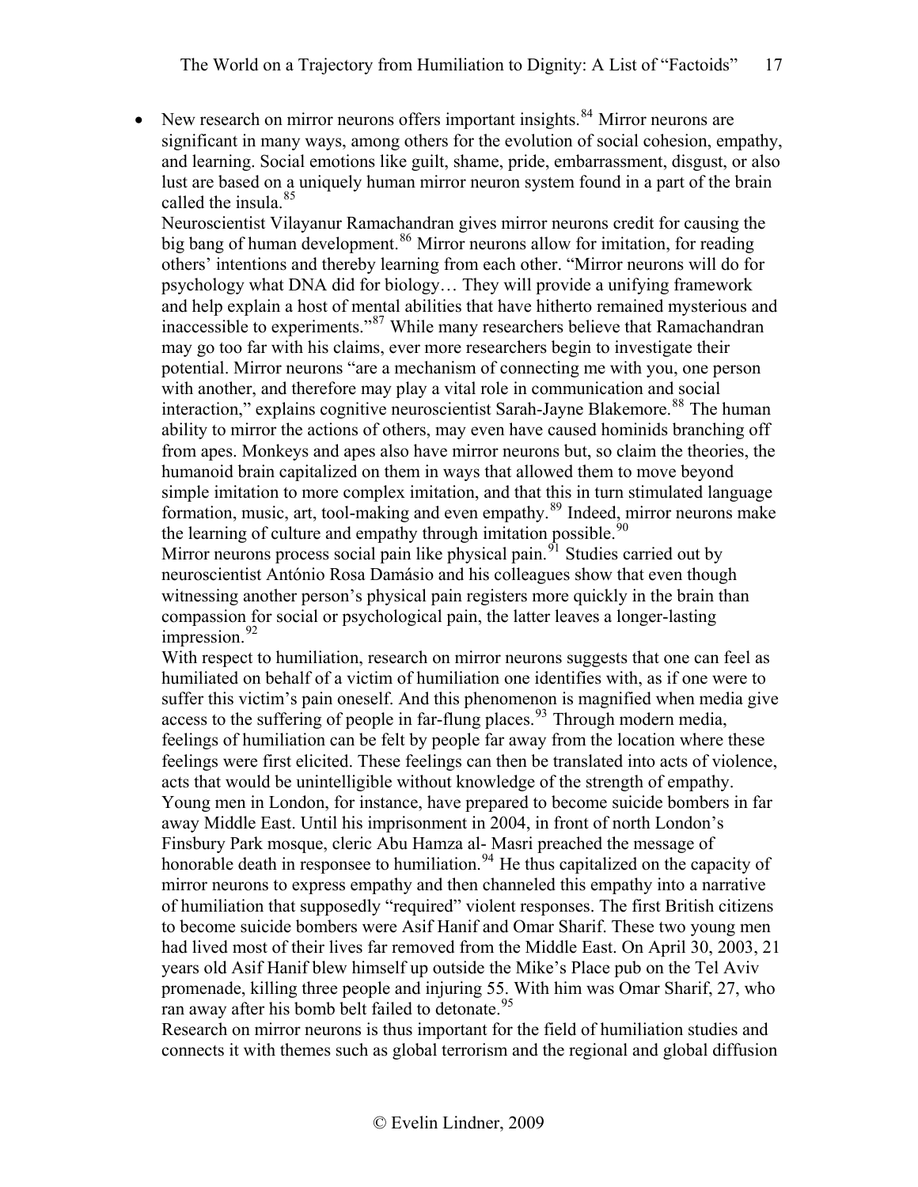- New research on mirror neurons offers important insights.[84] Mirror neurons are significant in many ways, among others for the evolution of social cohesion, empathy, and learning. Social emotions like guilt, shame, pride, embarrassment, disgust, or also lust are based on a uniquely human mirror neuron system found in a part of the brain called the insula.[85]
  Neuroscientist Vilayanur Ramachandran gives mirror neurons credit for causing the big bang of human development.[86] Mirror neurons allow for imitation, for reading others' intentions and thereby learning from each other. "Mirror neurons will do for psychology what DNA did for biology… They will provide a unifying framework and help explain a host of mental abilities that have hitherto remained mysterious and inaccessible to experiments."[87] While many researchers believe that Ramachandran may go too far with his claims, ever more researchers begin to investigate their potential. Mirror neurons "are a mechanism of connecting me with you, one person with another, and therefore may play a vital role in communication and social interaction," explains cognitive neuroscientist Sarah-Jayne Blakemore.[88] The human ability to mirror the actions of others, may even have caused hominids branching off from apes. Monkeys and apes also have mirror neurons but, so claim the theories, the humanoid brain capitalized on them in ways that allowed them to move beyond simple imitation to more complex imitation, and that this in turn stimulated language formation, music, art, tool-making and even empathy.[89] Indeed, mirror neurons make the learning of culture and empathy through imitation possible.[90]
  Mirror neurons process social pain like physical pain.[91] Studies carried out by neuroscientist António Rosa Damásio and his colleagues show that even though witnessing another person's physical pain registers more quickly in the brain than compassion for social or psychological pain, the latter leaves a longer-lasting impression.[92]
  With respect to humiliation, research on mirror neurons suggests that one can feel as humiliated on behalf of a victim of humiliation one identifies with, as if one were to suffer this victim's pain oneself. And this phenomenon is magnified when media give access to the suffering of people in far-flung places.[93] Through modern media, feelings of humiliation can be felt by people far away from the location where these feelings were first elicited. These feelings can then be translated into acts of violence, acts that would be unintelligible without knowledge of the strength of empathy. Young men in London, for instance, have prepared to become suicide bombers in far away Middle East. Until his imprisonment in 2004, in front of north London's Finsbury Park mosque, cleric Abu Hamza al- Masri preached the message of honorable death in responsee to humiliation.[94] He thus capitalized on the capacity of mirror neurons to express empathy and then channeled this empathy into a narrative of humiliation that supposedly "required" violent responses. The first British citizens to become suicide bombers were Asif Hanif and Omar Sharif. These two young men had lived most of their lives far removed from the Middle East. On April 30, 2003, 21 years old Asif Hanif blew himself up outside the Mike's Place pub on the Tel Aviv promenade, killing three people and injuring 55. With him was Omar Sharif, 27, who ran away after his bomb belt failed to detonate.[95]
  Research on mirror neurons is thus important for the field of humiliation studies and connects it with themes such as global terrorism and the regional and global diffusion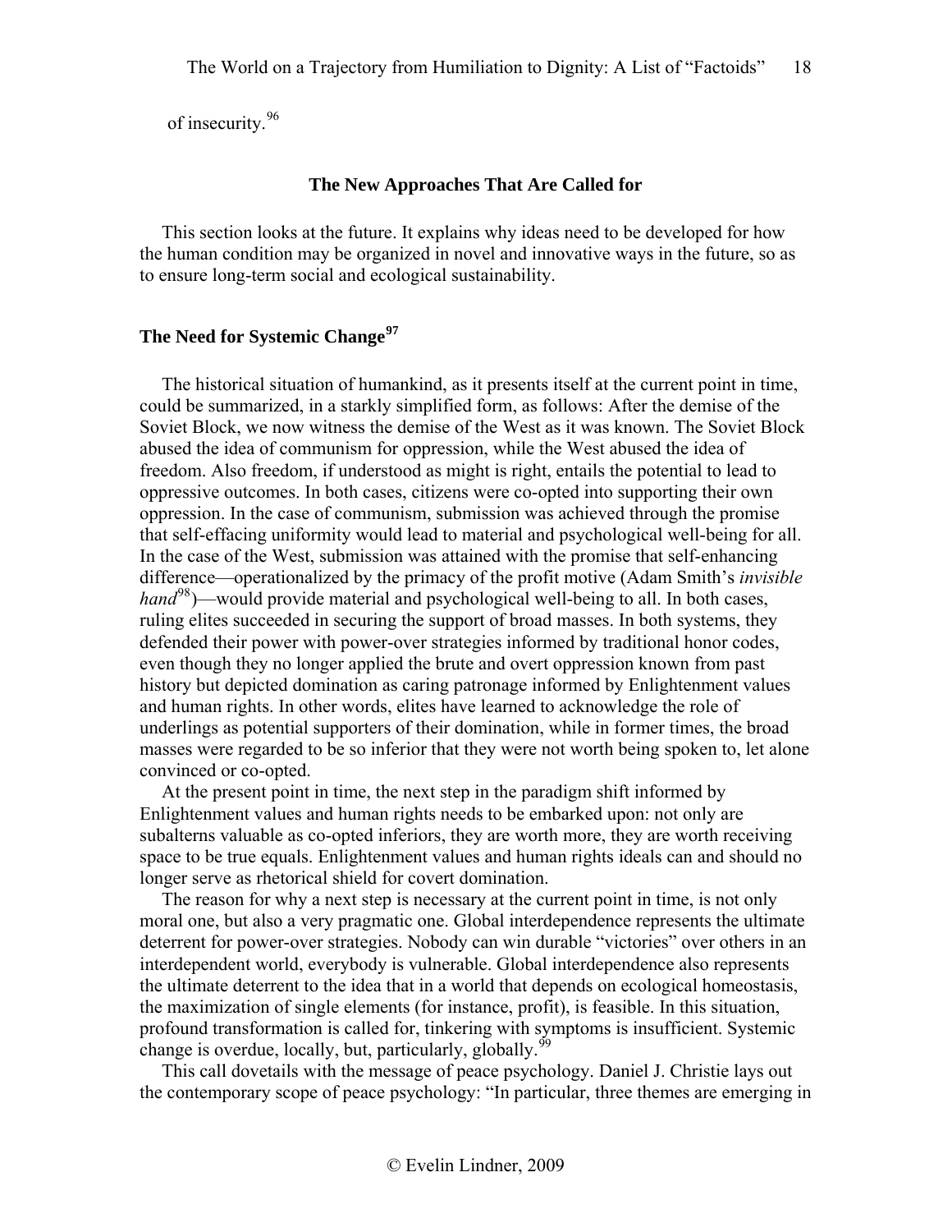of insecurity.[96]

## The New Approaches That Are Called for

This section looks at the future. It explains why ideas need to be developed for how the human condition may be organized in novel and innovative ways in the future, so as to ensure long-term social and ecological sustainability.

### The Need for Systemic Change[97]

The historical situation of humankind, as it presents itself at the current point in time, could be summarized, in a starkly simplified form, as follows: After the demise of the Soviet Block, we now witness the demise of the West as it was known. The Soviet Block abused the idea of communism for oppression, while the West abused the idea of freedom. Also freedom, if understood as might is right, entails the potential to lead to oppressive outcomes. In both cases, citizens were co-opted into supporting their own oppression. In the case of communism, submission was achieved through the promise that self-effacing uniformity would lead to material and psychological well-being for all. In the case of the West, submission was attained with the promise that self-enhancing difference—operationalized by the primacy of the profit motive (Adam Smith's *invisible hand*[98])—would provide material and psychological well-being to all. In both cases, ruling elites succeeded in securing the support of broad masses. In both systems, they defended their power with power-over strategies informed by traditional honor codes, even though they no longer applied the brute and overt oppression known from past history but depicted domination as caring patronage informed by Enlightenment values and human rights. In other words, elites have learned to acknowledge the role of underlings as potential supporters of their domination, while in former times, the broad masses were regarded to be so inferior that they were not worth being spoken to, let alone convinced or co-opted.

At the present point in time, the next step in the paradigm shift informed by Enlightenment values and human rights needs to be embarked upon: not only are subalterns valuable as co-opted inferiors, they are worth more, they are worth receiving space to be true equals. Enlightenment values and human rights ideals can and should no longer serve as rhetorical shield for covert domination.

The reason for why a next step is necessary at the current point in time, is not only moral one, but also a very pragmatic one. Global interdependence represents the ultimate deterrent for power-over strategies. Nobody can win durable "victories" over others in an interdependent world, everybody is vulnerable. Global interdependence also represents the ultimate deterrent to the idea that in a world that depends on ecological homeostasis, the maximization of single elements (for instance, profit), is feasible. In this situation, profound transformation is called for, tinkering with symptoms is insufficient. Systemic change is overdue, locally, but, particularly, globally.[99]

This call dovetails with the message of peace psychology. Daniel J. Christie lays out the contemporary scope of peace psychology: "In particular, three themes are emerging in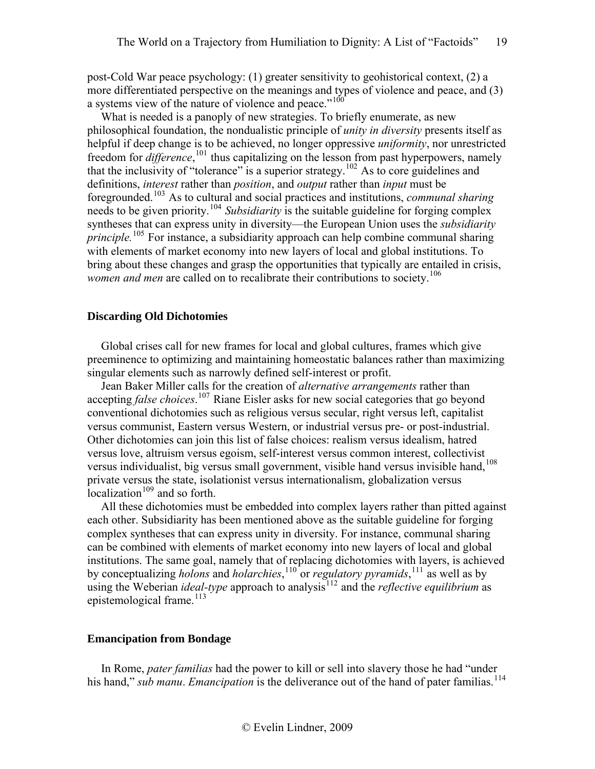post-Cold War peace psychology: (1) greater sensitivity to geohistorical context, (2) a more differentiated perspective on the meanings and types of violence and peace, and (3) a systems view of the nature of violence and peace."[100]

What is needed is a panoply of new strategies. To briefly enumerate, as new philosophical foundation, the nondualistic principle of *unity in diversity* presents itself as helpful if deep change is to be achieved, no longer oppressive *uniformity*, nor unrestricted freedom for *difference*,[101] thus capitalizing on the lesson from past hyperpowers, namely that the inclusivity of "tolerance" is a superior strategy.[102] As to core guidelines and definitions, *interest* rather than *position*, and *output* rather than *input* must be foregrounded.[103] As to cultural and social practices and institutions, *communal sharing* needs to be given priority.[104] *Subsidiarity* is the suitable guideline for forging complex syntheses that can express unity in diversity—the European Union uses the *subsidiarity principle.*[105] For instance, a subsidiarity approach can help combine communal sharing with elements of market economy into new layers of local and global institutions. To bring about these changes and grasp the opportunities that typically are entailed in crisis, *women and men* are called on to recalibrate their contributions to society.[106]

### Discarding Old Dichotomies

Global crises call for new frames for local and global cultures, frames which give preeminence to optimizing and maintaining homeostatic balances rather than maximizing singular elements such as narrowly defined self-interest or profit.

Jean Baker Miller calls for the creation of *alternative arrangements* rather than accepting *false choices*.[107] Riane Eisler asks for new social categories that go beyond conventional dichotomies such as religious versus secular, right versus left, capitalist versus communist, Eastern versus Western, or industrial versus pre- or post-industrial. Other dichotomies can join this list of false choices: realism versus idealism, hatred versus love, altruism versus egoism, self-interest versus common interest, collectivist versus individualist, big versus small government, visible hand versus invisible hand,[108] private versus the state, isolationist versus internationalism, globalization versus localization[109] and so forth.

All these dichotomies must be embedded into complex layers rather than pitted against each other. Subsidiarity has been mentioned above as the suitable guideline for forging complex syntheses that can express unity in diversity. For instance, communal sharing can be combined with elements of market economy into new layers of local and global institutions. The same goal, namely that of replacing dichotomies with layers, is achieved by conceptualizing *holons* and *holarchies*,[110] or *regulatory pyramids*,[111] as well as by using the Weberian *ideal-type* approach to analysis[112] and the *reflective equilibrium* as epistemological frame.[113]

### Emancipation from Bondage

In Rome, *pater familias* had the power to kill or sell into slavery those he had "under his hand," *sub manu*. *Emancipation* is the deliverance out of the hand of pater familias.[114]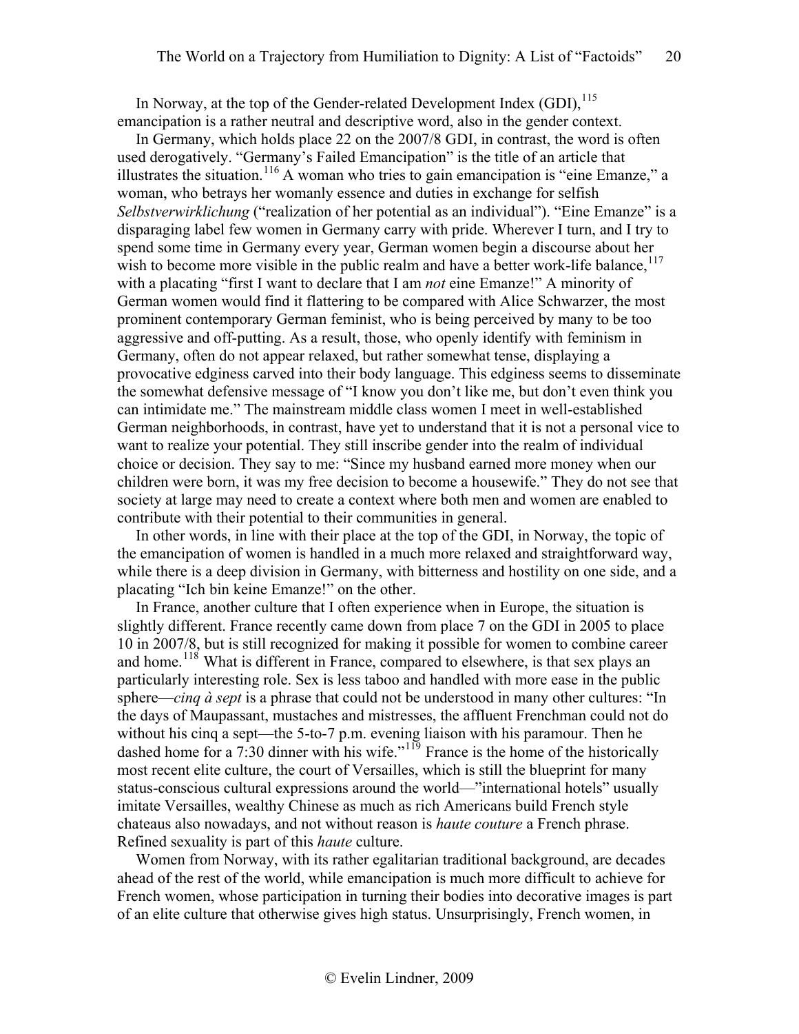In Norway, at the top of the Gender-related Development Index (GDI),[115] emancipation is a rather neutral and descriptive word, also in the gender context.

In Germany, which holds place 22 on the 2007/8 GDI, in contrast, the word is often used derogatively. "Germany's Failed Emancipation" is the title of an article that illustrates the situation.[116] A woman who tries to gain emancipation is "eine Emanze," a woman, who betrays her womanly essence and duties in exchange for selfish *Selbstverwirklichung* ("realization of her potential as an individual"). "Eine Emanze" is a disparaging label few women in Germany carry with pride. Wherever I turn, and I try to spend some time in Germany every year, German women begin a discourse about her wish to become more visible in the public realm and have a better work-life balance,[117] with a placating "first I want to declare that I am *not* eine Emanze!" A minority of German women would find it flattering to be compared with Alice Schwarzer, the most prominent contemporary German feminist, who is being perceived by many to be too aggressive and off-putting. As a result, those, who openly identify with feminism in Germany, often do not appear relaxed, but rather somewhat tense, displaying a provocative edginess carved into their body language. This edginess seems to disseminate the somewhat defensive message of "I know you don't like me, but don't even think you can intimidate me." The mainstream middle class women I meet in well-established German neighborhoods, in contrast, have yet to understand that it is not a personal vice to want to realize your potential. They still inscribe gender into the realm of individual choice or decision. They say to me: "Since my husband earned more money when our children were born, it was my free decision to become a housewife." They do not see that society at large may need to create a context where both men and women are enabled to contribute with their potential to their communities in general.

In other words, in line with their place at the top of the GDI, in Norway, the topic of the emancipation of women is handled in a much more relaxed and straightforward way, while there is a deep division in Germany, with bitterness and hostility on one side, and a placating "Ich bin keine Emanze!" on the other.

In France, another culture that I often experience when in Europe, the situation is slightly different. France recently came down from place 7 on the GDI in 2005 to place 10 in 2007/8, but is still recognized for making it possible for women to combine career and home.[118] What is different in France, compared to elsewhere, is that sex plays an particularly interesting role. Sex is less taboo and handled with more ease in the public sphere—*cinq à sept* is a phrase that could not be understood in many other cultures: "In the days of Maupassant, mustaches and mistresses, the affluent Frenchman could not do without his cinq a sept—the 5-to-7 p.m. evening liaison with his paramour. Then he dashed home for a 7:30 dinner with his wife."[119] France is the home of the historically most recent elite culture, the court of Versailles, which is still the blueprint for many status-conscious cultural expressions around the world—"international hotels" usually imitate Versailles, wealthy Chinese as much as rich Americans build French style chateaus also nowadays, and not without reason is *haute couture* a French phrase. Refined sexuality is part of this *haute* culture.

Women from Norway, with its rather egalitarian traditional background, are decades ahead of the rest of the world, while emancipation is much more difficult to achieve for French women, whose participation in turning their bodies into decorative images is part of an elite culture that otherwise gives high status. Unsurprisingly, French women, in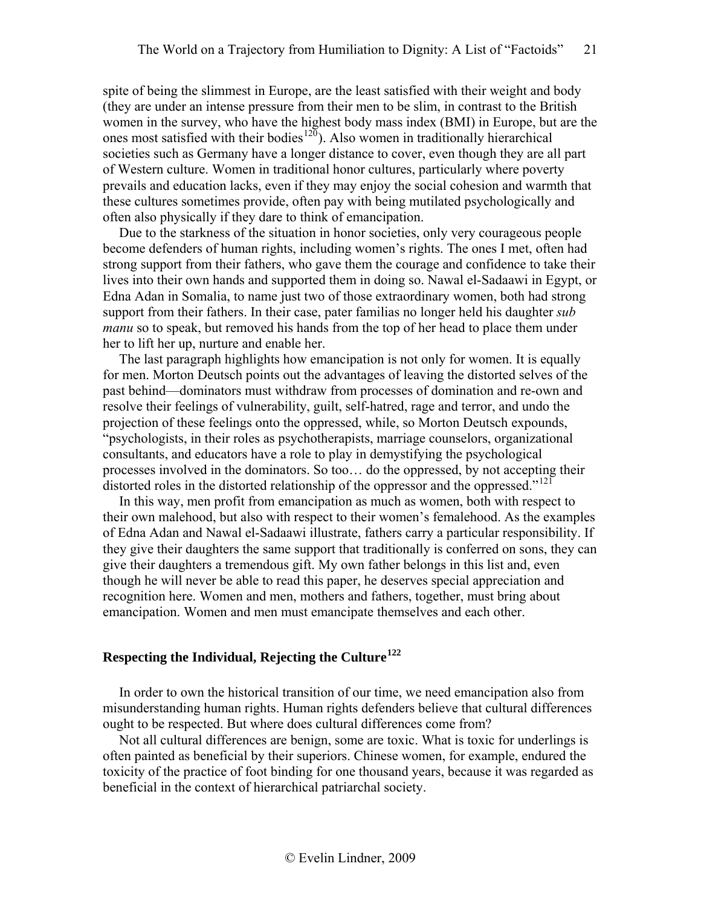spite of being the slimmest in Europe, are the least satisfied with their weight and body (they are under an intense pressure from their men to be slim, in contrast to the British women in the survey, who have the highest body mass index (BMI) in Europe, but are the ones most satisfied with their bodies[120]). Also women in traditionally hierarchical societies such as Germany have a longer distance to cover, even though they are all part of Western culture. Women in traditional honor cultures, particularly where poverty prevails and education lacks, even if they may enjoy the social cohesion and warmth that these cultures sometimes provide, often pay with being mutilated psychologically and often also physically if they dare to think of emancipation.

Due to the starkness of the situation in honor societies, only very courageous people become defenders of human rights, including women's rights. The ones I met, often had strong support from their fathers, who gave them the courage and confidence to take their lives into their own hands and supported them in doing so. Nawal el-Sadaawi in Egypt, or Edna Adan in Somalia, to name just two of those extraordinary women, both had strong support from their fathers. In their case, pater familias no longer held his daughter *sub manu* so to speak, but removed his hands from the top of her head to place them under her to lift her up, nurture and enable her.

The last paragraph highlights how emancipation is not only for women. It is equally for men. Morton Deutsch points out the advantages of leaving the distorted selves of the past behind—dominators must withdraw from processes of domination and re-own and resolve their feelings of vulnerability, guilt, self-hatred, rage and terror, and undo the projection of these feelings onto the oppressed, while, so Morton Deutsch expounds, "psychologists, in their roles as psychotherapists, marriage counselors, organizational consultants, and educators have a role to play in demystifying the psychological processes involved in the dominators. So too… do the oppressed, by not accepting their distorted roles in the distorted relationship of the oppressor and the oppressed."[121]

In this way, men profit from emancipation as much as women, both with respect to their own malehood, but also with respect to their women's femalehood. As the examples of Edna Adan and Nawal el-Sadaawi illustrate, fathers carry a particular responsibility. If they give their daughters the same support that traditionally is conferred on sons, they can give their daughters a tremendous gift. My own father belongs in this list and, even though he will never be able to read this paper, he deserves special appreciation and recognition here. Women and men, mothers and fathers, together, must bring about emancipation. Women and men must emancipate themselves and each other.

## Respecting the Individual, Rejecting the Culture[122]

In order to own the historical transition of our time, we need emancipation also from misunderstanding human rights. Human rights defenders believe that cultural differences ought to be respected. But where does cultural differences come from?

Not all cultural differences are benign, some are toxic. What is toxic for underlings is often painted as beneficial by their superiors. Chinese women, for example, endured the toxicity of the practice of foot binding for one thousand years, because it was regarded as beneficial in the context of hierarchical patriarchal society.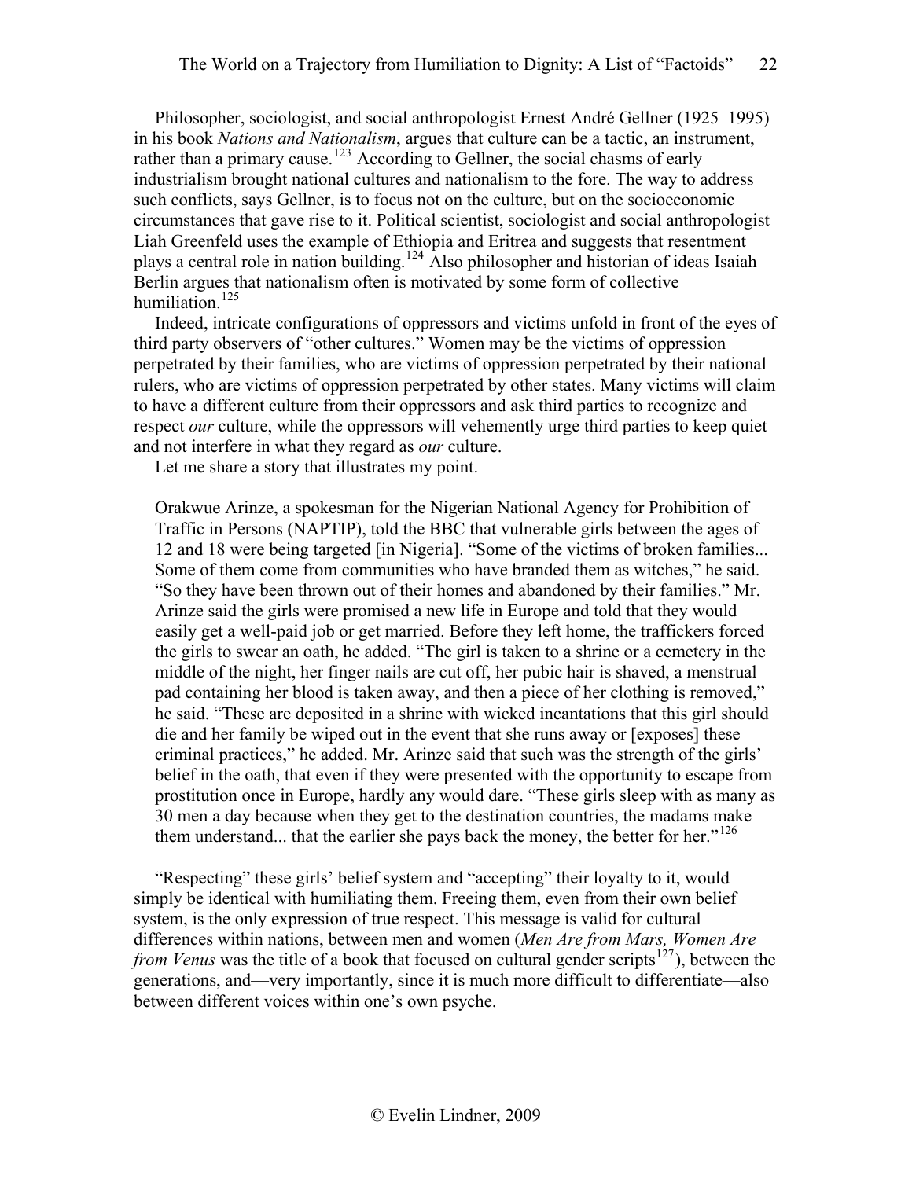Philosopher, sociologist, and social anthropologist Ernest André Gellner (1925–1995) in his book *Nations and Nationalism*, argues that culture can be a tactic, an instrument, rather than a primary cause.[123] According to Gellner, the social chasms of early industrialism brought national cultures and nationalism to the fore. The way to address such conflicts, says Gellner, is to focus not on the culture, but on the socioeconomic circumstances that gave rise to it. Political scientist, sociologist and social anthropologist Liah Greenfeld uses the example of Ethiopia and Eritrea and suggests that resentment plays a central role in nation building.[124] Also philosopher and historian of ideas Isaiah Berlin argues that nationalism often is motivated by some form of collective humiliation.[125]

Indeed, intricate configurations of oppressors and victims unfold in front of the eyes of third party observers of "other cultures." Women may be the victims of oppression perpetrated by their families, who are victims of oppression perpetrated by their national rulers, who are victims of oppression perpetrated by other states. Many victims will claim to have a different culture from their oppressors and ask third parties to recognize and respect *our* culture, while the oppressors will vehemently urge third parties to keep quiet and not interfere in what they regard as *our* culture.

Let me share a story that illustrates my point.

> Orakwue Arinze, a spokesman for the Nigerian National Agency for Prohibition of Traffic in Persons (NAPTIP), told the BBC that vulnerable girls between the ages of 12 and 18 were being targeted [in Nigeria]. "Some of the victims of broken families... Some of them come from communities who have branded them as witches," he said. "So they have been thrown out of their homes and abandoned by their families." Mr. Arinze said the girls were promised a new life in Europe and told that they would easily get a well-paid job or get married. Before they left home, the traffickers forced the girls to swear an oath, he added. "The girl is taken to a shrine or a cemetery in the middle of the night, her finger nails are cut off, her pubic hair is shaved, a menstrual pad containing her blood is taken away, and then a piece of her clothing is removed," he said. "These are deposited in a shrine with wicked incantations that this girl should die and her family be wiped out in the event that she runs away or [exposes] these criminal practices," he added. Mr. Arinze said that such was the strength of the girls' belief in the oath, that even if they were presented with the opportunity to escape from prostitution once in Europe, hardly any would dare. "These girls sleep with as many as 30 men a day because when they get to the destination countries, the madams make them understand... that the earlier she pays back the money, the better for her."[126]

"Respecting" these girls' belief system and "accepting" their loyalty to it, would simply be identical with humiliating them. Freeing them, even from their own belief system, is the only expression of true respect. This message is valid for cultural differences within nations, between men and women (*Men Are from Mars, Women Are from Venus* was the title of a book that focused on cultural gender scripts[127]), between the generations, and—very importantly, since it is much more difficult to differentiate—also between different voices within one's own psyche.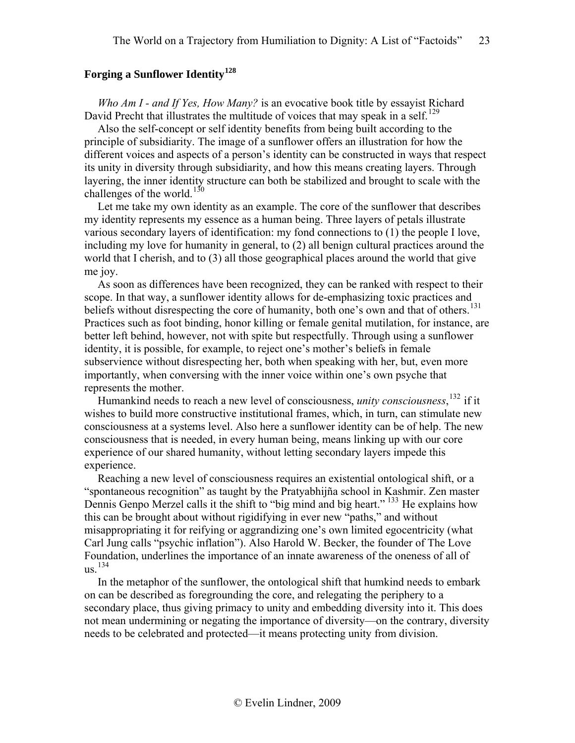## Forging a Sunflower Identity[128]

*Who Am I - and If Yes, How Many?* is an evocative book title by essayist Richard David Precht that illustrates the multitude of voices that may speak in a self.[129]

Also the self-concept or self identity benefits from being built according to the principle of subsidiarity. The image of a sunflower offers an illustration for how the different voices and aspects of a person's identity can be constructed in ways that respect its unity in diversity through subsidiarity, and how this means creating layers. Through layering, the inner identity structure can both be stabilized and brought to scale with the challenges of the world.[130]

Let me take my own identity as an example. The core of the sunflower that describes my identity represents my essence as a human being. Three layers of petals illustrate various secondary layers of identification: my fond connections to (1) the people I love, including my love for humanity in general, to (2) all benign cultural practices around the world that I cherish, and to (3) all those geographical places around the world that give me joy.

As soon as differences have been recognized, they can be ranked with respect to their scope. In that way, a sunflower identity allows for de-emphasizing toxic practices and beliefs without disrespecting the core of humanity, both one's own and that of others.[131] Practices such as foot binding, honor killing or female genital mutilation, for instance, are better left behind, however, not with spite but respectfully. Through using a sunflower identity, it is possible, for example, to reject one's mother's beliefs in female subservience without disrespecting her, both when speaking with her, but, even more importantly, when conversing with the inner voice within one's own psyche that represents the mother.

Humankind needs to reach a new level of consciousness, *unity consciousness*,[132] if it wishes to build more constructive institutional frames, which, in turn, can stimulate new consciousness at a systems level. Also here a sunflower identity can be of help. The new consciousness that is needed, in every human being, means linking up with our core experience of our shared humanity, without letting secondary layers impede this experience.

Reaching a new level of consciousness requires an existential ontological shift, or a "spontaneous recognition" as taught by the Pratyabhijña school in Kashmir. Zen master Dennis Genpo Merzel calls it the shift to "big mind and big heart." [133] He explains how this can be brought about without rigidifying in ever new "paths," and without misappropriating it for reifying or aggrandizing one's own limited egocentricity (what Carl Jung calls "psychic inflation"). Also Harold W. Becker, the founder of The Love Foundation, underlines the importance of an innate awareness of the oneness of all of us.[134]

In the metaphor of the sunflower, the ontological shift that humkind needs to embark on can be described as foregrounding the core, and relegating the periphery to a secondary place, thus giving primacy to unity and embedding diversity into it. This does not mean undermining or negating the importance of diversity—on the contrary, diversity needs to be celebrated and protected—it means protecting unity from division.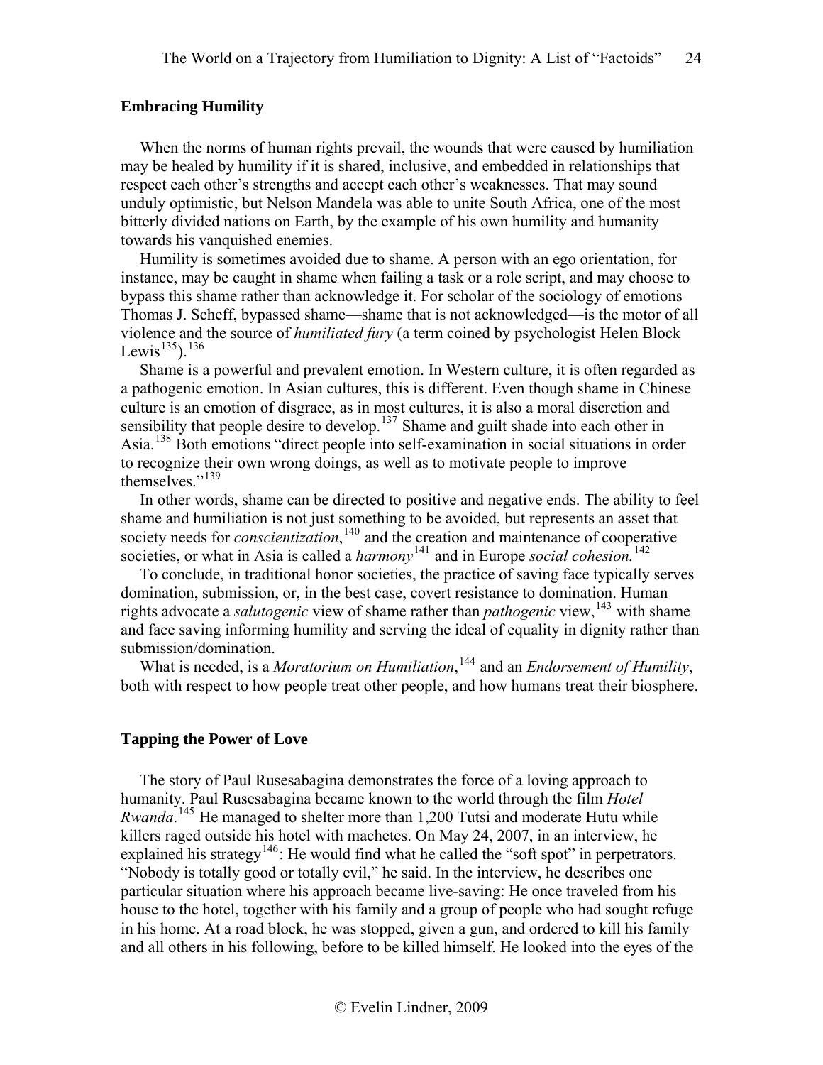## Embracing Humility

When the norms of human rights prevail, the wounds that were caused by humiliation may be healed by humility if it is shared, inclusive, and embedded in relationships that respect each other's strengths and accept each other's weaknesses. That may sound unduly optimistic, but Nelson Mandela was able to unite South Africa, one of the most bitterly divided nations on Earth, by the example of his own humility and humanity towards his vanquished enemies.

Humility is sometimes avoided due to shame. A person with an ego orientation, for instance, may be caught in shame when failing a task or a role script, and may choose to bypass this shame rather than acknowledge it. For scholar of the sociology of emotions Thomas J. Scheff, bypassed shame—shame that is not acknowledged—is the motor of all violence and the source of *humiliated fury* (a term coined by psychologist Helen Block Lewis[135]).[136]

Shame is a powerful and prevalent emotion. In Western culture, it is often regarded as a pathogenic emotion. In Asian cultures, this is different. Even though shame in Chinese culture is an emotion of disgrace, as in most cultures, it is also a moral discretion and sensibility that people desire to develop.[137] Shame and guilt shade into each other in Asia.[138] Both emotions "direct people into self-examination in social situations in order to recognize their own wrong doings, as well as to motivate people to improve themselves."[139]

In other words, shame can be directed to positive and negative ends. The ability to feel shame and humiliation is not just something to be avoided, but represents an asset that society needs for *conscientization*,[140] and the creation and maintenance of cooperative societies, or what in Asia is called a *harmony*[141] and in Europe *social cohesion.*[142]

To conclude, in traditional honor societies, the practice of saving face typically serves domination, submission, or, in the best case, covert resistance to domination. Human rights advocate a *salutogenic* view of shame rather than *pathogenic* view,[143] with shame and face saving informing humility and serving the ideal of equality in dignity rather than submission/domination.

What is needed, is a *Moratorium on Humiliation*,[144] and an *Endorsement of Humility*, both with respect to how people treat other people, and how humans treat their biosphere.

## Tapping the Power of Love

The story of Paul Rusesabagina demonstrates the force of a loving approach to humanity. Paul Rusesabagina became known to the world through the film *Hotel Rwanda*.[145] He managed to shelter more than 1,200 Tutsi and moderate Hutu while killers raged outside his hotel with machetes. On May 24, 2007, in an interview, he explained his strategy[146]: He would find what he called the "soft spot" in perpetrators. "Nobody is totally good or totally evil," he said. In the interview, he describes one particular situation where his approach became live-saving: He once traveled from his house to the hotel, together with his family and a group of people who had sought refuge in his home. At a road block, he was stopped, given a gun, and ordered to kill his family and all others in his following, before to be killed himself. He looked into the eyes of the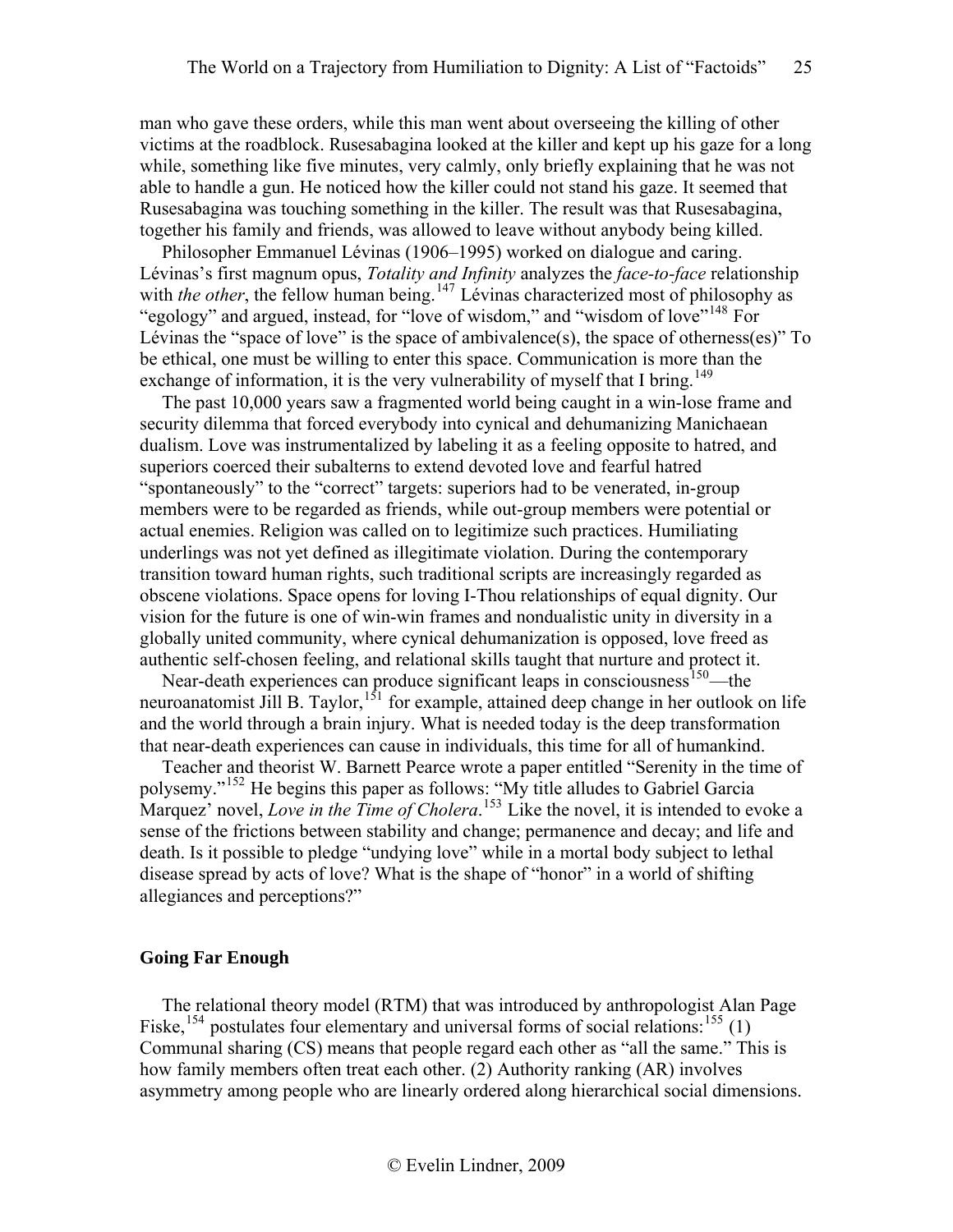man who gave these orders, while this man went about overseeing the killing of other victims at the roadblock. Rusesabagina looked at the killer and kept up his gaze for a long while, something like five minutes, very calmly, only briefly explaining that he was not able to handle a gun. He noticed how the killer could not stand his gaze. It seemed that Rusesabagina was touching something in the killer. The result was that Rusesabagina, together his family and friends, was allowed to leave without anybody being killed.

Philosopher Emmanuel Lévinas (1906–1995) worked on dialogue and caring. Lévinas's first magnum opus, *Totality and Infinity* analyzes the *face-to-face* relationship with *the other*, the fellow human being.[147] Lévinas characterized most of philosophy as "egology" and argued, instead, for "love of wisdom," and "wisdom of love"[148] For Lévinas the "space of love" is the space of ambivalence(s), the space of otherness(es)" To be ethical, one must be willing to enter this space. Communication is more than the exchange of information, it is the very vulnerability of myself that I bring.[149]

The past 10,000 years saw a fragmented world being caught in a win-lose frame and security dilemma that forced everybody into cynical and dehumanizing Manichaean dualism. Love was instrumentalized by labeling it as a feeling opposite to hatred, and superiors coerced their subalterns to extend devoted love and fearful hatred "spontaneously" to the "correct" targets: superiors had to be venerated, in-group members were to be regarded as friends, while out-group members were potential or actual enemies. Religion was called on to legitimize such practices. Humiliating underlings was not yet defined as illegitimate violation. During the contemporary transition toward human rights, such traditional scripts are increasingly regarded as obscene violations. Space opens for loving I-Thou relationships of equal dignity. Our vision for the future is one of win-win frames and nondualistic unity in diversity in a globally united community, where cynical dehumanization is opposed, love freed as authentic self-chosen feeling, and relational skills taught that nurture and protect it.

Near-death experiences can produce significant leaps in consciousness[150]—the neuroanatomist Jill B. Taylor,[151] for example, attained deep change in her outlook on life and the world through a brain injury. What is needed today is the deep transformation that near-death experiences can cause in individuals, this time for all of humankind.

Teacher and theorist W. Barnett Pearce wrote a paper entitled "Serenity in the time of polysemy."[152] He begins this paper as follows: "My title alludes to Gabriel Garcia Marquez' novel, *Love in the Time of Cholera*.[153] Like the novel, it is intended to evoke a sense of the frictions between stability and change; permanence and decay; and life and death. Is it possible to pledge "undying love" while in a mortal body subject to lethal disease spread by acts of love? What is the shape of "honor" in a world of shifting allegiances and perceptions?"

## Going Far Enough

The relational theory model (RTM) that was introduced by anthropologist Alan Page Fiske,[154] postulates four elementary and universal forms of social relations:[155] (1) Communal sharing (CS) means that people regard each other as "all the same." This is how family members often treat each other. (2) Authority ranking (AR) involves asymmetry among people who are linearly ordered along hierarchical social dimensions.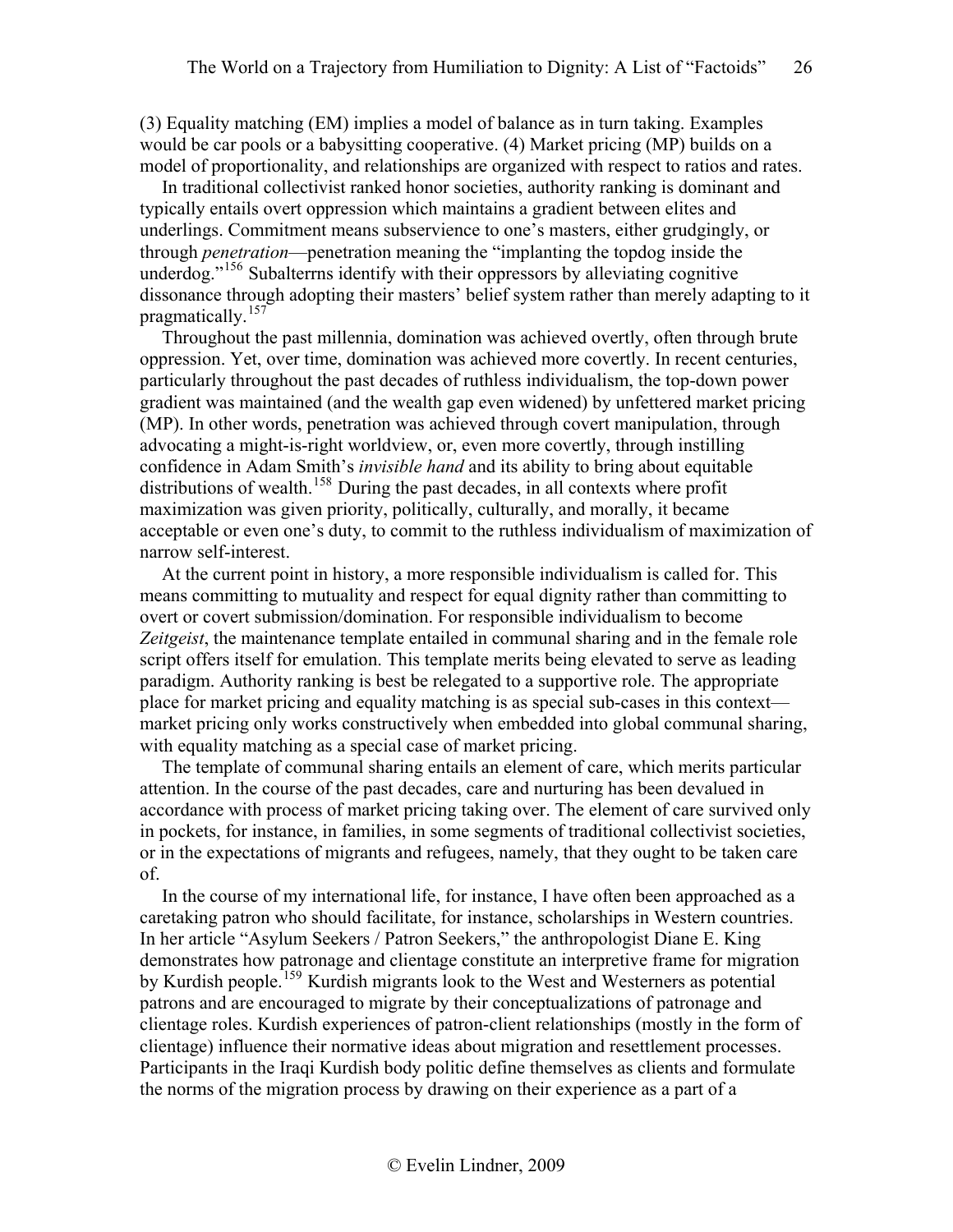(3) Equality matching (EM) implies a model of balance as in turn taking. Examples would be car pools or a babysitting cooperative. (4) Market pricing (MP) builds on a model of proportionality, and relationships are organized with respect to ratios and rates.

In traditional collectivist ranked honor societies, authority ranking is dominant and typically entails overt oppression which maintains a gradient between elites and underlings. Commitment means subservience to one's masters, either grudgingly, or through *penetration*—penetration meaning the "implanting the topdog inside the underdog."[156] Subalterrns identify with their oppressors by alleviating cognitive dissonance through adopting their masters' belief system rather than merely adapting to it pragmatically.[157]

Throughout the past millennia, domination was achieved overtly, often through brute oppression. Yet, over time, domination was achieved more covertly. In recent centuries, particularly throughout the past decades of ruthless individualism, the top-down power gradient was maintained (and the wealth gap even widened) by unfettered market pricing (MP). In other words, penetration was achieved through covert manipulation, through advocating a might-is-right worldview, or, even more covertly, through instilling confidence in Adam Smith's *invisible hand* and its ability to bring about equitable distributions of wealth.[158] During the past decades, in all contexts where profit maximization was given priority, politically, culturally, and morally, it became acceptable or even one's duty, to commit to the ruthless individualism of maximization of narrow self-interest.

At the current point in history, a more responsible individualism is called for. This means committing to mutuality and respect for equal dignity rather than committing to overt or covert submission/domination. For responsible individualism to become *Zeitgeist*, the maintenance template entailed in communal sharing and in the female role script offers itself for emulation. This template merits being elevated to serve as leading paradigm. Authority ranking is best be relegated to a supportive role. The appropriate place for market pricing and equality matching is as special sub-cases in this context—market pricing only works constructively when embedded into global communal sharing, with equality matching as a special case of market pricing.

The template of communal sharing entails an element of care, which merits particular attention. In the course of the past decades, care and nurturing has been devalued in accordance with process of market pricing taking over. The element of care survived only in pockets, for instance, in families, in some segments of traditional collectivist societies, or in the expectations of migrants and refugees, namely, that they ought to be taken care of.

In the course of my international life, for instance, I have often been approached as a caretaking patron who should facilitate, for instance, scholarships in Western countries. In her article "Asylum Seekers / Patron Seekers," the anthropologist Diane E. King demonstrates how patronage and clientage constitute an interpretive frame for migration by Kurdish people.[159] Kurdish migrants look to the West and Westerners as potential patrons and are encouraged to migrate by their conceptualizations of patronage and clientage roles. Kurdish experiences of patron-client relationships (mostly in the form of clientage) influence their normative ideas about migration and resettlement processes. Participants in the Iraqi Kurdish body politic define themselves as clients and formulate the norms of the migration process by drawing on their experience as a part of a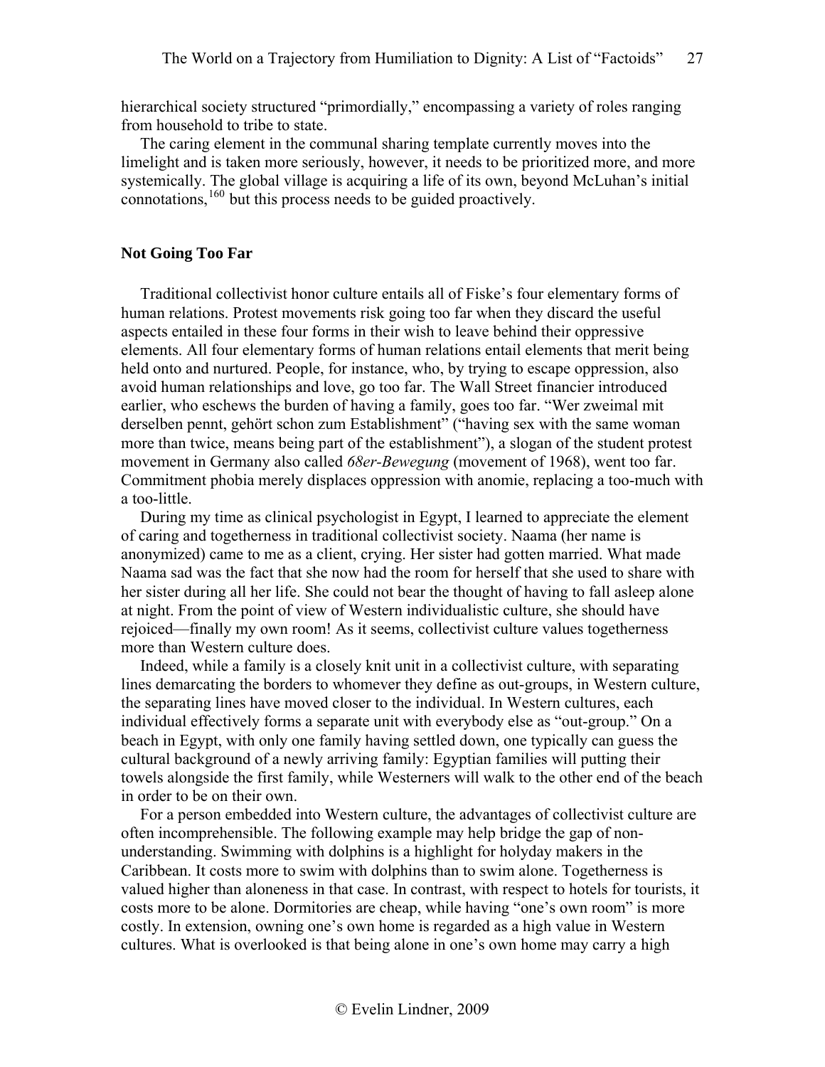hierarchical society structured "primordially," encompassing a variety of roles ranging from household to tribe to state.

The caring element in the communal sharing template currently moves into the limelight and is taken more seriously, however, it needs to be prioritized more, and more systemically. The global village is acquiring a life of its own, beyond McLuhan's initial connotations,[160] but this process needs to be guided proactively.

## Not Going Too Far

Traditional collectivist honor culture entails all of Fiske's four elementary forms of human relations. Protest movements risk going too far when they discard the useful aspects entailed in these four forms in their wish to leave behind their oppressive elements. All four elementary forms of human relations entail elements that merit being held onto and nurtured. People, for instance, who, by trying to escape oppression, also avoid human relationships and love, go too far. The Wall Street financier introduced earlier, who eschews the burden of having a family, goes too far. "Wer zweimal mit derselben pennt, gehört schon zum Establishment" ("having sex with the same woman more than twice, means being part of the establishment"), a slogan of the student protest movement in Germany also called *68er-Bewegung* (movement of 1968), went too far. Commitment phobia merely displaces oppression with anomie, replacing a too-much with a too-little.

During my time as clinical psychologist in Egypt, I learned to appreciate the element of caring and togetherness in traditional collectivist society. Naama (her name is anonymized) came to me as a client, crying. Her sister had gotten married. What made Naama sad was the fact that she now had the room for herself that she used to share with her sister during all her life. She could not bear the thought of having to fall asleep alone at night. From the point of view of Western individualistic culture, she should have rejoiced—finally my own room! As it seems, collectivist culture values togetherness more than Western culture does.

Indeed, while a family is a closely knit unit in a collectivist culture, with separating lines demarcating the borders to whomever they define as out-groups, in Western culture, the separating lines have moved closer to the individual. In Western cultures, each individual effectively forms a separate unit with everybody else as "out-group." On a beach in Egypt, with only one family having settled down, one typically can guess the cultural background of a newly arriving family: Egyptian families will putting their towels alongside the first family, while Westerners will walk to the other end of the beach in order to be on their own.

For a person embedded into Western culture, the advantages of collectivist culture are often incomprehensible. The following example may help bridge the gap of non-understanding. Swimming with dolphins is a highlight for holyday makers in the Caribbean. It costs more to swim with dolphins than to swim alone. Togetherness is valued higher than aloneness in that case. In contrast, with respect to hotels for tourists, it costs more to be alone. Dormitories are cheap, while having "one's own room" is more costly. In extension, owning one's own home is regarded as a high value in Western cultures. What is overlooked is that being alone in one's own home may carry a high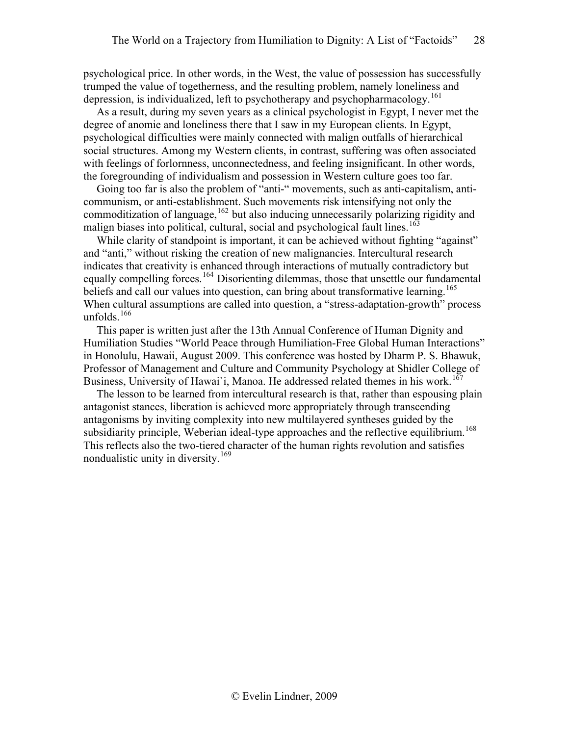psychological price. In other words, in the West, the value of possession has successfully trumped the value of togetherness, and the resulting problem, namely loneliness and depression, is individualized, left to psychotherapy and psychopharmacology.[161]

As a result, during my seven years as a clinical psychologist in Egypt, I never met the degree of anomie and loneliness there that I saw in my European clients. In Egypt, psychological difficulties were mainly connected with malign outfalls of hierarchical social structures. Among my Western clients, in contrast, suffering was often associated with feelings of forlornness, unconnectedness, and feeling insignificant. In other words, the foregrounding of individualism and possession in Western culture goes too far.

Going too far is also the problem of "anti-" movements, such as anti-capitalism, anti-communism, or anti-establishment. Such movements risk intensifying not only the commoditization of language,[162] but also inducing unnecessarily polarizing rigidity and malign biases into political, cultural, social and psychological fault lines.[163]

While clarity of standpoint is important, it can be achieved without fighting "against" and "anti," without risking the creation of new malignancies. Intercultural research indicates that creativity is enhanced through interactions of mutually contradictory but equally compelling forces.[164] Disorienting dilemmas, those that unsettle our fundamental beliefs and call our values into question, can bring about transformative learning.[165] When cultural assumptions are called into question, a "stress-adaptation-growth" process unfolds.[166]

This paper is written just after the 13th Annual Conference of Human Dignity and Humiliation Studies "World Peace through Humiliation-Free Global Human Interactions" in Honolulu, Hawaii, August 2009. This conference was hosted by Dharm P. S. Bhawuk, Professor of Management and Culture and Community Psychology at Shidler College of Business, University of Hawai`i, Manoa. He addressed related themes in his work.[167]

The lesson to be learned from intercultural research is that, rather than espousing plain antagonist stances, liberation is achieved more appropriately through transcending antagonisms by inviting complexity into new multilayered syntheses guided by the subsidiarity principle, Weberian ideal-type approaches and the reflective equilibrium.[168] This reflects also the two-tiered character of the human rights revolution and satisfies nondualistic unity in diversity.[169]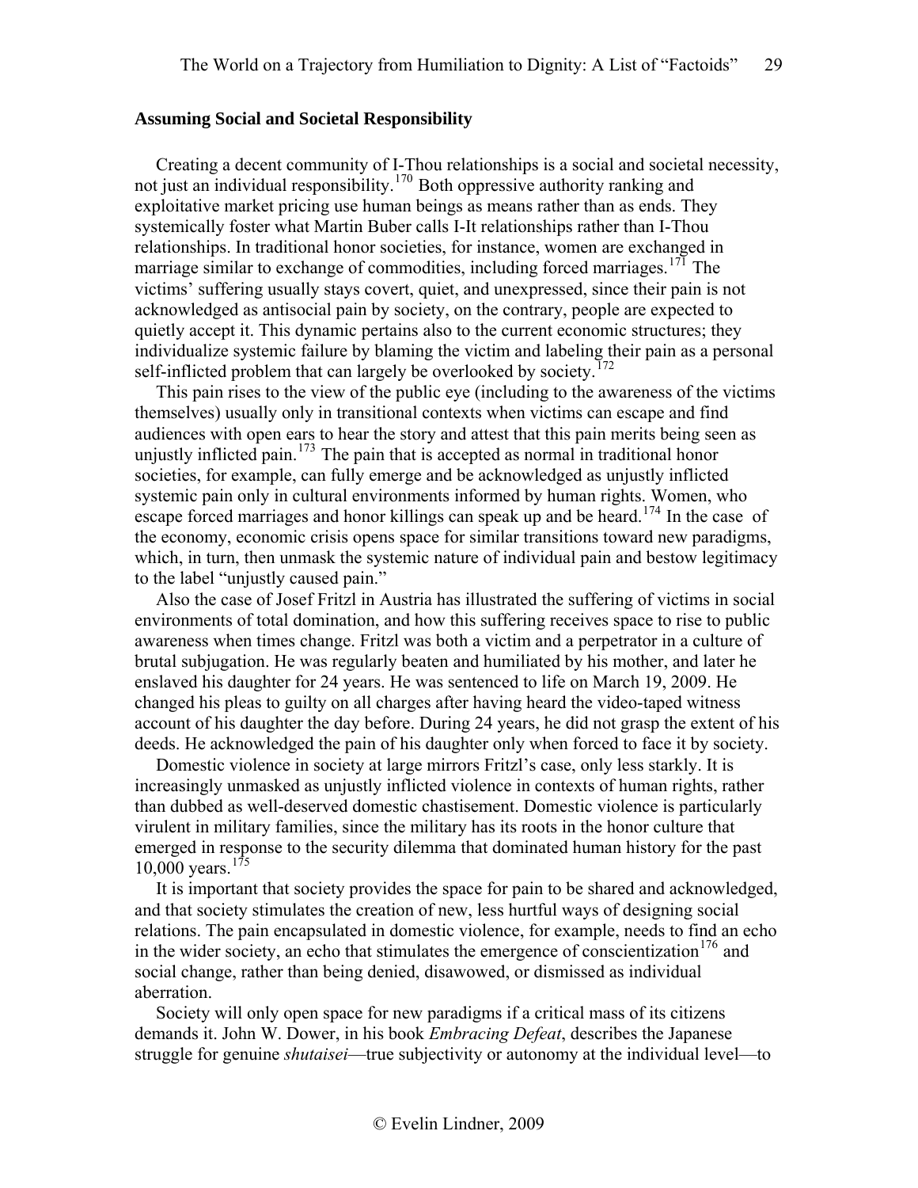### Assuming Social and Societal Responsibility

Creating a decent community of I-Thou relationships is a social and societal necessity, not just an individual responsibility.[170] Both oppressive authority ranking and exploitative market pricing use human beings as means rather than as ends. They systemically foster what Martin Buber calls I-It relationships rather than I-Thou relationships. In traditional honor societies, for instance, women are exchanged in marriage similar to exchange of commodities, including forced marriages.[171] The victims' suffering usually stays covert, quiet, and unexpressed, since their pain is not acknowledged as antisocial pain by society, on the contrary, people are expected to quietly accept it. This dynamic pertains also to the current economic structures; they individualize systemic failure by blaming the victim and labeling their pain as a personal self-inflicted problem that can largely be overlooked by society.[172]

This pain rises to the view of the public eye (including to the awareness of the victims themselves) usually only in transitional contexts when victims can escape and find audiences with open ears to hear the story and attest that this pain merits being seen as unjustly inflicted pain.[173] The pain that is accepted as normal in traditional honor societies, for example, can fully emerge and be acknowledged as unjustly inflicted systemic pain only in cultural environments informed by human rights. Women, who escape forced marriages and honor killings can speak up and be heard.[174] In the case of the economy, economic crisis opens space for similar transitions toward new paradigms, which, in turn, then unmask the systemic nature of individual pain and bestow legitimacy to the label "unjustly caused pain."

Also the case of Josef Fritzl in Austria has illustrated the suffering of victims in social environments of total domination, and how this suffering receives space to rise to public awareness when times change. Fritzl was both a victim and a perpetrator in a culture of brutal subjugation. He was regularly beaten and humiliated by his mother, and later he enslaved his daughter for 24 years. He was sentenced to life on March 19, 2009. He changed his pleas to guilty on all charges after having heard the video-taped witness account of his daughter the day before. During 24 years, he did not grasp the extent of his deeds. He acknowledged the pain of his daughter only when forced to face it by society.

Domestic violence in society at large mirrors Fritzl's case, only less starkly. It is increasingly unmasked as unjustly inflicted violence in contexts of human rights, rather than dubbed as well-deserved domestic chastisement. Domestic violence is particularly virulent in military families, since the military has its roots in the honor culture that emerged in response to the security dilemma that dominated human history for the past 10,000 years.[175]

It is important that society provides the space for pain to be shared and acknowledged, and that society stimulates the creation of new, less hurtful ways of designing social relations. The pain encapsulated in domestic violence, for example, needs to find an echo in the wider society, an echo that stimulates the emergence of conscientization[176] and social change, rather than being denied, disawowed, or dismissed as individual aberration.

Society will only open space for new paradigms if a critical mass of its citizens demands it. John W. Dower, in his book *Embracing Defeat*, describes the Japanese struggle for genuine *shutaisei*—true subjectivity or autonomy at the individual level—to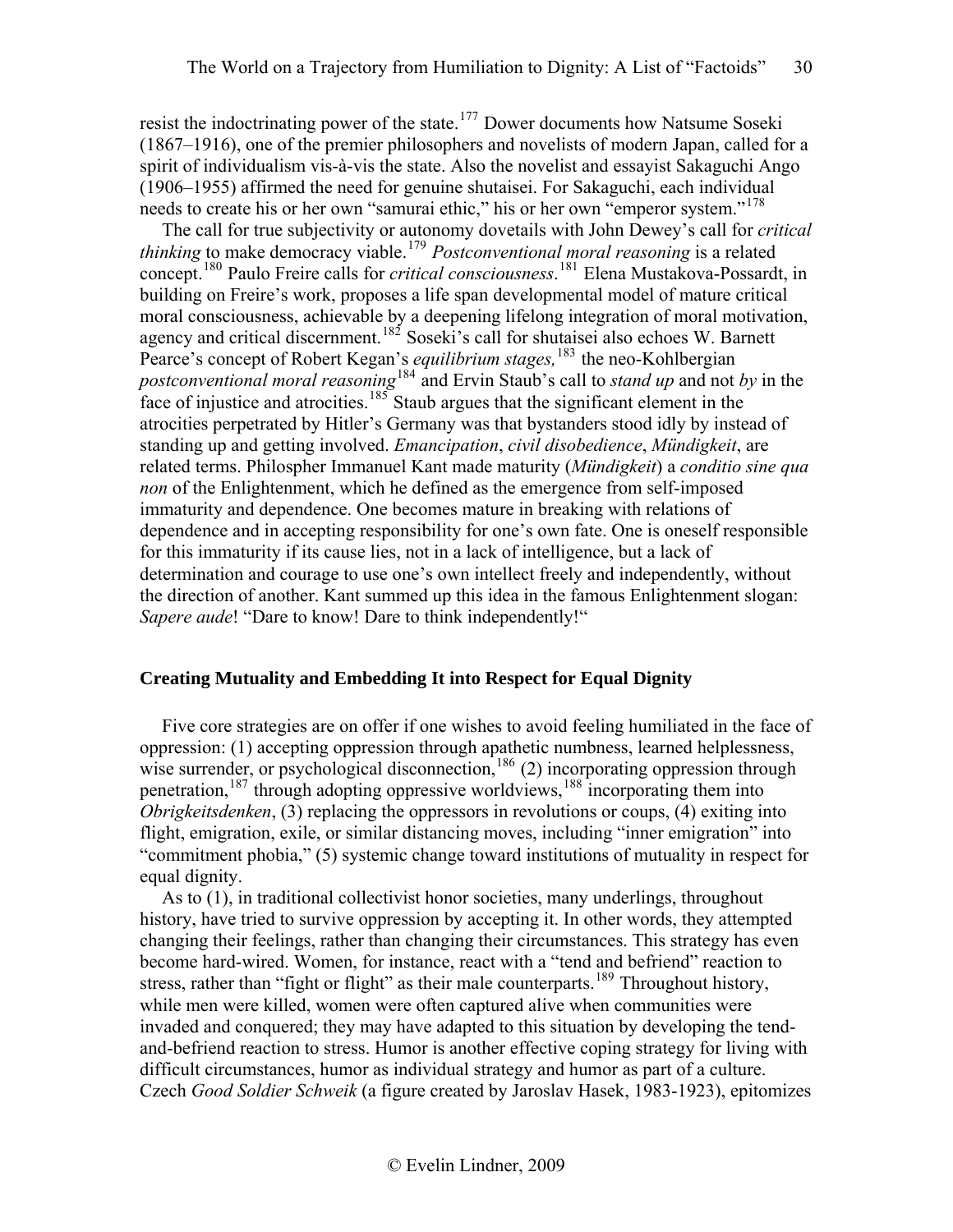resist the indoctrinating power of the state.[177] Dower documents how Natsume Soseki (1867–1916), one of the premier philosophers and novelists of modern Japan, called for a spirit of individualism vis-à-vis the state. Also the novelist and essayist Sakaguchi Ango (1906–1955) affirmed the need for genuine shutaisei. For Sakaguchi, each individual needs to create his or her own "samurai ethic," his or her own "emperor system."[178]

The call for true subjectivity or autonomy dovetails with John Dewey's call for *critical thinking* to make democracy viable.[179] *Postconventional moral reasoning* is a related concept.[180] Paulo Freire calls for *critical consciousness*.[181] Elena Mustakova-Possardt, in building on Freire's work, proposes a life span developmental model of mature critical moral consciousness, achievable by a deepening lifelong integration of moral motivation, agency and critical discernment.[182] Soseki's call for shutaisei also echoes W. Barnett Pearce's concept of Robert Kegan's *equilibrium stages,*[183] the neo-Kohlbergian *postconventional moral reasoning*[184] and Ervin Staub's call to *stand up* and not *by* in the face of injustice and atrocities.[185] Staub argues that the significant element in the atrocities perpetrated by Hitler's Germany was that bystanders stood idly by instead of standing up and getting involved. *Emancipation*, *civil disobedience*, *Mündigkeit*, are related terms. Philospher Immanuel Kant made maturity (*Mündigkeit*) a *conditio sine qua non* of the Enlightenment, which he defined as the emergence from self-imposed immaturity and dependence. One becomes mature in breaking with relations of dependence and in accepting responsibility for one's own fate. One is oneself responsible for this immaturity if its cause lies, not in a lack of intelligence, but a lack of determination and courage to use one's own intellect freely and independently, without the direction of another. Kant summed up this idea in the famous Enlightenment slogan: *Sapere aude*! "Dare to know! Dare to think independently!"

## Creating Mutuality and Embedding It into Respect for Equal Dignity

Five core strategies are on offer if one wishes to avoid feeling humiliated in the face of oppression: (1) accepting oppression through apathetic numbness, learned helplessness, wise surrender, or psychological disconnection,[186] (2) incorporating oppression through penetration,[187] through adopting oppressive worldviews,[188] incorporating them into *Obrigkeitsdenken*, (3) replacing the oppressors in revolutions or coups, (4) exiting into flight, emigration, exile, or similar distancing moves, including "inner emigration" into "commitment phobia," (5) systemic change toward institutions of mutuality in respect for equal dignity.

As to (1), in traditional collectivist honor societies, many underlings, throughout history, have tried to survive oppression by accepting it. In other words, they attempted changing their feelings, rather than changing their circumstances. This strategy has even become hard-wired. Women, for instance, react with a "tend and befriend" reaction to stress, rather than "fight or flight" as their male counterparts.[189] Throughout history, while men were killed, women were often captured alive when communities were invaded and conquered; they may have adapted to this situation by developing the tend-and-befriend reaction to stress. Humor is another effective coping strategy for living with difficult circumstances, humor as individual strategy and humor as part of a culture. Czech *Good Soldier Schweik* (a figure created by Jaroslav Hasek, 1983-1923), epitomizes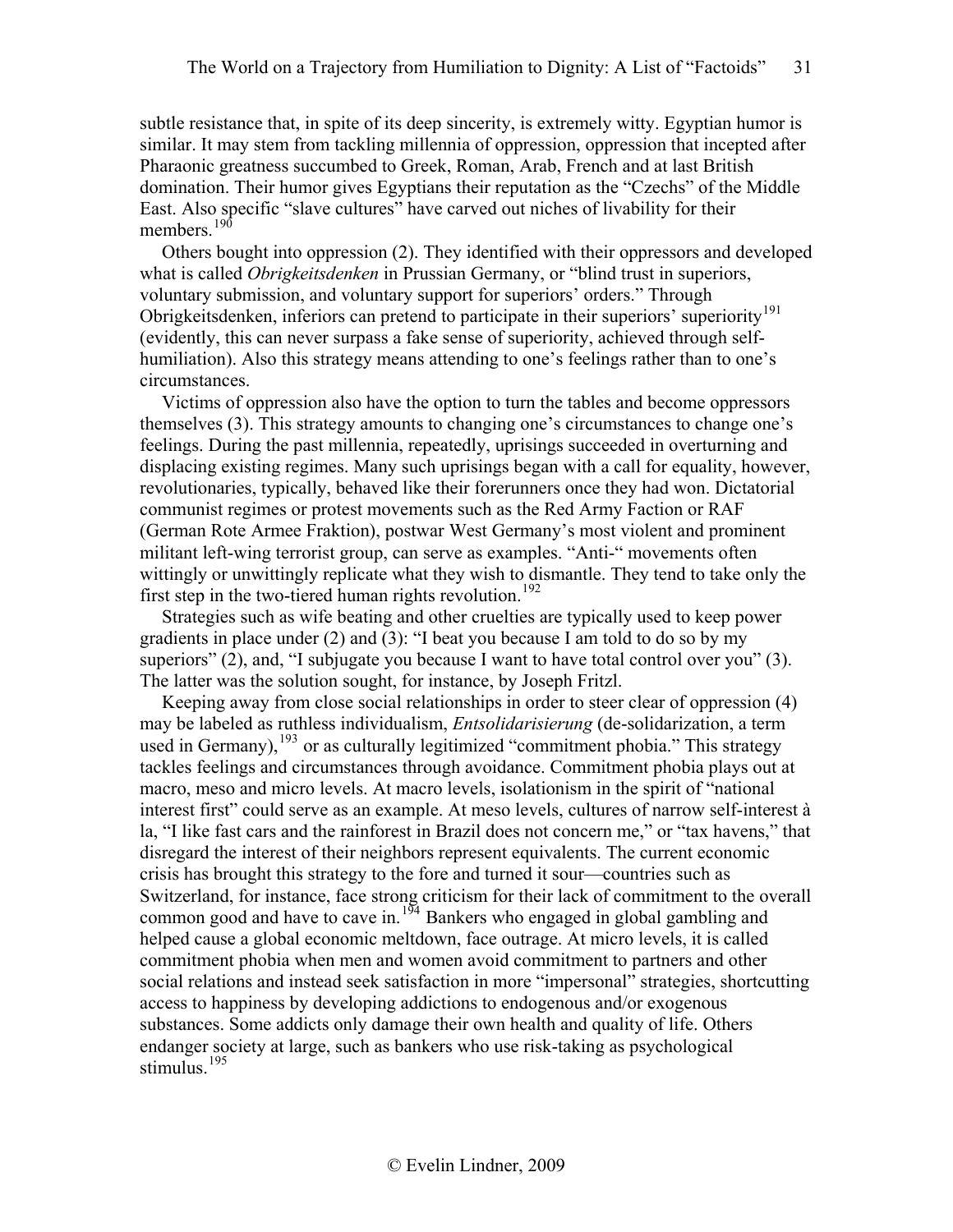subtle resistance that, in spite of its deep sincerity, is extremely witty. Egyptian humor is similar. It may stem from tackling millennia of oppression, oppression that incepted after Pharaonic greatness succumbed to Greek, Roman, Arab, French and at last British domination. Their humor gives Egyptians their reputation as the "Czechs" of the Middle East. Also specific "slave cultures" have carved out niches of livability for their members.[190]

Others bought into oppression (2). They identified with their oppressors and developed what is called *Obrigkeitsdenken* in Prussian Germany, or "blind trust in superiors, voluntary submission, and voluntary support for superiors' orders." Through Obrigkeitsdenken, inferiors can pretend to participate in their superiors' superiority[191] (evidently, this can never surpass a fake sense of superiority, achieved through self-humiliation). Also this strategy means attending to one's feelings rather than to one's circumstances.

Victims of oppression also have the option to turn the tables and become oppressors themselves (3). This strategy amounts to changing one's circumstances to change one's feelings. During the past millennia, repeatedly, uprisings succeeded in overturning and displacing existing regimes. Many such uprisings began with a call for equality, however, revolutionaries, typically, behaved like their forerunners once they had won. Dictatorial communist regimes or protest movements such as the Red Army Faction or RAF (German Rote Armee Fraktion), postwar West Germany's most violent and prominent militant left-wing terrorist group, can serve as examples. "Anti-" movements often wittingly or unwittingly replicate what they wish to dismantle. They tend to take only the first step in the two-tiered human rights revolution.[192]

Strategies such as wife beating and other cruelties are typically used to keep power gradients in place under (2) and (3): "I beat you because I am told to do so by my superiors" (2), and, "I subjugate you because I want to have total control over you" (3). The latter was the solution sought, for instance, by Joseph Fritzl.

Keeping away from close social relationships in order to steer clear of oppression (4) may be labeled as ruthless individualism, *Entsolidarisierung* (de-solidarization, a term used in Germany),[193] or as culturally legitimized "commitment phobia." This strategy tackles feelings and circumstances through avoidance. Commitment phobia plays out at macro, meso and micro levels. At macro levels, isolationism in the spirit of "national interest first" could serve as an example. At meso levels, cultures of narrow self-interest à la, "I like fast cars and the rainforest in Brazil does not concern me," or "tax havens," that disregard the interest of their neighbors represent equivalents. The current economic crisis has brought this strategy to the fore and turned it sour—countries such as Switzerland, for instance, face strong criticism for their lack of commitment to the overall common good and have to cave in.[194] Bankers who engaged in global gambling and helped cause a global economic meltdown, face outrage. At micro levels, it is called commitment phobia when men and women avoid commitment to partners and other social relations and instead seek satisfaction in more "impersonal" strategies, shortcutting access to happiness by developing addictions to endogenous and/or exogenous substances. Some addicts only damage their own health and quality of life. Others endanger society at large, such as bankers who use risk-taking as psychological stimulus.[195]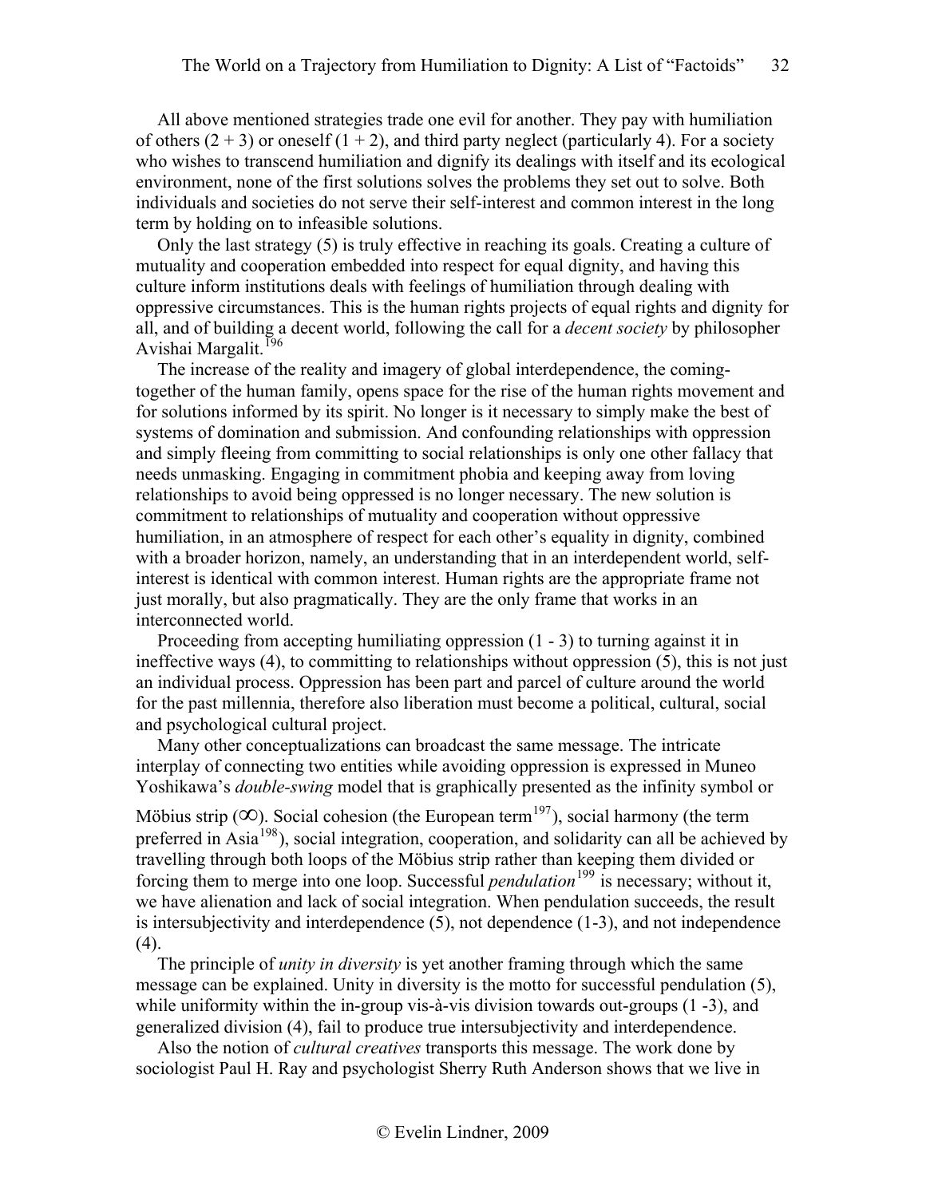All above mentioned strategies trade one evil for another. They pay with humiliation of others (2 + 3) or oneself (1 + 2), and third party neglect (particularly 4). For a society who wishes to transcend humiliation and dignify its dealings with itself and its ecological environment, none of the first solutions solves the problems they set out to solve. Both individuals and societies do not serve their self-interest and common interest in the long term by holding on to infeasible solutions.

Only the last strategy (5) is truly effective in reaching its goals. Creating a culture of mutuality and cooperation embedded into respect for equal dignity, and having this culture inform institutions deals with feelings of humiliation through dealing with oppressive circumstances. This is the human rights projects of equal rights and dignity for all, and of building a decent world, following the call for a *decent society* by philosopher Avishai Margalit.[196]

The increase of the reality and imagery of global interdependence, the coming-together of the human family, opens space for the rise of the human rights movement and for solutions informed by its spirit. No longer is it necessary to simply make the best of systems of domination and submission. And confounding relationships with oppression and simply fleeing from committing to social relationships is only one other fallacy that needs unmasking. Engaging in commitment phobia and keeping away from loving relationships to avoid being oppressed is no longer necessary. The new solution is commitment to relationships of mutuality and cooperation without oppressive humiliation, in an atmosphere of respect for each other's equality in dignity, combined with a broader horizon, namely, an understanding that in an interdependent world, self-interest is identical with common interest. Human rights are the appropriate frame not just morally, but also pragmatically. They are the only frame that works in an interconnected world.

Proceeding from accepting humiliating oppression (1 - 3) to turning against it in ineffective ways (4), to committing to relationships without oppression (5), this is not just an individual process. Oppression has been part and parcel of culture around the world for the past millennia, therefore also liberation must become a political, cultural, social and psychological cultural project.

Many other conceptualizations can broadcast the same message. The intricate interplay of connecting two entities while avoiding oppression is expressed in Muneo Yoshikawa's *double-swing* model that is graphically presented as the infinity symbol or Möbius strip (∞). Social cohesion (the European term[197]), social harmony (the term preferred in Asia[198]), social integration, cooperation, and solidarity can all be achieved by travelling through both loops of the Möbius strip rather than keeping them divided or forcing them to merge into one loop. Successful *pendulation*[199] is necessary; without it, we have alienation and lack of social integration. When pendulation succeeds, the result is intersubjectivity and interdependence (5), not dependence (1-3), and not independence (4).

The principle of *unity in diversity* is yet another framing through which the same message can be explained. Unity in diversity is the motto for successful pendulation (5), while uniformity within the in-group vis-à-vis division towards out-groups (1 -3), and generalized division (4), fail to produce true intersubjectivity and interdependence.

Also the notion of *cultural creatives* transports this message. The work done by sociologist Paul H. Ray and psychologist Sherry Ruth Anderson shows that we live in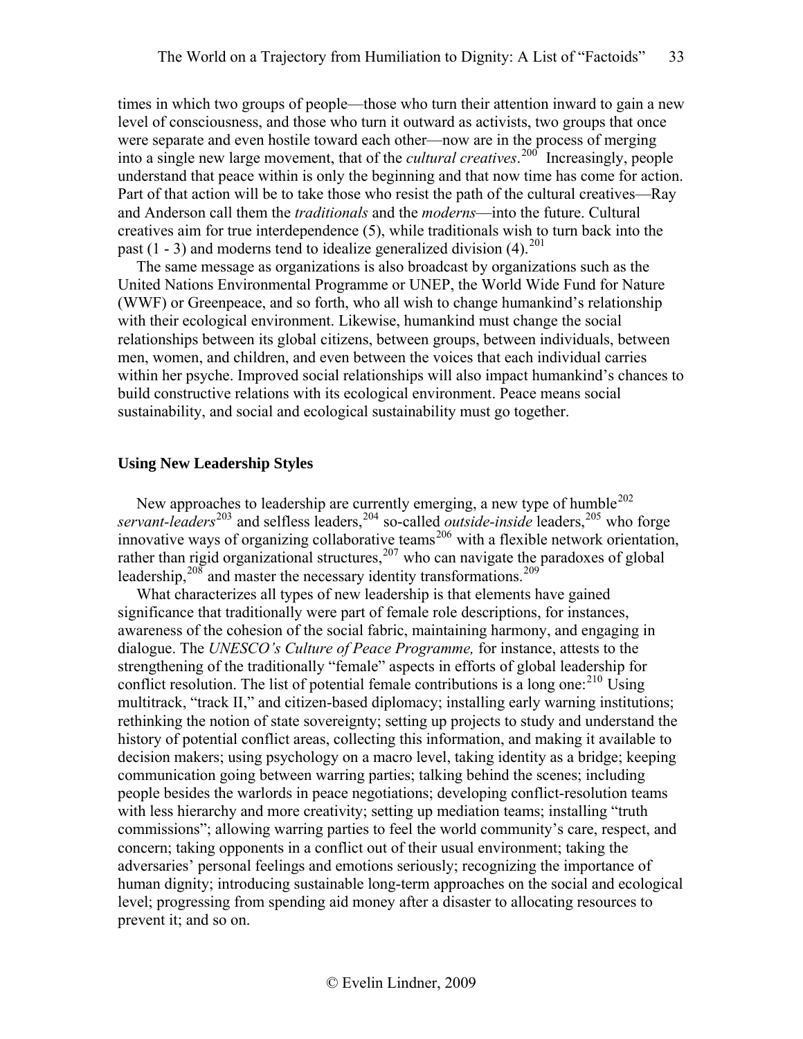times in which two groups of people—those who turn their attention inward to gain a new level of consciousness, and those who turn it outward as activists, two groups that once were separate and even hostile toward each other—now are in the process of merging into a single new large movement, that of the *cultural creatives*.[200] Increasingly, people understand that peace within is only the beginning and that now time has come for action. Part of that action will be to take those who resist the path of the cultural creatives—Ray and Anderson call them the *traditionals* and the *moderns*—into the future. Cultural creatives aim for true interdependence (5), while traditionals wish to turn back into the past (1 - 3) and moderns tend to idealize generalized division (4).[201]

The same message as organizations is also broadcast by organizations such as the United Nations Environmental Programme or UNEP, the World Wide Fund for Nature (WWF) or Greenpeace, and so forth, who all wish to change humankind's relationship with their ecological environment. Likewise, humankind must change the social relationships between its global citizens, between groups, between individuals, between men, women, and children, and even between the voices that each individual carries within her psyche. Improved social relationships will also impact humankind's chances to build constructive relations with its ecological environment. Peace means social sustainability, and social and ecological sustainability must go together.

### Using New Leadership Styles

New approaches to leadership are currently emerging, a new type of humble[202] *servant-leaders*[203] and selfless leaders,[204] so-called *outside-inside* leaders,[205] who forge innovative ways of organizing collaborative teams[206] with a flexible network orientation, rather than rigid organizational structures,[207] who can navigate the paradoxes of global leadership,[208] and master the necessary identity transformations.[209]

What characterizes all types of new leadership is that elements have gained significance that traditionally were part of female role descriptions, for instances, awareness of the cohesion of the social fabric, maintaining harmony, and engaging in dialogue. The *UNESCO's Culture of Peace Programme,* for instance, attests to the strengthening of the traditionally "female" aspects in efforts of global leadership for conflict resolution. The list of potential female contributions is a long one:[210] Using multitrack, "track II," and citizen-based diplomacy; installing early warning institutions; rethinking the notion of state sovereignty; setting up projects to study and understand the history of potential conflict areas, collecting this information, and making it available to decision makers; using psychology on a macro level, taking identity as a bridge; keeping communication going between warring parties; talking behind the scenes; including people besides the warlords in peace negotiations; developing conflict-resolution teams with less hierarchy and more creativity; setting up mediation teams; installing "truth commissions"; allowing warring parties to feel the world community's care, respect, and concern; taking opponents in a conflict out of their usual environment; taking the adversaries' personal feelings and emotions seriously; recognizing the importance of human dignity; introducing sustainable long-term approaches on the social and ecological level; progressing from spending aid money after a disaster to allocating resources to prevent it; and so on.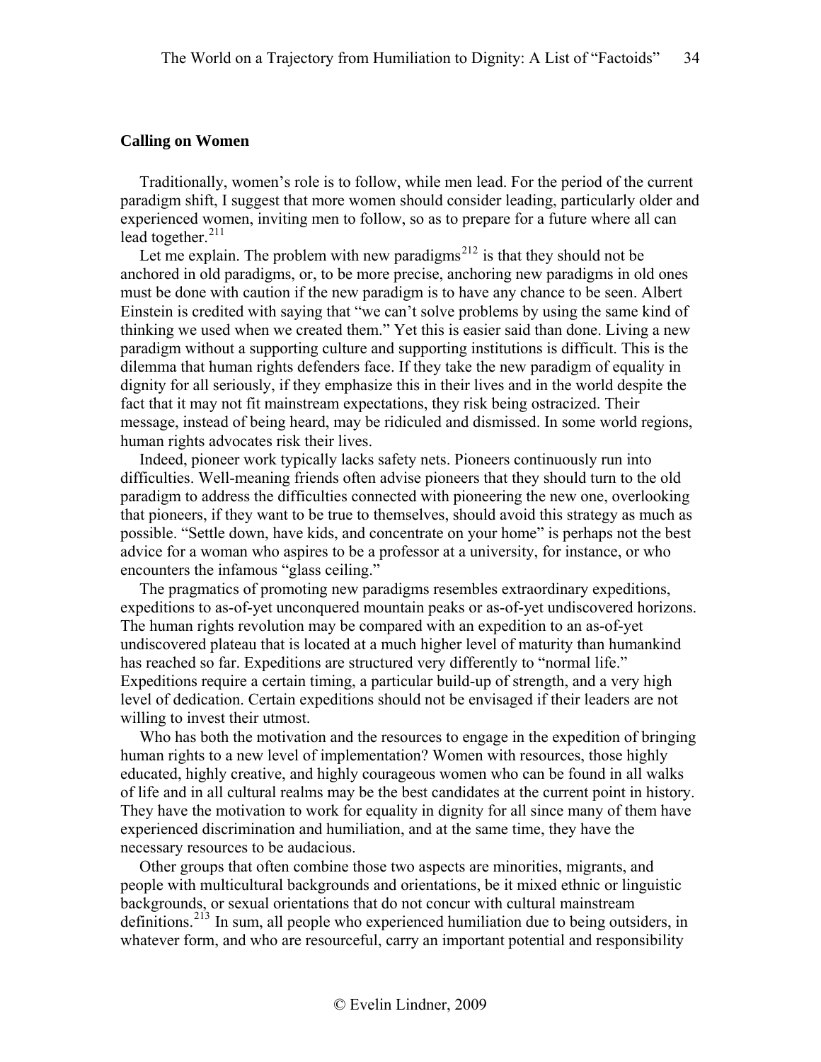## Calling on Women

Traditionally, women's role is to follow, while men lead. For the period of the current paradigm shift, I suggest that more women should consider leading, particularly older and experienced women, inviting men to follow, so as to prepare for a future where all can lead together.[211]

Let me explain. The problem with new paradigms[212] is that they should not be anchored in old paradigms, or, to be more precise, anchoring new paradigms in old ones must be done with caution if the new paradigm is to have any chance to be seen. Albert Einstein is credited with saying that "we can't solve problems by using the same kind of thinking we used when we created them." Yet this is easier said than done. Living a new paradigm without a supporting culture and supporting institutions is difficult. This is the dilemma that human rights defenders face. If they take the new paradigm of equality in dignity for all seriously, if they emphasize this in their lives and in the world despite the fact that it may not fit mainstream expectations, they risk being ostracized. Their message, instead of being heard, may be ridiculed and dismissed. In some world regions, human rights advocates risk their lives.

Indeed, pioneer work typically lacks safety nets. Pioneers continuously run into difficulties. Well-meaning friends often advise pioneers that they should turn to the old paradigm to address the difficulties connected with pioneering the new one, overlooking that pioneers, if they want to be true to themselves, should avoid this strategy as much as possible. "Settle down, have kids, and concentrate on your home" is perhaps not the best advice for a woman who aspires to be a professor at a university, for instance, or who encounters the infamous "glass ceiling."

The pragmatics of promoting new paradigms resembles extraordinary expeditions, expeditions to as-of-yet unconquered mountain peaks or as-of-yet undiscovered horizons. The human rights revolution may be compared with an expedition to an as-of-yet undiscovered plateau that is located at a much higher level of maturity than humankind has reached so far. Expeditions are structured very differently to "normal life." Expeditions require a certain timing, a particular build-up of strength, and a very high level of dedication. Certain expeditions should not be envisaged if their leaders are not willing to invest their utmost.

Who has both the motivation and the resources to engage in the expedition of bringing human rights to a new level of implementation? Women with resources, those highly educated, highly creative, and highly courageous women who can be found in all walks of life and in all cultural realms may be the best candidates at the current point in history. They have the motivation to work for equality in dignity for all since many of them have experienced discrimination and humiliation, and at the same time, they have the necessary resources to be audacious.

Other groups that often combine those two aspects are minorities, migrants, and people with multicultural backgrounds and orientations, be it mixed ethnic or linguistic backgrounds, or sexual orientations that do not concur with cultural mainstream definitions.[213] In sum, all people who experienced humiliation due to being outsiders, in whatever form, and who are resourceful, carry an important potential and responsibility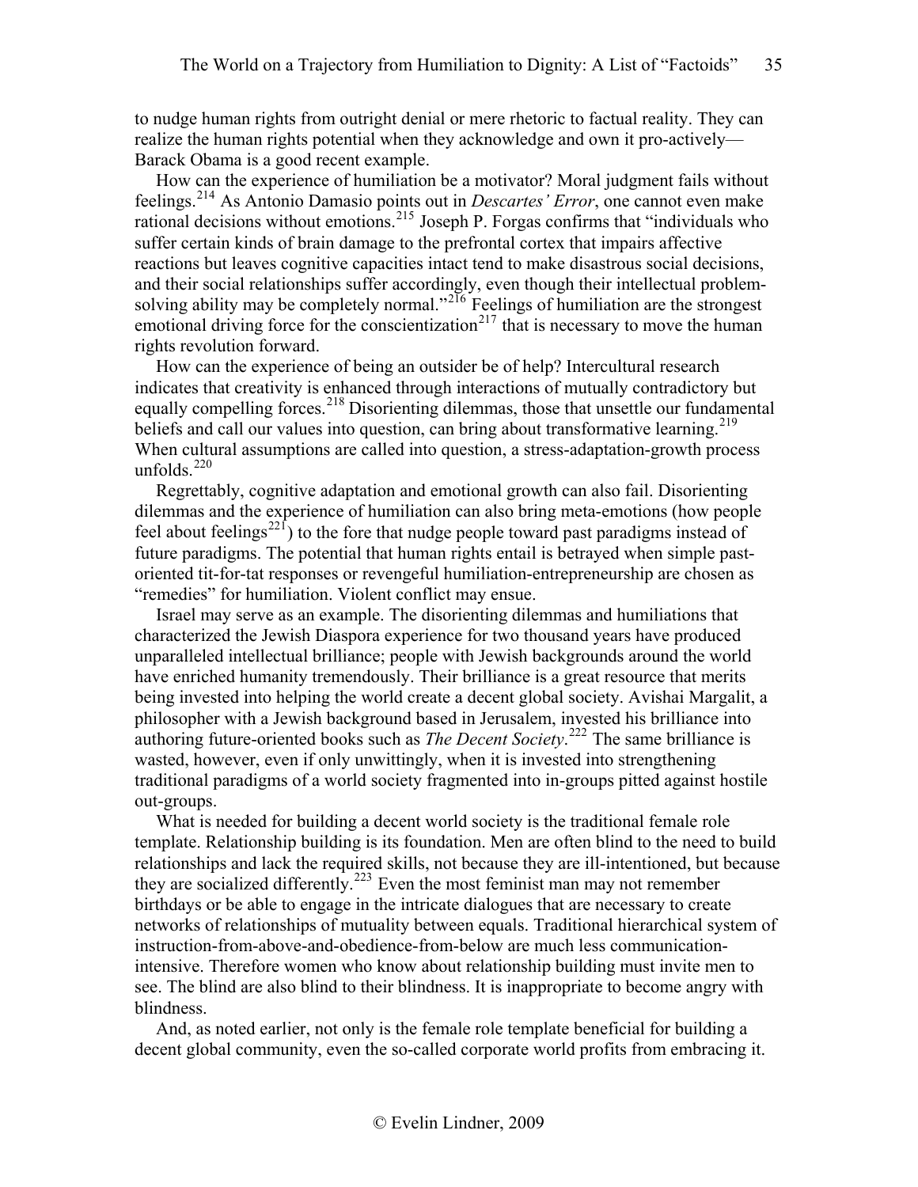to nudge human rights from outright denial or mere rhetoric to factual reality. They can realize the human rights potential when they acknowledge and own it pro-actively—Barack Obama is a good recent example.

How can the experience of humiliation be a motivator? Moral judgment fails without feelings.[214] As Antonio Damasio points out in *Descartes' Error*, one cannot even make rational decisions without emotions.[215] Joseph P. Forgas confirms that "individuals who suffer certain kinds of brain damage to the prefrontal cortex that impairs affective reactions but leaves cognitive capacities intact tend to make disastrous social decisions, and their social relationships suffer accordingly, even though their intellectual problem-solving ability may be completely normal."[216] Feelings of humiliation are the strongest emotional driving force for the conscientization[217] that is necessary to move the human rights revolution forward.

How can the experience of being an outsider be of help? Intercultural research indicates that creativity is enhanced through interactions of mutually contradictory but equally compelling forces.[218] Disorienting dilemmas, those that unsettle our fundamental beliefs and call our values into question, can bring about transformative learning.[219] When cultural assumptions are called into question, a stress-adaptation-growth process unfolds.[220]

Regrettably, cognitive adaptation and emotional growth can also fail. Disorienting dilemmas and the experience of humiliation can also bring meta-emotions (how people feel about feelings[221]) to the fore that nudge people toward past paradigms instead of future paradigms. The potential that human rights entail is betrayed when simple past-oriented tit-for-tat responses or revengeful humiliation-entrepreneurship are chosen as "remedies" for humiliation. Violent conflict may ensue.

Israel may serve as an example. The disorienting dilemmas and humiliations that characterized the Jewish Diaspora experience for two thousand years have produced unparalleled intellectual brilliance; people with Jewish backgrounds around the world have enriched humanity tremendously. Their brilliance is a great resource that merits being invested into helping the world create a decent global society. Avishai Margalit, a philosopher with a Jewish background based in Jerusalem, invested his brilliance into authoring future-oriented books such as *The Decent Society*.[222] The same brilliance is wasted, however, even if only unwittingly, when it is invested into strengthening traditional paradigms of a world society fragmented into in-groups pitted against hostile out-groups.

What is needed for building a decent world society is the traditional female role template. Relationship building is its foundation. Men are often blind to the need to build relationships and lack the required skills, not because they are ill-intentioned, but because they are socialized differently.[223] Even the most feminist man may not remember birthdays or be able to engage in the intricate dialogues that are necessary to create networks of relationships of mutuality between equals. Traditional hierarchical system of instruction-from-above-and-obedience-from-below are much less communication-intensive. Therefore women who know about relationship building must invite men to see. The blind are also blind to their blindness. It is inappropriate to become angry with blindness.

And, as noted earlier, not only is the female role template beneficial for building a decent global community, even the so-called corporate world profits from embracing it.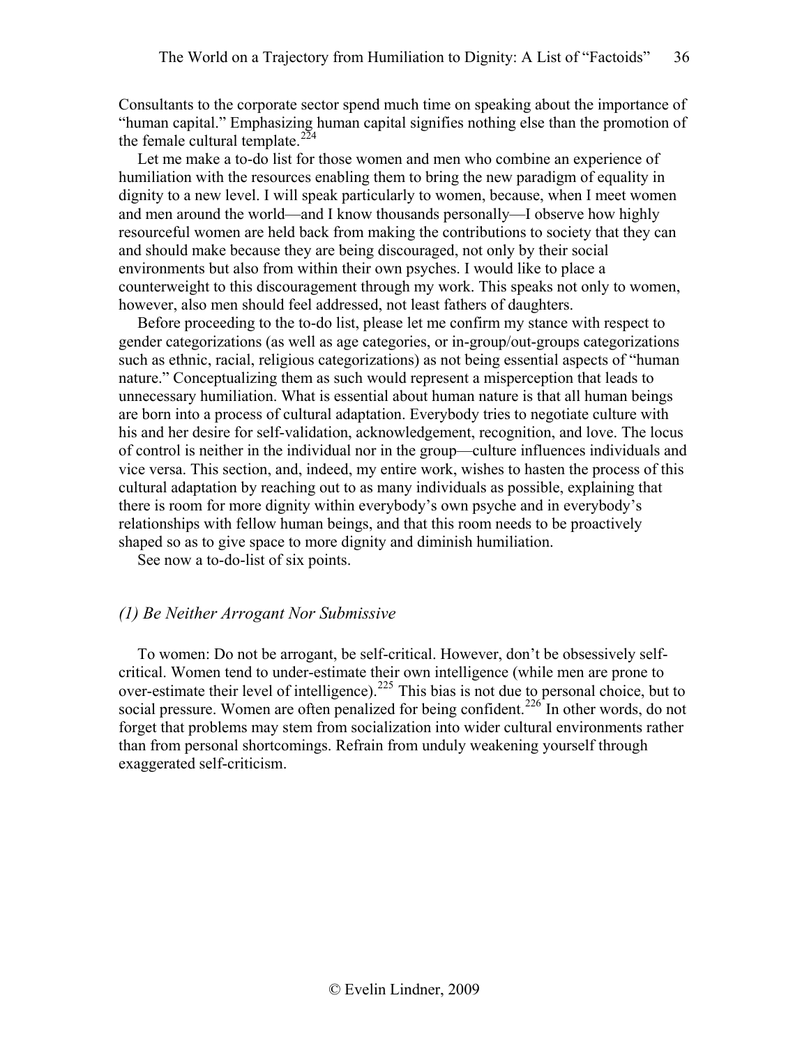Consultants to the corporate sector spend much time on speaking about the importance of "human capital." Emphasizing human capital signifies nothing else than the promotion of the female cultural template.[224]

Let me make a to-do list for those women and men who combine an experience of humiliation with the resources enabling them to bring the new paradigm of equality in dignity to a new level. I will speak particularly to women, because, when I meet women and men around the world—and I know thousands personally—I observe how highly resourceful women are held back from making the contributions to society that they can and should make because they are being discouraged, not only by their social environments but also from within their own psyches. I would like to place a counterweight to this discouragement through my work. This speaks not only to women, however, also men should feel addressed, not least fathers of daughters.

Before proceeding to the to-do list, please let me confirm my stance with respect to gender categorizations (as well as age categories, or in-group/out-groups categorizations such as ethnic, racial, religious categorizations) as not being essential aspects of "human nature." Conceptualizing them as such would represent a misperception that leads to unnecessary humiliation. What is essential about human nature is that all human beings are born into a process of cultural adaptation. Everybody tries to negotiate culture with his and her desire for self-validation, acknowledgement, recognition, and love. The locus of control is neither in the individual nor in the group—culture influences individuals and vice versa. This section, and, indeed, my entire work, wishes to hasten the process of this cultural adaptation by reaching out to as many individuals as possible, explaining that there is room for more dignity within everybody's own psyche and in everybody's relationships with fellow human beings, and that this room needs to be proactively shaped so as to give space to more dignity and diminish humiliation.

See now a to-do-list of six points.

### *(1) Be Neither Arrogant Nor Submissive*

To women: Do not be arrogant, be self-critical. However, don't be obsessively self-critical. Women tend to under-estimate their own intelligence (while men are prone to over-estimate their level of intelligence).[225] This bias is not due to personal choice, but to social pressure. Women are often penalized for being confident.[226] In other words, do not forget that problems may stem from socialization into wider cultural environments rather than from personal shortcomings. Refrain from unduly weakening yourself through exaggerated self-criticism.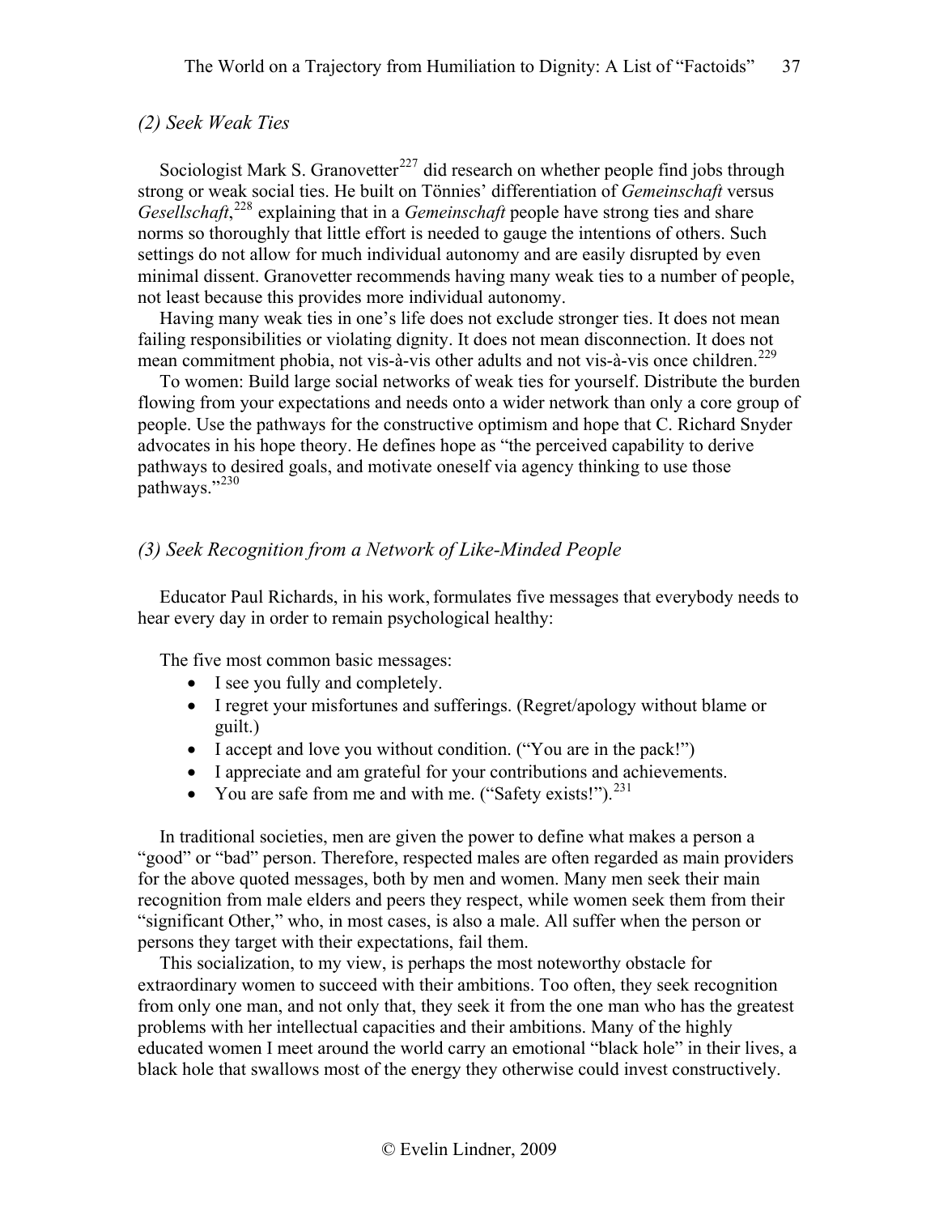### *(2) Seek Weak Ties*

Sociologist Mark S. Granovetter[227] did research on whether people find jobs through strong or weak social ties. He built on Tönnies' differentiation of *Gemeinschaft* versus *Gesellschaft*,[228] explaining that in a *Gemeinschaft* people have strong ties and share norms so thoroughly that little effort is needed to gauge the intentions of others. Such settings do not allow for much individual autonomy and are easily disrupted by even minimal dissent. Granovetter recommends having many weak ties to a number of people, not least because this provides more individual autonomy.

Having many weak ties in one's life does not exclude stronger ties. It does not mean failing responsibilities or violating dignity. It does not mean disconnection. It does not mean commitment phobia, not vis-à-vis other adults and not vis-à-vis once children.[229]

To women: Build large social networks of weak ties for yourself. Distribute the burden flowing from your expectations and needs onto a wider network than only a core group of people. Use the pathways for the constructive optimism and hope that C. Richard Snyder advocates in his hope theory. He defines hope as "the perceived capability to derive pathways to desired goals, and motivate oneself via agency thinking to use those pathways."[230]

### *(3) Seek Recognition from a Network of Like-Minded People*

Educator Paul Richards, in his work, formulates five messages that everybody needs to hear every day in order to remain psychological healthy:

The five most common basic messages:

- I see you fully and completely.
- I regret your misfortunes and sufferings. (Regret/apology without blame or guilt.)
- I accept and love you without condition. ("You are in the pack!")
- I appreciate and am grateful for your contributions and achievements.
- You are safe from me and with me. ("Safety exists!").[231]

In traditional societies, men are given the power to define what makes a person a "good" or "bad" person. Therefore, respected males are often regarded as main providers for the above quoted messages, both by men and women. Many men seek their main recognition from male elders and peers they respect, while women seek them from their "significant Other," who, in most cases, is also a male. All suffer when the person or persons they target with their expectations, fail them.

This socialization, to my view, is perhaps the most noteworthy obstacle for extraordinary women to succeed with their ambitions. Too often, they seek recognition from only one man, and not only that, they seek it from the one man who has the greatest problems with her intellectual capacities and their ambitions. Many of the highly educated women I meet around the world carry an emotional "black hole" in their lives, a black hole that swallows most of the energy they otherwise could invest constructively.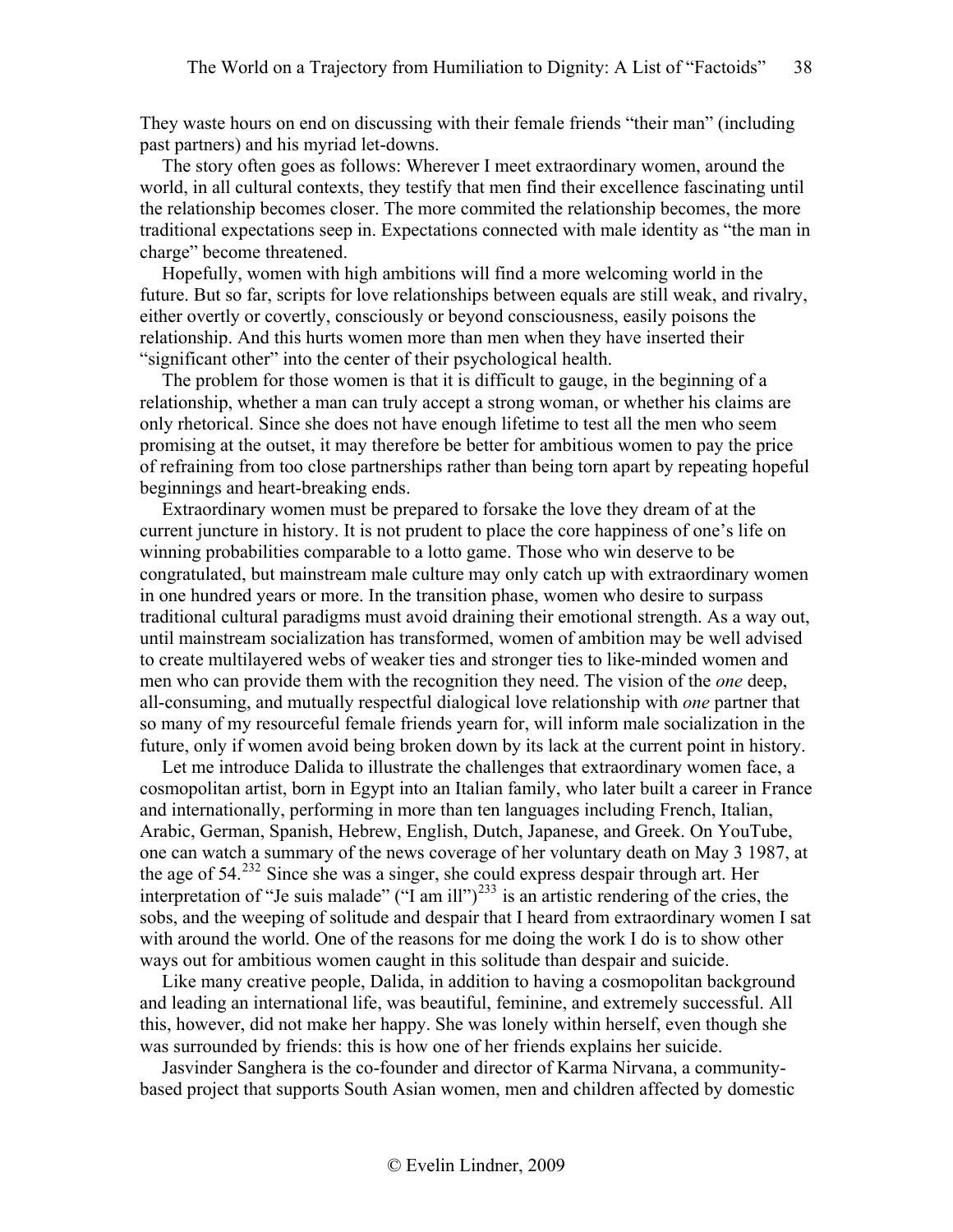They waste hours on end on discussing with their female friends "their man" (including past partners) and his myriad let-downs.

The story often goes as follows: Wherever I meet extraordinary women, around the world, in all cultural contexts, they testify that men find their excellence fascinating until the relationship becomes closer. The more commited the relationship becomes, the more traditional expectations seep in. Expectations connected with male identity as "the man in charge" become threatened.

Hopefully, women with high ambitions will find a more welcoming world in the future. But so far, scripts for love relationships between equals are still weak, and rivalry, either overtly or covertly, consciously or beyond consciousness, easily poisons the relationship. And this hurts women more than men when they have inserted their "significant other" into the center of their psychological health.

The problem for those women is that it is difficult to gauge, in the beginning of a relationship, whether a man can truly accept a strong woman, or whether his claims are only rhetorical. Since she does not have enough lifetime to test all the men who seem promising at the outset, it may therefore be better for ambitious women to pay the price of refraining from too close partnerships rather than being torn apart by repeating hopeful beginnings and heart-breaking ends.

Extraordinary women must be prepared to forsake the love they dream of at the current juncture in history. It is not prudent to place the core happiness of one's life on winning probabilities comparable to a lotto game. Those who win deserve to be congratulated, but mainstream male culture may only catch up with extraordinary women in one hundred years or more. In the transition phase, women who desire to surpass traditional cultural paradigms must avoid draining their emotional strength. As a way out, until mainstream socialization has transformed, women of ambition may be well advised to create multilayered webs of weaker ties and stronger ties to like-minded women and men who can provide them with the recognition they need. The vision of the *one* deep, all-consuming, and mutually respectful dialogical love relationship with *one* partner that so many of my resourceful female friends yearn for, will inform male socialization in the future, only if women avoid being broken down by its lack at the current point in history.

Let me introduce Dalida to illustrate the challenges that extraordinary women face, a cosmopolitan artist, born in Egypt into an Italian family, who later built a career in France and internationally, performing in more than ten languages including French, Italian, Arabic, German, Spanish, Hebrew, English, Dutch, Japanese, and Greek. On YouTube, one can watch a summary of the news coverage of her voluntary death on May 3 1987, at the age of 54.[232] Since she was a singer, she could express despair through art. Her interpretation of "Je suis malade" ("I am ill")[233] is an artistic rendering of the cries, the sobs, and the weeping of solitude and despair that I heard from extraordinary women I sat with around the world. One of the reasons for me doing the work I do is to show other ways out for ambitious women caught in this solitude than despair and suicide.

Like many creative people, Dalida, in addition to having a cosmopolitan background and leading an international life, was beautiful, feminine, and extremely successful. All this, however, did not make her happy. She was lonely within herself, even though she was surrounded by friends: this is how one of her friends explains her suicide.

Jasvinder Sanghera is the co-founder and director of Karma Nirvana, a community-based project that supports South Asian women, men and children affected by domestic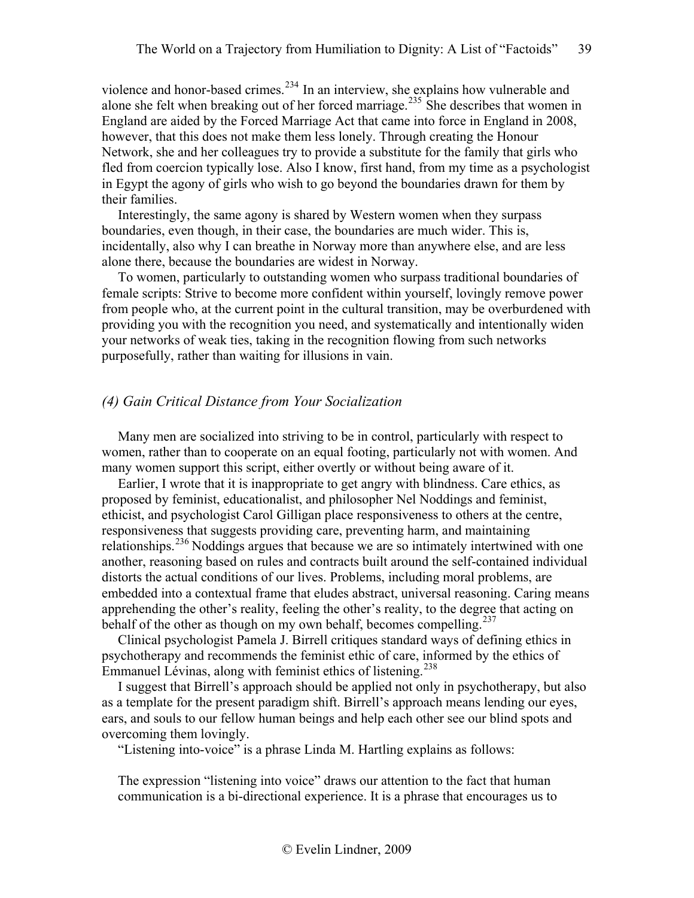violence and honor-based crimes.[234] In an interview, she explains how vulnerable and alone she felt when breaking out of her forced marriage.[235] She describes that women in England are aided by the Forced Marriage Act that came into force in England in 2008, however, that this does not make them less lonely. Through creating the Honour Network, she and her colleagues try to provide a substitute for the family that girls who fled from coercion typically lose. Also I know, first hand, from my time as a psychologist in Egypt the agony of girls who wish to go beyond the boundaries drawn for them by their families.

Interestingly, the same agony is shared by Western women when they surpass boundaries, even though, in their case, the boundaries are much wider. This is, incidentally, also why I can breathe in Norway more than anywhere else, and are less alone there, because the boundaries are widest in Norway.

To women, particularly to outstanding women who surpass traditional boundaries of female scripts: Strive to become more confident within yourself, lovingly remove power from people who, at the current point in the cultural transition, may be overburdened with providing you with the recognition you need, and systematically and intentionally widen your networks of weak ties, taking in the recognition flowing from such networks purposefully, rather than waiting for illusions in vain.

### *(4) Gain Critical Distance from Your Socialization*

Many men are socialized into striving to be in control, particularly with respect to women, rather than to cooperate on an equal footing, particularly not with women. And many women support this script, either overtly or without being aware of it.

Earlier, I wrote that it is inappropriate to get angry with blindness. Care ethics, as proposed by feminist, educationalist, and philosopher Nel Noddings and feminist, ethicist, and psychologist Carol Gilligan place responsiveness to others at the centre, responsiveness that suggests providing care, preventing harm, and maintaining relationships.[236] Noddings argues that because we are so intimately intertwined with one another, reasoning based on rules and contracts built around the self-contained individual distorts the actual conditions of our lives. Problems, including moral problems, are embedded into a contextual frame that eludes abstract, universal reasoning. Caring means apprehending the other's reality, feeling the other's reality, to the degree that acting on behalf of the other as though on my own behalf, becomes compelling.[237]

Clinical psychologist Pamela J. Birrell critiques standard ways of defining ethics in psychotherapy and recommends the feminist ethic of care, informed by the ethics of Emmanuel Lévinas, along with feminist ethics of listening.[238]

I suggest that Birrell's approach should be applied not only in psychotherapy, but also as a template for the present paradigm shift. Birrell's approach means lending our eyes, ears, and souls to our fellow human beings and help each other see our blind spots and overcoming them lovingly.

"Listening into-voice" is a phrase Linda M. Hartling explains as follows:

> The expression "listening into voice" draws our attention to the fact that human communication is a bi-directional experience. It is a phrase that encourages us to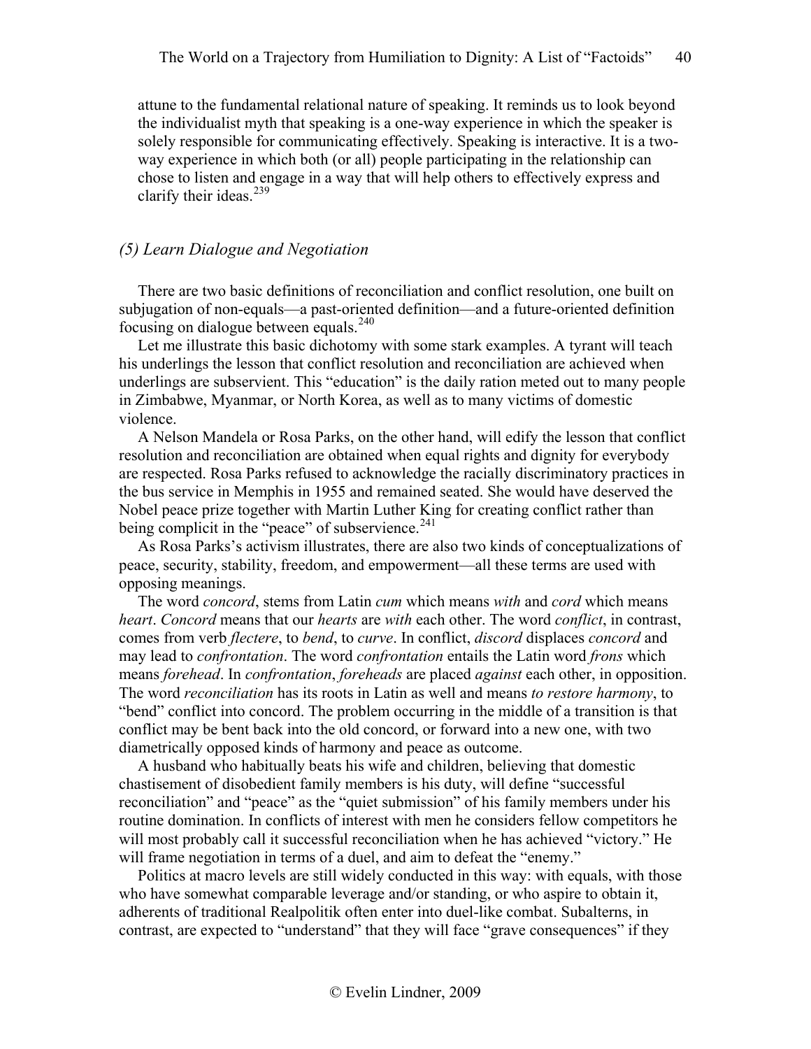attune to the fundamental relational nature of speaking. It reminds us to look beyond the individualist myth that speaking is a one-way experience in which the speaker is solely responsible for communicating effectively. Speaking is interactive. It is a two-way experience in which both (or all) people participating in the relationship can chose to listen and engage in a way that will help others to effectively express and clarify their ideas.[239]

### *(5) Learn Dialogue and Negotiation*

There are two basic definitions of reconciliation and conflict resolution, one built on subjugation of non-equals—a past-oriented definition—and a future-oriented definition focusing on dialogue between equals.[240]

Let me illustrate this basic dichotomy with some stark examples. A tyrant will teach his underlings the lesson that conflict resolution and reconciliation are achieved when underlings are subservient. This "education" is the daily ration meted out to many people in Zimbabwe, Myanmar, or North Korea, as well as to many victims of domestic violence.

A Nelson Mandela or Rosa Parks, on the other hand, will edify the lesson that conflict resolution and reconciliation are obtained when equal rights and dignity for everybody are respected. Rosa Parks refused to acknowledge the racially discriminatory practices in the bus service in Memphis in 1955 and remained seated. She would have deserved the Nobel peace prize together with Martin Luther King for creating conflict rather than being complicit in the "peace" of subservience.[241]

As Rosa Parks's activism illustrates, there are also two kinds of conceptualizations of peace, security, stability, freedom, and empowerment—all these terms are used with opposing meanings.

The word *concord*, stems from Latin *cum* which means *with* and *cord* which means *heart*. *Concord* means that our *hearts* are *with* each other. The word *conflict*, in contrast, comes from verb *flectere*, to *bend*, to *curve*. In conflict, *discord* displaces *concord* and may lead to *confrontation*. The word *confrontation* entails the Latin word *frons* which means *forehead*. In *confrontation*, *foreheads* are placed *against* each other, in opposition. The word *reconciliation* has its roots in Latin as well and means *to restore harmony*, to "bend" conflict into concord. The problem occurring in the middle of a transition is that conflict may be bent back into the old concord, or forward into a new one, with two diametrically opposed kinds of harmony and peace as outcome.

A husband who habitually beats his wife and children, believing that domestic chastisement of disobedient family members is his duty, will define "successful reconciliation" and "peace" as the "quiet submission" of his family members under his routine domination. In conflicts of interest with men he considers fellow competitors he will most probably call it successful reconciliation when he has achieved "victory." He will frame negotiation in terms of a duel, and aim to defeat the "enemy."

Politics at macro levels are still widely conducted in this way: with equals, with those who have somewhat comparable leverage and/or standing, or who aspire to obtain it, adherents of traditional Realpolitik often enter into duel-like combat. Subalterns, in contrast, are expected to "understand" that they will face "grave consequences" if they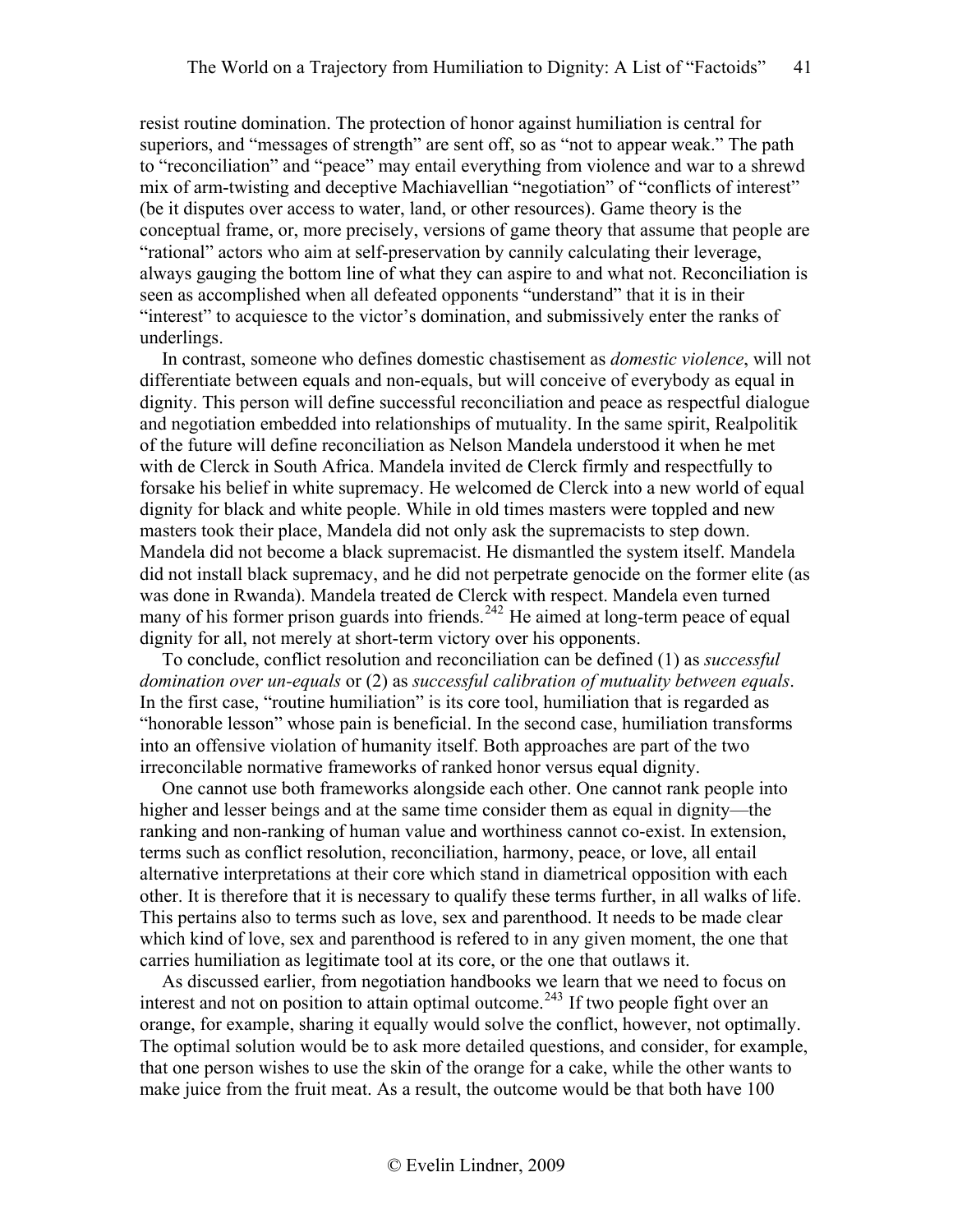resist routine domination. The protection of honor against humiliation is central for superiors, and "messages of strength" are sent off, so as "not to appear weak." The path to "reconciliation" and "peace" may entail everything from violence and war to a shrewd mix of arm-twisting and deceptive Machiavellian "negotiation" of "conflicts of interest" (be it disputes over access to water, land, or other resources). Game theory is the conceptual frame, or, more precisely, versions of game theory that assume that people are "rational" actors who aim at self-preservation by cannily calculating their leverage, always gauging the bottom line of what they can aspire to and what not. Reconciliation is seen as accomplished when all defeated opponents "understand" that it is in their "interest" to acquiesce to the victor's domination, and submissively enter the ranks of underlings.

In contrast, someone who defines domestic chastisement as *domestic violence*, will not differentiate between equals and non-equals, but will conceive of everybody as equal in dignity. This person will define successful reconciliation and peace as respectful dialogue and negotiation embedded into relationships of mutuality. In the same spirit, Realpolitik of the future will define reconciliation as Nelson Mandela understood it when he met with de Clerck in South Africa. Mandela invited de Clerck firmly and respectfully to forsake his belief in white supremacy. He welcomed de Clerck into a new world of equal dignity for black and white people. While in old times masters were toppled and new masters took their place, Mandela did not only ask the supremacists to step down. Mandela did not become a black supremacist. He dismantled the system itself. Mandela did not install black supremacy, and he did not perpetrate genocide on the former elite (as was done in Rwanda). Mandela treated de Clerck with respect. Mandela even turned many of his former prison guards into friends.[242] He aimed at long-term peace of equal dignity for all, not merely at short-term victory over his opponents.

To conclude, conflict resolution and reconciliation can be defined (1) as *successful domination over un-equals* or (2) as *successful calibration of mutuality between equals*. In the first case, "routine humiliation" is its core tool, humiliation that is regarded as "honorable lesson" whose pain is beneficial. In the second case, humiliation transforms into an offensive violation of humanity itself. Both approaches are part of the two irreconcilable normative frameworks of ranked honor versus equal dignity.

One cannot use both frameworks alongside each other. One cannot rank people into higher and lesser beings and at the same time consider them as equal in dignity—the ranking and non-ranking of human value and worthiness cannot co-exist. In extension, terms such as conflict resolution, reconciliation, harmony, peace, or love, all entail alternative interpretations at their core which stand in diametrical opposition with each other. It is therefore that it is necessary to qualify these terms further, in all walks of life. This pertains also to terms such as love, sex and parenthood. It needs to be made clear which kind of love, sex and parenthood is refered to in any given moment, the one that carries humiliation as legitimate tool at its core, or the one that outlaws it.

As discussed earlier, from negotiation handbooks we learn that we need to focus on interest and not on position to attain optimal outcome.[243] If two people fight over an orange, for example, sharing it equally would solve the conflict, however, not optimally. The optimal solution would be to ask more detailed questions, and consider, for example, that one person wishes to use the skin of the orange for a cake, while the other wants to make juice from the fruit meat. As a result, the outcome would be that both have 100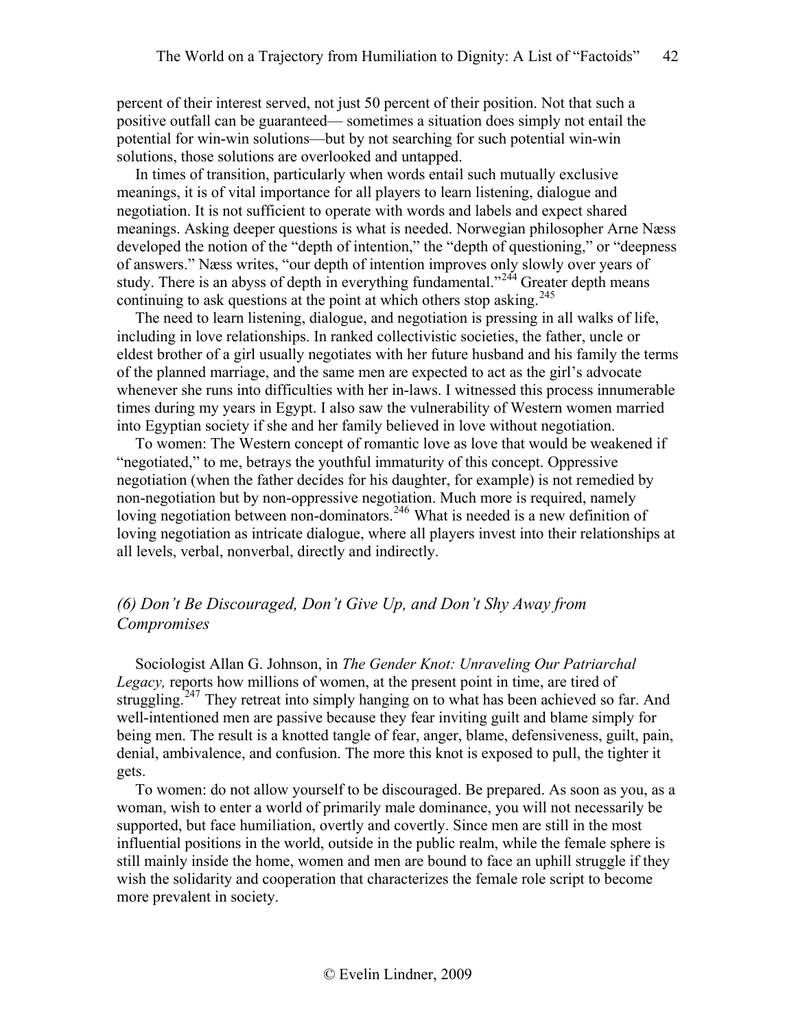percent of their interest served, not just 50 percent of their position. Not that such a positive outfall can be guaranteed— sometimes a situation does simply not entail the potential for win-win solutions—but by not searching for such potential win-win solutions, those solutions are overlooked and untapped.

In times of transition, particularly when words entail such mutually exclusive meanings, it is of vital importance for all players to learn listening, dialogue and negotiation. It is not sufficient to operate with words and labels and expect shared meanings. Asking deeper questions is what is needed. Norwegian philosopher Arne Næss developed the notion of the "depth of intention," the "depth of questioning," or "deepness of answers." Næss writes, "our depth of intention improves only slowly over years of study. There is an abyss of depth in everything fundamental."[244] Greater depth means continuing to ask questions at the point at which others stop asking.[245]

The need to learn listening, dialogue, and negotiation is pressing in all walks of life, including in love relationships. In ranked collectivistic societies, the father, uncle or eldest brother of a girl usually negotiates with her future husband and his family the terms of the planned marriage, and the same men are expected to act as the girl's advocate whenever she runs into difficulties with her in-laws. I witnessed this process innumerable times during my years in Egypt. I also saw the vulnerability of Western women married into Egyptian society if she and her family believed in love without negotiation.

To women: The Western concept of romantic love as love that would be weakened if "negotiated," to me, betrays the youthful immaturity of this concept. Oppressive negotiation (when the father decides for his daughter, for example) is not remedied by non-negotiation but by non-oppressive negotiation. Much more is required, namely loving negotiation between non-dominators.[246] What is needed is a new definition of loving negotiation as intricate dialogue, where all players invest into their relationships at all levels, verbal, nonverbal, directly and indirectly.

### *(6) Don't Be Discouraged, Don't Give Up, and Don't Shy Away from Compromises*

Sociologist Allan G. Johnson, in *The Gender Knot: Unraveling Our Patriarchal Legacy,* reports how millions of women, at the present point in time, are tired of struggling.[247] They retreat into simply hanging on to what has been achieved so far. And well-intentioned men are passive because they fear inviting guilt and blame simply for being men. The result is a knotted tangle of fear, anger, blame, defensiveness, guilt, pain, denial, ambivalence, and confusion. The more this knot is exposed to pull, the tighter it gets.

To women: do not allow yourself to be discouraged. Be prepared. As soon as you, as a woman, wish to enter a world of primarily male dominance, you will not necessarily be supported, but face humiliation, overtly and covertly. Since men are still in the most influential positions in the world, outside in the public realm, while the female sphere is still mainly inside the home, women and men are bound to face an uphill struggle if they wish the solidarity and cooperation that characterizes the female role script to become more prevalent in society.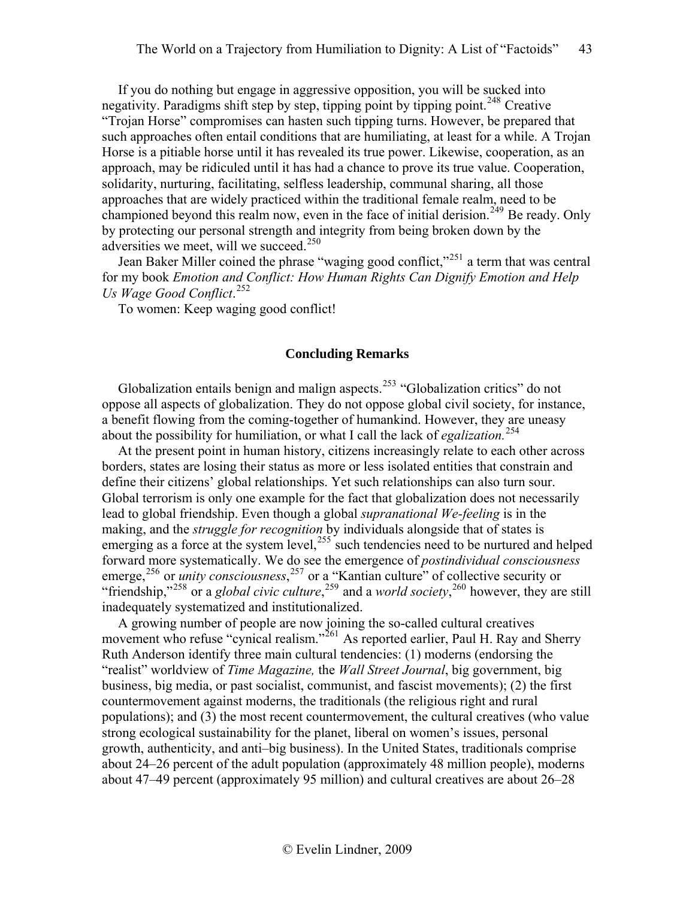If you do nothing but engage in aggressive opposition, you will be sucked into negativity. Paradigms shift step by step, tipping point by tipping point.[248] Creative "Trojan Horse" compromises can hasten such tipping turns. However, be prepared that such approaches often entail conditions that are humiliating, at least for a while. A Trojan Horse is a pitiable horse until it has revealed its true power. Likewise, cooperation, as an approach, may be ridiculed until it has had a chance to prove its true value. Cooperation, solidarity, nurturing, facilitating, selfless leadership, communal sharing, all those approaches that are widely practiced within the traditional female realm, need to be championed beyond this realm now, even in the face of initial derision.[249] Be ready. Only by protecting our personal strength and integrity from being broken down by the adversities we meet, will we succeed.[250]

Jean Baker Miller coined the phrase "waging good conflict,"[251] a term that was central for my book *Emotion and Conflict: How Human Rights Can Dignify Emotion and Help Us Wage Good Conflict*.[252]

To women: Keep waging good conflict!

## Concluding Remarks

Globalization entails benign and malign aspects.[253] "Globalization critics" do not oppose all aspects of globalization. They do not oppose global civil society, for instance, a benefit flowing from the coming-together of humankind. However, they are uneasy about the possibility for humiliation, or what I call the lack of *egalization.*[254]

At the present point in human history, citizens increasingly relate to each other across borders, states are losing their status as more or less isolated entities that constrain and define their citizens' global relationships. Yet such relationships can also turn sour. Global terrorism is only one example for the fact that globalization does not necessarily lead to global friendship. Even though a global *supranational We-feeling* is in the making, and the *struggle for recognition* by individuals alongside that of states is emerging as a force at the system level,[255] such tendencies need to be nurtured and helped forward more systematically. We do see the emergence of *postindividual consciousness* emerge,[256] or *unity consciousness*,[257] or a "Kantian culture" of collective security or "friendship,"[258] or a *global civic culture*,[259] and a *world society*,[260] however, they are still inadequately systematized and institutionalized.

A growing number of people are now joining the so-called cultural creatives movement who refuse "cynical realism."[261] As reported earlier, Paul H. Ray and Sherry Ruth Anderson identify three main cultural tendencies: (1) moderns (endorsing the "realist" worldview of *Time Magazine,* the *Wall Street Journal*, big government, big business, big media, or past socialist, communist, and fascist movements); (2) the first countermovement against moderns, the traditionals (the religious right and rural populations); and (3) the most recent countermovement, the cultural creatives (who value strong ecological sustainability for the planet, liberal on women's issues, personal growth, authenticity, and anti–big business). In the United States, traditionals comprise about 24–26 percent of the adult population (approximately 48 million people), moderns about 47–49 percent (approximately 95 million) and cultural creatives are about 26–28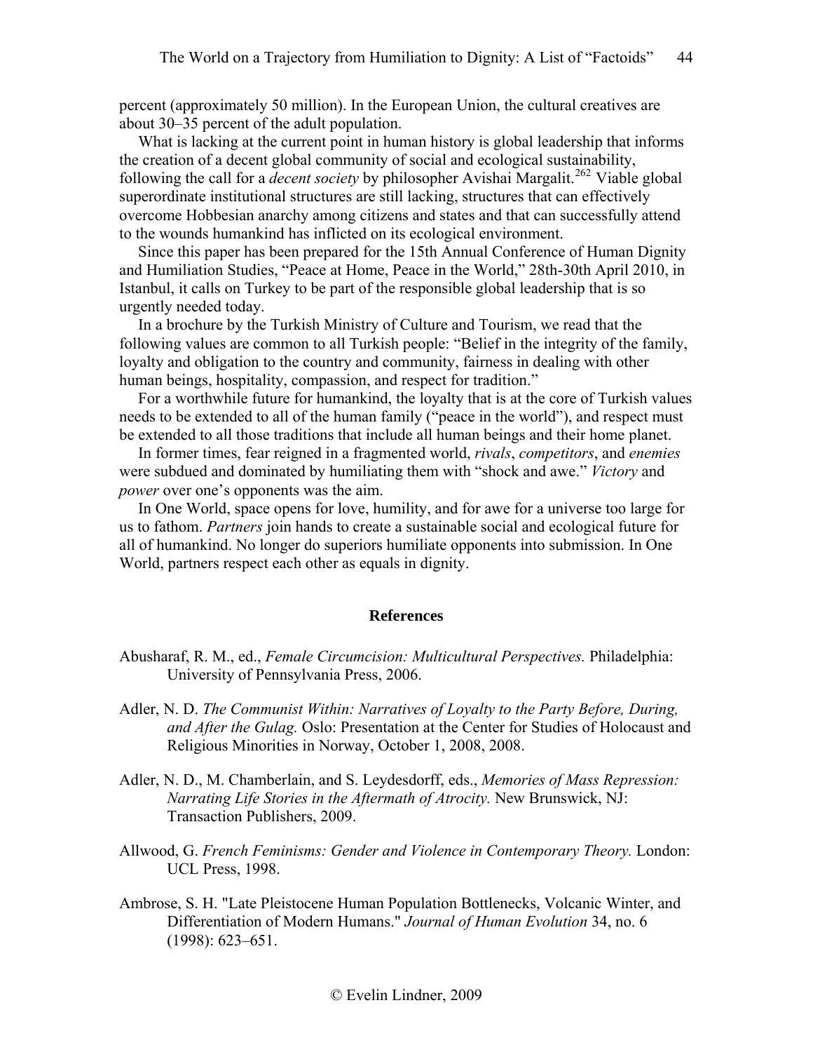percent (approximately 50 million). In the European Union, the cultural creatives are about 30–35 percent of the adult population.

What is lacking at the current point in human history is global leadership that informs the creation of a decent global community of social and ecological sustainability, following the call for a *decent society* by philosopher Avishai Margalit.[262] Viable global superordinate institutional structures are still lacking, structures that can effectively overcome Hobbesian anarchy among citizens and states and that can successfully attend to the wounds humankind has inflicted on its ecological environment.

Since this paper has been prepared for the 15th Annual Conference of Human Dignity and Humiliation Studies, "Peace at Home, Peace in the World," 28th-30th April 2010, in Istanbul, it calls on Turkey to be part of the responsible global leadership that is so urgently needed today.

In a brochure by the Turkish Ministry of Culture and Tourism, we read that the following values are common to all Turkish people: "Belief in the integrity of the family, loyalty and obligation to the country and community, fairness in dealing with other human beings, hospitality, compassion, and respect for tradition."

For a worthwhile future for humankind, the loyalty that is at the core of Turkish values needs to be extended to all of the human family ("peace in the world"), and respect must be extended to all those traditions that include all human beings and their home planet.

In former times, fear reigned in a fragmented world, *rivals*, *competitors*, and *enemies* were subdued and dominated by humiliating them with "shock and awe." *Victory* and *power* over one's opponents was the aim.

In One World, space opens for love, humility, and for awe for a universe too large for us to fathom. *Partners* join hands to create a sustainable social and ecological future for all of humankind. No longer do superiors humiliate opponents into submission. In One World, partners respect each other as equals in dignity.

## References

Abusharaf, R. M., ed., *Female Circumcision: Multicultural Perspectives.* Philadelphia: University of Pennsylvania Press, 2006.

Adler, N. D. *The Communist Within: Narratives of Loyalty to the Party Before, During, and After the Gulag.* Oslo: Presentation at the Center for Studies of Holocaust and Religious Minorities in Norway, October 1, 2008, 2008.

Adler, N. D., M. Chamberlain, and S. Leydesdorff, eds., *Memories of Mass Repression: Narrating Life Stories in the Aftermath of Atrocity.* New Brunswick, NJ: Transaction Publishers, 2009.

Allwood, G. *French Feminisms: Gender and Violence in Contemporary Theory.* London: UCL Press, 1998.

Ambrose, S. H. "Late Pleistocene Human Population Bottlenecks, Volcanic Winter, and Differentiation of Modern Humans." *Journal of Human Evolution* 34, no. 6 (1998): 623–651.

© Evelin Lindner, 2009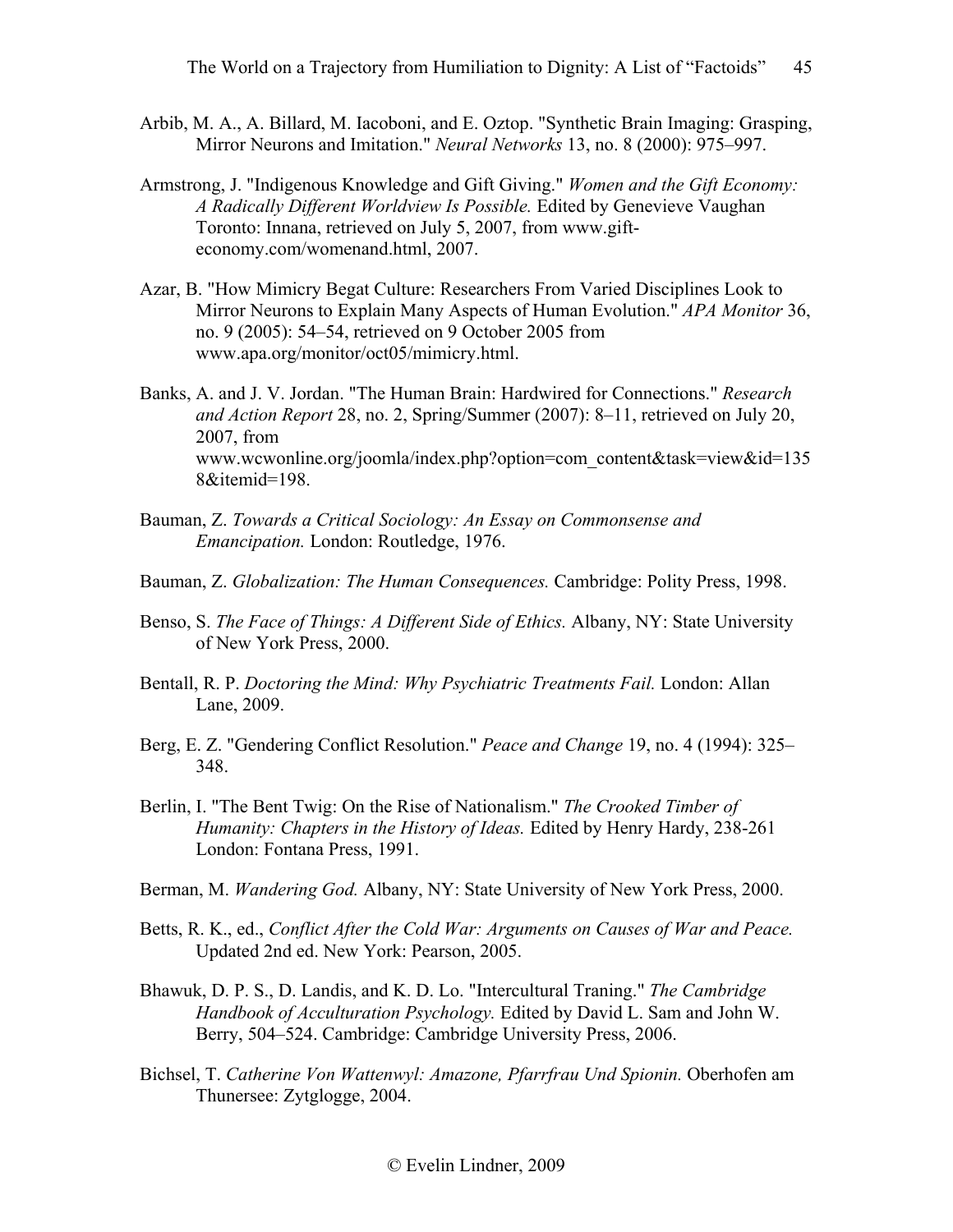Arbib, M. A., A. Billard, M. Iacoboni, and E. Oztop. "Synthetic Brain Imaging: Grasping, Mirror Neurons and Imitation." *Neural Networks* 13, no. 8 (2000): 975–997.

Armstrong, J. "Indigenous Knowledge and Gift Giving." *Women and the Gift Economy: A Radically Different Worldview Is Possible.* Edited by Genevieve Vaughan Toronto: Innana, retrieved on July 5, 2007, from www.gift-economy.com/womenand.html, 2007.

Azar, B. "How Mimicry Begat Culture: Researchers From Varied Disciplines Look to Mirror Neurons to Explain Many Aspects of Human Evolution." *APA Monitor* 36, no. 9 (2005): 54–54, retrieved on 9 October 2005 from www.apa.org/monitor/oct05/mimicry.html.

Banks, A. and J. V. Jordan. "The Human Brain: Hardwired for Connections." *Research and Action Report* 28, no. 2, Spring/Summer (2007): 8–11, retrieved on July 20, 2007, from www.wcwonline.org/joomla/index.php?option=com_content&task=view&id=1358&itemid=198.

Bauman, Z. *Towards a Critical Sociology: An Essay on Commonsense and Emancipation.* London: Routledge, 1976.

Bauman, Z. *Globalization: The Human Consequences.* Cambridge: Polity Press, 1998.

Benso, S. *The Face of Things: A Different Side of Ethics.* Albany, NY: State University of New York Press, 2000.

Bentall, R. P. *Doctoring the Mind: Why Psychiatric Treatments Fail.* London: Allan Lane, 2009.

Berg, E. Z. "Gendering Conflict Resolution." *Peace and Change* 19, no. 4 (1994): 325–348.

Berlin, I. "The Bent Twig: On the Rise of Nationalism." *The Crooked Timber of Humanity: Chapters in the History of Ideas.* Edited by Henry Hardy, 238-261 London: Fontana Press, 1991.

Berman, M. *Wandering God.* Albany, NY: State University of New York Press, 2000.

Betts, R. K., ed., *Conflict After the Cold War: Arguments on Causes of War and Peace.* Updated 2nd ed. New York: Pearson, 2005.

Bhawuk, D. P. S., D. Landis, and K. D. Lo. "Intercultural Traning." *The Cambridge Handbook of Acculturation Psychology.* Edited by David L. Sam and John W. Berry, 504–524. Cambridge: Cambridge University Press, 2006.

Bichsel, T. *Catherine Von Wattenwyl: Amazone, Pfarrfrau Und Spionin.* Oberhofen am Thunersee: Zytglogge, 2004.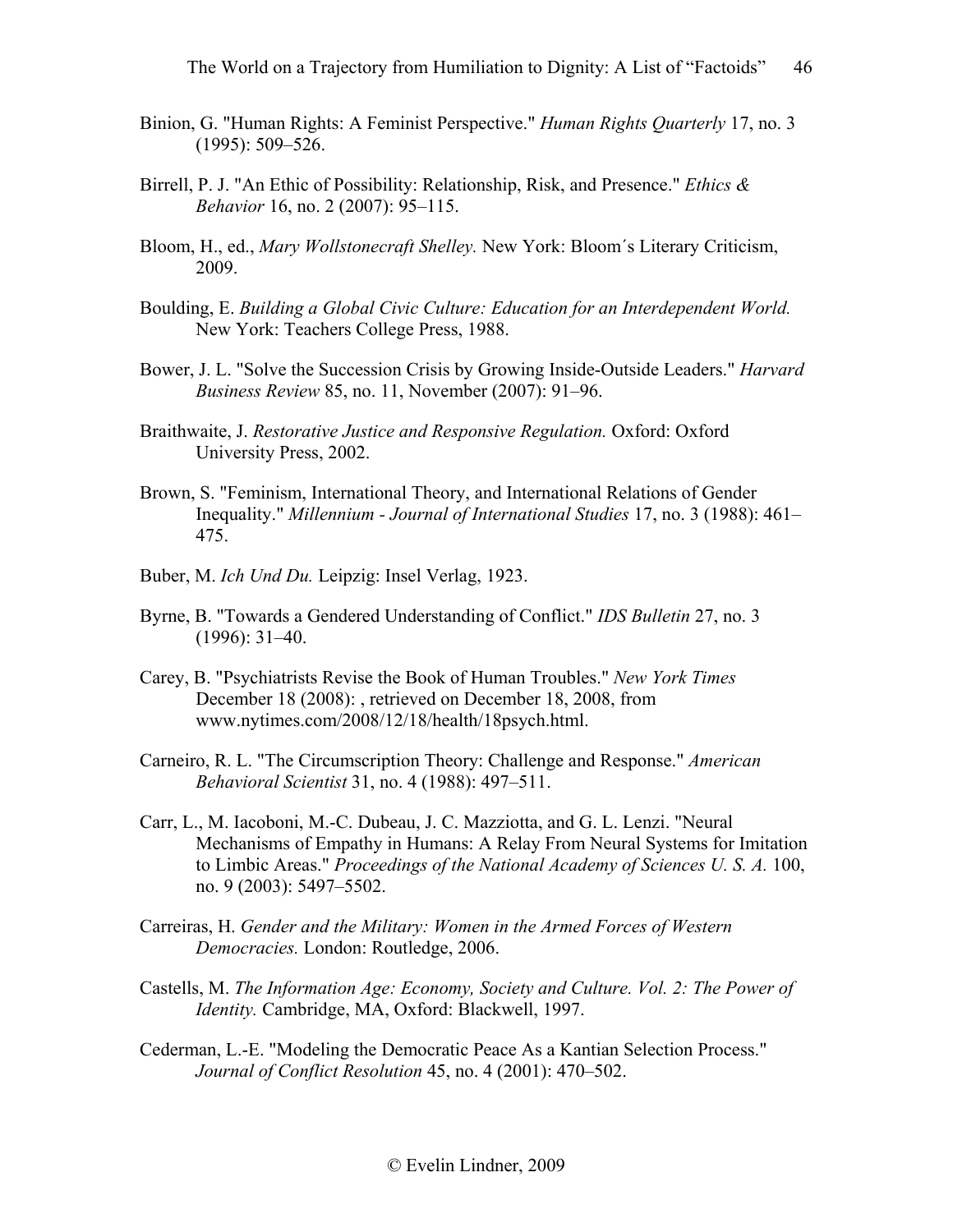Binion, G. "Human Rights: A Feminist Perspective." *Human Rights Quarterly* 17, no. 3 (1995): 509–526.

Birrell, P. J. "An Ethic of Possibility: Relationship, Risk, and Presence." *Ethics & Behavior* 16, no. 2 (2007): 95–115.

Bloom, H., ed., *Mary Wollstonecraft Shelley.* New York: Bloom´s Literary Criticism, 2009.

Boulding, E. *Building a Global Civic Culture: Education for an Interdependent World.* New York: Teachers College Press, 1988.

Bower, J. L. "Solve the Succession Crisis by Growing Inside-Outside Leaders." *Harvard Business Review* 85, no. 11, November (2007): 91–96.

Braithwaite, J. *Restorative Justice and Responsive Regulation.* Oxford: Oxford University Press, 2002.

Brown, S. "Feminism, International Theory, and International Relations of Gender Inequality." *Millennium - Journal of International Studies* 17, no. 3 (1988): 461–475.

Buber, M. *Ich Und Du.* Leipzig: Insel Verlag, 1923.

Byrne, B. "Towards a Gendered Understanding of Conflict." *IDS Bulletin* 27, no. 3 (1996): 31–40.

Carey, B. "Psychiatrists Revise the Book of Human Troubles." *New York Times* December 18 (2008): , retrieved on December 18, 2008, from www.nytimes.com/2008/12/18/health/18psych.html.

Carneiro, R. L. "The Circumscription Theory: Challenge and Response." *American Behavioral Scientist* 31, no. 4 (1988): 497–511.

Carr, L., M. Iacoboni, M.-C. Dubeau, J. C. Mazziotta, and G. L. Lenzi. "Neural Mechanisms of Empathy in Humans: A Relay From Neural Systems for Imitation to Limbic Areas." *Proceedings of the National Academy of Sciences U. S. A.* 100, no. 9 (2003): 5497–5502.

Carreiras, H. *Gender and the Military: Women in the Armed Forces of Western Democracies.* London: Routledge, 2006.

Castells, M. *The Information Age: Economy, Society and Culture. Vol. 2: The Power of Identity.* Cambridge, MA, Oxford: Blackwell, 1997.

Cederman, L.-E. "Modeling the Democratic Peace As a Kantian Selection Process." *Journal of Conflict Resolution* 45, no. 4 (2001): 470–502.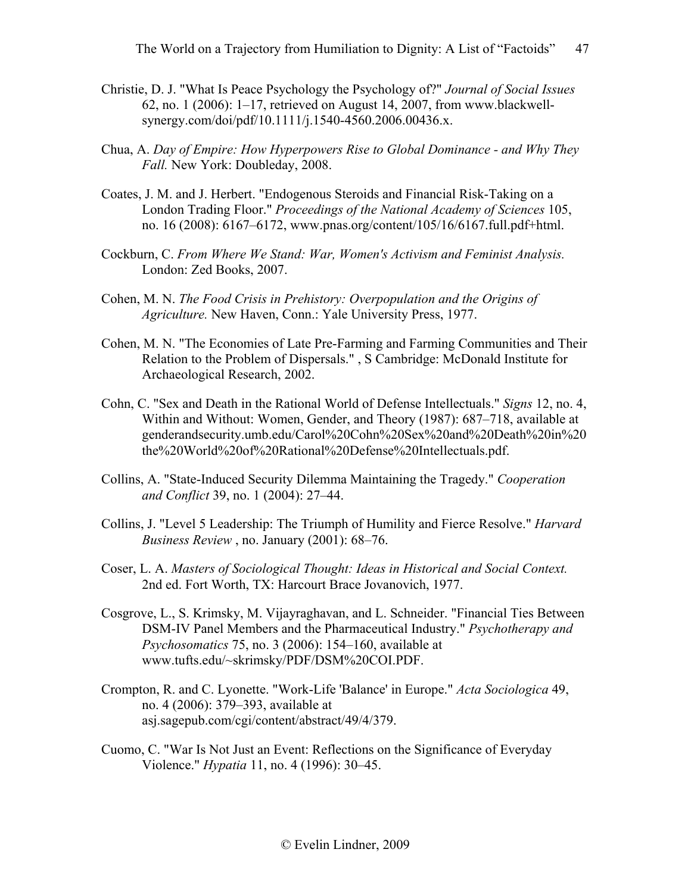Christie, D. J. "What Is Peace Psychology the Psychology of?" *Journal of Social Issues* 62, no. 1 (2006): 1–17, retrieved on August 14, 2007, from www.blackwell-synergy.com/doi/pdf/10.1111/j.1540-4560.2006.00436.x.

Chua, A. *Day of Empire: How Hyperpowers Rise to Global Dominance - and Why They Fall.* New York: Doubleday, 2008.

Coates, J. M. and J. Herbert. "Endogenous Steroids and Financial Risk-Taking on a London Trading Floor." *Proceedings of the National Academy of Sciences* 105, no. 16 (2008): 6167–6172, www.pnas.org/content/105/16/6167.full.pdf+html.

Cockburn, C. *From Where We Stand: War, Women's Activism and Feminist Analysis.* London: Zed Books, 2007.

Cohen, M. N. *The Food Crisis in Prehistory: Overpopulation and the Origins of Agriculture.* New Haven, Conn.: Yale University Press, 1977.

Cohen, M. N. "The Economies of Late Pre-Farming and Farming Communities and Their Relation to the Problem of Dispersals." , S Cambridge: McDonald Institute for Archaeological Research, 2002.

Cohn, C. "Sex and Death in the Rational World of Defense Intellectuals." *Signs* 12, no. 4, Within and Without: Women, Gender, and Theory (1987): 687–718, available at genderandsecurity.umb.edu/Carol%20Cohn%20Sex%20and%20Death%20in%20the%20World%20of%20Rational%20Defense%20Intellectuals.pdf.

Collins, A. "State-Induced Security Dilemma Maintaining the Tragedy." *Cooperation and Conflict* 39, no. 1 (2004): 27–44.

Collins, J. "Level 5 Leadership: The Triumph of Humility and Fierce Resolve." *Harvard Business Review* , no. January (2001): 68–76.

Coser, L. A. *Masters of Sociological Thought: Ideas in Historical and Social Context.* 2nd ed. Fort Worth, TX: Harcourt Brace Jovanovich, 1977.

Cosgrove, L., S. Krimsky, M. Vijayraghavan, and L. Schneider. "Financial Ties Between DSM-IV Panel Members and the Pharmaceutical Industry." *Psychotherapy and Psychosomatics* 75, no. 3 (2006): 154–160, available at www.tufts.edu/~skrimsky/PDF/DSM%20COI.PDF.

Crompton, R. and C. Lyonette. "Work-Life 'Balance' in Europe." *Acta Sociologica* 49, no. 4 (2006): 379–393, available at asj.sagepub.com/cgi/content/abstract/49/4/379.

Cuomo, C. "War Is Not Just an Event: Reflections on the Significance of Everyday Violence." *Hypatia* 11, no. 4 (1996): 30–45.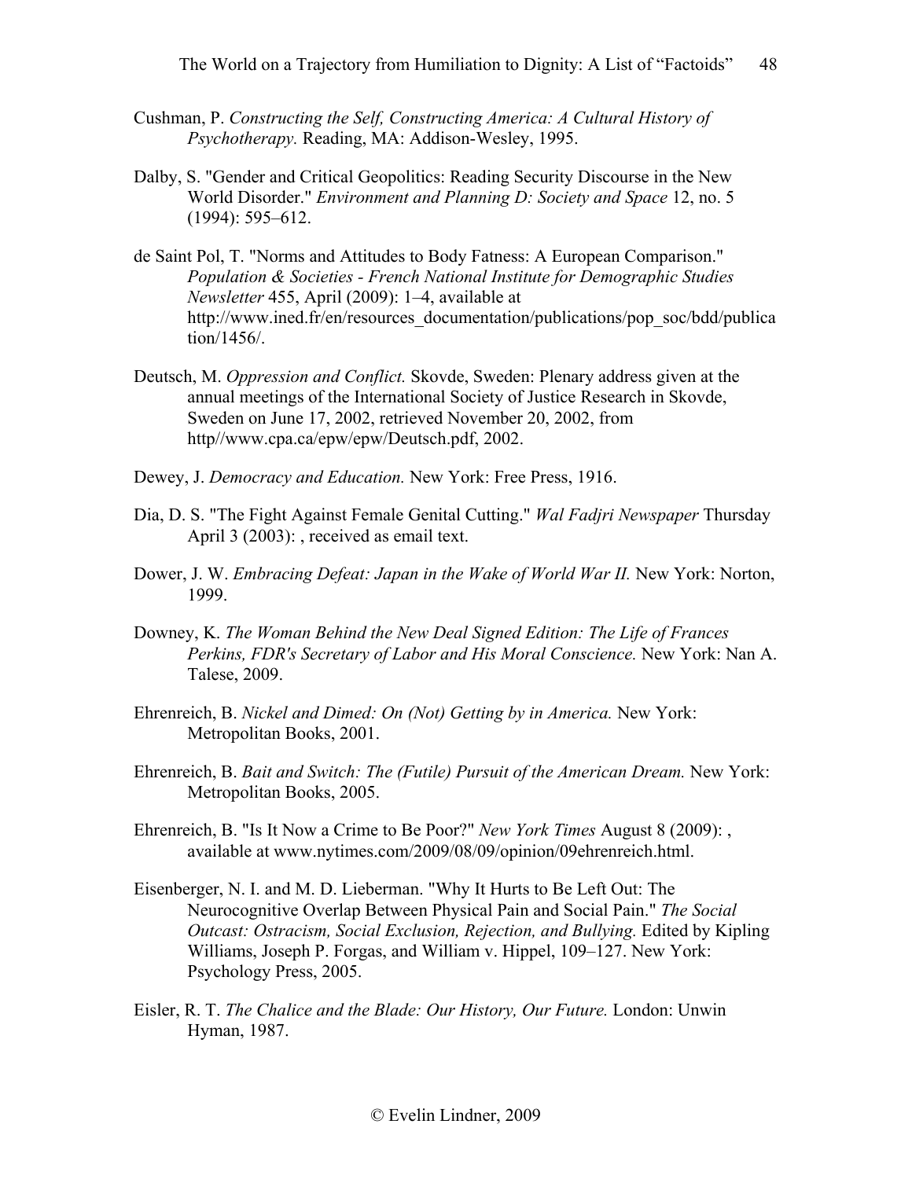Cushman, P. *Constructing the Self, Constructing America: A Cultural History of Psychotherapy.* Reading, MA: Addison-Wesley, 1995.

Dalby, S. "Gender and Critical Geopolitics: Reading Security Discourse in the New World Disorder." *Environment and Planning D: Society and Space* 12, no. 5 (1994): 595–612.

de Saint Pol, T. "Norms and Attitudes to Body Fatness: A European Comparison." *Population & Societies - French National Institute for Demographic Studies Newsletter* 455, April (2009): 1–4, available at http://www.ined.fr/en/resources_documentation/publications/pop_soc/bdd/publication/1456/.

Deutsch, M. *Oppression and Conflict.* Skovde, Sweden: Plenary address given at the annual meetings of the International Society of Justice Research in Skovde, Sweden on June 17, 2002, retrieved November 20, 2002, from http//www.cpa.ca/epw/epw/Deutsch.pdf, 2002.

Dewey, J. *Democracy and Education.* New York: Free Press, 1916.

Dia, D. S. "The Fight Against Female Genital Cutting." *Wal Fadjri Newspaper* Thursday April 3 (2003): , received as email text.

Dower, J. W. *Embracing Defeat: Japan in the Wake of World War II.* New York: Norton, 1999.

Downey, K. *The Woman Behind the New Deal Signed Edition: The Life of Frances Perkins, FDR's Secretary of Labor and His Moral Conscience.* New York: Nan A. Talese, 2009.

Ehrenreich, B. *Nickel and Dimed: On (Not) Getting by in America.* New York: Metropolitan Books, 2001.

Ehrenreich, B. *Bait and Switch: The (Futile) Pursuit of the American Dream.* New York: Metropolitan Books, 2005.

Ehrenreich, B. "Is It Now a Crime to Be Poor?" *New York Times* August 8 (2009): , available at www.nytimes.com/2009/08/09/opinion/09ehrenreich.html.

Eisenberger, N. I. and M. D. Lieberman. "Why It Hurts to Be Left Out: The Neurocognitive Overlap Between Physical Pain and Social Pain." *The Social Outcast: Ostracism, Social Exclusion, Rejection, and Bullying.* Edited by Kipling Williams, Joseph P. Forgas, and William v. Hippel, 109–127. New York: Psychology Press, 2005.

Eisler, R. T. *The Chalice and the Blade: Our History, Our Future.* London: Unwin Hyman, 1987.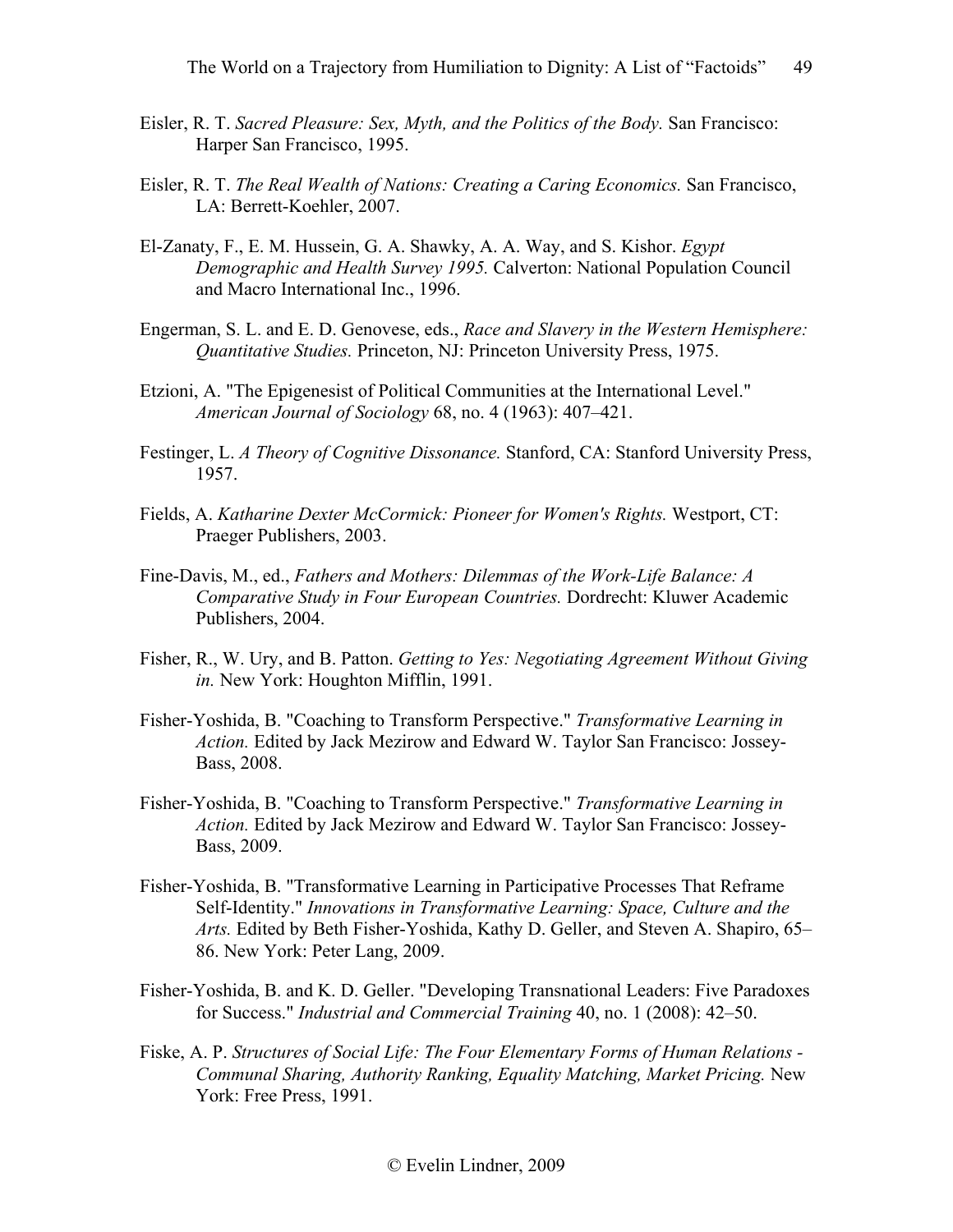Eisler, R. T. *Sacred Pleasure: Sex, Myth, and the Politics of the Body.* San Francisco: Harper San Francisco, 1995.

Eisler, R. T. *The Real Wealth of Nations: Creating a Caring Economics.* San Francisco, LA: Berrett-Koehler, 2007.

El-Zanaty, F., E. M. Hussein, G. A. Shawky, A. A. Way, and S. Kishor. *Egypt Demographic and Health Survey 1995.* Calverton: National Population Council and Macro International Inc., 1996.

Engerman, S. L. and E. D. Genovese, eds., *Race and Slavery in the Western Hemisphere: Quantitative Studies.* Princeton, NJ: Princeton University Press, 1975.

Etzioni, A. "The Epigenesist of Political Communities at the International Level." *American Journal of Sociology* 68, no. 4 (1963): 407–421.

Festinger, L. *A Theory of Cognitive Dissonance.* Stanford, CA: Stanford University Press, 1957.

Fields, A. *Katharine Dexter McCormick: Pioneer for Women's Rights.* Westport, CT: Praeger Publishers, 2003.

Fine-Davis, M., ed., *Fathers and Mothers: Dilemmas of the Work-Life Balance: A Comparative Study in Four European Countries.* Dordrecht: Kluwer Academic Publishers, 2004.

Fisher, R., W. Ury, and B. Patton. *Getting to Yes: Negotiating Agreement Without Giving in.* New York: Houghton Mifflin, 1991.

Fisher-Yoshida, B. "Coaching to Transform Perspective." *Transformative Learning in Action.* Edited by Jack Mezirow and Edward W. Taylor San Francisco: Jossey-Bass, 2008.

Fisher-Yoshida, B. "Coaching to Transform Perspective." *Transformative Learning in Action.* Edited by Jack Mezirow and Edward W. Taylor San Francisco: Jossey-Bass, 2009.

Fisher-Yoshida, B. "Transformative Learning in Participative Processes That Reframe Self-Identity." *Innovations in Transformative Learning: Space, Culture and the Arts.* Edited by Beth Fisher-Yoshida, Kathy D. Geller, and Steven A. Shapiro, 65–86. New York: Peter Lang, 2009.

Fisher-Yoshida, B. and K. D. Geller. "Developing Transnational Leaders: Five Paradoxes for Success." *Industrial and Commercial Training* 40, no. 1 (2008): 42–50.

Fiske, A. P. *Structures of Social Life: The Four Elementary Forms of Human Relations - Communal Sharing, Authority Ranking, Equality Matching, Market Pricing.* New York: Free Press, 1991.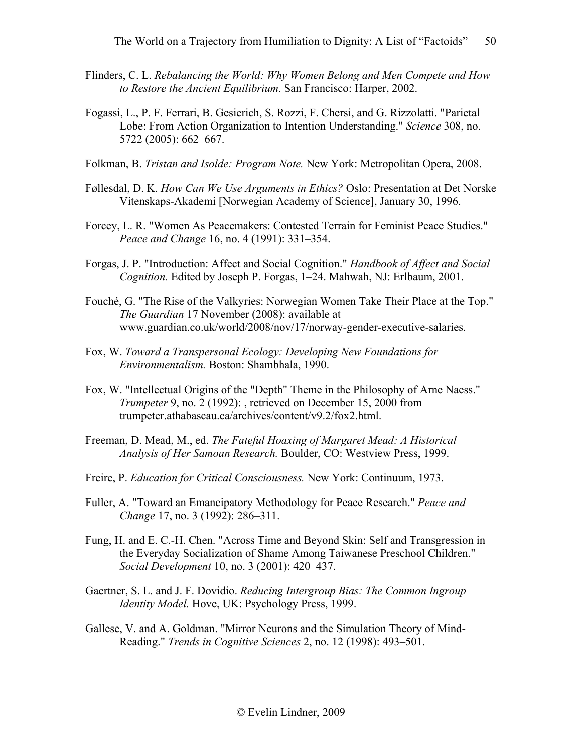Flinders, C. L. *Rebalancing the World: Why Women Belong and Men Compete and How to Restore the Ancient Equilibrium.* San Francisco: Harper, 2002.

Fogassi, L., P. F. Ferrari, B. Gesierich, S. Rozzi, F. Chersi, and G. Rizzolatti. "Parietal Lobe: From Action Organization to Intention Understanding." *Science* 308, no. 5722 (2005): 662–667.

Folkman, B. *Tristan and Isolde: Program Note.* New York: Metropolitan Opera, 2008.

Føllesdal, D. K. *How Can We Use Arguments in Ethics?* Oslo: Presentation at Det Norske Vitenskaps-Akademi [Norwegian Academy of Science], January 30, 1996.

Forcey, L. R. "Women As Peacemakers: Contested Terrain for Feminist Peace Studies." *Peace and Change* 16, no. 4 (1991): 331–354.

Forgas, J. P. "Introduction: Affect and Social Cognition." *Handbook of Affect and Social Cognition.* Edited by Joseph P. Forgas, 1–24. Mahwah, NJ: Erlbaum, 2001.

Fouché, G. "The Rise of the Valkyries: Norwegian Women Take Their Place at the Top." *The Guardian* 17 November (2008): available at www.guardian.co.uk/world/2008/nov/17/norway-gender-executive-salaries.

Fox, W. *Toward a Transpersonal Ecology: Developing New Foundations for Environmentalism.* Boston: Shambhala, 1990.

Fox, W. "Intellectual Origins of the "Depth" Theme in the Philosophy of Arne Naess." *Trumpeter* 9, no. 2 (1992): , retrieved on December 15, 2000 from trumpeter.athabascau.ca/archives/content/v9.2/fox2.html.

Freeman, D. Mead, M., ed. *The Fateful Hoaxing of Margaret Mead: A Historical Analysis of Her Samoan Research.* Boulder, CO: Westview Press, 1999.

Freire, P. *Education for Critical Consciousness.* New York: Continuum, 1973.

Fuller, A. "Toward an Emancipatory Methodology for Peace Research." *Peace and Change* 17, no. 3 (1992): 286–311.

Fung, H. and E. C.-H. Chen. "Across Time and Beyond Skin: Self and Transgression in the Everyday Socialization of Shame Among Taiwanese Preschool Children." *Social Development* 10, no. 3 (2001): 420–437.

Gaertner, S. L. and J. F. Dovidio. *Reducing Intergroup Bias: The Common Ingroup Identity Model.* Hove, UK: Psychology Press, 1999.

Gallese, V. and A. Goldman. "Mirror Neurons and the Simulation Theory of Mind-Reading." *Trends in Cognitive Sciences* 2, no. 12 (1998): 493–501.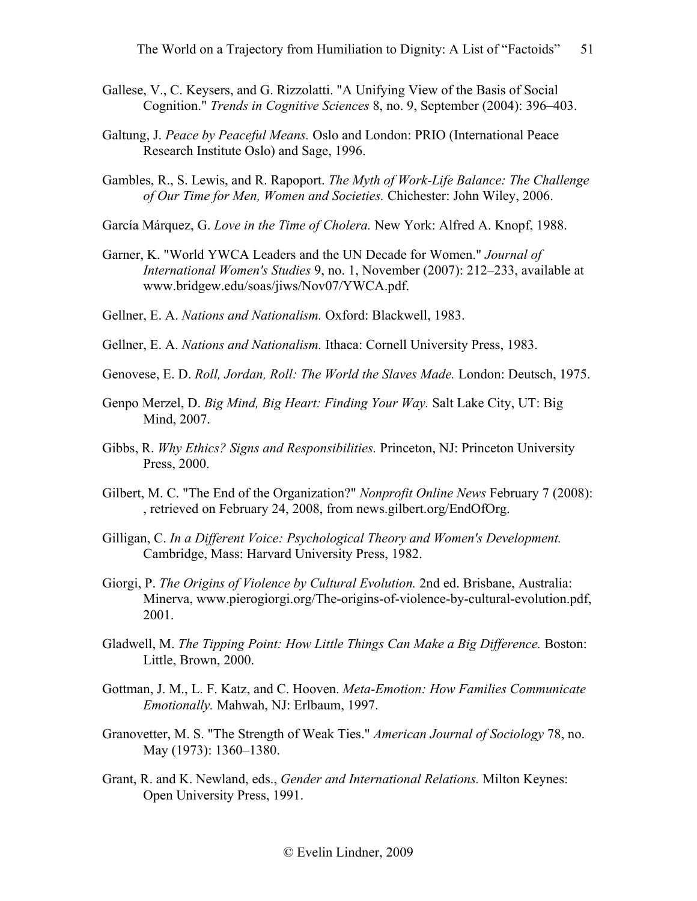Gallese, V., C. Keysers, and G. Rizzolatti. "A Unifying View of the Basis of Social Cognition." *Trends in Cognitive Sciences* 8, no. 9, September (2004): 396–403.

Galtung, J. *Peace by Peaceful Means.* Oslo and London: PRIO (International Peace Research Institute Oslo) and Sage, 1996.

Gambles, R., S. Lewis, and R. Rapoport. *The Myth of Work-Life Balance: The Challenge of Our Time for Men, Women and Societies.* Chichester: John Wiley, 2006.

García Márquez, G. *Love in the Time of Cholera.* New York: Alfred A. Knopf, 1988.

Garner, K. "World YWCA Leaders and the UN Decade for Women." *Journal of International Women's Studies* 9, no. 1, November (2007): 212–233, available at www.bridgew.edu/soas/jiws/Nov07/YWCA.pdf.

Gellner, E. A. *Nations and Nationalism.* Oxford: Blackwell, 1983.

Gellner, E. A. *Nations and Nationalism.* Ithaca: Cornell University Press, 1983.

Genovese, E. D. *Roll, Jordan, Roll: The World the Slaves Made.* London: Deutsch, 1975.

Genpo Merzel, D. *Big Mind, Big Heart: Finding Your Way.* Salt Lake City, UT: Big Mind, 2007.

Gibbs, R. *Why Ethics? Signs and Responsibilities.* Princeton, NJ: Princeton University Press, 2000.

Gilbert, M. C. "The End of the Organization?" *Nonprofit Online News* February 7 (2008): , retrieved on February 24, 2008, from news.gilbert.org/EndOfOrg.

Gilligan, C. *In a Different Voice: Psychological Theory and Women's Development.* Cambridge, Mass: Harvard University Press, 1982.

Giorgi, P. *The Origins of Violence by Cultural Evolution.* 2nd ed. Brisbane, Australia: Minerva, www.pierogiorgi.org/The-origins-of-violence-by-cultural-evolution.pdf, 2001.

Gladwell, M. *The Tipping Point: How Little Things Can Make a Big Difference.* Boston: Little, Brown, 2000.

Gottman, J. M., L. F. Katz, and C. Hooven. *Meta-Emotion: How Families Communicate Emotionally.* Mahwah, NJ: Erlbaum, 1997.

Granovetter, M. S. "The Strength of Weak Ties." *American Journal of Sociology* 78, no. May (1973): 1360–1380.

Grant, R. and K. Newland, eds., *Gender and International Relations.* Milton Keynes: Open University Press, 1991.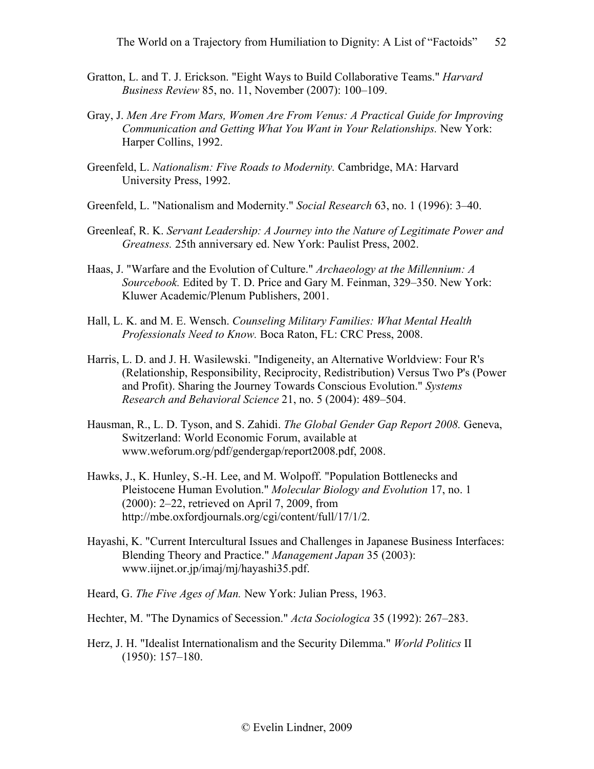Gratton, L. and T. J. Erickson. "Eight Ways to Build Collaborative Teams." *Harvard Business Review* 85, no. 11, November (2007): 100–109.

Gray, J. *Men Are From Mars, Women Are From Venus: A Practical Guide for Improving Communication and Getting What You Want in Your Relationships.* New York: Harper Collins, 1992.

Greenfeld, L. *Nationalism: Five Roads to Modernity.* Cambridge, MA: Harvard University Press, 1992.

Greenfeld, L. "Nationalism and Modernity." *Social Research* 63, no. 1 (1996): 3–40.

Greenleaf, R. K. *Servant Leadership: A Journey into the Nature of Legitimate Power and Greatness.* 25th anniversary ed. New York: Paulist Press, 2002.

Haas, J. "Warfare and the Evolution of Culture." *Archaeology at the Millennium: A Sourcebook.* Edited by T. D. Price and Gary M. Feinman, 329–350. New York: Kluwer Academic/Plenum Publishers, 2001.

Hall, L. K. and M. E. Wensch. *Counseling Military Families: What Mental Health Professionals Need to Know.* Boca Raton, FL: CRC Press, 2008.

Harris, L. D. and J. H. Wasilewski. "Indigeneity, an Alternative Worldview: Four R's (Relationship, Responsibility, Reciprocity, Redistribution) Versus Two P's (Power and Profit). Sharing the Journey Towards Conscious Evolution." *Systems Research and Behavioral Science* 21, no. 5 (2004): 489–504.

Hausman, R., L. D. Tyson, and S. Zahidi. *The Global Gender Gap Report 2008.* Geneva, Switzerland: World Economic Forum, available at www.weforum.org/pdf/gendergap/report2008.pdf, 2008.

Hawks, J., K. Hunley, S.-H. Lee, and M. Wolpoff. "Population Bottlenecks and Pleistocene Human Evolution." *Molecular Biology and Evolution* 17, no. 1 (2000): 2–22, retrieved on April 7, 2009, from http://mbe.oxfordjournals.org/cgi/content/full/17/1/2.

Hayashi, K. "Current Intercultural Issues and Challenges in Japanese Business Interfaces: Blending Theory and Practice." *Management Japan* 35 (2003): www.iijnet.or.jp/imaj/mj/hayashi35.pdf.

Heard, G. *The Five Ages of Man.* New York: Julian Press, 1963.

Hechter, M. "The Dynamics of Secession." *Acta Sociologica* 35 (1992): 267–283.

Herz, J. H. "Idealist Internationalism and the Security Dilemma." *World Politics* II (1950): 157–180.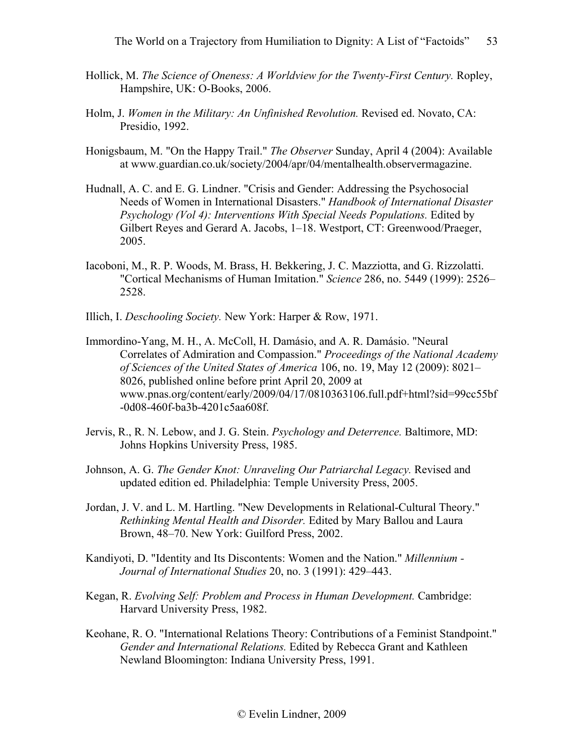Hollick, M. *The Science of Oneness: A Worldview for the Twenty-First Century.* Ropley, Hampshire, UK: O-Books, 2006.

Holm, J. *Women in the Military: An Unfinished Revolution.* Revised ed. Novato, CA: Presidio, 1992.

Honigsbaum, M. "On the Happy Trail." *The Observer* Sunday, April 4 (2004): Available at www.guardian.co.uk/society/2004/apr/04/mentalhealth.observermagazine.

Hudnall, A. C. and E. G. Lindner. "Crisis and Gender: Addressing the Psychosocial Needs of Women in International Disasters." *Handbook of International Disaster Psychology (Vol 4): Interventions With Special Needs Populations.* Edited by Gilbert Reyes and Gerard A. Jacobs, 1–18. Westport, CT: Greenwood/Praeger, 2005.

Iacoboni, M., R. P. Woods, M. Brass, H. Bekkering, J. C. Mazziotta, and G. Rizzolatti. "Cortical Mechanisms of Human Imitation." *Science* 286, no. 5449 (1999): 2526–2528.

Illich, I. *Deschooling Society.* New York: Harper & Row, 1971.

Immordino-Yang, M. H., A. McColl, H. Damásio, and A. R. Damásio. "Neural Correlates of Admiration and Compassion." *Proceedings of the National Academy of Sciences of the United States of America* 106, no. 19, May 12 (2009): 8021–8026, published online before print April 20, 2009 at www.pnas.org/content/early/2009/04/17/0810363106.full.pdf+html?sid=99cc55bf-0d08-460f-ba3b-4201c5aa608f.

Jervis, R., R. N. Lebow, and J. G. Stein. *Psychology and Deterrence.* Baltimore, MD: Johns Hopkins University Press, 1985.

Johnson, A. G. *The Gender Knot: Unraveling Our Patriarchal Legacy.* Revised and updated edition ed. Philadelphia: Temple University Press, 2005.

Jordan, J. V. and L. M. Hartling. "New Developments in Relational-Cultural Theory." *Rethinking Mental Health and Disorder.* Edited by Mary Ballou and Laura Brown, 48–70. New York: Guilford Press, 2002.

Kandiyoti, D. "Identity and Its Discontents: Women and the Nation." *Millennium - Journal of International Studies* 20, no. 3 (1991): 429–443.

Kegan, R. *Evolving Self: Problem and Process in Human Development.* Cambridge: Harvard University Press, 1982.

Keohane, R. O. "International Relations Theory: Contributions of a Feminist Standpoint." *Gender and International Relations.* Edited by Rebecca Grant and Kathleen Newland Bloomington: Indiana University Press, 1991.

© Evelin Lindner, 2009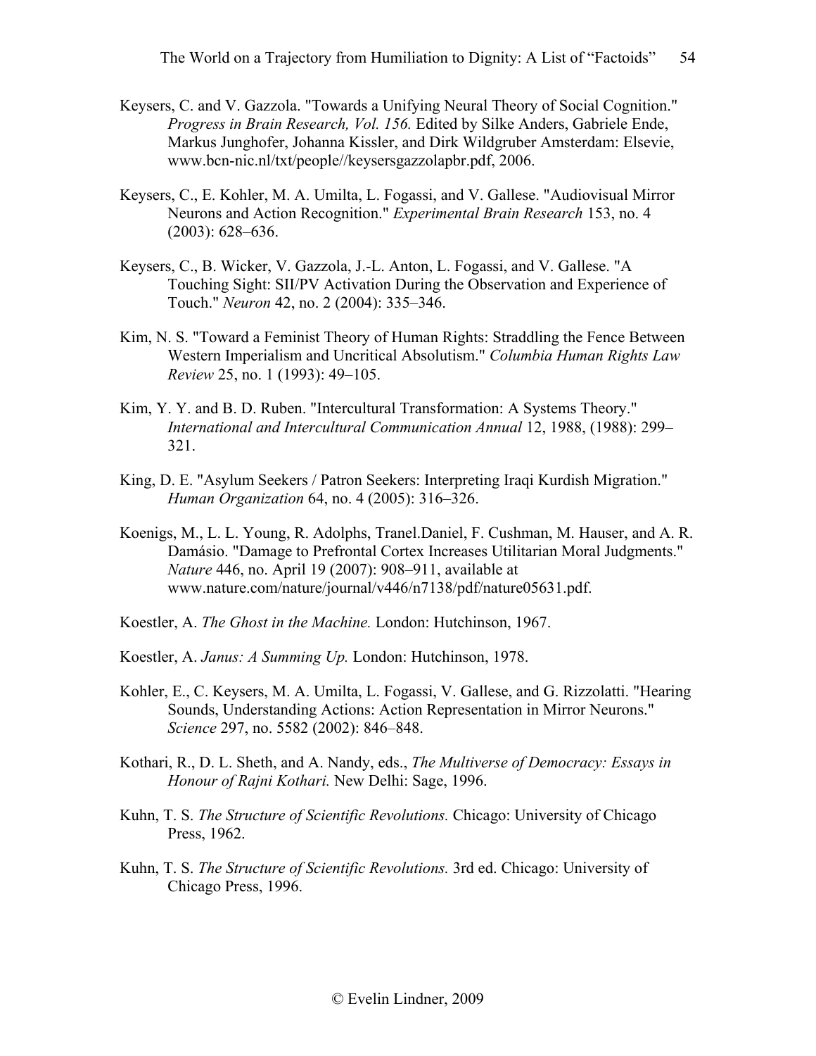Keysers, C. and V. Gazzola. "Towards a Unifying Neural Theory of Social Cognition." *Progress in Brain Research, Vol. 156.* Edited by Silke Anders, Gabriele Ende, Markus Junghofer, Johanna Kissler, and Dirk Wildgruber Amsterdam: Elsevie, www.bcn-nic.nl/txt/people//keysersgazzolapbr.pdf, 2006.

Keysers, C., E. Kohler, M. A. Umilta, L. Fogassi, and V. Gallese. "Audiovisual Mirror Neurons and Action Recognition." *Experimental Brain Research* 153, no. 4 (2003): 628–636.

Keysers, C., B. Wicker, V. Gazzola, J.-L. Anton, L. Fogassi, and V. Gallese. "A Touching Sight: SII/PV Activation During the Observation and Experience of Touch." *Neuron* 42, no. 2 (2004): 335–346.

Kim, N. S. "Toward a Feminist Theory of Human Rights: Straddling the Fence Between Western Imperialism and Uncritical Absolutism." *Columbia Human Rights Law Review* 25, no. 1 (1993): 49–105.

Kim, Y. Y. and B. D. Ruben. "Intercultural Transformation: A Systems Theory." *International and Intercultural Communication Annual* 12, 1988, (1988): 299–321.

King, D. E. "Asylum Seekers / Patron Seekers: Interpreting Iraqi Kurdish Migration." *Human Organization* 64, no. 4 (2005): 316–326.

Koenigs, M., L. L. Young, R. Adolphs, Tranel.Daniel, F. Cushman, M. Hauser, and A. R. Damásio. "Damage to Prefrontal Cortex Increases Utilitarian Moral Judgments." *Nature* 446, no. April 19 (2007): 908–911, available at www.nature.com/nature/journal/v446/n7138/pdf/nature05631.pdf.

Koestler, A. *The Ghost in the Machine.* London: Hutchinson, 1967.

Koestler, A. *Janus: A Summing Up.* London: Hutchinson, 1978.

Kohler, E., C. Keysers, M. A. Umilta, L. Fogassi, V. Gallese, and G. Rizzolatti. "Hearing Sounds, Understanding Actions: Action Representation in Mirror Neurons." *Science* 297, no. 5582 (2002): 846–848.

Kothari, R., D. L. Sheth, and A. Nandy, eds., *The Multiverse of Democracy: Essays in Honour of Rajni Kothari.* New Delhi: Sage, 1996.

Kuhn, T. S. *The Structure of Scientific Revolutions.* Chicago: University of Chicago Press, 1962.

Kuhn, T. S. *The Structure of Scientific Revolutions.* 3rd ed. Chicago: University of Chicago Press, 1996.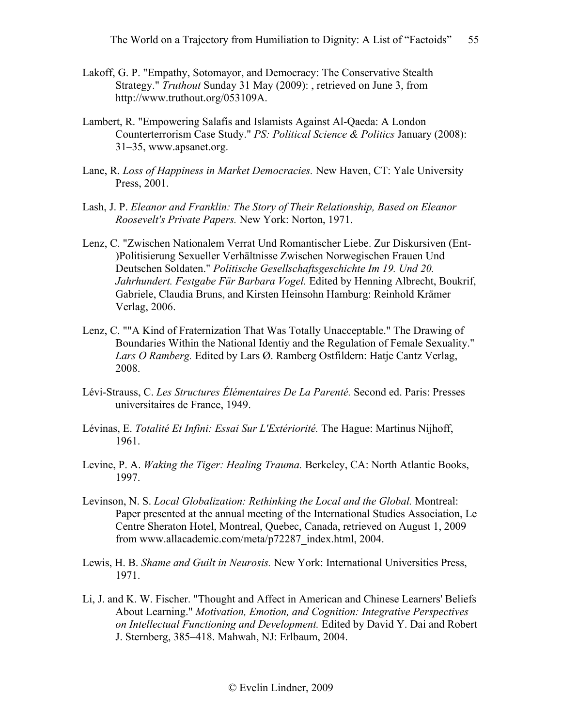Lakoff, G. P. "Empathy, Sotomayor, and Democracy: The Conservative Stealth Strategy." *Truthout* Sunday 31 May (2009): , retrieved on June 3, from http://www.truthout.org/053109A.

Lambert, R. "Empowering Salafis and Islamists Against Al-Qaeda: A London Counterterrorism Case Study." *PS: Political Science & Politics* January (2008): 31–35, www.apsanet.org.

Lane, R. *Loss of Happiness in Market Democracies.* New Haven, CT: Yale University Press, 2001.

Lash, J. P. *Eleanor and Franklin: The Story of Their Relationship, Based on Eleanor Roosevelt's Private Papers.* New York: Norton, 1971.

Lenz, C. "Zwischen Nationalem Verrat Und Romantischer Liebe. Zur Diskursiven (Ent-)Politisierung Sexueller Verhältnisse Zwischen Norwegischen Frauen Und Deutschen Soldaten." *Politische Gesellschaftsgeschichte Im 19. Und 20. Jahrhundert. Festgabe Für Barbara Vogel.* Edited by Henning Albrecht, Boukrif, Gabriele, Claudia Bruns, and Kirsten Heinsohn Hamburg: Reinhold Krämer Verlag, 2006.

Lenz, C. ""A Kind of Fraternization That Was Totally Unacceptable." The Drawing of Boundaries Within the National Identiy and the Regulation of Female Sexuality." *Lars O Ramberg.* Edited by Lars Ø. Ramberg Ostfildern: Hatje Cantz Verlag, 2008.

Lévi-Strauss, C. *Les Structures Élémentaires De La Parenté.* Second ed. Paris: Presses universitaires de France, 1949.

Lévinas, E. *Totalité Et Infini: Essai Sur L'Extériorité.* The Hague: Martinus Nijhoff, 1961.

Levine, P. A. *Waking the Tiger: Healing Trauma.* Berkeley, CA: North Atlantic Books, 1997.

Levinson, N. S. *Local Globalization: Rethinking the Local and the Global.* Montreal: Paper presented at the annual meeting of the International Studies Association, Le Centre Sheraton Hotel, Montreal, Quebec, Canada, retrieved on August 1, 2009 from www.allacademic.com/meta/p72287_index.html, 2004.

Lewis, H. B. *Shame and Guilt in Neurosis.* New York: International Universities Press, 1971.

Li, J. and K. W. Fischer. "Thought and Affect in American and Chinese Learners' Beliefs About Learning." *Motivation, Emotion, and Cognition: Integrative Perspectives on Intellectual Functioning and Development.* Edited by David Y. Dai and Robert J. Sternberg, 385–418. Mahwah, NJ: Erlbaum, 2004.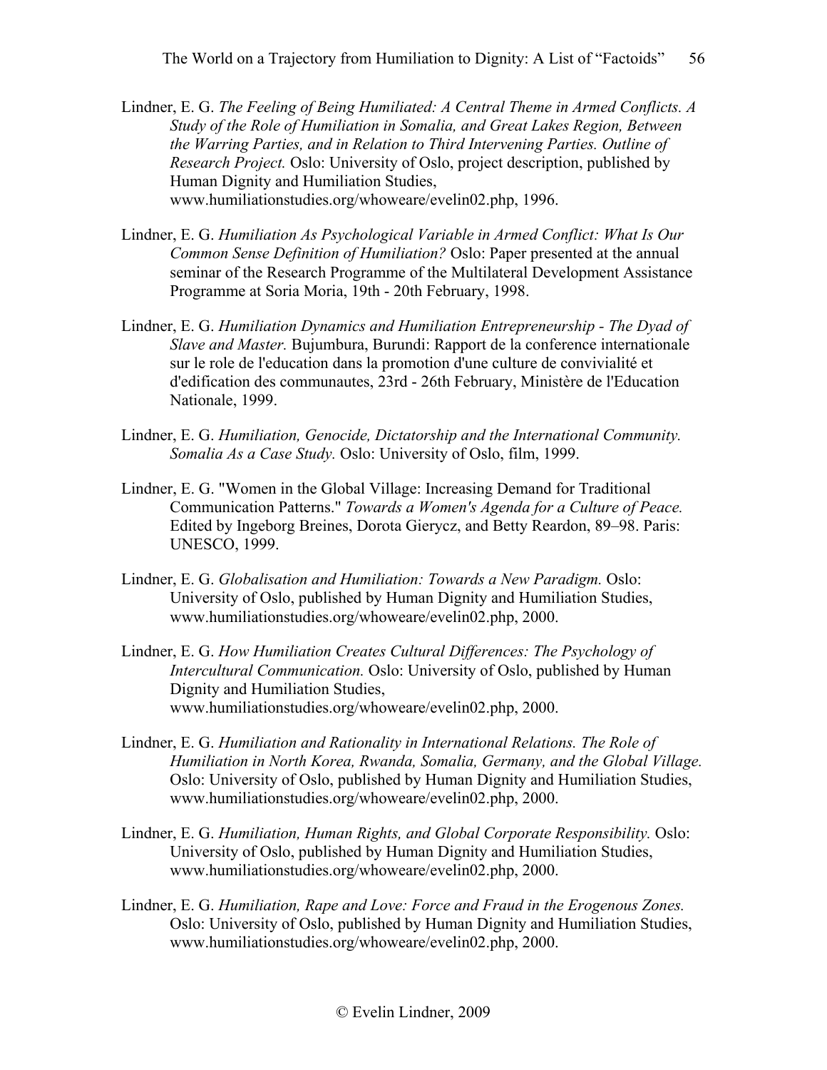Lindner, E. G. *The Feeling of Being Humiliated: A Central Theme in Armed Conflicts. A Study of the Role of Humiliation in Somalia, and Great Lakes Region, Between the Warring Parties, and in Relation to Third Intervening Parties. Outline of Research Project.* Oslo: University of Oslo, project description, published by Human Dignity and Humiliation Studies, www.humiliationstudies.org/whoweare/evelin02.php, 1996.

Lindner, E. G. *Humiliation As Psychological Variable in Armed Conflict: What Is Our Common Sense Definition of Humiliation?* Oslo: Paper presented at the annual seminar of the Research Programme of the Multilateral Development Assistance Programme at Soria Moria, 19th - 20th February, 1998.

Lindner, E. G. *Humiliation Dynamics and Humiliation Entrepreneurship - The Dyad of Slave and Master.* Bujumbura, Burundi: Rapport de la conference internationale sur le role de l'education dans la promotion d'une culture de convivialité et d'edification des communautes, 23rd - 26th February, Ministère de l'Education Nationale, 1999.

Lindner, E. G. *Humiliation, Genocide, Dictatorship and the International Community. Somalia As a Case Study.* Oslo: University of Oslo, film, 1999.

Lindner, E. G. "Women in the Global Village: Increasing Demand for Traditional Communication Patterns." *Towards a Women's Agenda for a Culture of Peace.* Edited by Ingeborg Breines, Dorota Gierycz, and Betty Reardon, 89–98. Paris: UNESCO, 1999.

Lindner, E. G. *Globalisation and Humiliation: Towards a New Paradigm.* Oslo: University of Oslo, published by Human Dignity and Humiliation Studies, www.humiliationstudies.org/whoweare/evelin02.php, 2000.

Lindner, E. G. *How Humiliation Creates Cultural Differences: The Psychology of Intercultural Communication.* Oslo: University of Oslo, published by Human Dignity and Humiliation Studies, www.humiliationstudies.org/whoweare/evelin02.php, 2000.

Lindner, E. G. *Humiliation and Rationality in International Relations. The Role of Humiliation in North Korea, Rwanda, Somalia, Germany, and the Global Village.* Oslo: University of Oslo, published by Human Dignity and Humiliation Studies, www.humiliationstudies.org/whoweare/evelin02.php, 2000.

Lindner, E. G. *Humiliation, Human Rights, and Global Corporate Responsibility.* Oslo: University of Oslo, published by Human Dignity and Humiliation Studies, www.humiliationstudies.org/whoweare/evelin02.php, 2000.

Lindner, E. G. *Humiliation, Rape and Love: Force and Fraud in the Erogenous Zones.* Oslo: University of Oslo, published by Human Dignity and Humiliation Studies, www.humiliationstudies.org/whoweare/evelin02.php, 2000.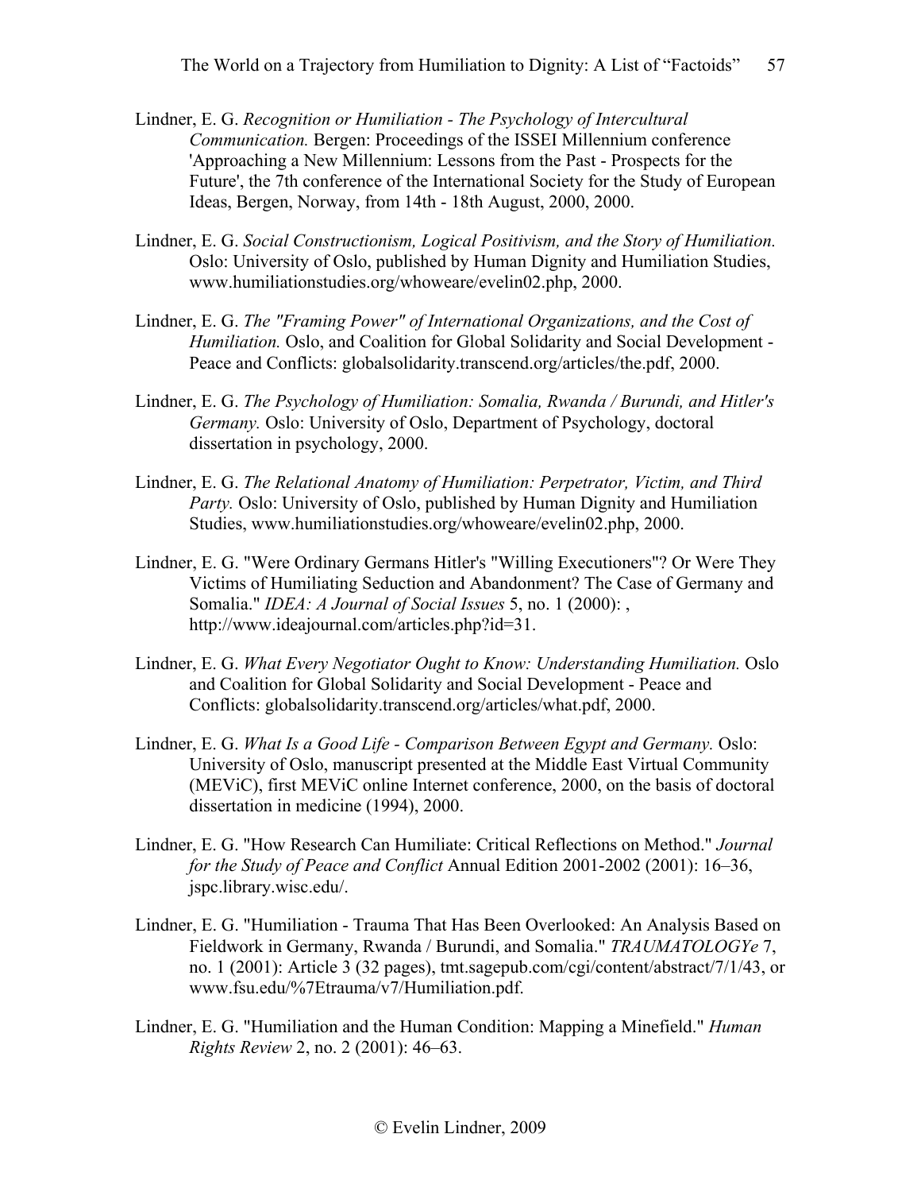Lindner, E. G. *Recognition or Humiliation - The Psychology of Intercultural Communication.* Bergen: Proceedings of the ISSEI Millennium conference 'Approaching a New Millennium: Lessons from the Past - Prospects for the Future', the 7th conference of the International Society for the Study of European Ideas, Bergen, Norway, from 14th - 18th August, 2000, 2000.

Lindner, E. G. *Social Constructionism, Logical Positivism, and the Story of Humiliation.* Oslo: University of Oslo, published by Human Dignity and Humiliation Studies, www.humiliationstudies.org/whoweare/evelin02.php, 2000.

Lindner, E. G. *The "Framing Power" of International Organizations, and the Cost of Humiliation.* Oslo, and Coalition for Global Solidarity and Social Development - Peace and Conflicts: globalsolidarity.transcend.org/articles/the.pdf, 2000.

Lindner, E. G. *The Psychology of Humiliation: Somalia, Rwanda / Burundi, and Hitler's Germany.* Oslo: University of Oslo, Department of Psychology, doctoral dissertation in psychology, 2000.

Lindner, E. G. *The Relational Anatomy of Humiliation: Perpetrator, Victim, and Third Party.* Oslo: University of Oslo, published by Human Dignity and Humiliation Studies, www.humiliationstudies.org/whoweare/evelin02.php, 2000.

Lindner, E. G. "Were Ordinary Germans Hitler's "Willing Executioners"? Or Were They Victims of Humiliating Seduction and Abandonment? The Case of Germany and Somalia." *IDEA: A Journal of Social Issues* 5, no. 1 (2000): , http://www.ideajournal.com/articles.php?id=31.

Lindner, E. G. *What Every Negotiator Ought to Know: Understanding Humiliation.* Oslo and Coalition for Global Solidarity and Social Development - Peace and Conflicts: globalsolidarity.transcend.org/articles/what.pdf, 2000.

Lindner, E. G. *What Is a Good Life - Comparison Between Egypt and Germany.* Oslo: University of Oslo, manuscript presented at the Middle East Virtual Community (MEViC), first MEViC online Internet conference, 2000, on the basis of doctoral dissertation in medicine (1994), 2000.

Lindner, E. G. "How Research Can Humiliate: Critical Reflections on Method." *Journal for the Study of Peace and Conflict* Annual Edition 2001-2002 (2001): 16–36, jspc.library.wisc.edu/.

Lindner, E. G. "Humiliation - Trauma That Has Been Overlooked: An Analysis Based on Fieldwork in Germany, Rwanda / Burundi, and Somalia." *TRAUMATOLOGYe* 7, no. 1 (2001): Article 3 (32 pages), tmt.sagepub.com/cgi/content/abstract/7/1/43, or www.fsu.edu/%7Etrauma/v7/Humiliation.pdf.

Lindner, E. G. "Humiliation and the Human Condition: Mapping a Minefield." *Human Rights Review* 2, no. 2 (2001): 46–63.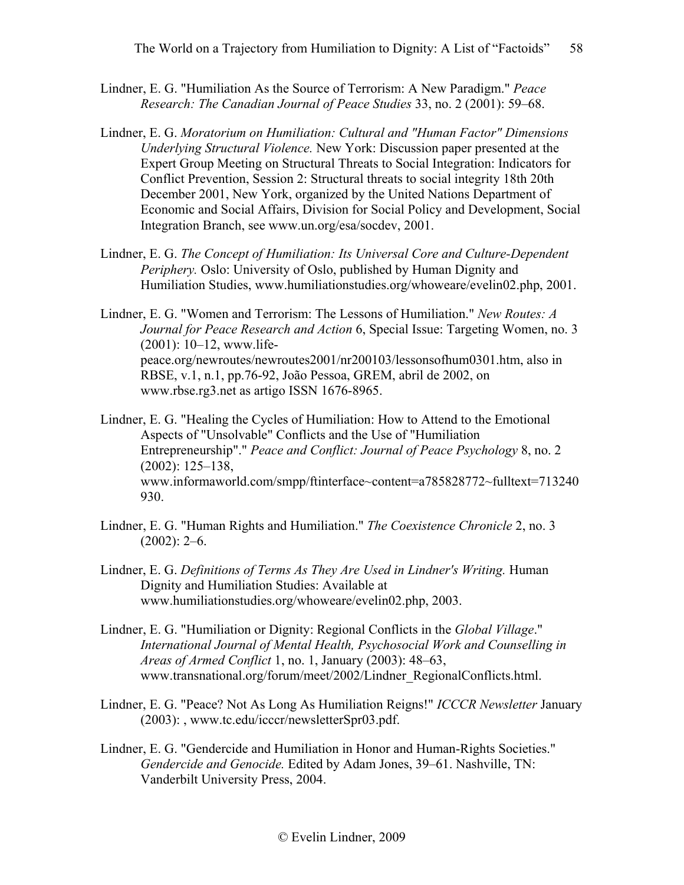Lindner, E. G. "Humiliation As the Source of Terrorism: A New Paradigm." *Peace Research: The Canadian Journal of Peace Studies* 33, no. 2 (2001): 59–68.

Lindner, E. G. *Moratorium on Humiliation: Cultural and "Human Factor" Dimensions Underlying Structural Violence.* New York: Discussion paper presented at the Expert Group Meeting on Structural Threats to Social Integration: Indicators for Conflict Prevention, Session 2: Structural threats to social integrity 18th 20th December 2001, New York, organized by the United Nations Department of Economic and Social Affairs, Division for Social Policy and Development, Social Integration Branch, see www.un.org/esa/socdev, 2001.

Lindner, E. G. *The Concept of Humiliation: Its Universal Core and Culture-Dependent Periphery.* Oslo: University of Oslo, published by Human Dignity and Humiliation Studies, www.humiliationstudies.org/whoweare/evelin02.php, 2001.

Lindner, E. G. "Women and Terrorism: The Lessons of Humiliation." *New Routes: A Journal for Peace Research and Action* 6, Special Issue: Targeting Women, no. 3 (2001): 10–12, www.life-peace.org/newroutes/newroutes2001/nr200103/lessonsofhum0301.htm, also in RBSE, v.1, n.1, pp.76-92, João Pessoa, GREM, abril de 2002, on www.rbse.rg3.net as artigo ISSN 1676-8965.

Lindner, E. G. "Healing the Cycles of Humiliation: How to Attend to the Emotional Aspects of "Unsolvable" Conflicts and the Use of "Humiliation Entrepreneurship"." *Peace and Conflict: Journal of Peace Psychology* 8, no. 2 (2002): 125–138, www.informaworld.com/smpp/ftinterface~content=a785828772~fulltext=713240930.

Lindner, E. G. "Human Rights and Humiliation." *The Coexistence Chronicle* 2, no. 3 (2002): 2–6.

Lindner, E. G. *Definitions of Terms As They Are Used in Lindner's Writing.* Human Dignity and Humiliation Studies: Available at www.humiliationstudies.org/whoweare/evelin02.php, 2003.

Lindner, E. G. "Humiliation or Dignity: Regional Conflicts in the *Global Village*." *International Journal of Mental Health, Psychosocial Work and Counselling in Areas of Armed Conflict* 1, no. 1, January (2003): 48–63, www.transnational.org/forum/meet/2002/Lindner_RegionalConflicts.html.

Lindner, E. G. "Peace? Not As Long As Humiliation Reigns!" *ICCCR Newsletter* January (2003): , www.tc.edu/icccr/newsletterSpr03.pdf.

Lindner, E. G. "Gendercide and Humiliation in Honor and Human-Rights Societies." *Gendercide and Genocide.* Edited by Adam Jones, 39–61. Nashville, TN: Vanderbilt University Press, 2004.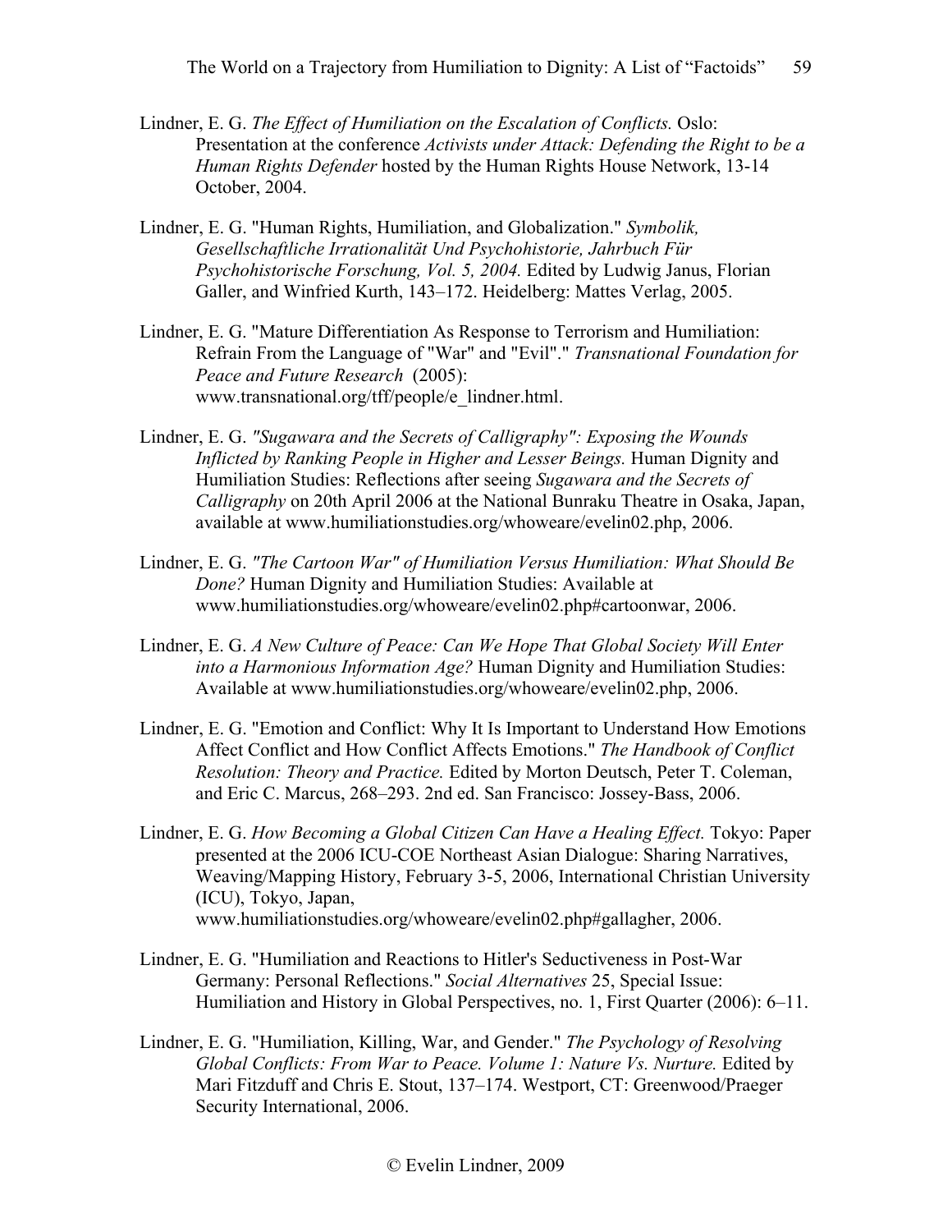Lindner, E. G. *The Effect of Humiliation on the Escalation of Conflicts.* Oslo: Presentation at the conference *Activists under Attack: Defending the Right to be a Human Rights Defender* hosted by the Human Rights House Network, 13-14 October, 2004.

Lindner, E. G. "Human Rights, Humiliation, and Globalization." *Symbolik, Gesellschaftliche Irrationalität Und Psychohistorie, Jahrbuch Für Psychohistorische Forschung, Vol. 5, 2004.* Edited by Ludwig Janus, Florian Galler, and Winfried Kurth, 143–172. Heidelberg: Mattes Verlag, 2005.

Lindner, E. G. "Mature Differentiation As Response to Terrorism and Humiliation: Refrain From the Language of "War" and "Evil"." *Transnational Foundation for Peace and Future Research* (2005): www.transnational.org/tff/people/e_lindner.html.

Lindner, E. G. *"Sugawara and the Secrets of Calligraphy": Exposing the Wounds Inflicted by Ranking People in Higher and Lesser Beings.* Human Dignity and Humiliation Studies: Reflections after seeing *Sugawara and the Secrets of Calligraphy* on 20th April 2006 at the National Bunraku Theatre in Osaka, Japan, available at www.humiliationstudies.org/whoweare/evelin02.php, 2006.

Lindner, E. G. *"The Cartoon War" of Humiliation Versus Humiliation: What Should Be Done?* Human Dignity and Humiliation Studies: Available at www.humiliationstudies.org/whoweare/evelin02.php#cartoonwar, 2006.

Lindner, E. G. *A New Culture of Peace: Can We Hope That Global Society Will Enter into a Harmonious Information Age?* Human Dignity and Humiliation Studies: Available at www.humiliationstudies.org/whoweare/evelin02.php, 2006.

Lindner, E. G. "Emotion and Conflict: Why It Is Important to Understand How Emotions Affect Conflict and How Conflict Affects Emotions." *The Handbook of Conflict Resolution: Theory and Practice.* Edited by Morton Deutsch, Peter T. Coleman, and Eric C. Marcus, 268–293. 2nd ed. San Francisco: Jossey-Bass, 2006.

Lindner, E. G. *How Becoming a Global Citizen Can Have a Healing Effect.* Tokyo: Paper presented at the 2006 ICU-COE Northeast Asian Dialogue: Sharing Narratives, Weaving/Mapping History, February 3-5, 2006, International Christian University (ICU), Tokyo, Japan, www.humiliationstudies.org/whoweare/evelin02.php#gallagher, 2006.

Lindner, E. G. "Humiliation and Reactions to Hitler's Seductiveness in Post-War Germany: Personal Reflections." *Social Alternatives* 25, Special Issue: Humiliation and History in Global Perspectives, no. 1, First Quarter (2006): 6–11.

Lindner, E. G. "Humiliation, Killing, War, and Gender." *The Psychology of Resolving Global Conflicts: From War to Peace. Volume 1: Nature Vs. Nurture.* Edited by Mari Fitzduff and Chris E. Stout, 137–174. Westport, CT: Greenwood/Praeger Security International, 2006.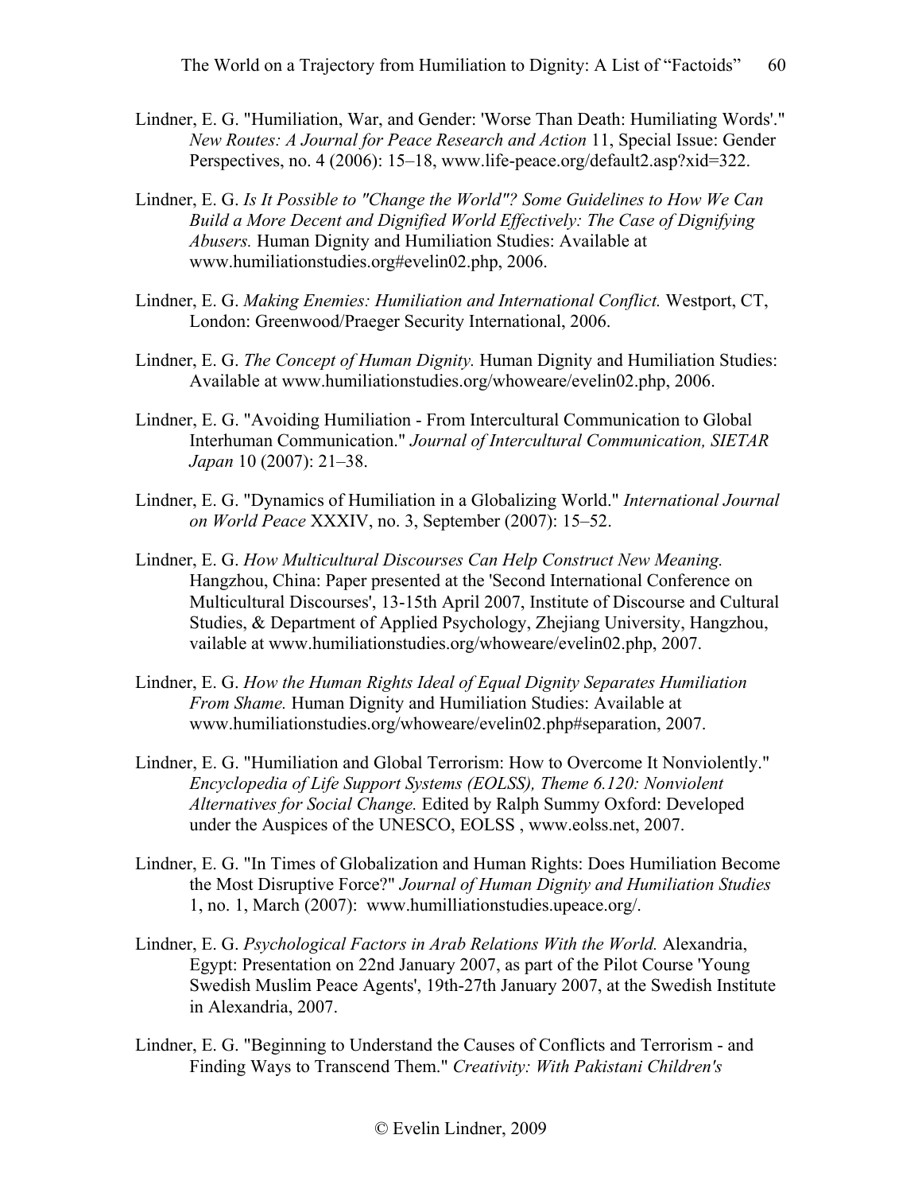Lindner, E. G. "Humiliation, War, and Gender: 'Worse Than Death: Humiliating Words'." *New Routes: A Journal for Peace Research and Action* 11, Special Issue: Gender Perspectives, no. 4 (2006): 15–18, www.life-peace.org/default2.asp?xid=322.

Lindner, E. G. *Is It Possible to "Change the World"? Some Guidelines to How We Can Build a More Decent and Dignified World Effectively: The Case of Dignifying Abusers.* Human Dignity and Humiliation Studies: Available at www.humiliationstudies.org#evelin02.php, 2006.

Lindner, E. G. *Making Enemies: Humiliation and International Conflict.* Westport, CT, London: Greenwood/Praeger Security International, 2006.

Lindner, E. G. *The Concept of Human Dignity.* Human Dignity and Humiliation Studies: Available at www.humiliationstudies.org/whoweare/evelin02.php, 2006.

Lindner, E. G. "Avoiding Humiliation - From Intercultural Communication to Global Interhuman Communication." *Journal of Intercultural Communication, SIETAR Japan* 10 (2007): 21–38.

Lindner, E. G. "Dynamics of Humiliation in a Globalizing World." *International Journal on World Peace* XXXIV, no. 3, September (2007): 15–52.

Lindner, E. G. *How Multicultural Discourses Can Help Construct New Meaning.* Hangzhou, China: Paper presented at the 'Second International Conference on Multicultural Discourses', 13-15th April 2007, Institute of Discourse and Cultural Studies, & Department of Applied Psychology, Zhejiang University, Hangzhou, vailable at www.humiliationstudies.org/whoweare/evelin02.php, 2007.

Lindner, E. G. *How the Human Rights Ideal of Equal Dignity Separates Humiliation From Shame.* Human Dignity and Humiliation Studies: Available at www.humiliationstudies.org/whoweare/evelin02.php#separation, 2007.

Lindner, E. G. "Humiliation and Global Terrorism: How to Overcome It Nonviolently." *Encyclopedia of Life Support Systems (EOLSS), Theme 6.120: Nonviolent Alternatives for Social Change.* Edited by Ralph Summy Oxford: Developed under the Auspices of the UNESCO, EOLSS , www.eolss.net, 2007.

Lindner, E. G. "In Times of Globalization and Human Rights: Does Humiliation Become the Most Disruptive Force?" *Journal of Human Dignity and Humiliation Studies* 1, no. 1, March (2007): www.humilliationstudies.upeace.org/.

Lindner, E. G. *Psychological Factors in Arab Relations With the World.* Alexandria, Egypt: Presentation on 22nd January 2007, as part of the Pilot Course 'Young Swedish Muslim Peace Agents', 19th-27th January 2007, at the Swedish Institute in Alexandria, 2007.

Lindner, E. G. "Beginning to Understand the Causes of Conflicts and Terrorism - and Finding Ways to Transcend Them." *Creativity: With Pakistani Children's*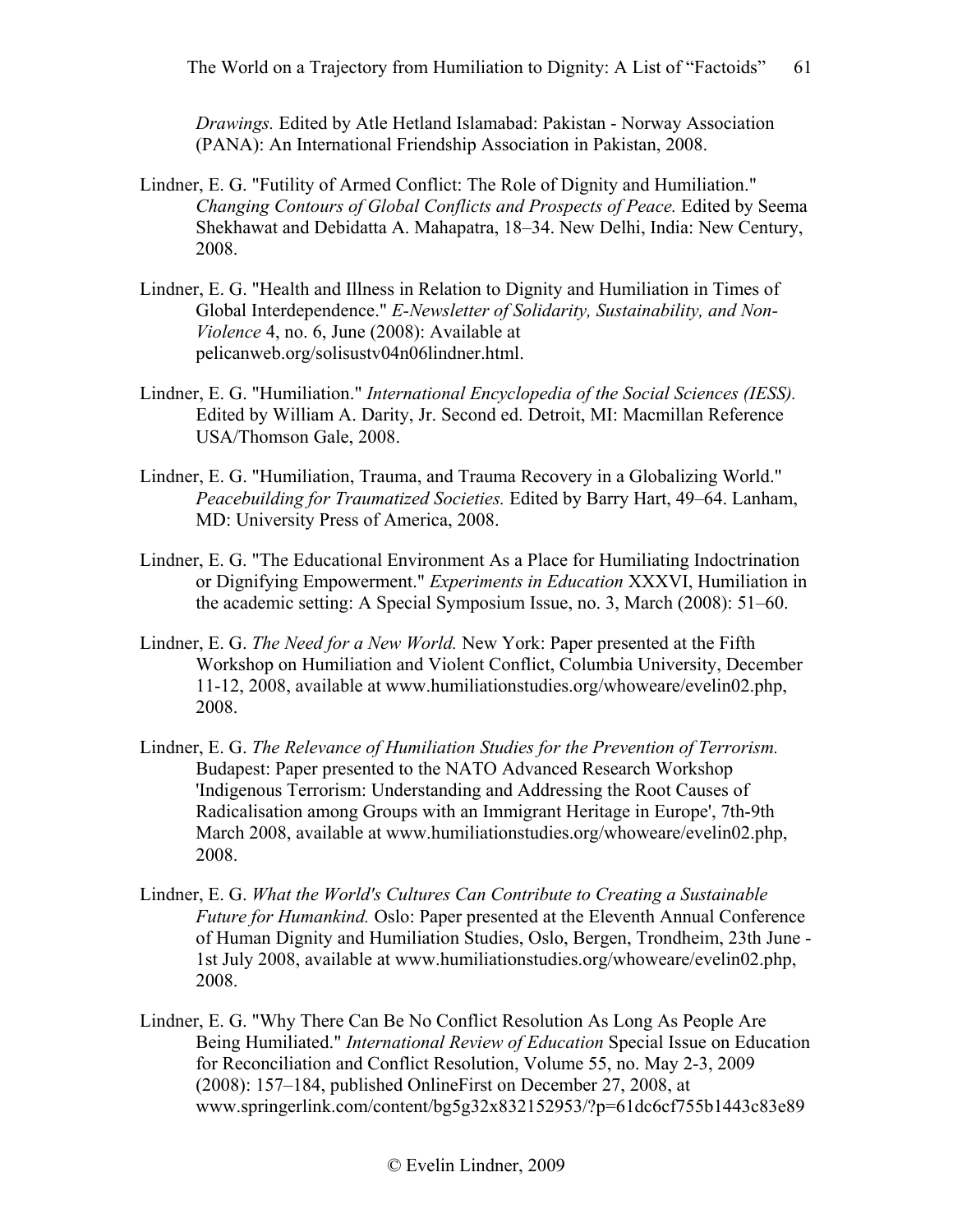*Drawings.* Edited by Atle Hetland Islamabad: Pakistan - Norway Association (PANA): An International Friendship Association in Pakistan, 2008.

Lindner, E. G. "Futility of Armed Conflict: The Role of Dignity and Humiliation." *Changing Contours of Global Conflicts and Prospects of Peace.* Edited by Seema Shekhawat and Debidatta A. Mahapatra, 18–34. New Delhi, India: New Century, 2008.

Lindner, E. G. "Health and Illness in Relation to Dignity and Humiliation in Times of Global Interdependence." *E-Newsletter of Solidarity, Sustainability, and Non-Violence* 4, no. 6, June (2008): Available at pelicanweb.org/solisustv04n06lindner.html.

Lindner, E. G. "Humiliation." *International Encyclopedia of the Social Sciences (IESS).* Edited by William A. Darity, Jr. Second ed. Detroit, MI: Macmillan Reference USA/Thomson Gale, 2008.

Lindner, E. G. "Humiliation, Trauma, and Trauma Recovery in a Globalizing World." *Peacebuilding for Traumatized Societies.* Edited by Barry Hart, 49–64. Lanham, MD: University Press of America, 2008.

Lindner, E. G. "The Educational Environment As a Place for Humiliating Indoctrination or Dignifying Empowerment." *Experiments in Education* XXXVI, Humiliation in the academic setting: A Special Symposium Issue, no. 3, March (2008): 51–60.

Lindner, E. G. *The Need for a New World.* New York: Paper presented at the Fifth Workshop on Humiliation and Violent Conflict, Columbia University, December 11-12, 2008, available at www.humiliationstudies.org/whoweare/evelin02.php, 2008.

Lindner, E. G. *The Relevance of Humiliation Studies for the Prevention of Terrorism.* Budapest: Paper presented to the NATO Advanced Research Workshop 'Indigenous Terrorism: Understanding and Addressing the Root Causes of Radicalisation among Groups with an Immigrant Heritage in Europe', 7th-9th March 2008, available at www.humiliationstudies.org/whoweare/evelin02.php, 2008.

Lindner, E. G. *What the World's Cultures Can Contribute to Creating a Sustainable Future for Humankind.* Oslo: Paper presented at the Eleventh Annual Conference of Human Dignity and Humiliation Studies, Oslo, Bergen, Trondheim, 23th June - 1st July 2008, available at www.humiliationstudies.org/whoweare/evelin02.php, 2008.

Lindner, E. G. "Why There Can Be No Conflict Resolution As Long As People Are Being Humiliated." *International Review of Education* Special Issue on Education for Reconciliation and Conflict Resolution, Volume 55, no. May 2-3, 2009 (2008): 157–184, published OnlineFirst on December 27, 2008, at www.springerlink.com/content/bg5g32x832152953/?p=61dc6cf755b1443c83e89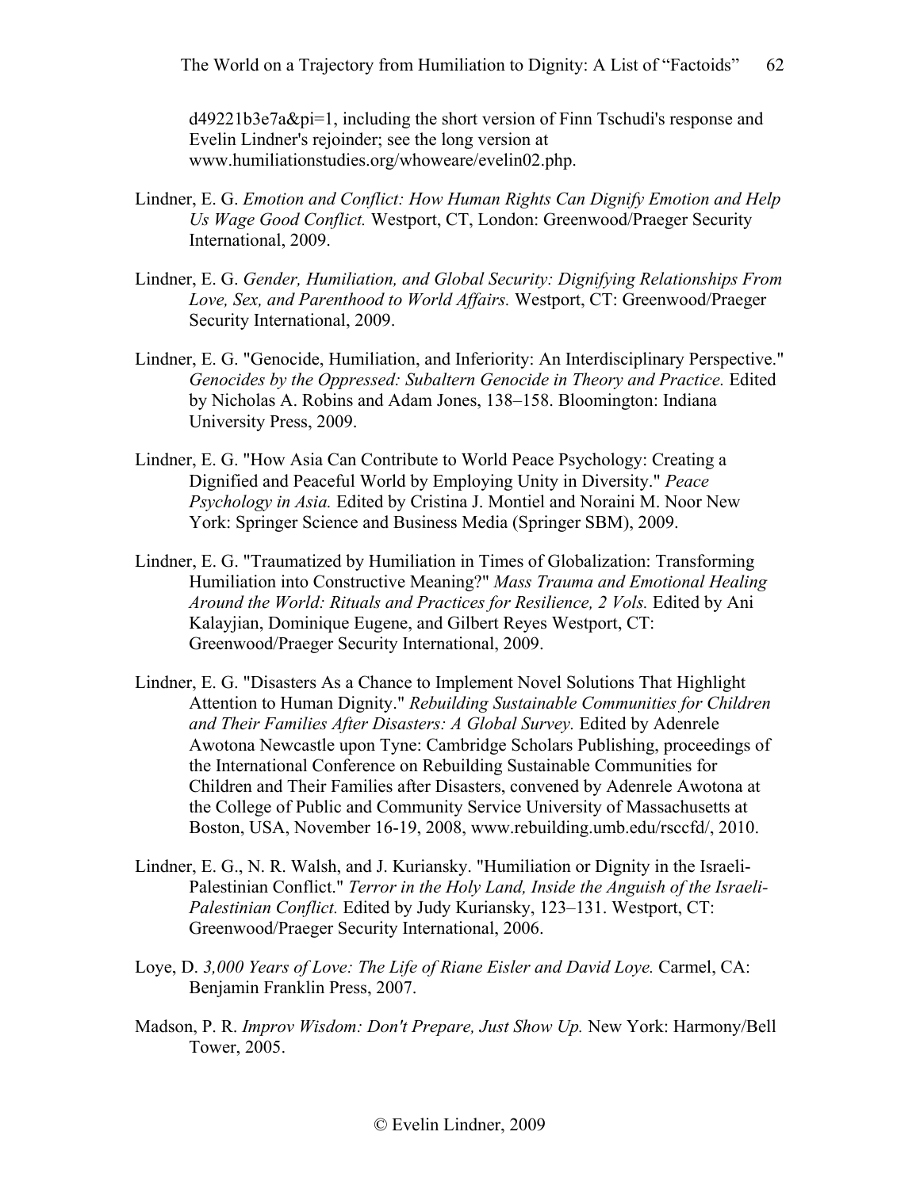d49221b3e7a&pi=1, including the short version of Finn Tschudi's response and Evelin Lindner's rejoinder; see the long version at www.humiliationstudies.org/whoweare/evelin02.php.

Lindner, E. G. *Emotion and Conflict: How Human Rights Can Dignify Emotion and Help Us Wage Good Conflict.* Westport, CT, London: Greenwood/Praeger Security International, 2009.

Lindner, E. G. *Gender, Humiliation, and Global Security: Dignifying Relationships From Love, Sex, and Parenthood to World Affairs.* Westport, CT: Greenwood/Praeger Security International, 2009.

Lindner, E. G. "Genocide, Humiliation, and Inferiority: An Interdisciplinary Perspective." *Genocides by the Oppressed: Subaltern Genocide in Theory and Practice.* Edited by Nicholas A. Robins and Adam Jones, 138–158. Bloomington: Indiana University Press, 2009.

Lindner, E. G. "How Asia Can Contribute to World Peace Psychology: Creating a Dignified and Peaceful World by Employing Unity in Diversity." *Peace Psychology in Asia.* Edited by Cristina J. Montiel and Noraini M. Noor New York: Springer Science and Business Media (Springer SBM), 2009.

Lindner, E. G. "Traumatized by Humiliation in Times of Globalization: Transforming Humiliation into Constructive Meaning?" *Mass Trauma and Emotional Healing Around the World: Rituals and Practices for Resilience, 2 Vols.* Edited by Ani Kalayjian, Dominique Eugene, and Gilbert Reyes Westport, CT: Greenwood/Praeger Security International, 2009.

Lindner, E. G. "Disasters As a Chance to Implement Novel Solutions That Highlight Attention to Human Dignity." *Rebuilding Sustainable Communities for Children and Their Families After Disasters: A Global Survey.* Edited by Adenrele Awotona Newcastle upon Tyne: Cambridge Scholars Publishing, proceedings of the International Conference on Rebuilding Sustainable Communities for Children and Their Families after Disasters, convened by Adenrele Awotona at the College of Public and Community Service University of Massachusetts at Boston, USA, November 16-19, 2008, www.rebuilding.umb.edu/rsccfd/, 2010.

Lindner, E. G., N. R. Walsh, and J. Kuriansky. "Humiliation or Dignity in the Israeli-Palestinian Conflict." *Terror in the Holy Land, Inside the Anguish of the Israeli-Palestinian Conflict.* Edited by Judy Kuriansky, 123–131. Westport, CT: Greenwood/Praeger Security International, 2006.

Loye, D. *3,000 Years of Love: The Life of Riane Eisler and David Loye.* Carmel, CA: Benjamin Franklin Press, 2007.

Madson, P. R. *Improv Wisdom: Don't Prepare, Just Show Up.* New York: Harmony/Bell Tower, 2005.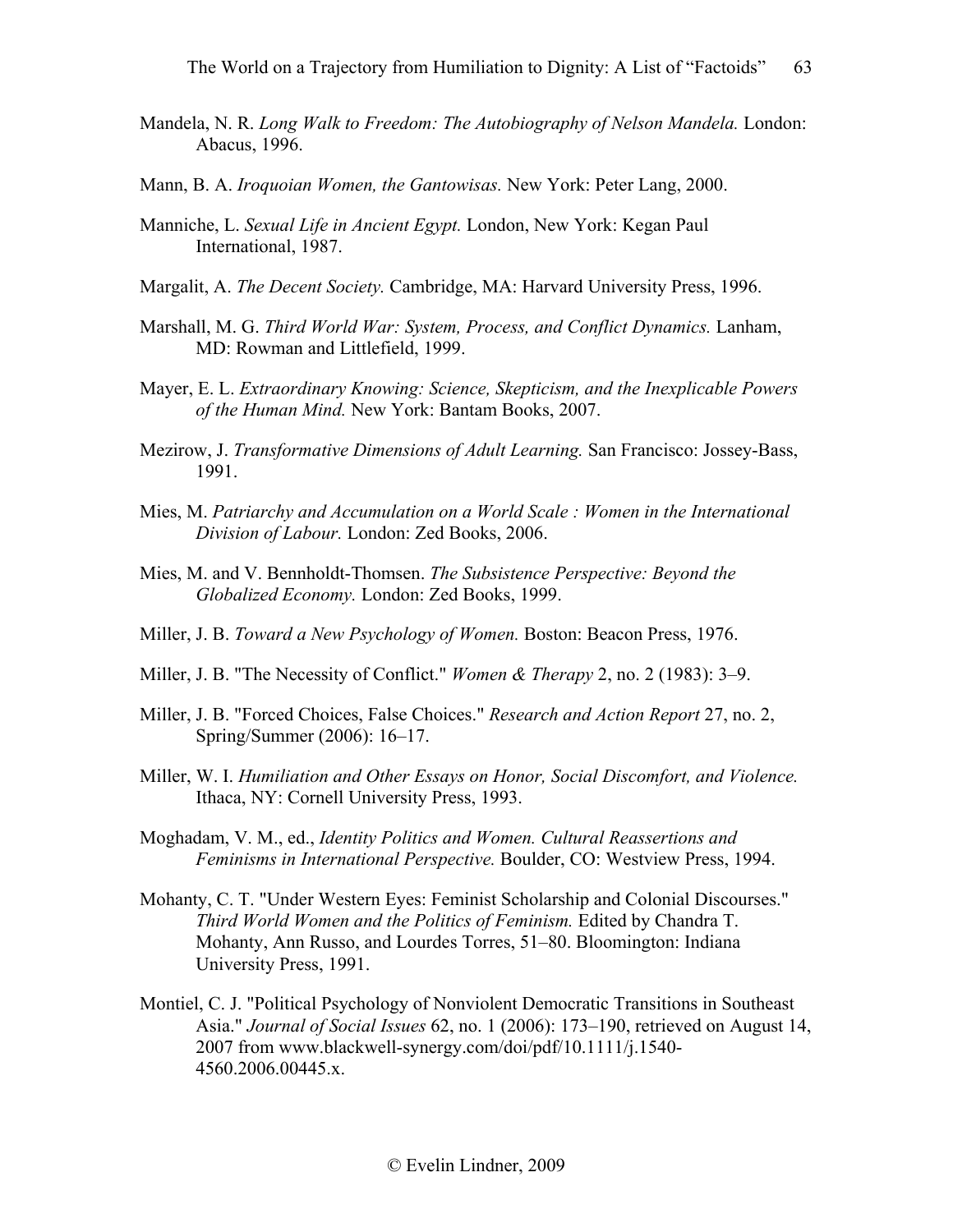Mandela, N. R. *Long Walk to Freedom: The Autobiography of Nelson Mandela.* London: Abacus, 1996.

Mann, B. A. *Iroquoian Women, the Gantowisas.* New York: Peter Lang, 2000.

Manniche, L. *Sexual Life in Ancient Egypt.* London, New York: Kegan Paul International, 1987.

Margalit, A. *The Decent Society.* Cambridge, MA: Harvard University Press, 1996.

Marshall, M. G. *Third World War: System, Process, and Conflict Dynamics.* Lanham, MD: Rowman and Littlefield, 1999.

Mayer, E. L. *Extraordinary Knowing: Science, Skepticism, and the Inexplicable Powers of the Human Mind.* New York: Bantam Books, 2007.

Mezirow, J. *Transformative Dimensions of Adult Learning.* San Francisco: Jossey-Bass, 1991.

Mies, M. *Patriarchy and Accumulation on a World Scale : Women in the International Division of Labour.* London: Zed Books, 2006.

Mies, M. and V. Bennholdt-Thomsen. *The Subsistence Perspective: Beyond the Globalized Economy.* London: Zed Books, 1999.

Miller, J. B. *Toward a New Psychology of Women.* Boston: Beacon Press, 1976.

Miller, J. B. "The Necessity of Conflict." *Women & Therapy* 2, no. 2 (1983): 3–9.

Miller, J. B. "Forced Choices, False Choices." *Research and Action Report* 27, no. 2, Spring/Summer (2006): 16–17.

Miller, W. I. *Humiliation and Other Essays on Honor, Social Discomfort, and Violence.* Ithaca, NY: Cornell University Press, 1993.

Moghadam, V. M., ed., *Identity Politics and Women. Cultural Reassertions and Feminisms in International Perspective.* Boulder, CO: Westview Press, 1994.

Mohanty, C. T. "Under Western Eyes: Feminist Scholarship and Colonial Discourses." *Third World Women and the Politics of Feminism.* Edited by Chandra T. Mohanty, Ann Russo, and Lourdes Torres, 51–80. Bloomington: Indiana University Press, 1991.

Montiel, C. J. "Political Psychology of Nonviolent Democratic Transitions in Southeast Asia." *Journal of Social Issues* 62, no. 1 (2006): 173–190, retrieved on August 14, 2007 from www.blackwell-synergy.com/doi/pdf/10.1111/j.1540-4560.2006.00445.x.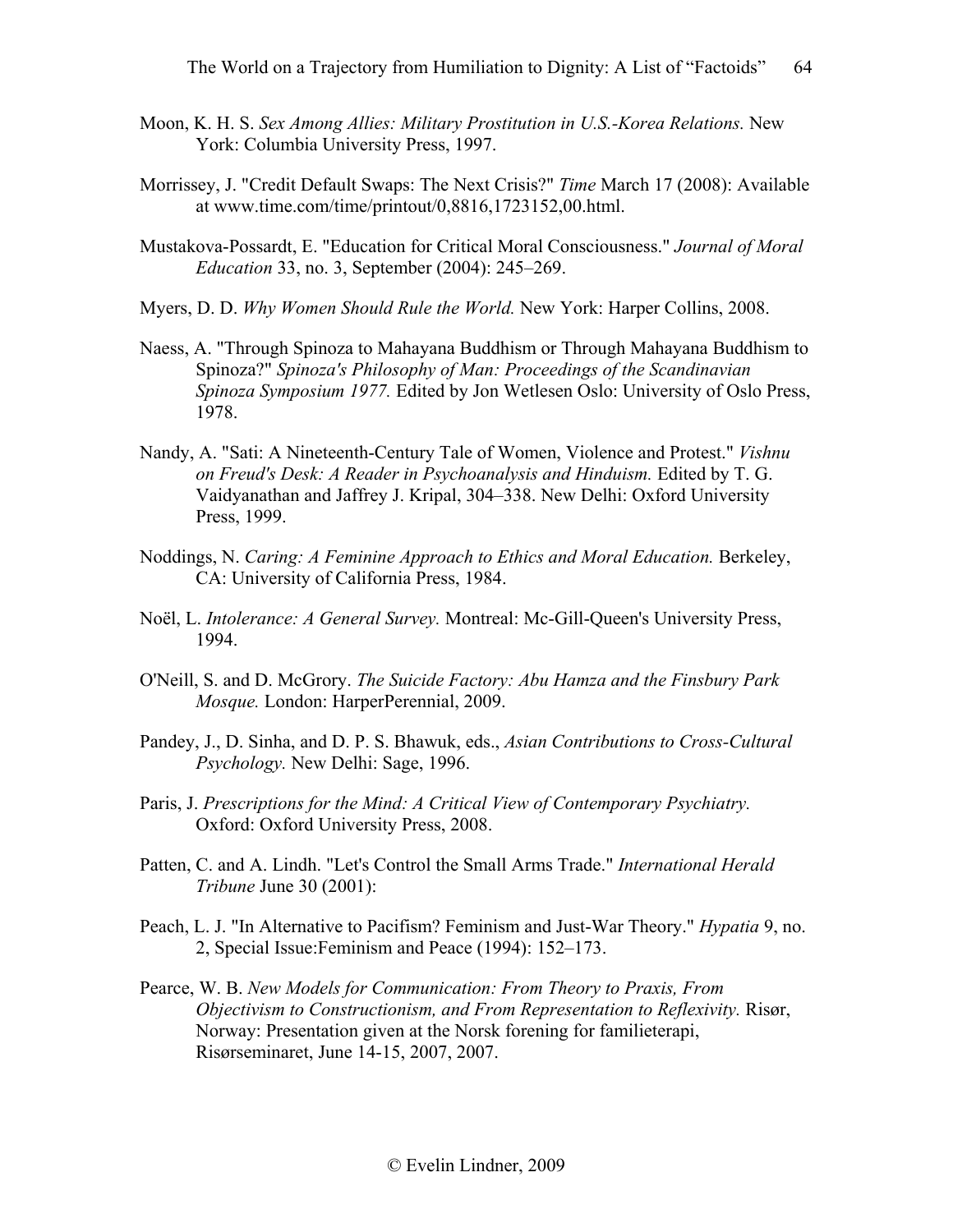Moon, K. H. S. *Sex Among Allies: Military Prostitution in U.S.-Korea Relations.* New York: Columbia University Press, 1997.

Morrissey, J. "Credit Default Swaps: The Next Crisis?" *Time* March 17 (2008): Available at www.time.com/time/printout/0,8816,1723152,00.html.

Mustakova-Possardt, E. "Education for Critical Moral Consciousness." *Journal of Moral Education* 33, no. 3, September (2004): 245–269.

Myers, D. D. *Why Women Should Rule the World.* New York: Harper Collins, 2008.

Naess, A. "Through Spinoza to Mahayana Buddhism or Through Mahayana Buddhism to Spinoza?" *Spinoza's Philosophy of Man: Proceedings of the Scandinavian Spinoza Symposium 1977.* Edited by Jon Wetlesen Oslo: University of Oslo Press, 1978.

Nandy, A. "Sati: A Nineteenth-Century Tale of Women, Violence and Protest." *Vishnu on Freud's Desk: A Reader in Psychoanalysis and Hinduism.* Edited by T. G. Vaidyanathan and Jaffrey J. Kripal, 304–338. New Delhi: Oxford University Press, 1999.

Noddings, N. *Caring: A Feminine Approach to Ethics and Moral Education.* Berkeley, CA: University of California Press, 1984.

Noël, L. *Intolerance: A General Survey.* Montreal: Mc-Gill-Queen's University Press, 1994.

O'Neill, S. and D. McGrory. *The Suicide Factory: Abu Hamza and the Finsbury Park Mosque.* London: HarperPerennial, 2009.

Pandey, J., D. Sinha, and D. P. S. Bhawuk, eds., *Asian Contributions to Cross-Cultural Psychology.* New Delhi: Sage, 1996.

Paris, J. *Prescriptions for the Mind: A Critical View of Contemporary Psychiatry.* Oxford: Oxford University Press, 2008.

Patten, C. and A. Lindh. "Let's Control the Small Arms Trade." *International Herald Tribune* June 30 (2001):

Peach, L. J. "In Alternative to Pacifism? Feminism and Just-War Theory." *Hypatia* 9, no. 2, Special Issue:Feminism and Peace (1994): 152–173.

Pearce, W. B. *New Models for Communication: From Theory to Praxis, From Objectivism to Constructionism, and From Representation to Reflexivity.* Risør, Norway: Presentation given at the Norsk forening for familieterapi, Risørseminaret, June 14-15, 2007, 2007.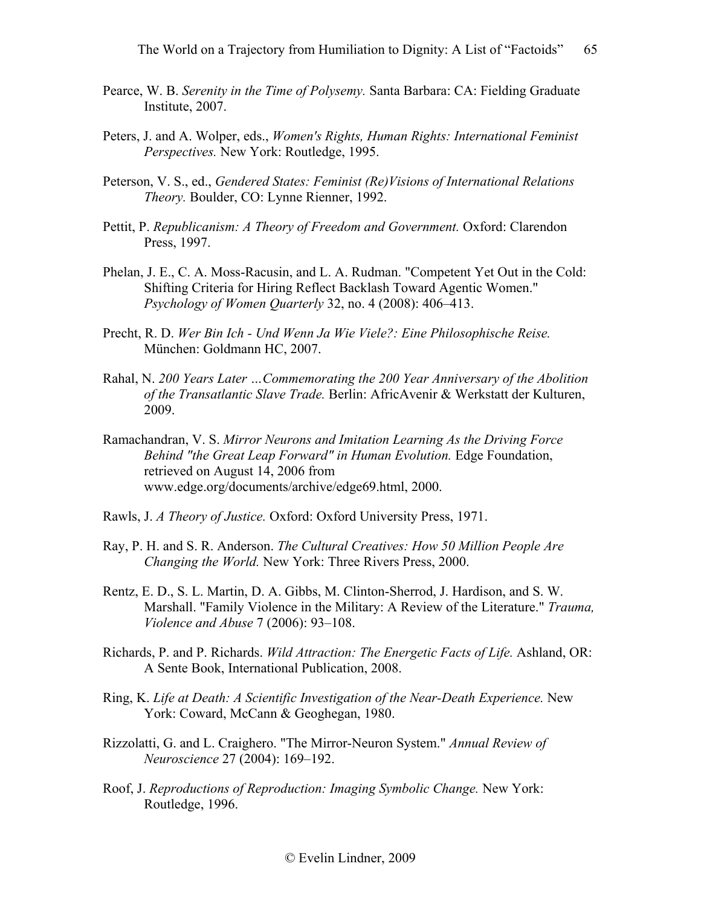Pearce, W. B. *Serenity in the Time of Polysemy.* Santa Barbara: CA: Fielding Graduate Institute, 2007.

Peters, J. and A. Wolper, eds., *Women's Rights, Human Rights: International Feminist Perspectives.* New York: Routledge, 1995.

Peterson, V. S., ed., *Gendered States: Feminist (Re)Visions of International Relations Theory.* Boulder, CO: Lynne Rienner, 1992.

Pettit, P. *Republicanism: A Theory of Freedom and Government.* Oxford: Clarendon Press, 1997.

Phelan, J. E., C. A. Moss-Racusin, and L. A. Rudman. "Competent Yet Out in the Cold: Shifting Criteria for Hiring Reflect Backlash Toward Agentic Women." *Psychology of Women Quarterly* 32, no. 4 (2008): 406–413.

Precht, R. D. *Wer Bin Ich - Und Wenn Ja Wie Viele?: Eine Philosophische Reise.* München: Goldmann HC, 2007.

Rahal, N. *200 Years Later …Commemorating the 200 Year Anniversary of the Abolition of the Transatlantic Slave Trade.* Berlin: AfricAvenir & Werkstatt der Kulturen, 2009.

Ramachandran, V. S. *Mirror Neurons and Imitation Learning As the Driving Force Behind "the Great Leap Forward" in Human Evolution.* Edge Foundation, retrieved on August 14, 2006 from www.edge.org/documents/archive/edge69.html, 2000.

Rawls, J. *A Theory of Justice.* Oxford: Oxford University Press, 1971.

Ray, P. H. and S. R. Anderson. *The Cultural Creatives: How 50 Million People Are Changing the World.* New York: Three Rivers Press, 2000.

Rentz, E. D., S. L. Martin, D. A. Gibbs, M. Clinton-Sherrod, J. Hardison, and S. W. Marshall. "Family Violence in the Military: A Review of the Literature." *Trauma, Violence and Abuse* 7 (2006): 93–108.

Richards, P. and P. Richards. *Wild Attraction: The Energetic Facts of Life.* Ashland, OR: A Sente Book, International Publication, 2008.

Ring, K. *Life at Death: A Scientific Investigation of the Near-Death Experience.* New York: Coward, McCann & Geoghegan, 1980.

Rizzolatti, G. and L. Craighero. "The Mirror-Neuron System." *Annual Review of Neuroscience* 27 (2004): 169–192.

Roof, J. *Reproductions of Reproduction: Imaging Symbolic Change.* New York: Routledge, 1996.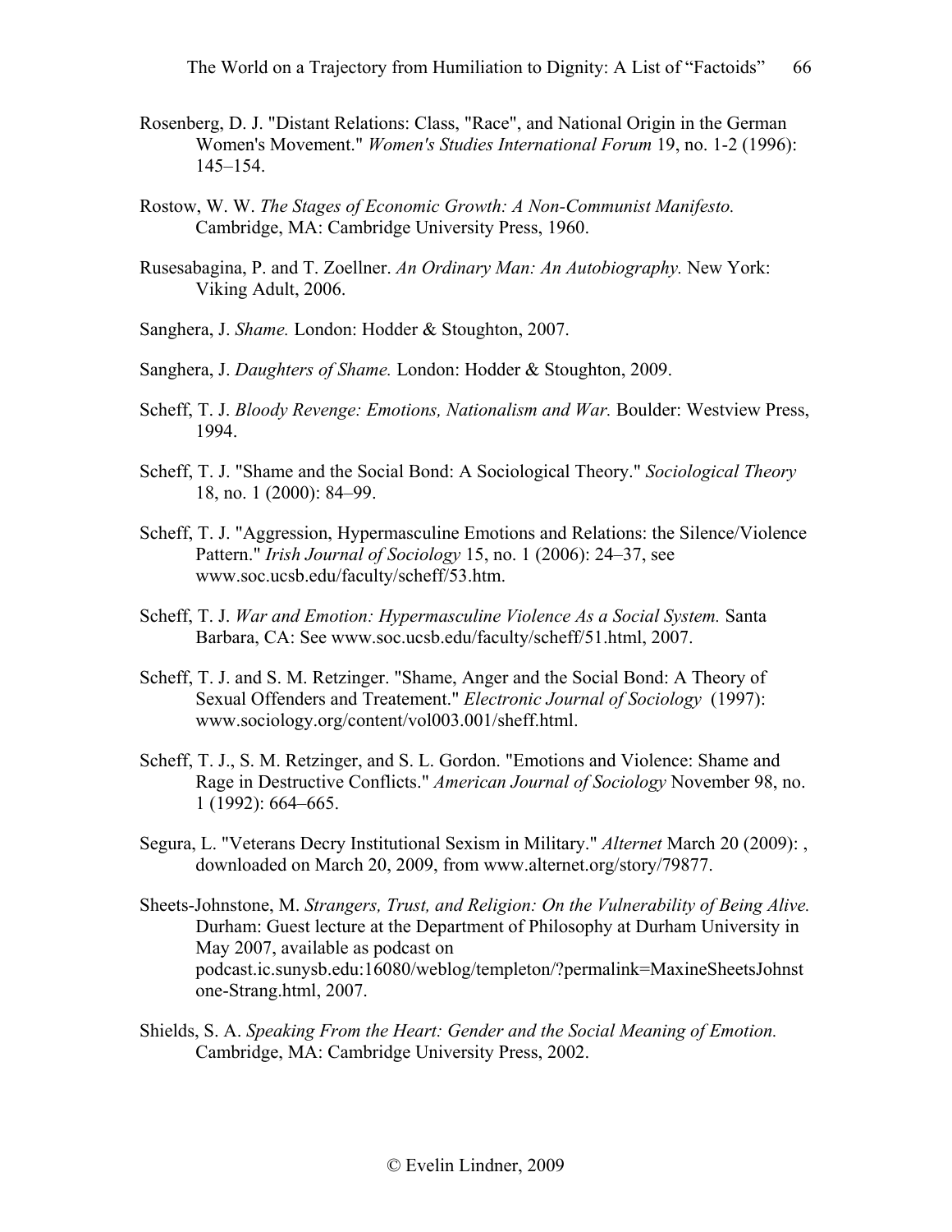Rosenberg, D. J. "Distant Relations: Class, "Race", and National Origin in the German Women's Movement." *Women's Studies International Forum* 19, no. 1-2 (1996): 145–154.

Rostow, W. W. *The Stages of Economic Growth: A Non-Communist Manifesto.* Cambridge, MA: Cambridge University Press, 1960.

Rusesabagina, P. and T. Zoellner. *An Ordinary Man: An Autobiography.* New York: Viking Adult, 2006.

Sanghera, J. *Shame.* London: Hodder & Stoughton, 2007.

Sanghera, J. *Daughters of Shame.* London: Hodder & Stoughton, 2009.

Scheff, T. J. *Bloody Revenge: Emotions, Nationalism and War.* Boulder: Westview Press, 1994.

Scheff, T. J. "Shame and the Social Bond: A Sociological Theory." *Sociological Theory* 18, no. 1 (2000): 84–99.

Scheff, T. J. "Aggression, Hypermasculine Emotions and Relations: the Silence/Violence Pattern." *Irish Journal of Sociology* 15, no. 1 (2006): 24–37, see www.soc.ucsb.edu/faculty/scheff/53.htm.

Scheff, T. J. *War and Emotion: Hypermasculine Violence As a Social System.* Santa Barbara, CA: See www.soc.ucsb.edu/faculty/scheff/51.html, 2007.

Scheff, T. J. and S. M. Retzinger. "Shame, Anger and the Social Bond: A Theory of Sexual Offenders and Treatement." *Electronic Journal of Sociology* (1997): www.sociology.org/content/vol003.001/sheff.html.

Scheff, T. J., S. M. Retzinger, and S. L. Gordon. "Emotions and Violence: Shame and Rage in Destructive Conflicts." *American Journal of Sociology* November 98, no. 1 (1992): 664–665.

Segura, L. "Veterans Decry Institutional Sexism in Military." *Alternet* March 20 (2009): , downloaded on March 20, 2009, from www.alternet.org/story/79877.

Sheets-Johnstone, M. *Strangers, Trust, and Religion: On the Vulnerability of Being Alive.* Durham: Guest lecture at the Department of Philosophy at Durham University in May 2007, available as podcast on podcast.ic.sunysb.edu:16080/weblog/templeton/?permalink=MaxineSheetsJohnstone-Strang.html, 2007.

Shields, S. A. *Speaking From the Heart: Gender and the Social Meaning of Emotion.* Cambridge, MA: Cambridge University Press, 2002.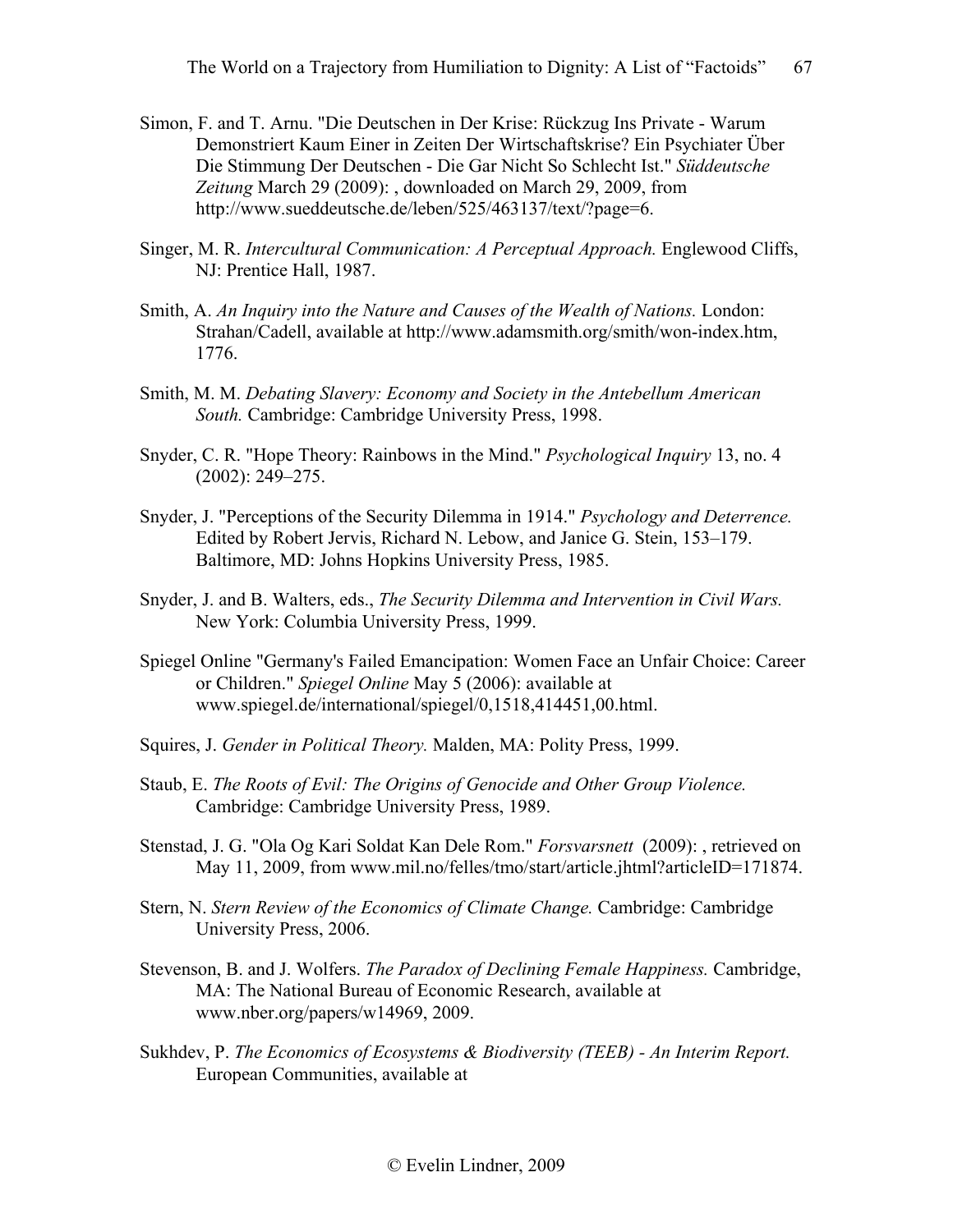Simon, F. and T. Arnu. "Die Deutschen in Der Krise: Rückzug Ins Private - Warum Demonstriert Kaum Einer in Zeiten Der Wirtschaftskrise? Ein Psychiater Über Die Stimmung Der Deutschen - Die Gar Nicht So Schlecht Ist." *Süddeutsche Zeitung* March 29 (2009): , downloaded on March 29, 2009, from http://www.sueddeutsche.de/leben/525/463137/text/?page=6.

Singer, M. R. *Intercultural Communication: A Perceptual Approach.* Englewood Cliffs, NJ: Prentice Hall, 1987.

Smith, A. *An Inquiry into the Nature and Causes of the Wealth of Nations.* London: Strahan/Cadell, available at http://www.adamsmith.org/smith/won-index.htm, 1776.

Smith, M. M. *Debating Slavery: Economy and Society in the Antebellum American South.* Cambridge: Cambridge University Press, 1998.

Snyder, C. R. "Hope Theory: Rainbows in the Mind." *Psychological Inquiry* 13, no. 4 (2002): 249–275.

Snyder, J. "Perceptions of the Security Dilemma in 1914." *Psychology and Deterrence.* Edited by Robert Jervis, Richard N. Lebow, and Janice G. Stein, 153–179. Baltimore, MD: Johns Hopkins University Press, 1985.

Snyder, J. and B. Walters, eds., *The Security Dilemma and Intervention in Civil Wars.* New York: Columbia University Press, 1999.

Spiegel Online "Germany's Failed Emancipation: Women Face an Unfair Choice: Career or Children." *Spiegel Online* May 5 (2006): available at www.spiegel.de/international/spiegel/0,1518,414451,00.html.

Squires, J. *Gender in Political Theory.* Malden, MA: Polity Press, 1999.

Staub, E. *The Roots of Evil: The Origins of Genocide and Other Group Violence.* Cambridge: Cambridge University Press, 1989.

Stenstad, J. G. "Ola Og Kari Soldat Kan Dele Rom." *Forsvarsnett* (2009): , retrieved on May 11, 2009, from www.mil.no/felles/tmo/start/article.jhtml?articleID=171874.

Stern, N. *Stern Review of the Economics of Climate Change.* Cambridge: Cambridge University Press, 2006.

Stevenson, B. and J. Wolfers. *The Paradox of Declining Female Happiness.* Cambridge, MA: The National Bureau of Economic Research, available at www.nber.org/papers/w14969, 2009.

Sukhdev, P. *The Economics of Ecosystems & Biodiversity (TEEB) - An Interim Report.* European Communities, available at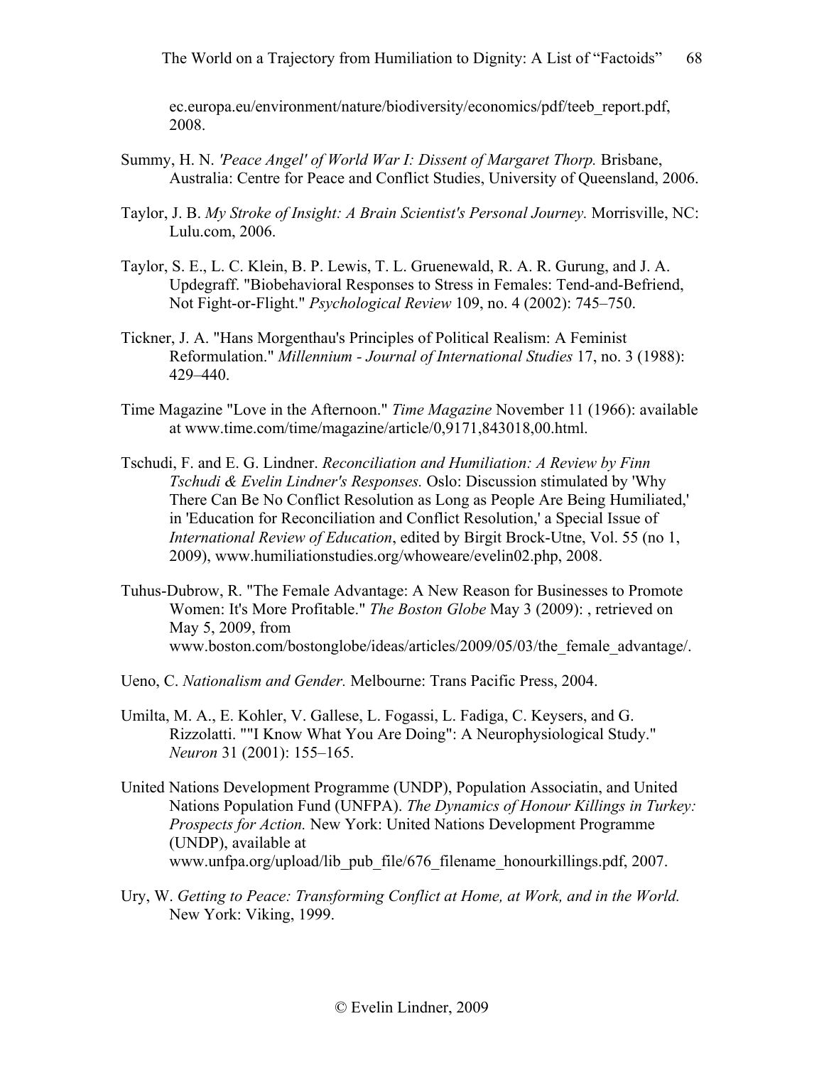ec.europa.eu/environment/nature/biodiversity/economics/pdf/teeb_report.pdf, 2008.

Summy, H. N. *'Peace Angel' of World War I: Dissent of Margaret Thorp.* Brisbane, Australia: Centre for Peace and Conflict Studies, University of Queensland, 2006.

Taylor, J. B. *My Stroke of Insight: A Brain Scientist's Personal Journey.* Morrisville, NC: Lulu.com, 2006.

Taylor, S. E., L. C. Klein, B. P. Lewis, T. L. Gruenewald, R. A. R. Gurung, and J. A. Updegraff. "Biobehavioral Responses to Stress in Females: Tend-and-Befriend, Not Fight-or-Flight." *Psychological Review* 109, no. 4 (2002): 745–750.

Tickner, J. A. "Hans Morgenthau's Principles of Political Realism: A Feminist Reformulation." *Millennium - Journal of International Studies* 17, no. 3 (1988): 429–440.

Time Magazine "Love in the Afternoon." *Time Magazine* November 11 (1966): available at www.time.com/time/magazine/article/0,9171,843018,00.html.

Tschudi, F. and E. G. Lindner. *Reconciliation and Humiliation: A Review by Finn Tschudi & Evelin Lindner's Responses.* Oslo: Discussion stimulated by 'Why There Can Be No Conflict Resolution as Long as People Are Being Humiliated,' in 'Education for Reconciliation and Conflict Resolution,' a Special Issue of *International Review of Education*, edited by Birgit Brock-Utne, Vol. 55 (no 1, 2009), www.humiliationstudies.org/whoweare/evelin02.php, 2008.

Tuhus-Dubrow, R. "The Female Advantage: A New Reason for Businesses to Promote Women: It's More Profitable." *The Boston Globe* May 3 (2009): , retrieved on May 5, 2009, from www.boston.com/bostonglobe/ideas/articles/2009/05/03/the_female_advantage/.

Ueno, C. *Nationalism and Gender.* Melbourne: Trans Pacific Press, 2004.

Umilta, M. A., E. Kohler, V. Gallese, L. Fogassi, L. Fadiga, C. Keysers, and G. Rizzolatti. ""I Know What You Are Doing": A Neurophysiological Study." *Neuron* 31 (2001): 155–165.

United Nations Development Programme (UNDP), Population Associatin, and United Nations Population Fund (UNFPA). *The Dynamics of Honour Killings in Turkey: Prospects for Action.* New York: United Nations Development Programme (UNDP), available at www.unfpa.org/upload/lib_pub_file/676_filename_honourkillings.pdf, 2007.

Ury, W. *Getting to Peace: Transforming Conflict at Home, at Work, and in the World.* New York: Viking, 1999.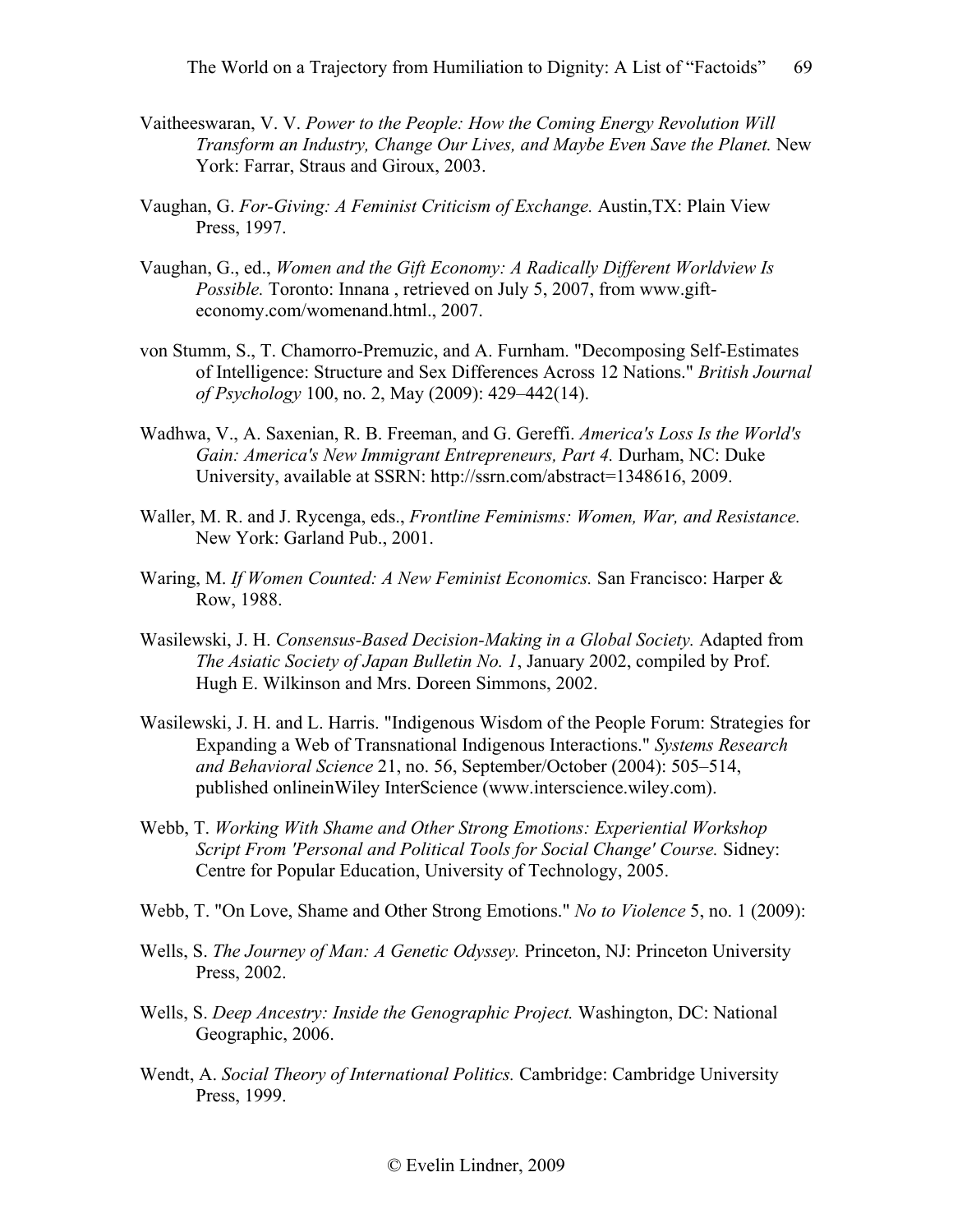Vaitheeswaran, V. V. *Power to the People: How the Coming Energy Revolution Will Transform an Industry, Change Our Lives, and Maybe Even Save the Planet.* New York: Farrar, Straus and Giroux, 2003.

Vaughan, G. *For-Giving: A Feminist Criticism of Exchange.* Austin,TX: Plain View Press, 1997.

Vaughan, G., ed., *Women and the Gift Economy: A Radically Different Worldview Is Possible.* Toronto: Innana , retrieved on July 5, 2007, from www.gift-economy.com/womenand.html., 2007.

von Stumm, S., T. Chamorro-Premuzic, and A. Furnham. "Decomposing Self-Estimates of Intelligence: Structure and Sex Differences Across 12 Nations." *British Journal of Psychology* 100, no. 2, May (2009): 429–442(14).

Wadhwa, V., A. Saxenian, R. B. Freeman, and G. Gereffi. *America's Loss Is the World's Gain: America's New Immigrant Entrepreneurs, Part 4.* Durham, NC: Duke University, available at SSRN: http://ssrn.com/abstract=1348616, 2009.

Waller, M. R. and J. Rycenga, eds., *Frontline Feminisms: Women, War, and Resistance.* New York: Garland Pub., 2001.

Waring, M. *If Women Counted: A New Feminist Economics.* San Francisco: Harper & Row, 1988.

Wasilewski, J. H. *Consensus-Based Decision-Making in a Global Society.* Adapted from *The Asiatic Society of Japan Bulletin No. 1*, January 2002, compiled by Prof. Hugh E. Wilkinson and Mrs. Doreen Simmons, 2002.

Wasilewski, J. H. and L. Harris. "Indigenous Wisdom of the People Forum: Strategies for Expanding a Web of Transnational Indigenous Interactions." *Systems Research and Behavioral Science* 21, no. 56, September/October (2004): 505–514, published onlineinWiley InterScience (www.interscience.wiley.com).

Webb, T. *Working With Shame and Other Strong Emotions: Experiential Workshop Script From 'Personal and Political Tools for Social Change' Course.* Sidney: Centre for Popular Education, University of Technology, 2005.

Webb, T. "On Love, Shame and Other Strong Emotions." *No to Violence* 5, no. 1 (2009):

Wells, S. *The Journey of Man: A Genetic Odyssey.* Princeton, NJ: Princeton University Press, 2002.

Wells, S. *Deep Ancestry: Inside the Genographic Project.* Washington, DC: National Geographic, 2006.

Wendt, A. *Social Theory of International Politics.* Cambridge: Cambridge University Press, 1999.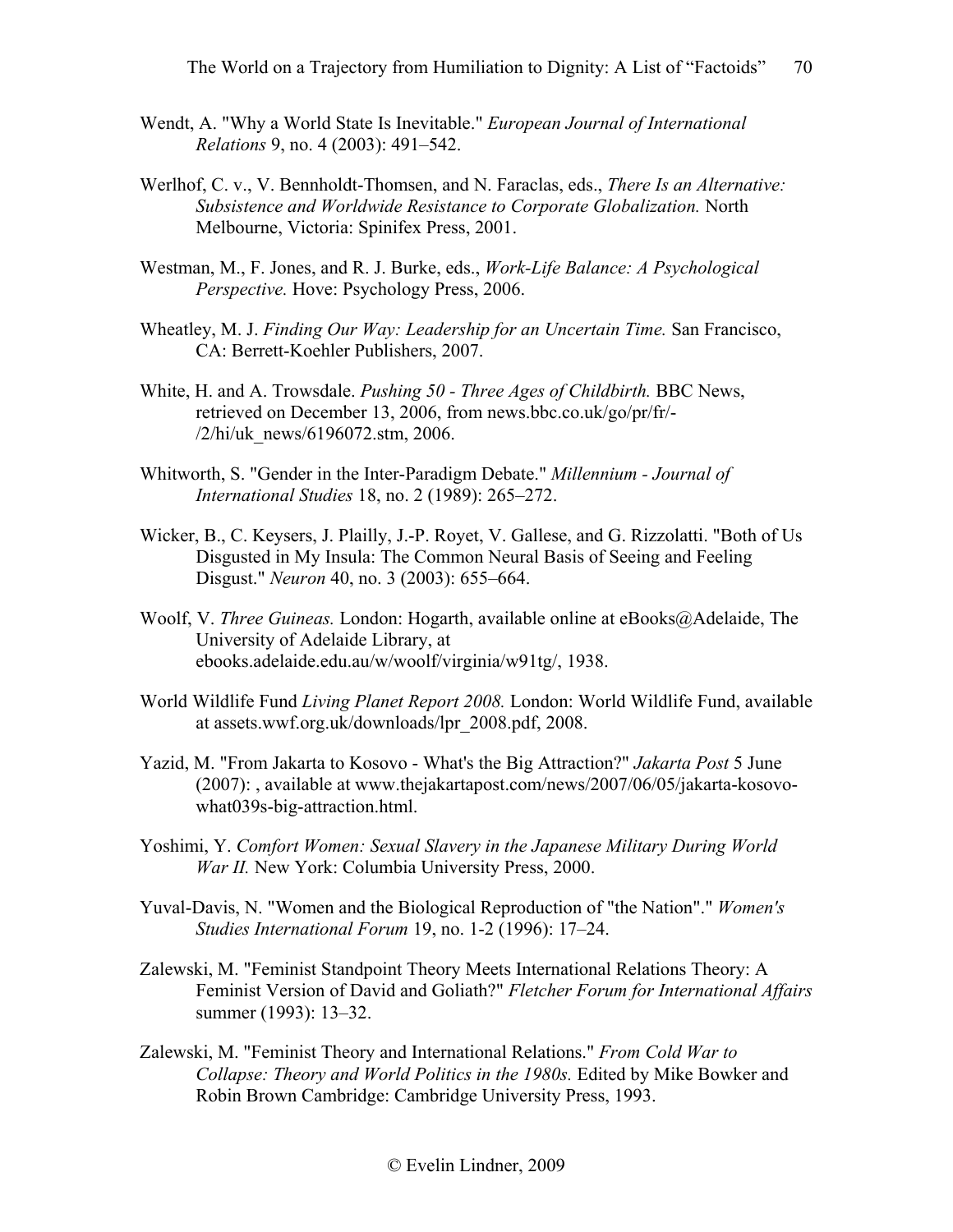Wendt, A. "Why a World State Is Inevitable." *European Journal of International Relations* 9, no. 4 (2003): 491–542.

Werlhof, C. v., V. Bennholdt-Thomsen, and N. Faraclas, eds., *There Is an Alternative: Subsistence and Worldwide Resistance to Corporate Globalization.* North Melbourne, Victoria: Spinifex Press, 2001.

Westman, M., F. Jones, and R. J. Burke, eds., *Work-Life Balance: A Psychological Perspective.* Hove: Psychology Press, 2006.

Wheatley, M. J. *Finding Our Way: Leadership for an Uncertain Time.* San Francisco, CA: Berrett-Koehler Publishers, 2007.

White, H. and A. Trowsdale. *Pushing 50 - Three Ages of Childbirth.* BBC News, retrieved on December 13, 2006, from news.bbc.co.uk/go/pr/fr/-/2/hi/uk_news/6196072.stm, 2006.

Whitworth, S. "Gender in the Inter-Paradigm Debate." *Millennium - Journal of International Studies* 18, no. 2 (1989): 265–272.

Wicker, B., C. Keysers, J. Plailly, J.-P. Royet, V. Gallese, and G. Rizzolatti. "Both of Us Disgusted in My Insula: The Common Neural Basis of Seeing and Feeling Disgust." *Neuron* 40, no. 3 (2003): 655–664.

Woolf, V. *Three Guineas.* London: Hogarth, available online at eBooks@Adelaide, The University of Adelaide Library, at ebooks.adelaide.edu.au/w/woolf/virginia/w91tg/, 1938.

World Wildlife Fund *Living Planet Report 2008.* London: World Wildlife Fund, available at assets.wwf.org.uk/downloads/lpr_2008.pdf, 2008.

Yazid, M. "From Jakarta to Kosovo - What's the Big Attraction?" *Jakarta Post* 5 June (2007): , available at www.thejakartapost.com/news/2007/06/05/jakarta-kosovo-what039s-big-attraction.html.

Yoshimi, Y. *Comfort Women: Sexual Slavery in the Japanese Military During World War II.* New York: Columbia University Press, 2000.

Yuval-Davis, N. "Women and the Biological Reproduction of "the Nation"." *Women's Studies International Forum* 19, no. 1-2 (1996): 17–24.

Zalewski, M. "Feminist Standpoint Theory Meets International Relations Theory: A Feminist Version of David and Goliath?" *Fletcher Forum for International Affairs* summer (1993): 13–32.

Zalewski, M. "Feminist Theory and International Relations." *From Cold War to Collapse: Theory and World Politics in the 1980s.* Edited by Mike Bowker and Robin Brown Cambridge: Cambridge University Press, 1993.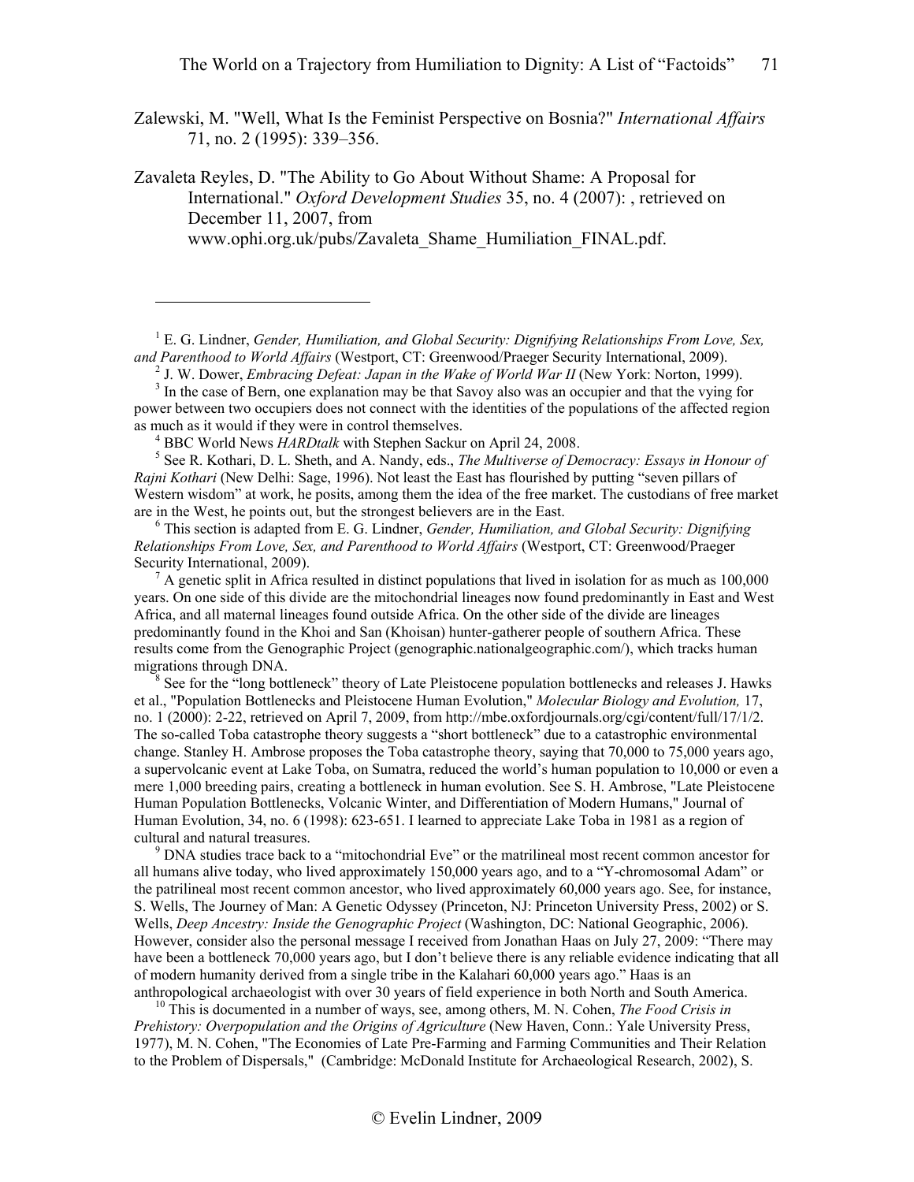Zalewski, M. "Well, What Is the Feminist Perspective on Bosnia?" *International Affairs* 71, no. 2 (1995): 339–356.

Zavaleta Reyles, D. "The Ability to Go About Without Shame: A Proposal for International." *Oxford Development Studies* 35, no. 4 (2007): , retrieved on December 11, 2007, from www.ophi.org.uk/pubs/Zavaleta_Shame_Humiliation_FINAL.pdf.

---

[1] E. G. Lindner, *Gender, Humiliation, and Global Security: Dignifying Relationships From Love, Sex, and Parenthood to World Affairs* (Westport, CT: Greenwood/Praeger Security International, 2009).

[2] J. W. Dower, *Embracing Defeat: Japan in the Wake of World War II* (New York: Norton, 1999).

[3] In the case of Bern, one explanation may be that Savoy also was an occupier and that the vying for power between two occupiers does not connect with the identities of the populations of the affected region as much as it would if they were in control themselves.

[4] BBC World News *HARDtalk* with Stephen Sackur on April 24, 2008.

[5] See R. Kothari, D. L. Sheth, and A. Nandy, eds., *The Multiverse of Democracy: Essays in Honour of Rajni Kothari* (New Delhi: Sage, 1996). Not least the East has flourished by putting "seven pillars of Western wisdom" at work, he posits, among them the idea of the free market. The custodians of free market are in the West, he points out, but the strongest believers are in the East.

[6] This section is adapted from E. G. Lindner, *Gender, Humiliation, and Global Security: Dignifying Relationships From Love, Sex, and Parenthood to World Affairs* (Westport, CT: Greenwood/Praeger Security International, 2009).

[7] A genetic split in Africa resulted in distinct populations that lived in isolation for as much as 100,000 years. On one side of this divide are the mitochondrial lineages now found predominantly in East and West Africa, and all maternal lineages found outside Africa. On the other side of the divide are lineages predominantly found in the Khoi and San (Khoisan) hunter-gatherer people of southern Africa. These results come from the Genographic Project (genographic.nationalgeographic.com/), which tracks human migrations through DNA.

[8] See for the "long bottleneck" theory of Late Pleistocene population bottlenecks and releases J. Hawks et al., "Population Bottlenecks and Pleistocene Human Evolution," *Molecular Biology and Evolution,* 17, no. 1 (2000): 2-22, retrieved on April 7, 2009, from http://mbe.oxfordjournals.org/cgi/content/full/17/1/2. The so-called Toba catastrophe theory suggests a "short bottleneck" due to a catastrophic environmental change. Stanley H. Ambrose proposes the Toba catastrophe theory, saying that 70,000 to 75,000 years ago, a supervolcanic event at Lake Toba, on Sumatra, reduced the world's human population to 10,000 or even a mere 1,000 breeding pairs, creating a bottleneck in human evolution. See S. H. Ambrose, "Late Pleistocene Human Population Bottlenecks, Volcanic Winter, and Differentiation of Modern Humans," Journal of Human Evolution, 34, no. 6 (1998): 623-651. I learned to appreciate Lake Toba in 1981 as a region of cultural and natural treasures.

[9] DNA studies trace back to a "mitochondrial Eve" or the matrilineal most recent common ancestor for all humans alive today, who lived approximately 150,000 years ago, and to a "Y-chromosomal Adam" or the patrilineal most recent common ancestor, who lived approximately 60,000 years ago. See, for instance, S. Wells, The Journey of Man: A Genetic Odyssey (Princeton, NJ: Princeton University Press, 2002) or S. Wells, *Deep Ancestry: Inside the Genographic Project* (Washington, DC: National Geographic, 2006). However, consider also the personal message I received from Jonathan Haas on July 27, 2009: "There may have been a bottleneck 70,000 years ago, but I don't believe there is any reliable evidence indicating that all of modern humanity derived from a single tribe in the Kalahari 60,000 years ago." Haas is an anthropological archaeologist with over 30 years of field experience in both North and South America.

[10] This is documented in a number of ways, see, among others, M. N. Cohen, *The Food Crisis in Prehistory: Overpopulation and the Origins of Agriculture* (New Haven, Conn.: Yale University Press, 1977), M. N. Cohen, "The Economies of Late Pre-Farming and Farming Communities and Their Relation to the Problem of Dispersals," (Cambridge: McDonald Institute for Archaeological Research, 2002), S.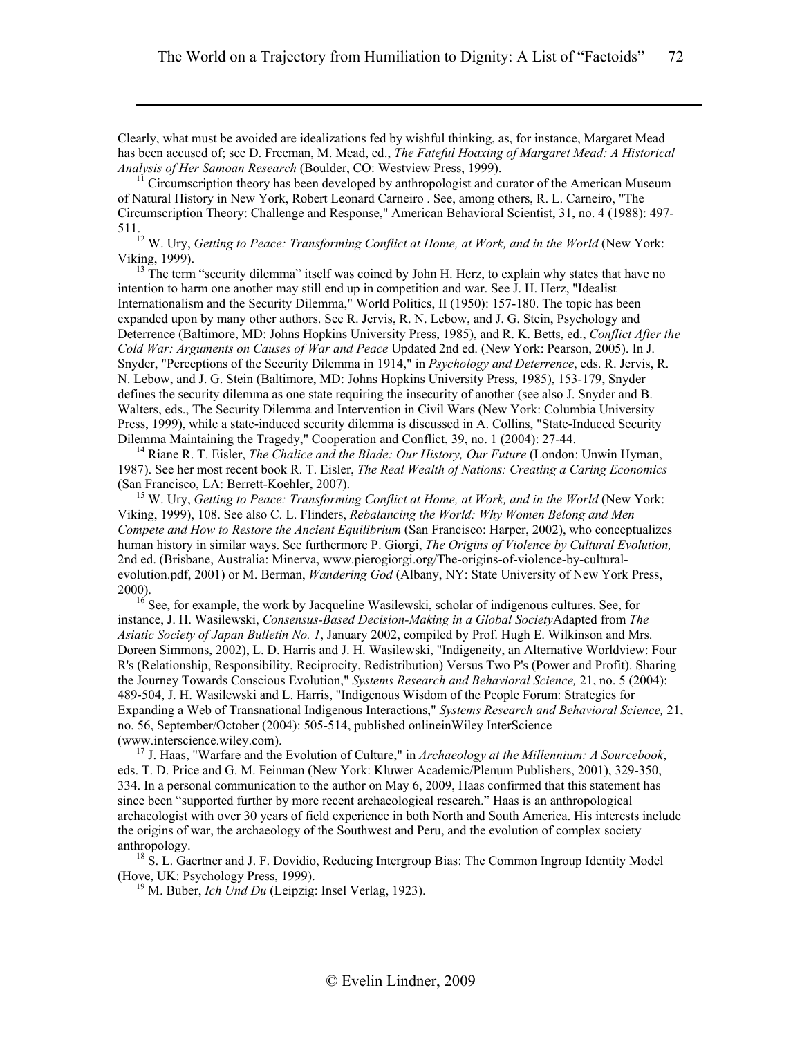Clearly, what must be avoided are idealizations fed by wishful thinking, as, for instance, Margaret Mead has been accused of; see D. Freeman, M. Mead, ed., *The Fateful Hoaxing of Margaret Mead: A Historical Analysis of Her Samoan Research* (Boulder, CO: Westview Press, 1999).

[11] Circumscription theory has been developed by anthropologist and curator of the American Museum of Natural History in New York, Robert Leonard Carneiro . See, among others, R. L. Carneiro, "The Circumscription Theory: Challenge and Response," American Behavioral Scientist, 31, no. 4 (1988): 497-511.

[12] W. Ury, *Getting to Peace: Transforming Conflict at Home, at Work, and in the World* (New York: Viking, 1999).

[13] The term "security dilemma" itself was coined by John H. Herz, to explain why states that have no intention to harm one another may still end up in competition and war. See J. H. Herz, "Idealist Internationalism and the Security Dilemma," World Politics, II (1950): 157-180. The topic has been expanded upon by many other authors. See R. Jervis, R. N. Lebow, and J. G. Stein, Psychology and Deterrence (Baltimore, MD: Johns Hopkins University Press, 1985), and R. K. Betts, ed., *Conflict After the Cold War: Arguments on Causes of War and Peace* Updated 2nd ed. (New York: Pearson, 2005). In J. Snyder, "Perceptions of the Security Dilemma in 1914," in *Psychology and Deterrence*, eds. R. Jervis, R. N. Lebow, and J. G. Stein (Baltimore, MD: Johns Hopkins University Press, 1985), 153-179, Snyder defines the security dilemma as one state requiring the insecurity of another (see also J. Snyder and B. Walters, eds., The Security Dilemma and Intervention in Civil Wars (New York: Columbia University Press, 1999), while a state-induced security dilemma is discussed in A. Collins, "State-Induced Security Dilemma Maintaining the Tragedy," Cooperation and Conflict, 39, no. 1 (2004): 27-44.

[14] Riane R. T. Eisler, *The Chalice and the Blade: Our History, Our Future* (London: Unwin Hyman, 1987). See her most recent book R. T. Eisler, *The Real Wealth of Nations: Creating a Caring Economics* (San Francisco, LA: Berrett-Koehler, 2007).

[15] W. Ury, *Getting to Peace: Transforming Conflict at Home, at Work, and in the World* (New York: Viking, 1999), 108. See also C. L. Flinders, *Rebalancing the World: Why Women Belong and Men Compete and How to Restore the Ancient Equilibrium* (San Francisco: Harper, 2002), who conceptualizes human history in similar ways. See furthermore P. Giorgi, *The Origins of Violence by Cultural Evolution,* 2nd ed. (Brisbane, Australia: Minerva, www.pierogiorgi.org/The-origins-of-violence-by-cultural-evolution.pdf, 2001) or M. Berman, *Wandering God* (Albany, NY: State University of New York Press, 2000).

[16] See, for example, the work by Jacqueline Wasilewski, scholar of indigenous cultures. See, for instance, J. H. Wasilewski, *Consensus-Based Decision-Making in a Global Society*Adapted from *The Asiatic Society of Japan Bulletin No. 1*, January 2002, compiled by Prof. Hugh E. Wilkinson and Mrs. Doreen Simmons, 2002), L. D. Harris and J. H. Wasilewski, "Indigeneity, an Alternative Worldview: Four R's (Relationship, Responsibility, Reciprocity, Redistribution) Versus Two P's (Power and Profit). Sharing the Journey Towards Conscious Evolution," *Systems Research and Behavioral Science,* 21, no. 5 (2004): 489-504, J. H. Wasilewski and L. Harris, "Indigenous Wisdom of the People Forum: Strategies for Expanding a Web of Transnational Indigenous Interactions," *Systems Research and Behavioral Science,* 21, no. 56, September/October (2004): 505-514, published onlineinWiley InterScience (www.interscience.wiley.com).

[17] J. Haas, "Warfare and the Evolution of Culture," in *Archaeology at the Millennium: A Sourcebook*, eds. T. D. Price and G. M. Feinman (New York: Kluwer Academic/Plenum Publishers, 2001), 329-350, 334. In a personal communication to the author on May 6, 2009, Haas confirmed that this statement has since been "supported further by more recent archaeological research." Haas is an anthropological archaeologist with over 30 years of field experience in both North and South America. His interests include the origins of war, the archaeology of the Southwest and Peru, and the evolution of complex society anthropology.

[18] S. L. Gaertner and J. F. Dovidio, Reducing Intergroup Bias: The Common Ingroup Identity Model (Hove, UK: Psychology Press, 1999).

[19] M. Buber, *Ich Und Du* (Leipzig: Insel Verlag, 1923).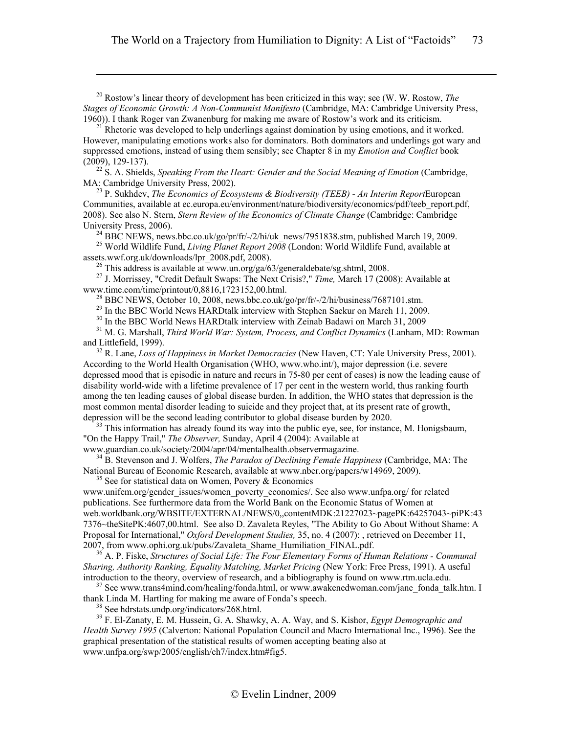[20] Rostow's linear theory of development has been criticized in this way; see (W. W. Rostow, *The Stages of Economic Growth: A Non-Communist Manifesto* (Cambridge, MA: Cambridge University Press, 1960)). I thank Roger van Zwanenburg for making me aware of Rostow's work and its criticism.

[21] Rhetoric was developed to help underlings against domination by using emotions, and it worked. However, manipulating emotions works also for dominators. Both dominators and underlings got wary and suppressed emotions, instead of using them sensibly; see Chapter 8 in my *Emotion and Conflict* book (2009), 129-137).

[22] S. A. Shields, *Speaking From the Heart: Gender and the Social Meaning of Emotion* (Cambridge, MA: Cambridge University Press, 2002).

[23] P. Sukhdev, *The Economics of Ecosystems & Biodiversity (TEEB) - An Interim Report*European Communities, available at ec.europa.eu/environment/nature/biodiversity/economics/pdf/teeb_report.pdf, 2008). See also N. Stern, *Stern Review of the Economics of Climate Change* (Cambridge: Cambridge University Press, 2006).

[24] BBC NEWS, news.bbc.co.uk/go/pr/fr/-/2/hi/uk_news/7951838.stm, published March 19, 2009.

[25] World Wildlife Fund, *Living Planet Report 2008* (London: World Wildlife Fund, available at assets.wwf.org.uk/downloads/lpr_2008.pdf, 2008).

[26] This address is available at www.un.org/ga/63/generaldebate/sg.shtml, 2008.

[27] J. Morrissey, "Credit Default Swaps: The Next Crisis?," *Time,* March 17 (2008): Available at www.time.com/time/printout/0,8816,1723152,00.html.

[28] BBC NEWS, October 10, 2008, news.bbc.co.uk/go/pr/fr/-/2/hi/business/7687101.stm.

[29] In the BBC World News HARDtalk interview with Stephen Sackur on March 11, 2009.

[30] In the BBC World News HARDtalk interview with Zeinab Badawi on March 31, 2009

[31] M. G. Marshall, *Third World War: System, Process, and Conflict Dynamics* (Lanham, MD: Rowman and Littlefield, 1999).

[32] R. Lane, *Loss of Happiness in Market Democracies* (New Haven, CT: Yale University Press, 2001). According to the World Health Organisation (WHO, www.who.int/), major depression (i.e. severe depressed mood that is episodic in nature and recurs in 75-80 per cent of cases) is now the leading cause of disability world-wide with a lifetime prevalence of 17 per cent in the western world, thus ranking fourth among the ten leading causes of global disease burden. In addition, the WHO states that depression is the most common mental disorder leading to suicide and they project that, at its present rate of growth, depression will be the second leading contributor to global disease burden by 2020.

[33] This information has already found its way into the public eye, see, for instance, M. Honigsbaum, "On the Happy Trail," *The Observer,* Sunday, April 4 (2004): Available at www.guardian.co.uk/society/2004/apr/04/mentalhealth.observermagazine.

[34] B. Stevenson and J. Wolfers, *The Paradox of Declining Female Happiness* (Cambridge, MA: The National Bureau of Economic Research, available at www.nber.org/papers/w14969, 2009).

[35] See for statistical data on Women, Povery & Economics www.unifem.org/gender_issues/women_poverty_economics/. See also www.unfpa.org/ for related publications. See furthermore data from the World Bank on the Economic Status of Women at web.worldbank.org/WBSITE/EXTERNAL/NEWS/0,,contentMDK:21227023~pagePK:64257043~piPK:437376~theSitePK:4607,00.html. See also D. Zavaleta Reyles, "The Ability to Go About Without Shame: A Proposal for International," *Oxford Development Studies,* 35, no. 4 (2007): , retrieved on December 11, 2007, from www.ophi.org.uk/pubs/Zavaleta_Shame_Humiliation_FINAL.pdf.

[36] A. P. Fiske, *Structures of Social Life: The Four Elementary Forms of Human Relations - Communal Sharing, Authority Ranking, Equality Matching, Market Pricing* (New York: Free Press, 1991). A useful introduction to the theory, overview of research, and a bibliography is found on www.rtm.ucla.edu.

[37] See www.trans4mind.com/healing/fonda.html, or www.awakenedwoman.com/jane_fonda_talk.htm. I thank Linda M. Hartling for making me aware of Fonda's speech.

[38] See hdrstats.undp.org/indicators/268.html.

[39] F. El-Zanaty, E. M. Hussein, G. A. Shawky, A. A. Way, and S. Kishor, *Egypt Demographic and Health Survey 1995* (Calverton: National Population Council and Macro International Inc., 1996). See the graphical presentation of the statistical results of women accepting beating also at www.unfpa.org/swp/2005/english/ch7/index.htm#fig5.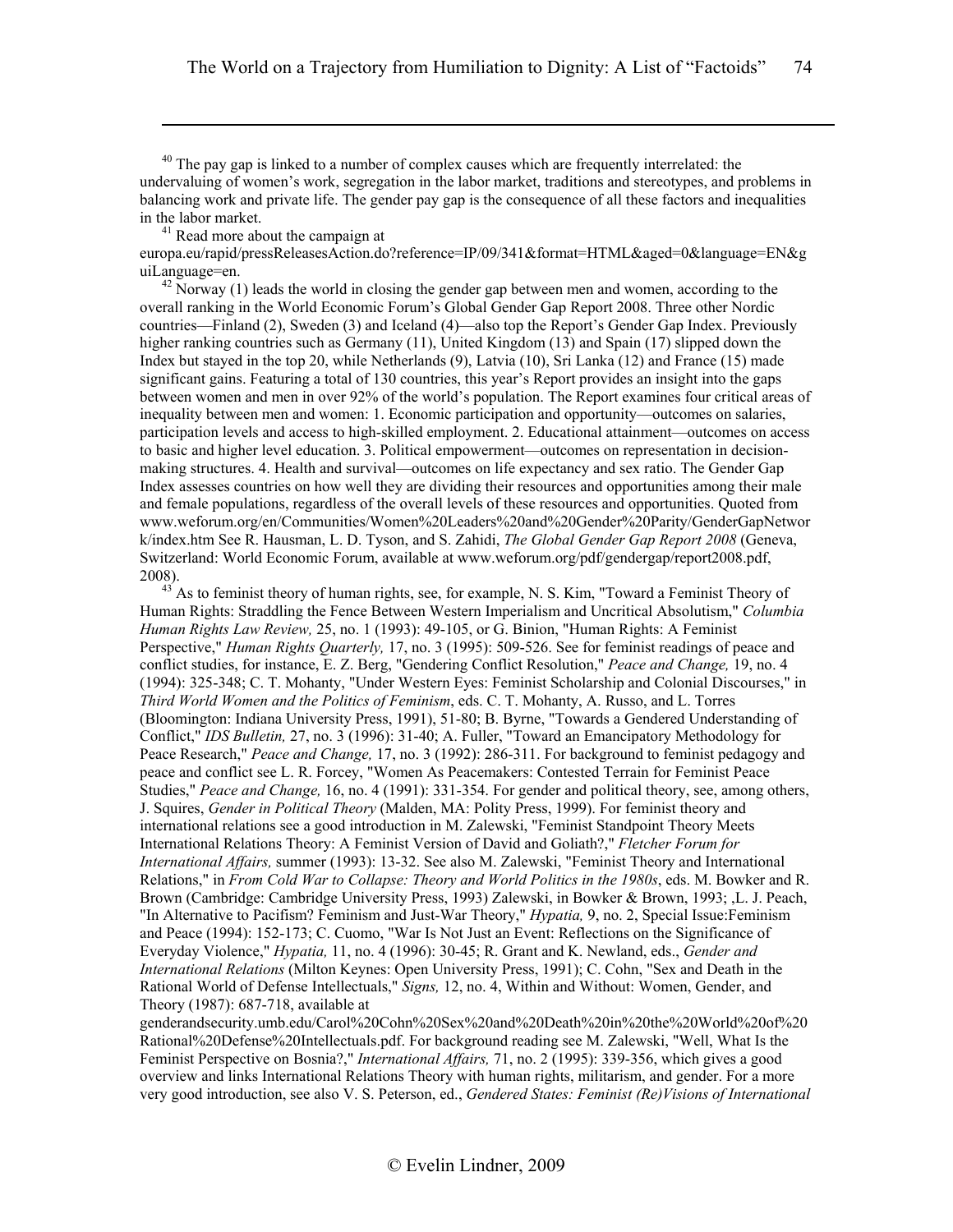[40] The pay gap is linked to a number of complex causes which are frequently interrelated: the undervaluing of women's work, segregation in the labor market, traditions and stereotypes, and problems in balancing work and private life. The gender pay gap is the consequence of all these factors and inequalities in the labor market.

[41] Read more about the campaign at europa.eu/rapid/pressReleasesAction.do?reference=IP/09/341&format=HTML&aged=0&language=EN&guiLanguage=en.

[42] Norway (1) leads the world in closing the gender gap between men and women, according to the overall ranking in the World Economic Forum's Global Gender Gap Report 2008. Three other Nordic countries—Finland (2), Sweden (3) and Iceland (4)—also top the Report's Gender Gap Index. Previously higher ranking countries such as Germany (11), United Kingdom (13) and Spain (17) slipped down the Index but stayed in the top 20, while Netherlands (9), Latvia (10), Sri Lanka (12) and France (15) made significant gains. Featuring a total of 130 countries, this year's Report provides an insight into the gaps between women and men in over 92% of the world's population. The Report examines four critical areas of inequality between men and women: 1. Economic participation and opportunity—outcomes on salaries, participation levels and access to high-skilled employment. 2. Educational attainment—outcomes on access to basic and higher level education. 3. Political empowerment—outcomes on representation in decision-making structures. 4. Health and survival—outcomes on life expectancy and sex ratio. The Gender Gap Index assesses countries on how well they are dividing their resources and opportunities among their male and female populations, regardless of the overall levels of these resources and opportunities. Quoted from www.weforum.org/en/Communities/Women%20Leaders%20and%20Gender%20Parity/GenderGapNetwork/index.htm See R. Hausman, L. D. Tyson, and S. Zahidi, *The Global Gender Gap Report 2008* (Geneva, Switzerland: World Economic Forum, available at www.weforum.org/pdf/gendergap/report2008.pdf, 2008).

[43] As to feminist theory of human rights, see, for example, N. S. Kim, "Toward a Feminist Theory of Human Rights: Straddling the Fence Between Western Imperialism and Uncritical Absolutism," *Columbia Human Rights Law Review,* 25, no. 1 (1993): 49-105, or G. Binion, "Human Rights: A Feminist Perspective," *Human Rights Quarterly,* 17, no. 3 (1995): 509-526. See for feminist readings of peace and conflict studies, for instance, E. Z. Berg, "Gendering Conflict Resolution," *Peace and Change,* 19, no. 4 (1994): 325-348; C. T. Mohanty, "Under Western Eyes: Feminist Scholarship and Colonial Discourses," in *Third World Women and the Politics of Feminism*, eds. C. T. Mohanty, A. Russo, and L. Torres (Bloomington: Indiana University Press, 1991), 51-80; B. Byrne, "Towards a Gendered Understanding of Conflict," *IDS Bulletin,* 27, no. 3 (1996): 31-40; A. Fuller, "Toward an Emancipatory Methodology for Peace Research," *Peace and Change,* 17, no. 3 (1992): 286-311. For background to feminist pedagogy and peace and conflict see L. R. Forcey, "Women As Peacemakers: Contested Terrain for Feminist Peace Studies," *Peace and Change,* 16, no. 4 (1991): 331-354. For gender and political theory, see, among others, J. Squires, *Gender in Political Theory* (Malden, MA: Polity Press, 1999). For feminist theory and international relations see a good introduction in M. Zalewski, "Feminist Standpoint Theory Meets International Relations Theory: A Feminist Version of David and Goliath?," *Fletcher Forum for International Affairs,* summer (1993): 13-32. See also M. Zalewski, "Feminist Theory and International Relations," in *From Cold War to Collapse: Theory and World Politics in the 1980s*, eds. M. Bowker and R. Brown (Cambridge: Cambridge University Press, 1993) Zalewski, in Bowker & Brown, 1993; ,L. J. Peach, "In Alternative to Pacifism? Feminism and Just-War Theory," *Hypatia,* 9, no. 2, Special Issue:Feminism and Peace (1994): 152-173; C. Cuomo, "War Is Not Just an Event: Reflections on the Significance of Everyday Violence," *Hypatia,* 11, no. 4 (1996): 30-45; R. Grant and K. Newland, eds., *Gender and International Relations* (Milton Keynes: Open University Press, 1991); C. Cohn, "Sex and Death in the Rational World of Defense Intellectuals," *Signs,* 12, no. 4, Within and Without: Women, Gender, and Theory (1987): 687-718, available at genderandsecurity.umb.edu/Carol%20Cohn%20Sex%20and%20Death%20in%20the%20World%20of%20Rational%20Defense%20Intellectuals.pdf. For background reading see M. Zalewski, "Well, What Is the Feminist Perspective on Bosnia?," *International Affairs,* 71, no. 2 (1995): 339-356, which gives a good overview and links International Relations Theory with human rights, militarism, and gender. For a more very good introduction, see also V. S. Peterson, ed., *Gendered States: Feminist (Re)Visions of International*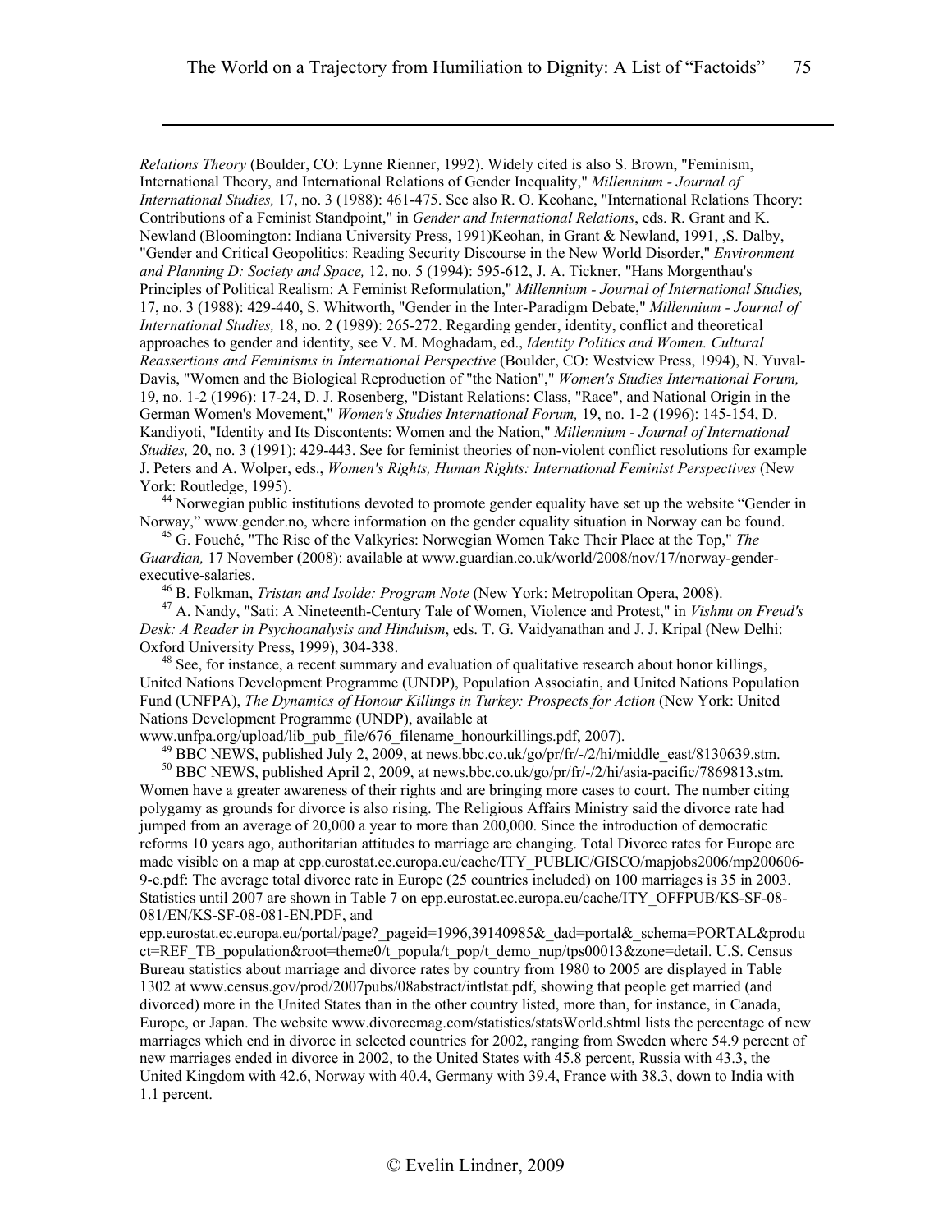*Relations Theory* (Boulder, CO: Lynne Rienner, 1992). Widely cited is also S. Brown, "Feminism, International Theory, and International Relations of Gender Inequality," *Millennium - Journal of International Studies,* 17, no. 3 (1988): 461-475. See also R. O. Keohane, "International Relations Theory: Contributions of a Feminist Standpoint," in *Gender and International Relations*, eds. R. Grant and K. Newland (Bloomington: Indiana University Press, 1991)Keohan, in Grant & Newland, 1991, ,S. Dalby, "Gender and Critical Geopolitics: Reading Security Discourse in the New World Disorder," *Environment and Planning D: Society and Space,* 12, no. 5 (1994): 595-612, J. A. Tickner, "Hans Morgenthau's Principles of Political Realism: A Feminist Reformulation," *Millennium - Journal of International Studies,* 17, no. 3 (1988): 429-440, S. Whitworth, "Gender in the Inter-Paradigm Debate," *Millennium - Journal of International Studies,* 18, no. 2 (1989): 265-272. Regarding gender, identity, conflict and theoretical approaches to gender and identity, see V. M. Moghadam, ed., *Identity Politics and Women. Cultural Reassertions and Feminisms in International Perspective* (Boulder, CO: Westview Press, 1994), N. Yuval-Davis, "Women and the Biological Reproduction of "the Nation"," *Women's Studies International Forum,* 19, no. 1-2 (1996): 17-24, D. J. Rosenberg, "Distant Relations: Class, "Race", and National Origin in the German Women's Movement," *Women's Studies International Forum,* 19, no. 1-2 (1996): 145-154, D. Kandiyoti, "Identity and Its Discontents: Women and the Nation," *Millennium - Journal of International Studies,* 20, no. 3 (1991): 429-443. See for feminist theories of non-violent conflict resolutions for example J. Peters and A. Wolper, eds., *Women's Rights, Human Rights: International Feminist Perspectives* (New York: Routledge, 1995).

[44] Norwegian public institutions devoted to promote gender equality have set up the website "Gender in Norway," www.gender.no, where information on the gender equality situation in Norway can be found.

[45] G. Fouché, "The Rise of the Valkyries: Norwegian Women Take Their Place at the Top," *The Guardian,* 17 November (2008): available at www.guardian.co.uk/world/2008/nov/17/norway-gender-executive-salaries.

[46] B. Folkman, *Tristan and Isolde: Program Note* (New York: Metropolitan Opera, 2008).

[47] A. Nandy, "Sati: A Nineteenth-Century Tale of Women, Violence and Protest," in *Vishnu on Freud's Desk: A Reader in Psychoanalysis and Hinduism*, eds. T. G. Vaidyanathan and J. J. Kripal (New Delhi: Oxford University Press, 1999), 304-338.

[48] See, for instance, a recent summary and evaluation of qualitative research about honor killings, United Nations Development Programme (UNDP), Population Associatin, and United Nations Population Fund (UNFPA), *The Dynamics of Honour Killings in Turkey: Prospects for Action* (New York: United Nations Development Programme (UNDP), available at www.unfpa.org/upload/lib_pub_file/676_filename_honourkillings.pdf, 2007).

[49] BBC NEWS, published July 2, 2009, at news.bbc.co.uk/go/pr/fr/-/2/hi/middle_east/8130639.stm.

[50] BBC NEWS, published April 2, 2009, at news.bbc.co.uk/go/pr/fr/-/2/hi/asia-pacific/7869813.stm. Women have a greater awareness of their rights and are bringing more cases to court. The number citing polygamy as grounds for divorce is also rising. The Religious Affairs Ministry said the divorce rate had jumped from an average of 20,000 a year to more than 200,000. Since the introduction of democratic reforms 10 years ago, authoritarian attitudes to marriage are changing. Total Divorce rates for Europe are made visible on a map at epp.eurostat.ec.europa.eu/cache/ITY_PUBLIC/GISCO/mapjobs2006/mp200606-9-e.pdf: The average total divorce rate in Europe (25 countries included) on 100 marriages is 35 in 2003. Statistics until 2007 are shown in Table 7 on epp.eurostat.ec.europa.eu/cache/ITY_OFFPUB/KS-SF-08-081/EN/KS-SF-08-081-EN.PDF, and epp.eurostat.ec.europa.eu/portal/page?_pageid=1996,39140985&_dad=portal&_schema=PORTAL&product=REF_TB_population&root=theme0/t_popula/t_pop/t_demo_nup/tps00013&zone=detail. U.S. Census Bureau statistics about marriage and divorce rates by country from 1980 to 2005 are displayed in Table 1302 at www.census.gov/prod/2007pubs/08abstract/intlstat.pdf, showing that people get married (and divorced) more in the United States than in the other country listed, more than, for instance, in Canada, Europe, or Japan. The website www.divorcemag.com/statistics/statsWorld.shtml lists the percentage of new marriages which end in divorce in selected countries for 2002, ranging from Sweden where 54.9 percent of new marriages ended in divorce in 2002, to the United States with 45.8 percent, Russia with 43.3, the United Kingdom with 42.6, Norway with 40.4, Germany with 39.4, France with 38.3, down to India with 1.1 percent.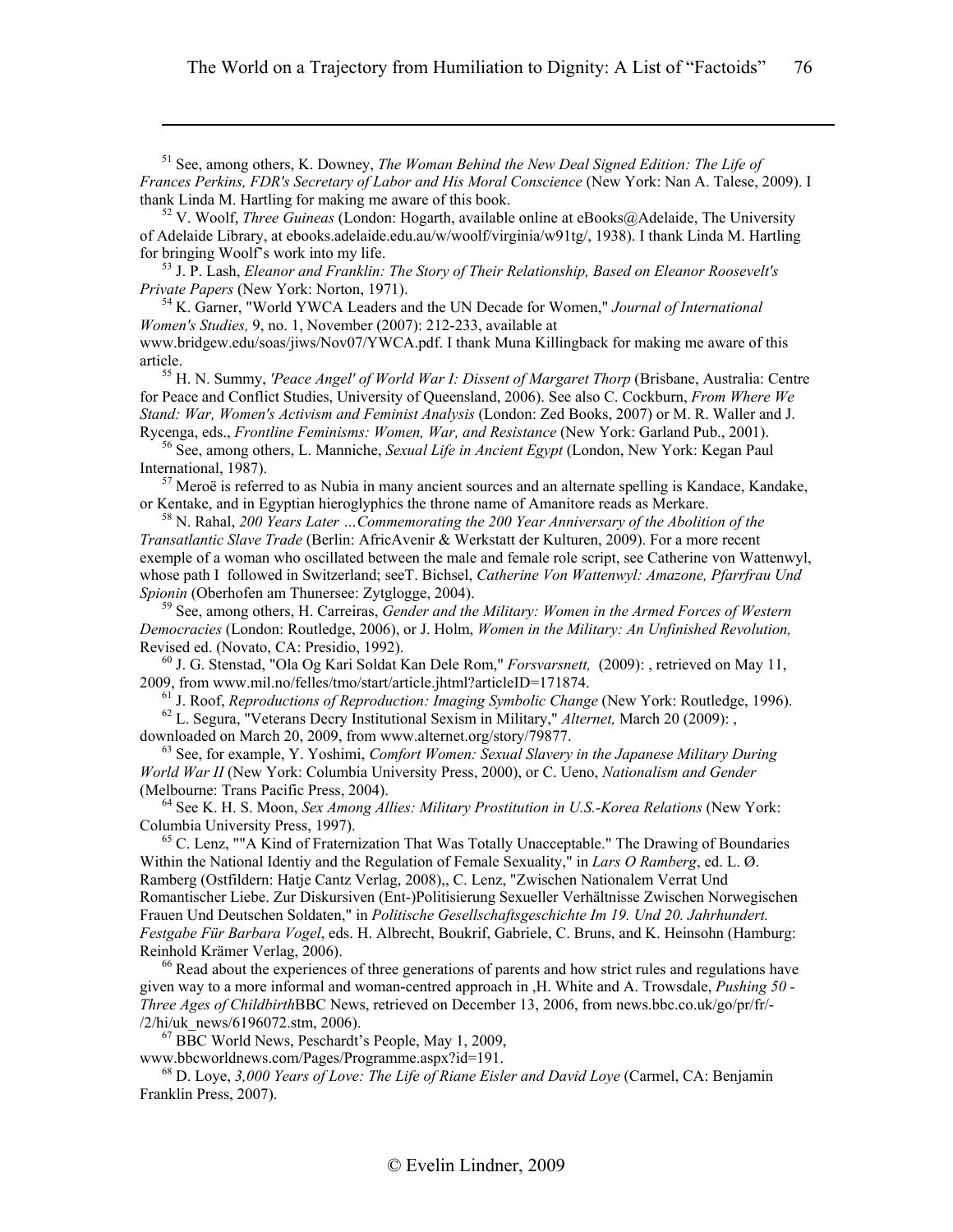[51] See, among others, K. Downey, *The Woman Behind the New Deal Signed Edition: The Life of Frances Perkins, FDR's Secretary of Labor and His Moral Conscience* (New York: Nan A. Talese, 2009). I thank Linda M. Hartling for making me aware of this book.

[52] V. Woolf, *Three Guineas* (London: Hogarth, available online at eBooks@Adelaide, The University of Adelaide Library, at ebooks.adelaide.edu.au/w/woolf/virginia/w91tg/, 1938). I thank Linda M. Hartling for bringing Woolf's work into my life.

[53] J. P. Lash, *Eleanor and Franklin: The Story of Their Relationship, Based on Eleanor Roosevelt's Private Papers* (New York: Norton, 1971).

[54] K. Garner, "World YWCA Leaders and the UN Decade for Women," *Journal of International Women's Studies,* 9, no. 1, November (2007): 212-233, available at www.bridgew.edu/soas/jiws/Nov07/YWCA.pdf. I thank Muna Killingback for making me aware of this article.

[55] H. N. Summy, *'Peace Angel' of World War I: Dissent of Margaret Thorp* (Brisbane, Australia: Centre for Peace and Conflict Studies, University of Queensland, 2006). See also C. Cockburn, *From Where We Stand: War, Women's Activism and Feminist Analysis* (London: Zed Books, 2007) or M. R. Waller and J. Rycenga, eds., *Frontline Feminisms: Women, War, and Resistance* (New York: Garland Pub., 2001).

[56] See, among others, L. Manniche, *Sexual Life in Ancient Egypt* (London, New York: Kegan Paul International, 1987).

[57] Meroë is referred to as Nubia in many ancient sources and an alternate spelling is Kandace, Kandake, or Kentake, and in Egyptian hieroglyphics the throne name of Amanitore reads as Merkare.

[58] N. Rahal, *200 Years Later …Commemorating the 200 Year Anniversary of the Abolition of the Transatlantic Slave Trade* (Berlin: AfricAvenir & Werkstatt der Kulturen, 2009). For a more recent exemple of a woman who oscillated between the male and female role script, see Catherine von Wattenwyl, whose path I followed in Switzerland; seeT. Bichsel, *Catherine Von Wattenwyl: Amazone, Pfarrfrau Und Spionin* (Oberhofen am Thunersee: Zytglogge, 2004).

[59] See, among others, H. Carreiras, *Gender and the Military: Women in the Armed Forces of Western Democracies* (London: Routledge, 2006), or J. Holm, *Women in the Military: An Unfinished Revolution,* Revised ed. (Novato, CA: Presidio, 1992).

[60] J. G. Stenstad, "Ola Og Kari Soldat Kan Dele Rom," *Forsvarsnett,* (2009): , retrieved on May 11, 2009, from www.mil.no/felles/tmo/start/article.jhtml?articleID=171874.

[61] J. Roof, *Reproductions of Reproduction: Imaging Symbolic Change* (New York: Routledge, 1996).

[62] L. Segura, "Veterans Decry Institutional Sexism in Military," *Alternet,* March 20 (2009): , downloaded on March 20, 2009, from www.alternet.org/story/79877.

[63] See, for example, Y. Yoshimi, *Comfort Women: Sexual Slavery in the Japanese Military During World War II* (New York: Columbia University Press, 2000), or C. Ueno, *Nationalism and Gender* (Melbourne: Trans Pacific Press, 2004).

[64] See K. H. S. Moon, *Sex Among Allies: Military Prostitution in U.S.-Korea Relations* (New York: Columbia University Press, 1997).

[65] C. Lenz, ""A Kind of Fraternization That Was Totally Unacceptable." The Drawing of Boundaries Within the National Identiy and the Regulation of Female Sexuality," in *Lars O Ramberg*, ed. L. Ø. Ramberg (Ostfildern: Hatje Cantz Verlag, 2008),, C. Lenz, "Zwischen Nationalem Verrat Und Romantischer Liebe. Zur Diskursiven (Ent-)Politisierung Sexueller Verhältnisse Zwischen Norwegischen Frauen Und Deutschen Soldaten," in *Politische Gesellschaftsgeschichte Im 19. Und 20. Jahrhundert. Festgabe Für Barbara Vogel*, eds. H. Albrecht, Boukrif, Gabriele, C. Bruns, and K. Heinsohn (Hamburg: Reinhold Krämer Verlag, 2006).

[66] Read about the experiences of three generations of parents and how strict rules and regulations have given way to a more informal and woman-centred approach in ,H. White and A. Trowsdale, *Pushing 50 - Three Ages of Childbirth*BBC News, retrieved on December 13, 2006, from news.bbc.co.uk/go/pr/fr/-/2/hi/uk_news/6196072.stm, 2006).

[67] BBC World News, Peschardt's People, May 1, 2009, www.bbcworldnews.com/Pages/Programme.aspx?id=191.

[68] D. Loye, *3,000 Years of Love: The Life of Riane Eisler and David Loye* (Carmel, CA: Benjamin Franklin Press, 2007).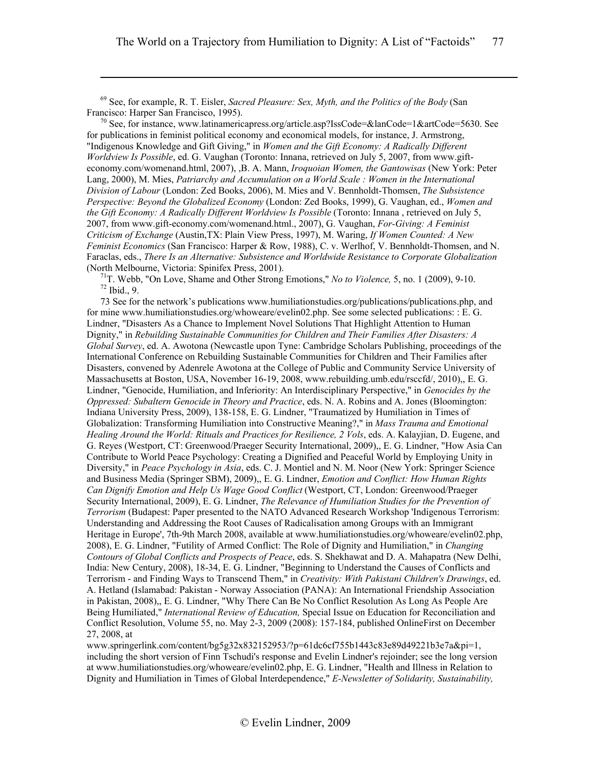[69] See, for example, R. T. Eisler, *Sacred Pleasure: Sex, Myth, and the Politics of the Body* (San Francisco: Harper San Francisco, 1995).

[70] See, for instance, www.latinamericapress.org/article.asp?IssCode=&lanCode=1&artCode=5630. See for publications in feminist political economy and economical models, for instance, J. Armstrong, "Indigenous Knowledge and Gift Giving," in *Women and the Gift Economy: A Radically Different Worldview Is Possible*, ed. G. Vaughan (Toronto: Innana, retrieved on July 5, 2007, from www.gift-economy.com/womenand.html, 2007), ,B. A. Mann, *Iroquoian Women, the Gantowisas* (New York: Peter Lang, 2000), M. Mies, *Patriarchy and Accumulation on a World Scale : Women in the International Division of Labour* (London: Zed Books, 2006), M. Mies and V. Bennholdt-Thomsen, *The Subsistence Perspective: Beyond the Globalized Economy* (London: Zed Books, 1999), G. Vaughan, ed., *Women and the Gift Economy: A Radically Different Worldview Is Possible* (Toronto: Innana , retrieved on July 5, 2007, from www.gift-economy.com/womenand.html., 2007), G. Vaughan, *For-Giving: A Feminist Criticism of Exchange* (Austin,TX: Plain View Press, 1997), M. Waring, *If Women Counted: A New Feminist Economics* (San Francisco: Harper & Row, 1988), C. v. Werlhof, V. Bennholdt-Thomsen, and N. Faraclas, eds., *There Is an Alternative: Subsistence and Worldwide Resistance to Corporate Globalization* (North Melbourne, Victoria: Spinifex Press, 2001).

[71] T. Webb, "On Love, Shame and Other Strong Emotions," *No to Violence,* 5, no. 1 (2009), 9-10.

[72] Ibid., 9.

73 See for the network's publications www.humiliationstudies.org/publications/publications.php, and for mine www.humiliationstudies.org/whoweare/evelin02.php. See some selected publications: : E. G. Lindner, "Disasters As a Chance to Implement Novel Solutions That Highlight Attention to Human Dignity," in *Rebuilding Sustainable Communities for Children and Their Families After Disasters: A Global Survey*, ed. A. Awotona (Newcastle upon Tyne: Cambridge Scholars Publishing, proceedings of the International Conference on Rebuilding Sustainable Communities for Children and Their Families after Disasters, convened by Adenrele Awotona at the College of Public and Community Service University of Massachusetts at Boston, USA, November 16-19, 2008, www.rebuilding.umb.edu/rsccfd/, 2010),, E. G. Lindner, "Genocide, Humiliation, and Inferiority: An Interdisciplinary Perspective," in *Genocides by the Oppressed: Subaltern Genocide in Theory and Practice*, eds. N. A. Robins and A. Jones (Bloomington: Indiana University Press, 2009), 138-158, E. G. Lindner, "Traumatized by Humiliation in Times of Globalization: Transforming Humiliation into Constructive Meaning?," in *Mass Trauma and Emotional Healing Around the World: Rituals and Practices for Resilience, 2 Vols*, eds. A. Kalayjian, D. Eugene, and G. Reyes (Westport, CT: Greenwood/Praeger Security International, 2009),, E. G. Lindner, "How Asia Can Contribute to World Peace Psychology: Creating a Dignified and Peaceful World by Employing Unity in Diversity," in *Peace Psychology in Asia*, eds. C. J. Montiel and N. M. Noor (New York: Springer Science and Business Media (Springer SBM), 2009),, E. G. Lindner, *Emotion and Conflict: How Human Rights Can Dignify Emotion and Help Us Wage Good Conflict* (Westport, CT, London: Greenwood/Praeger Security International, 2009), E. G. Lindner, *The Relevance of Humiliation Studies for the Prevention of Terrorism* (Budapest: Paper presented to the NATO Advanced Research Workshop 'Indigenous Terrorism: Understanding and Addressing the Root Causes of Radicalisation among Groups with an Immigrant Heritage in Europe', 7th-9th March 2008, available at www.humiliationstudies.org/whoweare/evelin02.php, 2008), E. G. Lindner, "Futility of Armed Conflict: The Role of Dignity and Humiliation," in *Changing Contours of Global Conflicts and Prospects of Peace*, eds. S. Shekhawat and D. A. Mahapatra (New Delhi, India: New Century, 2008), 18-34, E. G. Lindner, "Beginning to Understand the Causes of Conflicts and Terrorism - and Finding Ways to Transcend Them," in *Creativity: With Pakistani Children's Drawings*, ed. A. Hetland (Islamabad: Pakistan - Norway Association (PANA): An International Friendship Association in Pakistan, 2008),, E. G. Lindner, "Why There Can Be No Conflict Resolution As Long As People Are Being Humiliated," *International Review of Education,* Special Issue on Education for Reconciliation and Conflict Resolution, Volume 55, no. May 2-3, 2009 (2008): 157-184, published OnlineFirst on December 27, 2008, at www.springerlink.com/content/bg5g32x832152953/?p=61dc6cf755b1443c83e89d49221b3e7a&pi=1, including the short version of Finn Tschudi's response and Evelin Lindner's rejoinder; see the long version at www.humiliationstudies.org/whoweare/evelin02.php, E. G. Lindner, "Health and Illness in Relation to Dignity and Humiliation in Times of Global Interdependence," *E-Newsletter of Solidarity, Sustainability,*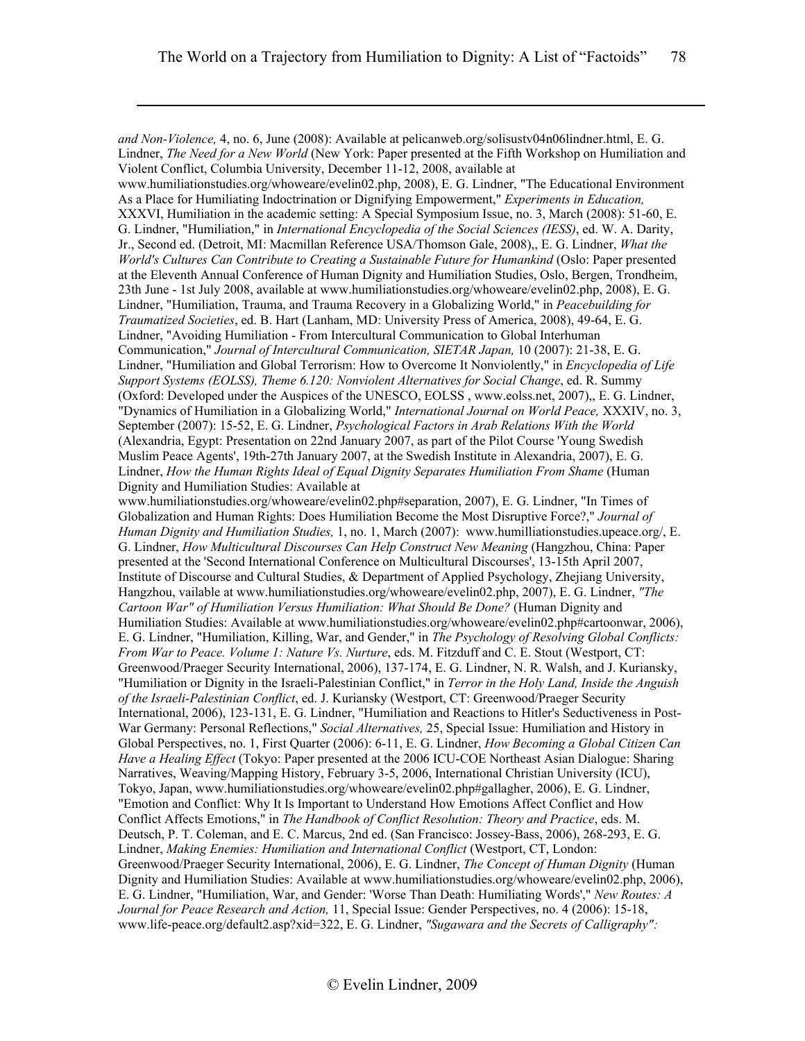*and Non-Violence,* 4, no. 6, June (2008): Available at pelicanweb.org/solisustv04n06lindner.html, E. G. Lindner, *The Need for a New World* (New York: Paper presented at the Fifth Workshop on Humiliation and Violent Conflict, Columbia University, December 11-12, 2008, available at www.humiliationstudies.org/whoweare/evelin02.php, 2008), E. G. Lindner, "The Educational Environment As a Place for Humiliating Indoctrination or Dignifying Empowerment," *Experiments in Education,* XXXVI, Humiliation in the academic setting: A Special Symposium Issue, no. 3, March (2008): 51-60, E. G. Lindner, "Humiliation," in *International Encyclopedia of the Social Sciences (IESS)*, ed. W. A. Darity, Jr., Second ed. (Detroit, MI: Macmillan Reference USA/Thomson Gale, 2008),, E. G. Lindner, *What the World's Cultures Can Contribute to Creating a Sustainable Future for Humankind* (Oslo: Paper presented at the Eleventh Annual Conference of Human Dignity and Humiliation Studies, Oslo, Bergen, Trondheim, 23th June - 1st July 2008, available at www.humiliationstudies.org/whoweare/evelin02.php, 2008), E. G. Lindner, "Humiliation, Trauma, and Trauma Recovery in a Globalizing World," in *Peacebuilding for Traumatized Societies*, ed. B. Hart (Lanham, MD: University Press of America, 2008), 49-64, E. G. Lindner, "Avoiding Humiliation - From Intercultural Communication to Global Interhuman Communication," *Journal of Intercultural Communication, SIETAR Japan,* 10 (2007): 21-38, E. G. Lindner, "Humiliation and Global Terrorism: How to Overcome It Nonviolently," in *Encyclopedia of Life Support Systems (EOLSS), Theme 6.120: Nonviolent Alternatives for Social Change*, ed. R. Summy (Oxford: Developed under the Auspices of the UNESCO, EOLSS , www.eolss.net, 2007),, E. G. Lindner, "Dynamics of Humiliation in a Globalizing World," *International Journal on World Peace,* XXXIV, no. 3, September (2007): 15-52, E. G. Lindner, *Psychological Factors in Arab Relations With the World* (Alexandria, Egypt: Presentation on 22nd January 2007, as part of the Pilot Course 'Young Swedish Muslim Peace Agents', 19th-27th January 2007, at the Swedish Institute in Alexandria, 2007), E. G. Lindner, *How the Human Rights Ideal of Equal Dignity Separates Humiliation From Shame* (Human Dignity and Humiliation Studies: Available at www.humiliationstudies.org/whoweare/evelin02.php#separation, 2007), E. G. Lindner, "In Times of Globalization and Human Rights: Does Humiliation Become the Most Disruptive Force?," *Journal of Human Dignity and Humiliation Studies,* 1, no. 1, March (2007): www.humilliationstudies.upeace.org/, E. G. Lindner, *How Multicultural Discourses Can Help Construct New Meaning* (Hangzhou, China: Paper presented at the 'Second International Conference on Multicultural Discourses', 13-15th April 2007, Institute of Discourse and Cultural Studies, & Department of Applied Psychology, Zhejiang University, Hangzhou, vailable at www.humiliationstudies.org/whoweare/evelin02.php, 2007), E. G. Lindner, *"The Cartoon War" of Humiliation Versus Humiliation: What Should Be Done?* (Human Dignity and Humiliation Studies: Available at www.humiliationstudies.org/whoweare/evelin02.php#cartoonwar, 2006), E. G. Lindner, "Humiliation, Killing, War, and Gender," in *The Psychology of Resolving Global Conflicts: From War to Peace. Volume 1: Nature Vs. Nurture*, eds. M. Fitzduff and C. E. Stout (Westport, CT: Greenwood/Praeger Security International, 2006), 137-174, E. G. Lindner, N. R. Walsh, and J. Kuriansky, "Humiliation or Dignity in the Israeli-Palestinian Conflict," in *Terror in the Holy Land, Inside the Anguish of the Israeli-Palestinian Conflict*, ed. J. Kuriansky (Westport, CT: Greenwood/Praeger Security International, 2006), 123-131, E. G. Lindner, "Humiliation and Reactions to Hitler's Seductiveness in Post-War Germany: Personal Reflections," *Social Alternatives,* 25, Special Issue: Humiliation and History in Global Perspectives, no. 1, First Quarter (2006): 6-11, E. G. Lindner, *How Becoming a Global Citizen Can Have a Healing Effect* (Tokyo: Paper presented at the 2006 ICU-COE Northeast Asian Dialogue: Sharing Narratives, Weaving/Mapping History, February 3-5, 2006, International Christian University (ICU), Tokyo, Japan, www.humiliationstudies.org/whoweare/evelin02.php#gallagher, 2006), E. G. Lindner, "Emotion and Conflict: Why It Is Important to Understand How Emotions Affect Conflict and How Conflict Affects Emotions," in *The Handbook of Conflict Resolution: Theory and Practice*, eds. M. Deutsch, P. T. Coleman, and E. C. Marcus, 2nd ed. (San Francisco: Jossey-Bass, 2006), 268-293, E. G. Lindner, *Making Enemies: Humiliation and International Conflict* (Westport, CT, London: Greenwood/Praeger Security International, 2006), E. G. Lindner, *The Concept of Human Dignity* (Human Dignity and Humiliation Studies: Available at www.humiliationstudies.org/whoweare/evelin02.php, 2006), E. G. Lindner, "Humiliation, War, and Gender: 'Worse Than Death: Humiliating Words'," *New Routes: A Journal for Peace Research and Action,* 11, Special Issue: Gender Perspectives, no. 4 (2006): 15-18, www.life-peace.org/default2.asp?xid=322, E. G. Lindner, *"Sugawara and the Secrets of Calligraphy":*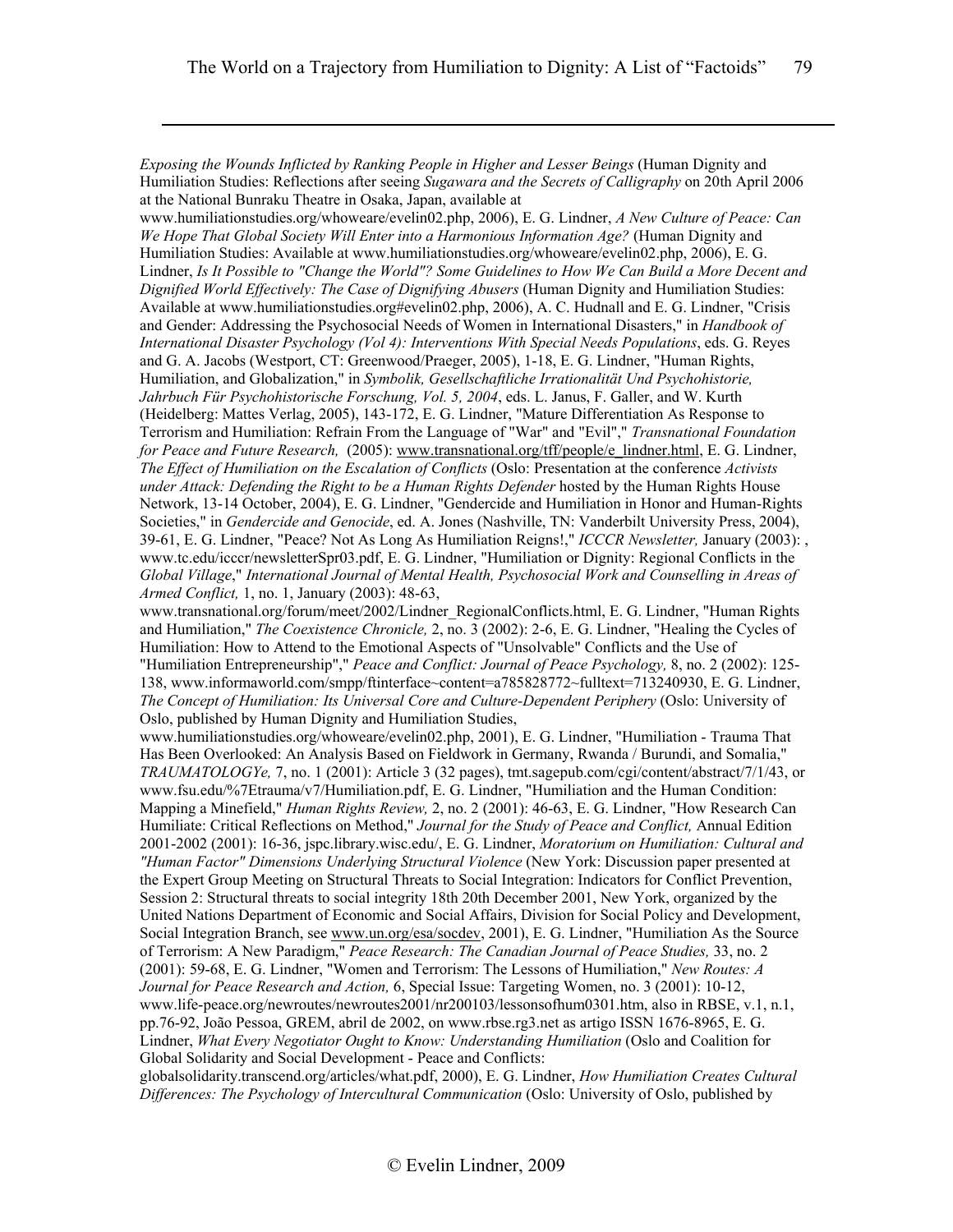*Exposing the Wounds Inflicted by Ranking People in Higher and Lesser Beings* (Human Dignity and Humiliation Studies: Reflections after seeing *Sugawara and the Secrets of Calligraphy* on 20th April 2006 at the National Bunraku Theatre in Osaka, Japan, available at www.humiliationstudies.org/whoweare/evelin02.php, 2006), E. G. Lindner, *A New Culture of Peace: Can We Hope That Global Society Will Enter into a Harmonious Information Age?* (Human Dignity and Humiliation Studies: Available at www.humiliationstudies.org/whoweare/evelin02.php, 2006), E. G. Lindner, *Is It Possible to "Change the World"? Some Guidelines to How We Can Build a More Decent and Dignified World Effectively: The Case of Dignifying Abusers* (Human Dignity and Humiliation Studies: Available at www.humiliationstudies.org#evelin02.php, 2006), A. C. Hudnall and E. G. Lindner, "Crisis and Gender: Addressing the Psychosocial Needs of Women in International Disasters," in *Handbook of International Disaster Psychology (Vol 4): Interventions With Special Needs Populations*, eds. G. Reyes and G. A. Jacobs (Westport, CT: Greenwood/Praeger, 2005), 1-18, E. G. Lindner, "Human Rights, Humiliation, and Globalization," in *Symbolik, Gesellschaftliche Irrationalität Und Psychohistorie, Jahrbuch Für Psychohistorische Forschung, Vol. 5, 2004*, eds. L. Janus, F. Galler, and W. Kurth (Heidelberg: Mattes Verlag, 2005), 143-172, E. G. Lindner, "Mature Differentiation As Response to Terrorism and Humiliation: Refrain From the Language of "War" and "Evil"," *Transnational Foundation for Peace and Future Research,* (2005): www.transnational.org/tff/people/e_lindner.html, E. G. Lindner, *The Effect of Humiliation on the Escalation of Conflicts* (Oslo: Presentation at the conference *Activists under Attack: Defending the Right to be a Human Rights Defender* hosted by the Human Rights House Network, 13-14 October, 2004), E. G. Lindner, "Gendercide and Humiliation in Honor and Human-Rights Societies," in *Gendercide and Genocide*, ed. A. Jones (Nashville, TN: Vanderbilt University Press, 2004), 39-61, E. G. Lindner, "Peace? Not As Long As Humiliation Reigns!," *ICCCR Newsletter,* January (2003): , www.tc.edu/icccr/newsletterSpr03.pdf, E. G. Lindner, "Humiliation or Dignity: Regional Conflicts in the *Global Village*," *International Journal of Mental Health, Psychosocial Work and Counselling in Areas of Armed Conflict,* 1, no. 1, January (2003): 48-63, www.transnational.org/forum/meet/2002/Lindner_RegionalConflicts.html, E. G. Lindner, "Human Rights and Humiliation," *The Coexistence Chronicle,* 2, no. 3 (2002): 2-6, E. G. Lindner, "Healing the Cycles of Humiliation: How to Attend to the Emotional Aspects of "Unsolvable" Conflicts and the Use of "Humiliation Entrepreneurship"," *Peace and Conflict: Journal of Peace Psychology,* 8, no. 2 (2002): 125-138, www.informaworld.com/smpp/ftinterface~content=a785828772~fulltext=713240930, E. G. Lindner, *The Concept of Humiliation: Its Universal Core and Culture-Dependent Periphery* (Oslo: University of Oslo, published by Human Dignity and Humiliation Studies, www.humiliationstudies.org/whoweare/evelin02.php, 2001), E. G. Lindner, "Humiliation - Trauma That Has Been Overlooked: An Analysis Based on Fieldwork in Germany, Rwanda / Burundi, and Somalia," *TRAUMATOLOGYe,* 7, no. 1 (2001): Article 3 (32 pages), tmt.sagepub.com/cgi/content/abstract/7/1/43, or www.fsu.edu/%7Etrauma/v7/Humiliation.pdf, E. G. Lindner, "Humiliation and the Human Condition: Mapping a Minefield," *Human Rights Review,* 2, no. 2 (2001): 46-63, E. G. Lindner, "How Research Can Humiliate: Critical Reflections on Method," *Journal for the Study of Peace and Conflict,* Annual Edition 2001-2002 (2001): 16-36, jspc.library.wisc.edu/, E. G. Lindner, *Moratorium on Humiliation: Cultural and "Human Factor" Dimensions Underlying Structural Violence* (New York: Discussion paper presented at the Expert Group Meeting on Structural Threats to Social Integration: Indicators for Conflict Prevention, Session 2: Structural threats to social integrity 18th 20th December 2001, New York, organized by the United Nations Department of Economic and Social Affairs, Division for Social Policy and Development, Social Integration Branch, see www.un.org/esa/socdev, 2001), E. G. Lindner, "Humiliation As the Source of Terrorism: A New Paradigm," *Peace Research: The Canadian Journal of Peace Studies,* 33, no. 2 (2001): 59-68, E. G. Lindner, "Women and Terrorism: The Lessons of Humiliation," *New Routes: A Journal for Peace Research and Action,* 6, Special Issue: Targeting Women, no. 3 (2001): 10-12, www.life-peace.org/newroutes/newroutes2001/nr200103/lessonsofhum0301.htm, also in RBSE, v.1, n.1, pp.76-92, João Pessoa, GREM, abril de 2002, on www.rbse.rg3.net as artigo ISSN 1676-8965, E. G. Lindner, *What Every Negotiator Ought to Know: Understanding Humiliation* (Oslo and Coalition for Global Solidarity and Social Development - Peace and Conflicts: globalsolidarity.transcend.org/articles/what.pdf, 2000), E. G. Lindner, *How Humiliation Creates Cultural Differences: The Psychology of Intercultural Communication* (Oslo: University of Oslo, published by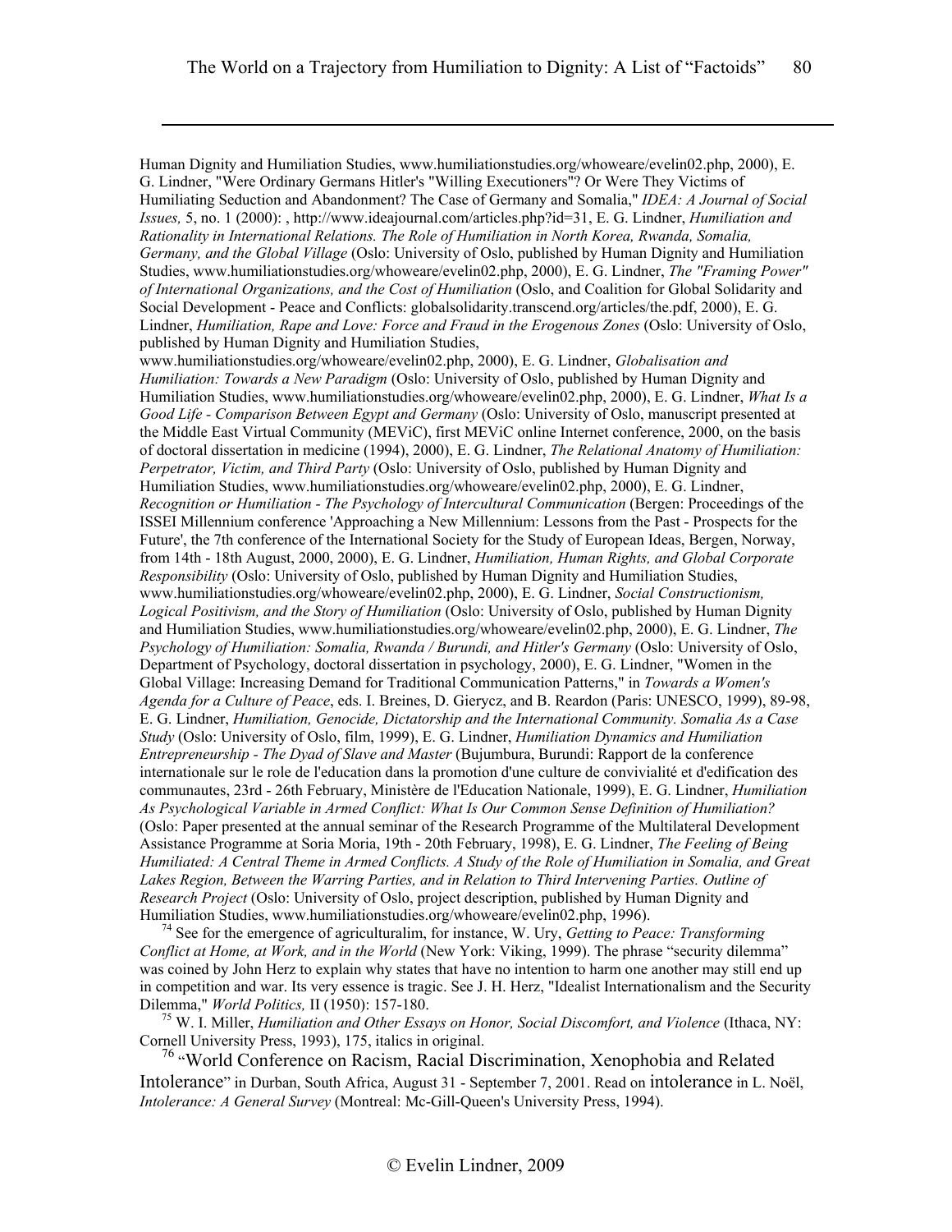Human Dignity and Humiliation Studies, www.humiliationstudies.org/whoweare/evelin02.php, 2000), E. G. Lindner, "Were Ordinary Germans Hitler's "Willing Executioners"? Or Were They Victims of Humiliating Seduction and Abandonment? The Case of Germany and Somalia," *IDEA: A Journal of Social Issues,* 5, no. 1 (2000): , http://www.ideajournal.com/articles.php?id=31, E. G. Lindner, *Humiliation and Rationality in International Relations. The Role of Humiliation in North Korea, Rwanda, Somalia, Germany, and the Global Village* (Oslo: University of Oslo, published by Human Dignity and Humiliation Studies, www.humiliationstudies.org/whoweare/evelin02.php, 2000), E. G. Lindner, *The "Framing Power" of International Organizations, and the Cost of Humiliation* (Oslo, and Coalition for Global Solidarity and Social Development - Peace and Conflicts: globalsolidarity.transcend.org/articles/the.pdf, 2000), E. G. Lindner, *Humiliation, Rape and Love: Force and Fraud in the Erogenous Zones* (Oslo: University of Oslo, published by Human Dignity and Humiliation Studies, www.humiliationstudies.org/whoweare/evelin02.php, 2000), E. G. Lindner, *Globalisation and Humiliation: Towards a New Paradigm* (Oslo: University of Oslo, published by Human Dignity and Humiliation Studies, www.humiliationstudies.org/whoweare/evelin02.php, 2000), E. G. Lindner, *What Is a Good Life - Comparison Between Egypt and Germany* (Oslo: University of Oslo, manuscript presented at the Middle East Virtual Community (MEViC), first MEViC online Internet conference, 2000, on the basis of doctoral dissertation in medicine (1994), 2000), E. G. Lindner, *The Relational Anatomy of Humiliation: Perpetrator, Victim, and Third Party* (Oslo: University of Oslo, published by Human Dignity and Humiliation Studies, www.humiliationstudies.org/whoweare/evelin02.php, 2000), E. G. Lindner, *Recognition or Humiliation - The Psychology of Intercultural Communication* (Bergen: Proceedings of the ISSEI Millennium conference 'Approaching a New Millennium: Lessons from the Past - Prospects for the Future', the 7th conference of the International Society for the Study of European Ideas, Bergen, Norway, from 14th - 18th August, 2000, 2000), E. G. Lindner, *Humiliation, Human Rights, and Global Corporate Responsibility* (Oslo: University of Oslo, published by Human Dignity and Humiliation Studies, www.humiliationstudies.org/whoweare/evelin02.php, 2000), E. G. Lindner, *Social Constructionism, Logical Positivism, and the Story of Humiliation* (Oslo: University of Oslo, published by Human Dignity and Humiliation Studies, www.humiliationstudies.org/whoweare/evelin02.php, 2000), E. G. Lindner, *The Psychology of Humiliation: Somalia, Rwanda / Burundi, and Hitler's Germany* (Oslo: University of Oslo, Department of Psychology, doctoral dissertation in psychology, 2000), E. G. Lindner, "Women in the Global Village: Increasing Demand for Traditional Communication Patterns," in *Towards a Women's Agenda for a Culture of Peace*, eds. I. Breines, D. Gierycz, and B. Reardon (Paris: UNESCO, 1999), 89-98, E. G. Lindner, *Humiliation, Genocide, Dictatorship and the International Community. Somalia As a Case Study* (Oslo: University of Oslo, film, 1999), E. G. Lindner, *Humiliation Dynamics and Humiliation Entrepreneurship - The Dyad of Slave and Master* (Bujumbura, Burundi: Rapport de la conference internationale sur le role de l'education dans la promotion d'une culture de convivialité et d'edification des communautes, 23rd - 26th February, Ministère de l'Education Nationale, 1999), E. G. Lindner, *Humiliation As Psychological Variable in Armed Conflict: What Is Our Common Sense Definition of Humiliation?* (Oslo: Paper presented at the annual seminar of the Research Programme of the Multilateral Development Assistance Programme at Soria Moria, 19th - 20th February, 1998), E. G. Lindner, *The Feeling of Being Humiliated: A Central Theme in Armed Conflicts. A Study of the Role of Humiliation in Somalia, and Great Lakes Region, Between the Warring Parties, and in Relation to Third Intervening Parties. Outline of Research Project* (Oslo: University of Oslo, project description, published by Human Dignity and Humiliation Studies, www.humiliationstudies.org/whoweare/evelin02.php, 1996).

[74] See for the emergence of agriculturalim, for instance, W. Ury, *Getting to Peace: Transforming Conflict at Home, at Work, and in the World* (New York: Viking, 1999). The phrase "security dilemma" was coined by John Herz to explain why states that have no intention to harm one another may still end up in competition and war. Its very essence is tragic. See J. H. Herz, "Idealist Internationalism and the Security Dilemma," *World Politics,* II (1950): 157-180.

[75] W. I. Miller, *Humiliation and Other Essays on Honor, Social Discomfort, and Violence* (Ithaca, NY: Cornell University Press, 1993), 175, italics in original.

[76] "World Conference on Racism, Racial Discrimination, Xenophobia and Related Intolerance" in Durban, South Africa, August 31 - September 7, 2001. Read on intolerance in L. Noël, *Intolerance: A General Survey* (Montreal: Mc-Gill-Queen's University Press, 1994).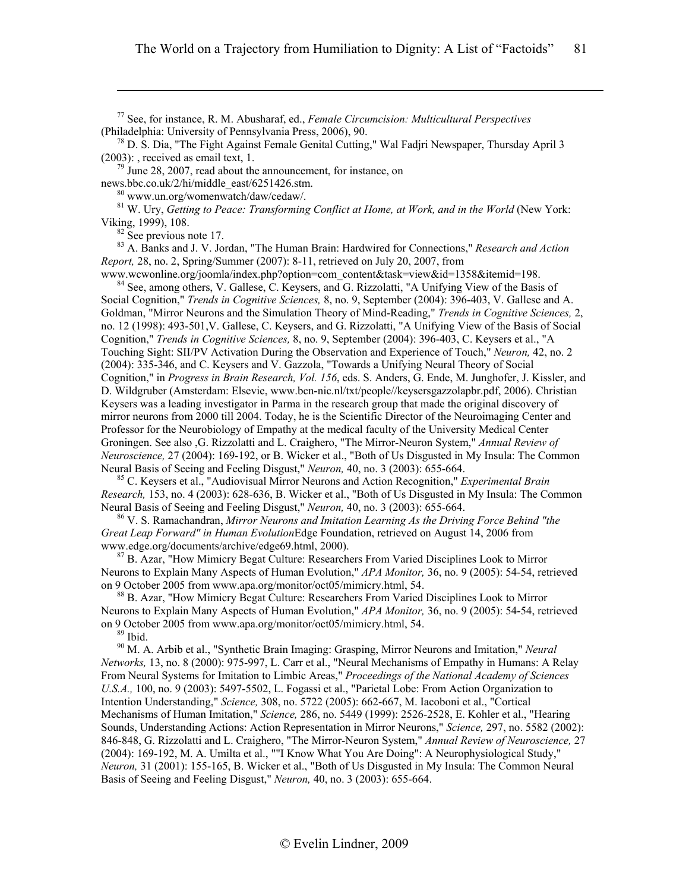[77] See, for instance, R. M. Abusharaf, ed., *Female Circumcision: Multicultural Perspectives* (Philadelphia: University of Pennsylvania Press, 2006), 90.

[78] D. S. Dia, "The Fight Against Female Genital Cutting," Wal Fadjri Newspaper, Thursday April 3 (2003): , received as email text, 1.

[79] June 28, 2007, read about the announcement, for instance, on news.bbc.co.uk/2/hi/middle_east/6251426.stm.

[80] www.un.org/womenwatch/daw/cedaw/.

[81] W. Ury, *Getting to Peace: Transforming Conflict at Home, at Work, and in the World* (New York: Viking, 1999), 108.

[82] See previous note 17.

[83] A. Banks and J. V. Jordan, "The Human Brain: Hardwired for Connections," *Research and Action Report,* 28, no. 2, Spring/Summer (2007): 8-11, retrieved on July 20, 2007, from www.wcwonline.org/joomla/index.php?option=com_content&task=view&id=1358&itemid=198.

[84] See, among others, V. Gallese, C. Keysers, and G. Rizzolatti, "A Unifying View of the Basis of Social Cognition," *Trends in Cognitive Sciences,* 8, no. 9, September (2004): 396-403, V. Gallese and A. Goldman, "Mirror Neurons and the Simulation Theory of Mind-Reading," *Trends in Cognitive Sciences,* 2, no. 12 (1998): 493-501,V. Gallese, C. Keysers, and G. Rizzolatti, "A Unifying View of the Basis of Social Cognition," *Trends in Cognitive Sciences,* 8, no. 9, September (2004): 396-403, C. Keysers et al., "A Touching Sight: SII/PV Activation During the Observation and Experience of Touch," *Neuron,* 42, no. 2 (2004): 335-346, and C. Keysers and V. Gazzola, "Towards a Unifying Neural Theory of Social Cognition," in *Progress in Brain Research, Vol. 156*, eds. S. Anders, G. Ende, M. Junghofer, J. Kissler, and D. Wildgruber (Amsterdam: Elsevie, www.bcn-nic.nl/txt/people//keysersgazzolapbr.pdf, 2006). Christian Keysers was a leading investigator in Parma in the research group that made the original discovery of mirror neurons from 2000 till 2004. Today, he is the Scientific Director of the Neuroimaging Center and Professor for the Neurobiology of Empathy at the medical faculty of the University Medical Center Groningen. See also ,G. Rizzolatti and L. Craighero, "The Mirror-Neuron System," *Annual Review of Neuroscience,* 27 (2004): 169-192, or B. Wicker et al., "Both of Us Disgusted in My Insula: The Common Neural Basis of Seeing and Feeling Disgust," *Neuron,* 40, no. 3 (2003): 655-664.

[85] C. Keysers et al., "Audiovisual Mirror Neurons and Action Recognition," *Experimental Brain Research,* 153, no. 4 (2003): 628-636, B. Wicker et al., "Both of Us Disgusted in My Insula: The Common Neural Basis of Seeing and Feeling Disgust," *Neuron,* 40, no. 3 (2003): 655-664.

[86] V. S. Ramachandran, *Mirror Neurons and Imitation Learning As the Driving Force Behind "the Great Leap Forward" in Human Evolution*Edge Foundation, retrieved on August 14, 2006 from www.edge.org/documents/archive/edge69.html, 2000).

[87] B. Azar, "How Mimicry Begat Culture: Researchers From Varied Disciplines Look to Mirror Neurons to Explain Many Aspects of Human Evolution," *APA Monitor,* 36, no. 9 (2005): 54-54, retrieved on 9 October 2005 from www.apa.org/monitor/oct05/mimicry.html, 54.

[88] B. Azar, "How Mimicry Begat Culture: Researchers From Varied Disciplines Look to Mirror Neurons to Explain Many Aspects of Human Evolution," *APA Monitor,* 36, no. 9 (2005): 54-54, retrieved on 9 October 2005 from www.apa.org/monitor/oct05/mimicry.html, 54.

[89] Ibid.

[90] M. A. Arbib et al., "Synthetic Brain Imaging: Grasping, Mirror Neurons and Imitation," *Neural Networks,* 13, no. 8 (2000): 975-997, L. Carr et al., "Neural Mechanisms of Empathy in Humans: A Relay From Neural Systems for Imitation to Limbic Areas," *Proceedings of the National Academy of Sciences U.S.A.,* 100, no. 9 (2003): 5497-5502, L. Fogassi et al., "Parietal Lobe: From Action Organization to Intention Understanding," *Science,* 308, no. 5722 (2005): 662-667, M. Iacoboni et al., "Cortical Mechanisms of Human Imitation," *Science,* 286, no. 5449 (1999): 2526-2528, E. Kohler et al., "Hearing Sounds, Understanding Actions: Action Representation in Mirror Neurons," *Science,* 297, no. 5582 (2002): 846-848, G. Rizzolatti and L. Craighero, "The Mirror-Neuron System," *Annual Review of Neuroscience,* 27 (2004): 169-192, M. A. Umilta et al., ""I Know What You Are Doing": A Neurophysiological Study," *Neuron,* 31 (2001): 155-165, B. Wicker et al., "Both of Us Disgusted in My Insula: The Common Neural Basis of Seeing and Feeling Disgust," *Neuron,* 40, no. 3 (2003): 655-664.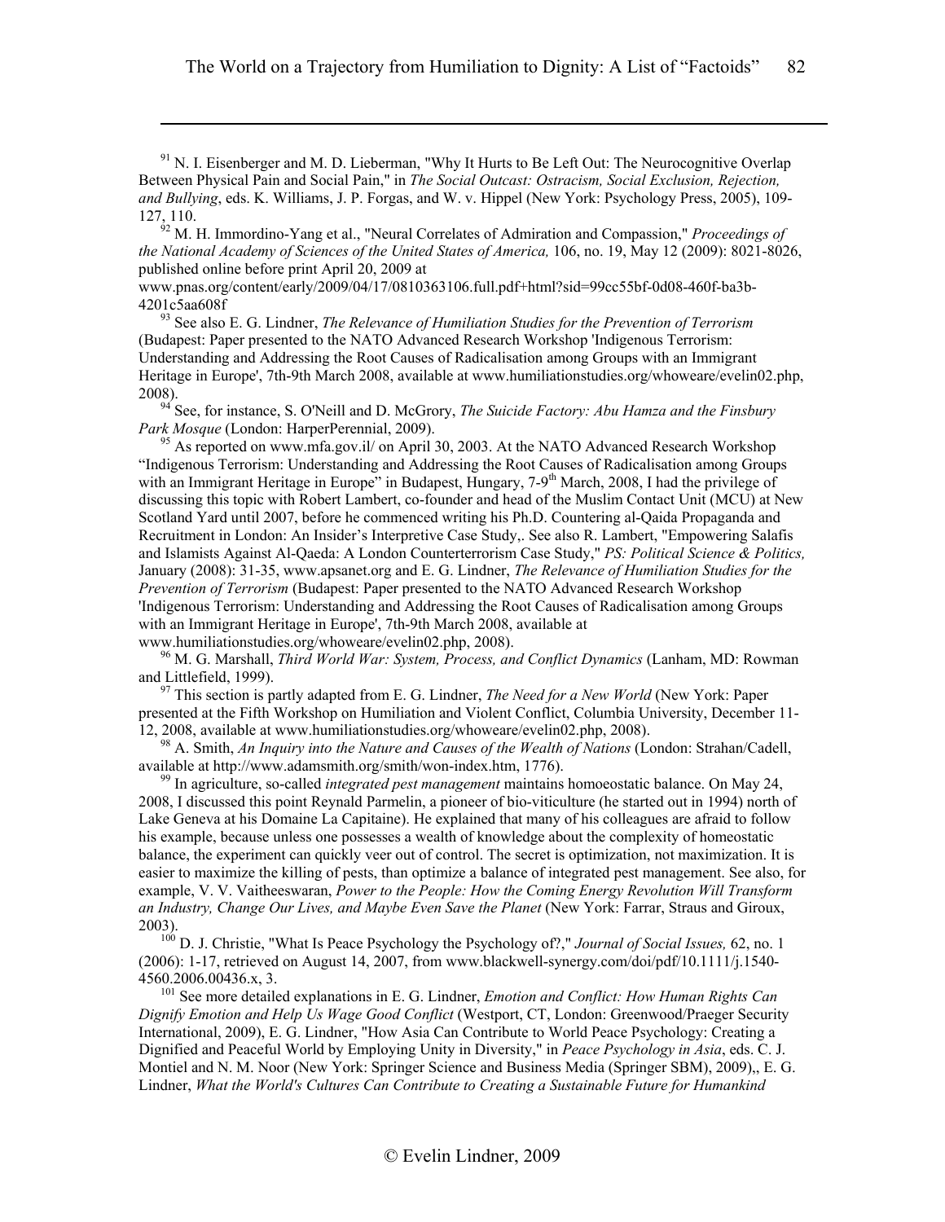[91] N. I. Eisenberger and M. D. Lieberman, "Why It Hurts to Be Left Out: The Neurocognitive Overlap Between Physical Pain and Social Pain," in *The Social Outcast: Ostracism, Social Exclusion, Rejection, and Bullying*, eds. K. Williams, J. P. Forgas, and W. v. Hippel (New York: Psychology Press, 2005), 109-127, 110.

[92] M. H. Immordino-Yang et al., "Neural Correlates of Admiration and Compassion," *Proceedings of the National Academy of Sciences of the United States of America,* 106, no. 19, May 12 (2009): 8021-8026, published online before print April 20, 2009 at www.pnas.org/content/early/2009/04/17/0810363106.full.pdf+html?sid=99cc55bf-0d08-460f-ba3b-4201c5aa608f

[93] See also E. G. Lindner, *The Relevance of Humiliation Studies for the Prevention of Terrorism* (Budapest: Paper presented to the NATO Advanced Research Workshop 'Indigenous Terrorism: Understanding and Addressing the Root Causes of Radicalisation among Groups with an Immigrant Heritage in Europe', 7th-9th March 2008, available at www.humiliationstudies.org/whoweare/evelin02.php, 2008).

[94] See, for instance, S. O'Neill and D. McGrory, *The Suicide Factory: Abu Hamza and the Finsbury Park Mosque* (London: HarperPerennial, 2009).

[95] As reported on www.mfa.gov.il/ on April 30, 2003. At the NATO Advanced Research Workshop "Indigenous Terrorism: Understanding and Addressing the Root Causes of Radicalisation among Groups with an Immigrant Heritage in Europe" in Budapest, Hungary, 7-9th March, 2008, I had the privilege of discussing this topic with Robert Lambert, co-founder and head of the Muslim Contact Unit (MCU) at New Scotland Yard until 2007, before he commenced writing his Ph.D. Countering al-Qaida Propaganda and Recruitment in London: An Insider's Interpretive Case Study,. See also R. Lambert, "Empowering Salafis and Islamists Against Al-Qaeda: A London Counterterrorism Case Study," *PS: Political Science & Politics,* January (2008): 31-35, www.apsanet.org and E. G. Lindner, *The Relevance of Humiliation Studies for the Prevention of Terrorism* (Budapest: Paper presented to the NATO Advanced Research Workshop 'Indigenous Terrorism: Understanding and Addressing the Root Causes of Radicalisation among Groups with an Immigrant Heritage in Europe', 7th-9th March 2008, available at www.humiliationstudies.org/whoweare/evelin02.php, 2008).

[96] M. G. Marshall, *Third World War: System, Process, and Conflict Dynamics* (Lanham, MD: Rowman and Littlefield, 1999).

[97] This section is partly adapted from E. G. Lindner, *The Need for a New World* (New York: Paper presented at the Fifth Workshop on Humiliation and Violent Conflict, Columbia University, December 11-12, 2008, available at www.humiliationstudies.org/whoweare/evelin02.php, 2008).

[98] A. Smith, *An Inquiry into the Nature and Causes of the Wealth of Nations* (London: Strahan/Cadell, available at http://www.adamsmith.org/smith/won-index.htm, 1776).

[99] In agriculture, so-called *integrated pest management* maintains homoeostatic balance. On May 24, 2008, I discussed this point Reynald Parmelin, a pioneer of bio-viticulture (he started out in 1994) north of Lake Geneva at his Domaine La Capitaine). He explained that many of his colleagues are afraid to follow his example, because unless one possesses a wealth of knowledge about the complexity of homeostatic balance, the experiment can quickly veer out of control. The secret is optimization, not maximization. It is easier to maximize the killing of pests, than optimize a balance of integrated pest management. See also, for example, V. V. Vaitheeswaran, *Power to the People: How the Coming Energy Revolution Will Transform an Industry, Change Our Lives, and Maybe Even Save the Planet* (New York: Farrar, Straus and Giroux, 2003).

[100] D. J. Christie, "What Is Peace Psychology the Psychology of?," *Journal of Social Issues,* 62, no. 1 (2006): 1-17, retrieved on August 14, 2007, from www.blackwell-synergy.com/doi/pdf/10.1111/j.1540-4560.2006.00436.x, 3.

[101] See more detailed explanations in E. G. Lindner, *Emotion and Conflict: How Human Rights Can Dignify Emotion and Help Us Wage Good Conflict* (Westport, CT, London: Greenwood/Praeger Security International, 2009), E. G. Lindner, "How Asia Can Contribute to World Peace Psychology: Creating a Dignified and Peaceful World by Employing Unity in Diversity," in *Peace Psychology in Asia*, eds. C. J. Montiel and N. M. Noor (New York: Springer Science and Business Media (Springer SBM), 2009),, E. G. Lindner, *What the World's Cultures Can Contribute to Creating a Sustainable Future for Humankind*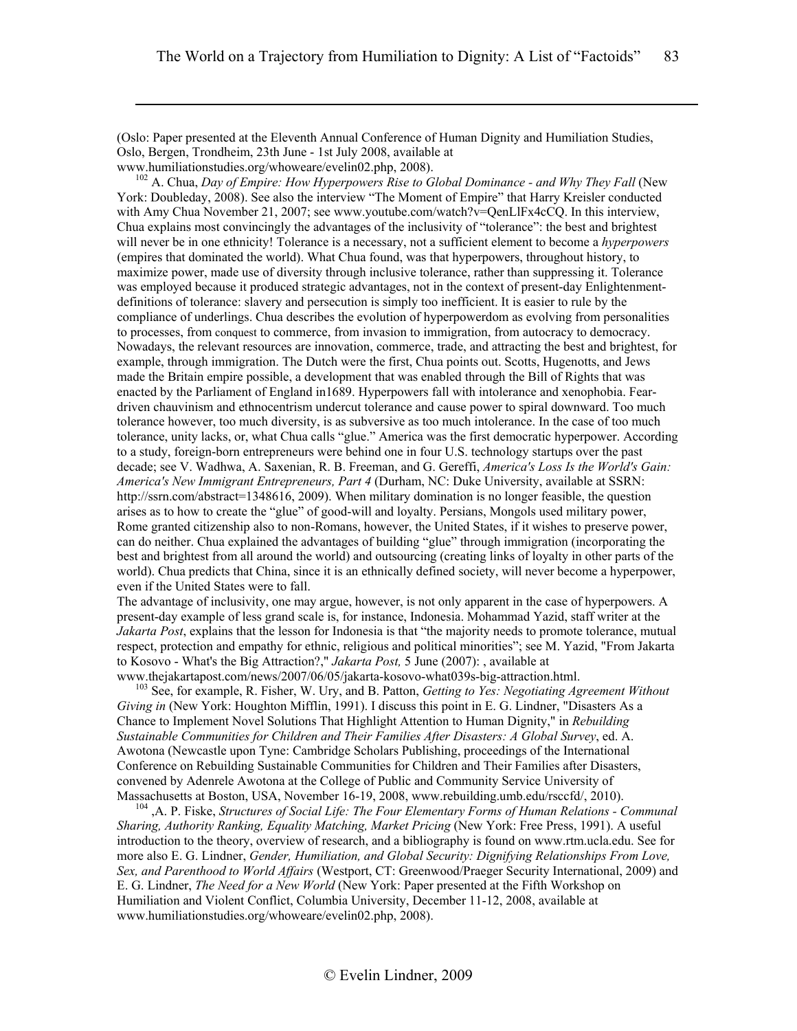(Oslo: Paper presented at the Eleventh Annual Conference of Human Dignity and Humiliation Studies, Oslo, Bergen, Trondheim, 23th June - 1st July 2008, available at www.humiliationstudies.org/whoweare/evelin02.php, 2008).

[102] A. Chua, *Day of Empire: How Hyperpowers Rise to Global Dominance - and Why They Fall* (New York: Doubleday, 2008). See also the interview "The Moment of Empire" that Harry Kreisler conducted with Amy Chua November 21, 2007; see www.youtube.com/watch?v=QenLlFx4cCQ. In this interview, Chua explains most convincingly the advantages of the inclusivity of "tolerance": the best and brightest will never be in one ethnicity! Tolerance is a necessary, not a sufficient element to become a *hyperpowers* (empires that dominated the world). What Chua found, was that hyperpowers, throughout history, to maximize power, made use of diversity through inclusive tolerance, rather than suppressing it. Tolerance was employed because it produced strategic advantages, not in the context of present-day Enlightenment-definitions of tolerance: slavery and persecution is simply too inefficient. It is easier to rule by the compliance of underlings. Chua describes the evolution of hyperpowerdom as evolving from personalities to processes, from conquest to commerce, from invasion to immigration, from autocracy to democracy. Nowadays, the relevant resources are innovation, commerce, trade, and attracting the best and brightest, for example, through immigration. The Dutch were the first, Chua points out. Scotts, Hugenotts, and Jews made the Britain empire possible, a development that was enabled through the Bill of Rights that was enacted by the Parliament of England in1689. Hyperpowers fall with intolerance and xenophobia. Fear-driven chauvinism and ethnocentrism undercut tolerance and cause power to spiral downward. Too much tolerance however, too much diversity, is as subversive as too much intolerance. In the case of too much tolerance, unity lacks, or, what Chua calls "glue." America was the first democratic hyperpower. According to a study, foreign-born entrepreneurs were behind one in four U.S. technology startups over the past decade; see V. Wadhwa, A. Saxenian, R. B. Freeman, and G. Gereffi, *America's Loss Is the World's Gain: America's New Immigrant Entrepreneurs, Part 4* (Durham, NC: Duke University, available at SSRN: http://ssrn.com/abstract=1348616, 2009). When military domination is no longer feasible, the question arises as to how to create the "glue" of good-will and loyalty. Persians, Mongols used military power, Rome granted citizenship also to non-Romans, however, the United States, if it wishes to preserve power, can do neither. Chua explained the advantages of building "glue" through immigration (incorporating the best and brightest from all around the world) and outsourcing (creating links of loyalty in other parts of the world). Chua predicts that China, since it is an ethnically defined society, will never become a hyperpower, even if the United States were to fall.

The advantage of inclusivity, one may argue, however, is not only apparent in the case of hyperpowers. A present-day example of less grand scale is, for instance, Indonesia. Mohammad Yazid, staff writer at the *Jakarta Post*, explains that the lesson for Indonesia is that "the majority needs to promote tolerance, mutual respect, protection and empathy for ethnic, religious and political minorities"; see M. Yazid, "From Jakarta to Kosovo - What's the Big Attraction?," *Jakarta Post,* 5 June (2007): , available at www.thejakartapost.com/news/2007/06/05/jakarta-kosovo-what039s-big-attraction.html.

[103] See, for example, R. Fisher, W. Ury, and B. Patton, *Getting to Yes: Negotiating Agreement Without Giving in* (New York: Houghton Mifflin, 1991). I discuss this point in E. G. Lindner, "Disasters As a Chance to Implement Novel Solutions That Highlight Attention to Human Dignity," in *Rebuilding Sustainable Communities for Children and Their Families After Disasters: A Global Survey*, ed. A. Awotona (Newcastle upon Tyne: Cambridge Scholars Publishing, proceedings of the International Conference on Rebuilding Sustainable Communities for Children and Their Families after Disasters, convened by Adenrele Awotona at the College of Public and Community Service University of Massachusetts at Boston, USA, November 16-19, 2008, www.rebuilding.umb.edu/rsccfd/, 2010).

[104] ,A. P. Fiske, *Structures of Social Life: The Four Elementary Forms of Human Relations - Communal Sharing, Authority Ranking, Equality Matching, Market Pricing* (New York: Free Press, 1991). A useful introduction to the theory, overview of research, and a bibliography is found on www.rtm.ucla.edu. See for more also E. G. Lindner, *Gender, Humiliation, and Global Security: Dignifying Relationships From Love, Sex, and Parenthood to World Affairs* (Westport, CT: Greenwood/Praeger Security International, 2009) and E. G. Lindner, *The Need for a New World* (New York: Paper presented at the Fifth Workshop on Humiliation and Violent Conflict, Columbia University, December 11-12, 2008, available at www.humiliationstudies.org/whoweare/evelin02.php, 2008).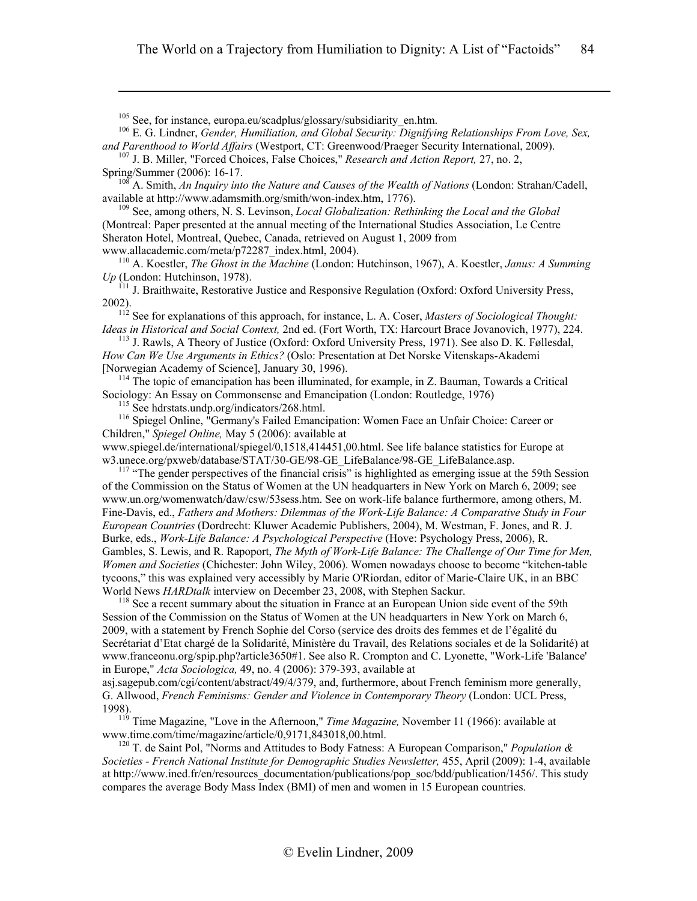[105] See, for instance, europa.eu/scadplus/glossary/subsidiarity_en.htm.

[106] E. G. Lindner, *Gender, Humiliation, and Global Security: Dignifying Relationships From Love, Sex, and Parenthood to World Affairs* (Westport, CT: Greenwood/Praeger Security International, 2009).

[107] J. B. Miller, "Forced Choices, False Choices," *Research and Action Report,* 27, no. 2, Spring/Summer (2006): 16-17.

[108] A. Smith, *An Inquiry into the Nature and Causes of the Wealth of Nations* (London: Strahan/Cadell, available at http://www.adamsmith.org/smith/won-index.htm, 1776).

[109] See, among others, N. S. Levinson, *Local Globalization: Rethinking the Local and the Global* (Montreal: Paper presented at the annual meeting of the International Studies Association, Le Centre Sheraton Hotel, Montreal, Quebec, Canada, retrieved on August 1, 2009 from www.allacademic.com/meta/p72287_index.html, 2004).

[110] A. Koestler, *The Ghost in the Machine* (London: Hutchinson, 1967), A. Koestler, *Janus: A Summing Up* (London: Hutchinson, 1978).

[111] J. Braithwaite, Restorative Justice and Responsive Regulation (Oxford: Oxford University Press, 2002).

[112] See for explanations of this approach, for instance, L. A. Coser, *Masters of Sociological Thought: Ideas in Historical and Social Context,* 2nd ed. (Fort Worth, TX: Harcourt Brace Jovanovich, 1977), 224.

[113] J. Rawls, A Theory of Justice (Oxford: Oxford University Press, 1971). See also D. K. Føllesdal, *How Can We Use Arguments in Ethics?* (Oslo: Presentation at Det Norske Vitenskaps-Akademi [Norwegian Academy of Science], January 30, 1996).

[114] The topic of emancipation has been illuminated, for example, in Z. Bauman, Towards a Critical Sociology: An Essay on Commonsense and Emancipation (London: Routledge, 1976)

[115] See hdrstats.undp.org/indicators/268.html.

[116] Spiegel Online, "Germany's Failed Emancipation: Women Face an Unfair Choice: Career or Children," *Spiegel Online,* May 5 (2006): available at www.spiegel.de/international/spiegel/0,1518,414451,00.html. See life balance statistics for Europe at w3.unece.org/pxweb/database/STAT/30-GE/98-GE_LifeBalance/98-GE_LifeBalance.asp.

[117] "The gender perspectives of the financial crisis" is highlighted as emerging issue at the 59th Session of the Commission on the Status of Women at the UN headquarters in New York on March 6, 2009; see www.un.org/womenwatch/daw/csw/53sess.htm. See on work-life balance furthermore, among others, M. Fine-Davis, ed., *Fathers and Mothers: Dilemmas of the Work-Life Balance: A Comparative Study in Four European Countries* (Dordrecht: Kluwer Academic Publishers, 2004), M. Westman, F. Jones, and R. J. Burke, eds., *Work-Life Balance: A Psychological Perspective* (Hove: Psychology Press, 2006), R. Gambles, S. Lewis, and R. Rapoport, *The Myth of Work-Life Balance: The Challenge of Our Time for Men, Women and Societies* (Chichester: John Wiley, 2006). Women nowadays choose to become "kitchen-table tycoons," this was explained very accessibly by Marie O'Riordan, editor of Marie-Claire UK, in an BBC World News *HARDtalk* interview on December 23, 2008, with Stephen Sackur.

[118] See a recent summary about the situation in France at an European Union side event of the 59th Session of the Commission on the Status of Women at the UN headquarters in New York on March 6, 2009, with a statement by French Sophie del Corso (service des droits des femmes et de l'égalité du Secrétariat d'Etat chargé de la Solidarité, Ministère du Travail, des Relations sociales et de la Solidarité) at www.franceonu.org/spip.php?article3650#1. See also R. Crompton and C. Lyonette, "Work-Life 'Balance' in Europe," *Acta Sociologica,* 49, no. 4 (2006): 379-393, available at asj.sagepub.com/cgi/content/abstract/49/4/379, and, furthermore, about French feminism more generally, G. Allwood, *French Feminisms: Gender and Violence in Contemporary Theory* (London: UCL Press, 1998).

[119] Time Magazine, "Love in the Afternoon," *Time Magazine,* November 11 (1966): available at www.time.com/time/magazine/article/0,9171,843018,00.html.

[120] T. de Saint Pol, "Norms and Attitudes to Body Fatness: A European Comparison," *Population & Societies - French National Institute for Demographic Studies Newsletter,* 455, April (2009): 1-4, available at http://www.ined.fr/en/resources_documentation/publications/pop_soc/bdd/publication/1456/. This study compares the average Body Mass Index (BMI) of men and women in 15 European countries.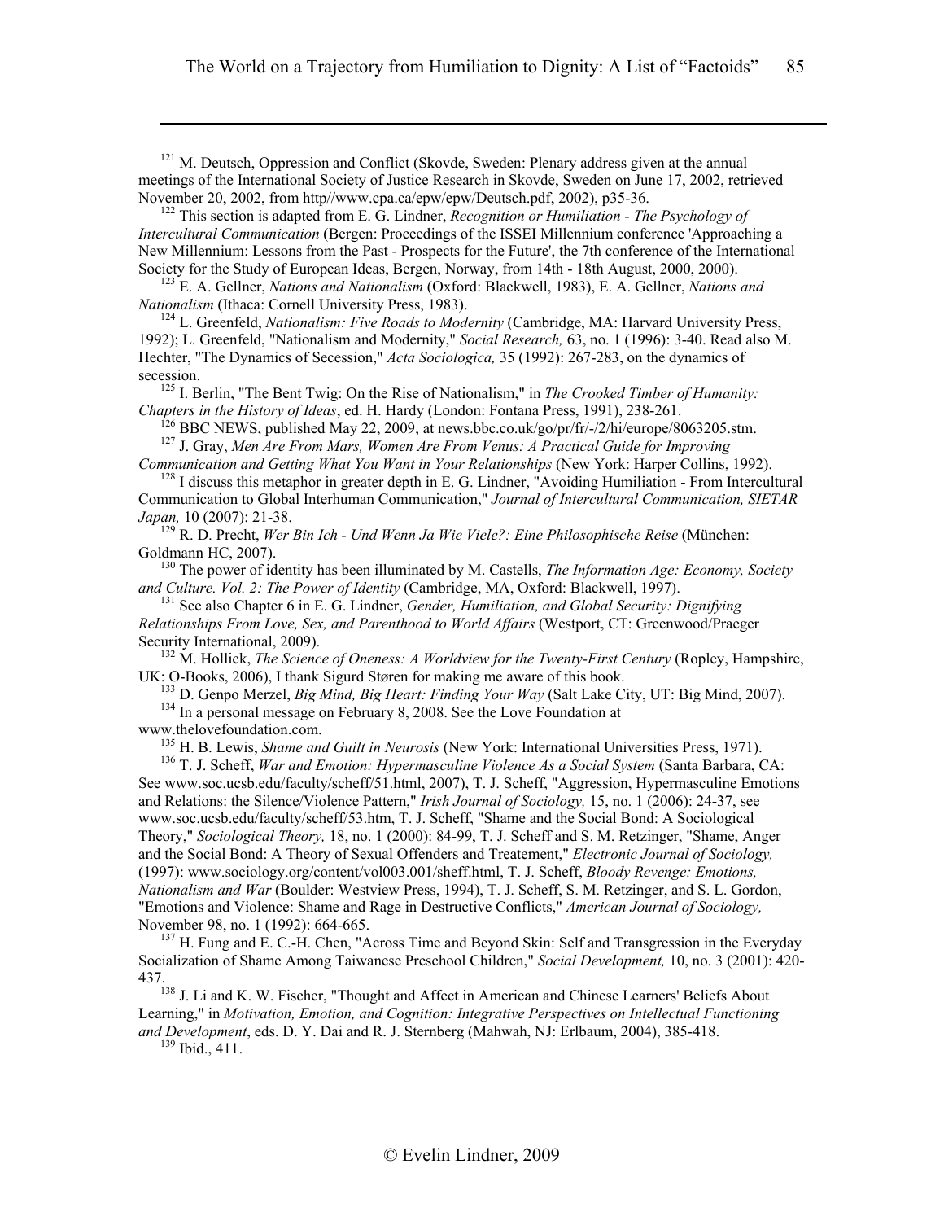[121] M. Deutsch, Oppression and Conflict (Skovde, Sweden: Plenary address given at the annual meetings of the International Society of Justice Research in Skovde, Sweden on June 17, 2002, retrieved November 20, 2002, from http//www.cpa.ca/epw/epw/Deutsch.pdf, 2002), p35-36.

[122] This section is adapted from E. G. Lindner, *Recognition or Humiliation - The Psychology of Intercultural Communication* (Bergen: Proceedings of the ISSEI Millennium conference 'Approaching a New Millennium: Lessons from the Past - Prospects for the Future', the 7th conference of the International Society for the Study of European Ideas, Bergen, Norway, from 14th - 18th August, 2000, 2000).

[123] E. A. Gellner, *Nations and Nationalism* (Oxford: Blackwell, 1983), E. A. Gellner, *Nations and Nationalism* (Ithaca: Cornell University Press, 1983).

[124] L. Greenfeld, *Nationalism: Five Roads to Modernity* (Cambridge, MA: Harvard University Press, 1992); L. Greenfeld, "Nationalism and Modernity," *Social Research,* 63, no. 1 (1996): 3-40. Read also M. Hechter, "The Dynamics of Secession," *Acta Sociologica,* 35 (1992): 267-283, on the dynamics of secession.

[125] I. Berlin, "The Bent Twig: On the Rise of Nationalism," in *The Crooked Timber of Humanity: Chapters in the History of Ideas*, ed. H. Hardy (London: Fontana Press, 1991), 238-261.

[126] BBC NEWS, published May 22, 2009, at news.bbc.co.uk/go/pr/fr/-/2/hi/europe/8063205.stm.

[127] J. Gray, *Men Are From Mars, Women Are From Venus: A Practical Guide for Improving Communication and Getting What You Want in Your Relationships* (New York: Harper Collins, 1992).

[128] I discuss this metaphor in greater depth in E. G. Lindner, "Avoiding Humiliation - From Intercultural Communication to Global Interhuman Communication," *Journal of Intercultural Communication, SIETAR Japan,* 10 (2007): 21-38.

[129] R. D. Precht, *Wer Bin Ich - Und Wenn Ja Wie Viele?: Eine Philosophische Reise* (München: Goldmann HC, 2007).

[130] The power of identity has been illuminated by M. Castells, *The Information Age: Economy, Society and Culture. Vol. 2: The Power of Identity* (Cambridge, MA, Oxford: Blackwell, 1997).

[131] See also Chapter 6 in E. G. Lindner, *Gender, Humiliation, and Global Security: Dignifying Relationships From Love, Sex, and Parenthood to World Affairs* (Westport, CT: Greenwood/Praeger Security International, 2009).

[132] M. Hollick, *The Science of Oneness: A Worldview for the Twenty-First Century* (Ropley, Hampshire, UK: O-Books, 2006), I thank Sigurd Støren for making me aware of this book.

[133] D. Genpo Merzel, *Big Mind, Big Heart: Finding Your Way* (Salt Lake City, UT: Big Mind, 2007).

[134] In a personal message on February 8, 2008. See the Love Foundation at www.thelovefoundation.com.

[135] H. B. Lewis, *Shame and Guilt in Neurosis* (New York: International Universities Press, 1971).

[136] T. J. Scheff, *War and Emotion: Hypermasculine Violence As a Social System* (Santa Barbara, CA: See www.soc.ucsb.edu/faculty/scheff/51.html, 2007), T. J. Scheff, "Aggression, Hypermasculine Emotions and Relations: the Silence/Violence Pattern," *Irish Journal of Sociology,* 15, no. 1 (2006): 24-37, see www.soc.ucsb.edu/faculty/scheff/53.htm, T. J. Scheff, "Shame and the Social Bond: A Sociological Theory," *Sociological Theory,* 18, no. 1 (2000): 84-99, T. J. Scheff and S. M. Retzinger, "Shame, Anger and the Social Bond: A Theory of Sexual Offenders and Treatement," *Electronic Journal of Sociology,* (1997): www.sociology.org/content/vol003.001/sheff.html, T. J. Scheff, *Bloody Revenge: Emotions, Nationalism and War* (Boulder: Westview Press, 1994), T. J. Scheff, S. M. Retzinger, and S. L. Gordon, "Emotions and Violence: Shame and Rage in Destructive Conflicts," *American Journal of Sociology,* November 98, no. 1 (1992): 664-665.

[137] H. Fung and E. C.-H. Chen, "Across Time and Beyond Skin: Self and Transgression in the Everyday Socialization of Shame Among Taiwanese Preschool Children," *Social Development,* 10, no. 3 (2001): 420-437.

[138] J. Li and K. W. Fischer, "Thought and Affect in American and Chinese Learners' Beliefs About Learning," in *Motivation, Emotion, and Cognition: Integrative Perspectives on Intellectual Functioning and Development*, eds. D. Y. Dai and R. J. Sternberg (Mahwah, NJ: Erlbaum, 2004), 385-418.

[139] Ibid., 411.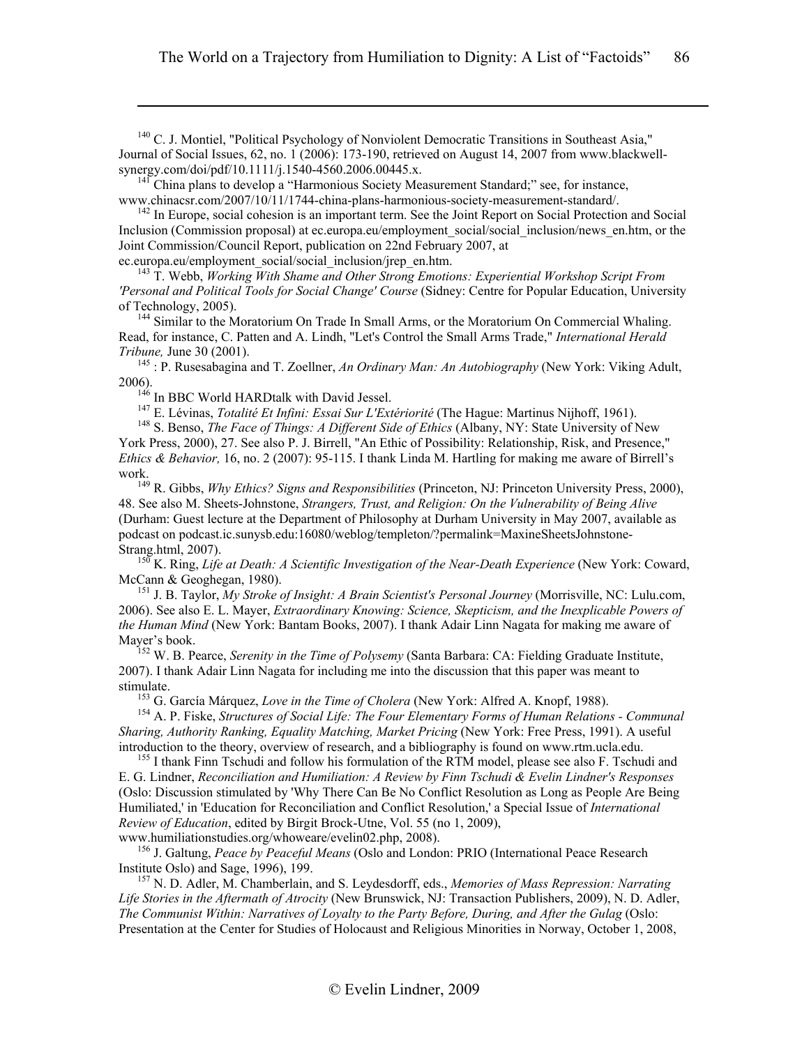[140] C. J. Montiel, "Political Psychology of Nonviolent Democratic Transitions in Southeast Asia," Journal of Social Issues, 62, no. 1 (2006): 173-190, retrieved on August 14, 2007 from www.blackwell-synergy.com/doi/pdf/10.1111/j.1540-4560.2006.00445.x.

[141] China plans to develop a "Harmonious Society Measurement Standard;" see, for instance, www.chinacsr.com/2007/10/11/1744-china-plans-harmonious-society-measurement-standard/.

[142] In Europe, social cohesion is an important term. See the Joint Report on Social Protection and Social Inclusion (Commission proposal) at ec.europa.eu/employment_social/social_inclusion/news_en.htm, or the Joint Commission/Council Report, publication on 22nd February 2007, at ec.europa.eu/employment_social/social_inclusion/jrep_en.htm.

[143] T. Webb, *Working With Shame and Other Strong Emotions: Experiential Workshop Script From 'Personal and Political Tools for Social Change' Course* (Sidney: Centre for Popular Education, University of Technology, 2005).

[144] Similar to the Moratorium On Trade In Small Arms, or the Moratorium On Commercial Whaling. Read, for instance, C. Patten and A. Lindh, "Let's Control the Small Arms Trade," *International Herald Tribune,* June 30 (2001).

[145] : P. Rusesabagina and T. Zoellner, *An Ordinary Man: An Autobiography* (New York: Viking Adult, 2006).

[146] In BBC World HARDtalk with David Jessel.

[147] E. Lévinas, *Totalité Et Infini: Essai Sur L'Extériorité* (The Hague: Martinus Nijhoff, 1961).

[148] S. Benso, *The Face of Things: A Different Side of Ethics* (Albany, NY: State University of New York Press, 2000), 27. See also P. J. Birrell, "An Ethic of Possibility: Relationship, Risk, and Presence," *Ethics & Behavior,* 16, no. 2 (2007): 95-115. I thank Linda M. Hartling for making me aware of Birrell's work.

[149] R. Gibbs, *Why Ethics? Signs and Responsibilities* (Princeton, NJ: Princeton University Press, 2000), 48. See also M. Sheets-Johnstone, *Strangers, Trust, and Religion: On the Vulnerability of Being Alive* (Durham: Guest lecture at the Department of Philosophy at Durham University in May 2007, available as podcast on podcast.ic.sunysb.edu:16080/weblog/templeton/?permalink=MaxineSheetsJohnstone-Strang.html, 2007).

[150] K. Ring, *Life at Death: A Scientific Investigation of the Near-Death Experience* (New York: Coward, McCann & Geoghegan, 1980).

[151] J. B. Taylor, *My Stroke of Insight: A Brain Scientist's Personal Journey* (Morrisville, NC: Lulu.com, 2006). See also E. L. Mayer, *Extraordinary Knowing: Science, Skepticism, and the Inexplicable Powers of the Human Mind* (New York: Bantam Books, 2007). I thank Adair Linn Nagata for making me aware of Mayer's book.

[152] W. B. Pearce, *Serenity in the Time of Polysemy* (Santa Barbara: CA: Fielding Graduate Institute, 2007). I thank Adair Linn Nagata for including me into the discussion that this paper was meant to stimulate.

[153] G. García Márquez, *Love in the Time of Cholera* (New York: Alfred A. Knopf, 1988).

[154] A. P. Fiske, *Structures of Social Life: The Four Elementary Forms of Human Relations - Communal Sharing, Authority Ranking, Equality Matching, Market Pricing* (New York: Free Press, 1991). A useful introduction to the theory, overview of research, and a bibliography is found on www.rtm.ucla.edu.

[155] I thank Finn Tschudi and follow his formulation of the RTM model, please see also F. Tschudi and E. G. Lindner, *Reconciliation and Humiliation: A Review by Finn Tschudi & Evelin Lindner's Responses* (Oslo: Discussion stimulated by 'Why There Can Be No Conflict Resolution as Long as People Are Being Humiliated,' in 'Education for Reconciliation and Conflict Resolution,' a Special Issue of *International Review of Education*, edited by Birgit Brock-Utne, Vol. 55 (no 1, 2009), www.humiliationstudies.org/whoweare/evelin02.php, 2008).

[156] J. Galtung, *Peace by Peaceful Means* (Oslo and London: PRIO (International Peace Research Institute Oslo) and Sage, 1996), 199.

[157] N. D. Adler, M. Chamberlain, and S. Leydesdorff, eds., *Memories of Mass Repression: Narrating Life Stories in the Aftermath of Atrocity* (New Brunswick, NJ: Transaction Publishers, 2009), N. D. Adler, *The Communist Within: Narratives of Loyalty to the Party Before, During, and After the Gulag* (Oslo: Presentation at the Center for Studies of Holocaust and Religious Minorities in Norway, October 1, 2008,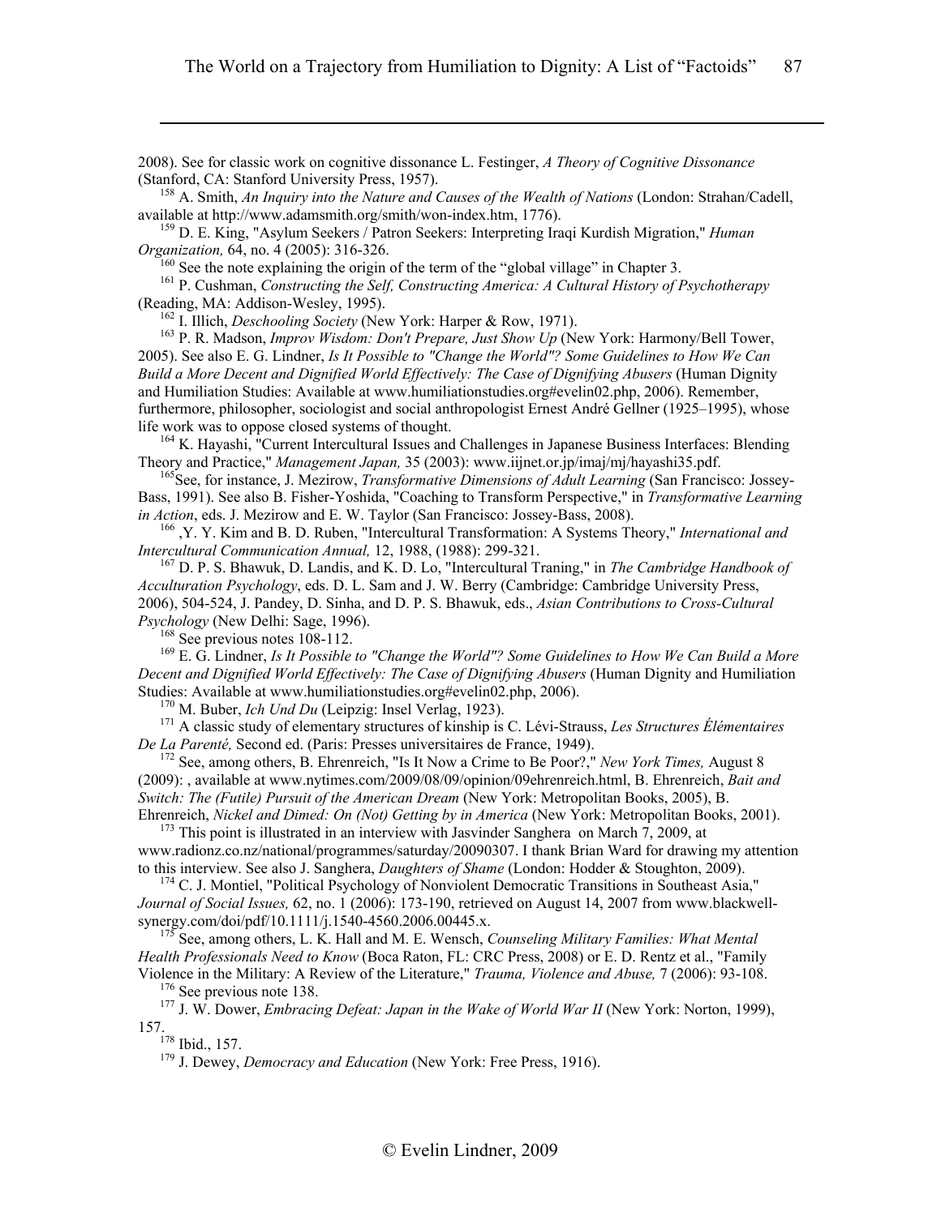2008). See for classic work on cognitive dissonance L. Festinger, *A Theory of Cognitive Dissonance* (Stanford, CA: Stanford University Press, 1957).

[158] A. Smith, *An Inquiry into the Nature and Causes of the Wealth of Nations* (London: Strahan/Cadell, available at http://www.adamsmith.org/smith/won-index.htm, 1776).

[159] D. E. King, "Asylum Seekers / Patron Seekers: Interpreting Iraqi Kurdish Migration," *Human Organization,* 64, no. 4 (2005): 316-326.

[160] See the note explaining the origin of the term of the "global village" in Chapter 3.

[161] P. Cushman, *Constructing the Self, Constructing America: A Cultural History of Psychotherapy* (Reading, MA: Addison-Wesley, 1995).

[162] I. Illich, *Deschooling Society* (New York: Harper & Row, 1971).

[163] P. R. Madson, *Improv Wisdom: Don't Prepare, Just Show Up* (New York: Harmony/Bell Tower, 2005). See also E. G. Lindner, *Is It Possible to "Change the World"? Some Guidelines to How We Can Build a More Decent and Dignified World Effectively: The Case of Dignifying Abusers* (Human Dignity and Humiliation Studies: Available at www.humiliationstudies.org#evelin02.php, 2006). Remember, furthermore, philosopher, sociologist and social anthropologist Ernest André Gellner (1925–1995), whose life work was to oppose closed systems of thought.

[164] K. Hayashi, "Current Intercultural Issues and Challenges in Japanese Business Interfaces: Blending Theory and Practice," *Management Japan,* 35 (2003): www.iijnet.or.jp/imaj/mj/hayashi35.pdf.

[165]See, for instance, J. Mezirow, *Transformative Dimensions of Adult Learning* (San Francisco: Jossey-Bass, 1991). See also B. Fisher-Yoshida, "Coaching to Transform Perspective," in *Transformative Learning in Action*, eds. J. Mezirow and E. W. Taylor (San Francisco: Jossey-Bass, 2008).

[166] ,Y. Y. Kim and B. D. Ruben, "Intercultural Transformation: A Systems Theory," *International and Intercultural Communication Annual,* 12, 1988, (1988): 299-321.

[167] D. P. S. Bhawuk, D. Landis, and K. D. Lo, "Intercultural Traning," in *The Cambridge Handbook of Acculturation Psychology*, eds. D. L. Sam and J. W. Berry (Cambridge: Cambridge University Press, 2006), 504-524, J. Pandey, D. Sinha, and D. P. S. Bhawuk, eds., *Asian Contributions to Cross-Cultural Psychology* (New Delhi: Sage, 1996).

[168] See previous notes 108-112.

[169] E. G. Lindner, *Is It Possible to "Change the World"? Some Guidelines to How We Can Build a More Decent and Dignified World Effectively: The Case of Dignifying Abusers* (Human Dignity and Humiliation Studies: Available at www.humiliationstudies.org#evelin02.php, 2006).

[170] M. Buber, *Ich Und Du* (Leipzig: Insel Verlag, 1923).

[171] A classic study of elementary structures of kinship is C. Lévi-Strauss, *Les Structures Élémentaires De La Parenté,* Second ed. (Paris: Presses universitaires de France, 1949).

[172] See, among others, B. Ehrenreich, "Is It Now a Crime to Be Poor?," *New York Times,* August 8 (2009): , available at www.nytimes.com/2009/08/09/opinion/09ehrenreich.html, B. Ehrenreich, *Bait and Switch: The (Futile) Pursuit of the American Dream* (New York: Metropolitan Books, 2005), B. Ehrenreich, *Nickel and Dimed: On (Not) Getting by in America* (New York: Metropolitan Books, 2001).

[173] This point is illustrated in an interview with Jasvinder Sanghera on March 7, 2009, at www.radionz.co.nz/national/programmes/saturday/20090307. I thank Brian Ward for drawing my attention to this interview. See also J. Sanghera, *Daughters of Shame* (London: Hodder & Stoughton, 2009).

[174] C. J. Montiel, "Political Psychology of Nonviolent Democratic Transitions in Southeast Asia," *Journal of Social Issues,* 62, no. 1 (2006): 173-190, retrieved on August 14, 2007 from www.blackwell-synergy.com/doi/pdf/10.1111/j.1540-4560.2006.00445.x.

[175] See, among others, L. K. Hall and M. E. Wensch, *Counseling Military Families: What Mental Health Professionals Need to Know* (Boca Raton, FL: CRC Press, 2008) or E. D. Rentz et al., "Family Violence in the Military: A Review of the Literature," *Trauma, Violence and Abuse,* 7 (2006): 93-108.

[176] See previous note 138.

[177] J. W. Dower, *Embracing Defeat: Japan in the Wake of World War II* (New York: Norton, 1999), 157.

[178] Ibid., 157.

[179] J. Dewey, *Democracy and Education* (New York: Free Press, 1916).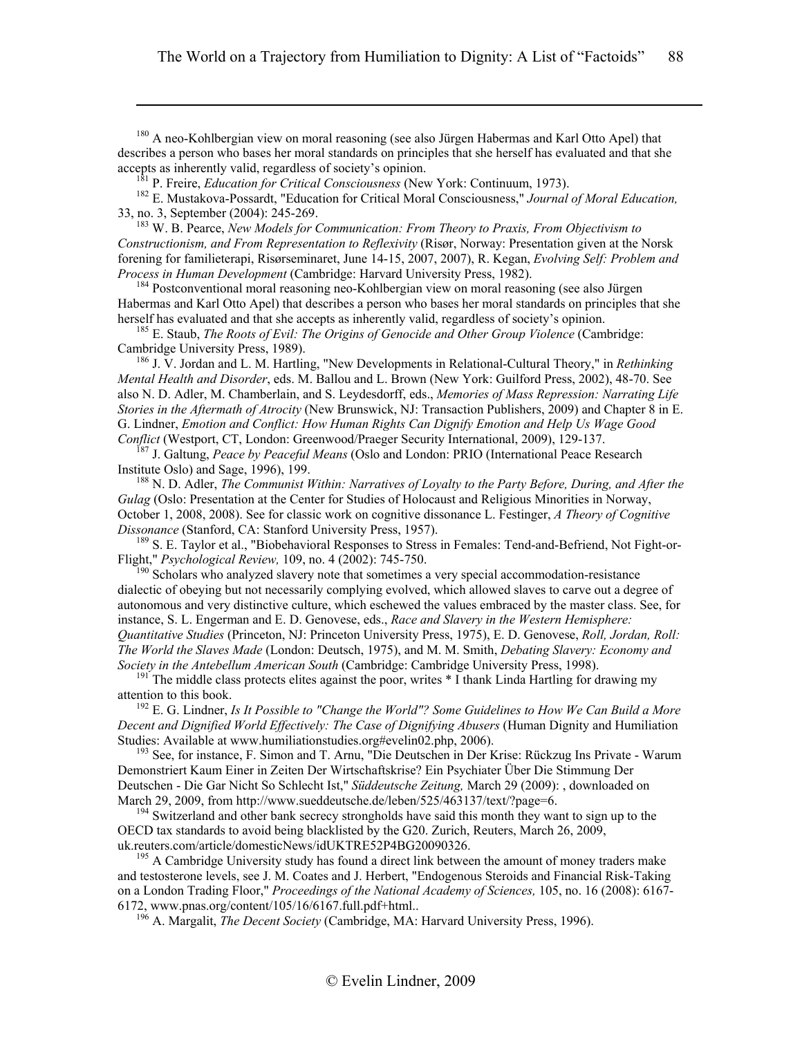[180] A neo-Kohlbergian view on moral reasoning (see also Jürgen Habermas and Karl Otto Apel) that describes a person who bases her moral standards on principles that she herself has evaluated and that she accepts as inherently valid, regardless of society's opinion.

[181] P. Freire, *Education for Critical Consciousness* (New York: Continuum, 1973).

[182] E. Mustakova-Possardt, "Education for Critical Moral Consciousness," *Journal of Moral Education,* 33, no. 3, September (2004): 245-269.

[183] W. B. Pearce, *New Models for Communication: From Theory to Praxis, From Objectivism to Constructionism, and From Representation to Reflexivity* (Risør, Norway: Presentation given at the Norsk forening for familieterapi, Risørseminaret, June 14-15, 2007, 2007), R. Kegan, *Evolving Self: Problem and Process in Human Development* (Cambridge: Harvard University Press, 1982).

[184] Postconventional moral reasoning neo-Kohlbergian view on moral reasoning (see also Jürgen Habermas and Karl Otto Apel) that describes a person who bases her moral standards on principles that she herself has evaluated and that she accepts as inherently valid, regardless of society's opinion.

[185] E. Staub, *The Roots of Evil: The Origins of Genocide and Other Group Violence* (Cambridge: Cambridge University Press, 1989).

[186] J. V. Jordan and L. M. Hartling, "New Developments in Relational-Cultural Theory," in *Rethinking Mental Health and Disorder*, eds. M. Ballou and L. Brown (New York: Guilford Press, 2002), 48-70. See also N. D. Adler, M. Chamberlain, and S. Leydesdorff, eds., *Memories of Mass Repression: Narrating Life Stories in the Aftermath of Atrocity* (New Brunswick, NJ: Transaction Publishers, 2009) and Chapter 8 in E. G. Lindner, *Emotion and Conflict: How Human Rights Can Dignify Emotion and Help Us Wage Good Conflict* (Westport, CT, London: Greenwood/Praeger Security International, 2009), 129-137.

[187] J. Galtung, *Peace by Peaceful Means* (Oslo and London: PRIO (International Peace Research Institute Oslo) and Sage, 1996), 199.

[188] N. D. Adler, *The Communist Within: Narratives of Loyalty to the Party Before, During, and After the Gulag* (Oslo: Presentation at the Center for Studies of Holocaust and Religious Minorities in Norway, October 1, 2008, 2008). See for classic work on cognitive dissonance L. Festinger, *A Theory of Cognitive Dissonance* (Stanford, CA: Stanford University Press, 1957).

[189] S. E. Taylor et al., "Biobehavioral Responses to Stress in Females: Tend-and-Befriend, Not Fight-or-Flight," *Psychological Review,* 109, no. 4 (2002): 745-750.

[190] Scholars who analyzed slavery note that sometimes a very special accommodation-resistance dialectic of obeying but not necessarily complying evolved, which allowed slaves to carve out a degree of autonomous and very distinctive culture, which eschewed the values embraced by the master class. See, for instance, S. L. Engerman and E. D. Genovese, eds., *Race and Slavery in the Western Hemisphere: Quantitative Studies* (Princeton, NJ: Princeton University Press, 1975), E. D. Genovese, *Roll, Jordan, Roll: The World the Slaves Made* (London: Deutsch, 1975), and M. M. Smith, *Debating Slavery: Economy and Society in the Antebellum American South* (Cambridge: Cambridge University Press, 1998).

[191] The middle class protects elites against the poor, writes * I thank Linda Hartling for drawing my attention to this book.

[192] E. G. Lindner, *Is It Possible to "Change the World"? Some Guidelines to How We Can Build a More Decent and Dignified World Effectively: The Case of Dignifying Abusers* (Human Dignity and Humiliation Studies: Available at www.humiliationstudies.org#evelin02.php, 2006).

[193] See, for instance, F. Simon and T. Arnu, "Die Deutschen in Der Krise: Rückzug Ins Private - Warum Demonstriert Kaum Einer in Zeiten Der Wirtschaftskrise? Ein Psychiater Über Die Stimmung Der Deutschen - Die Gar Nicht So Schlecht Ist," *Süddeutsche Zeitung,* March 29 (2009): , downloaded on March 29, 2009, from http://www.sueddeutsche.de/leben/525/463137/text/?page=6.

[194] Switzerland and other bank secrecy strongholds have said this month they want to sign up to the OECD tax standards to avoid being blacklisted by the G20. Zurich, Reuters, March 26, 2009, uk.reuters.com/article/domesticNews/idUKTRE52P4BG20090326.

[195] A Cambridge University study has found a direct link between the amount of money traders make and testosterone levels, see J. M. Coates and J. Herbert, "Endogenous Steroids and Financial Risk-Taking on a London Trading Floor," *Proceedings of the National Academy of Sciences,* 105, no. 16 (2008): 6167-6172, www.pnas.org/content/105/16/6167.full.pdf+html..

[196] A. Margalit, *The Decent Society* (Cambridge, MA: Harvard University Press, 1996).

© Evelin Lindner, 2009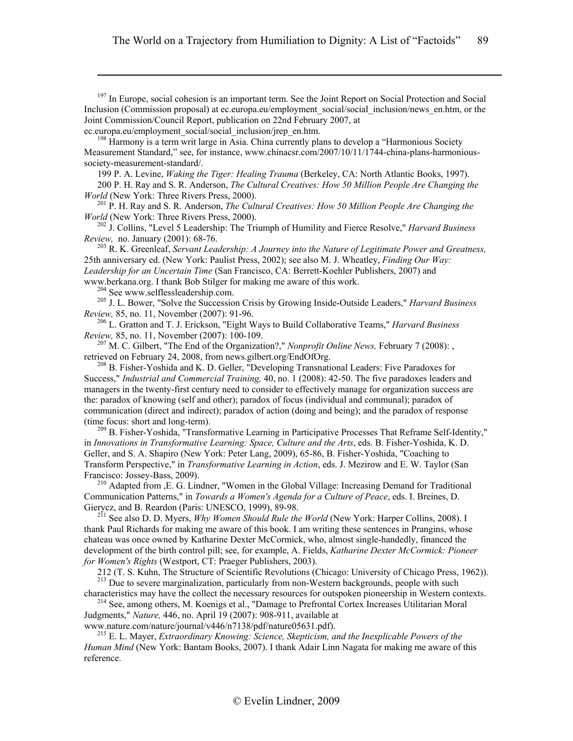[197] In Europe, social cohesion is an important term. See the Joint Report on Social Protection and Social Inclusion (Commission proposal) at ec.europa.eu/employment_social/social_inclusion/news_en.htm, or the Joint Commission/Council Report, publication on 22nd February 2007, at ec.europa.eu/employment_social/social_inclusion/jrep_en.htm.

[198] Harmony is a term writ large in Asia. China currently plans to develop a "Harmonious Society Measurement Standard," see, for instance, www.chinacsr.com/2007/10/11/1744-china-plans-harmonious-society-measurement-standard/.

199 P. A. Levine, *Waking the Tiger: Healing Trauma* (Berkeley, CA: North Atlantic Books, 1997).

200 P. H. Ray and S. R. Anderson, *The Cultural Creatives: How 50 Million People Are Changing the World* (New York: Three Rivers Press, 2000).

[201] P. H. Ray and S. R. Anderson, *The Cultural Creatives: How 50 Million People Are Changing the World* (New York: Three Rivers Press, 2000).

[202] J. Collins, "Level 5 Leadership: The Triumph of Humility and Fierce Resolve," *Harvard Business Review,* no. January (2001): 68-76.

[203] R. K. Greenleaf, *Servant Leadership: A Journey into the Nature of Legitimate Power and Greatness,* 25th anniversary ed. (New York: Paulist Press, 2002); see also M. J. Wheatley, *Finding Our Way: Leadership for an Uncertain Time* (San Francisco, CA: Berrett-Koehler Publishers, 2007) and www.berkana.org. I thank Bob Stilger for making me aware of this work.

[204] See www.selflessleadership.com.

[205] J. L. Bower, "Solve the Succession Crisis by Growing Inside-Outside Leaders," *Harvard Business Review,* 85, no. 11, November (2007): 91-96.

[206] L. Gratton and T. J. Erickson, "Eight Ways to Build Collaborative Teams," *Harvard Business Review,* 85, no. 11, November (2007): 100-109.

[207] M. C. Gilbert, "The End of the Organization?," *Nonprofit Online News,* February 7 (2008): , retrieved on February 24, 2008, from news.gilbert.org/EndOfOrg.

[208] B. Fisher-Yoshida and K. D. Geller, "Developing Transnational Leaders: Five Paradoxes for Success," *Industrial and Commercial Training,* 40, no. 1 (2008): 42-50. The five paradoxes leaders and managers in the twenty-first century need to consider to effectively manage for organization success are the: paradox of knowing (self and other); paradox of focus (individual and communal); paradox of communication (direct and indirect); paradox of action (doing and being); and the paradox of response (time focus: short and long-term).

[209] B. Fisher-Yoshida, "Transformative Learning in Participative Processes That Reframe Self-Identity," in *Innovations in Transformative Learning: Space, Culture and the Arts*, eds. B. Fisher-Yoshida, K. D. Geller, and S. A. Shapiro (New York: Peter Lang, 2009), 65-86, B. Fisher-Yoshida, "Coaching to Transform Perspective," in *Transformative Learning in Action*, eds. J. Mezirow and E. W. Taylor (San Francisco: Jossey-Bass, 2009).

[210] Adapted from ,E. G. Lindner, "Women in the Global Village: Increasing Demand for Traditional Communication Patterns," in *Towards a Women's Agenda for a Culture of Peace*, eds. I. Breines, D. Gierycz, and B. Reardon (Paris: UNESCO, 1999), 89-98.

[211] See also D. D. Myers, *Why Women Should Rule the World* (New York: Harper Collins, 2008). I thank Paul Richards for making me aware of this book. I am writing these sentences in Prangins, whose chateau was once owned by Katharine Dexter McCormick, who, almost single-handedly, financed the development of the birth control pill; see, for example, A. Fields, *Katharine Dexter McCormick: Pioneer for Women's Rights* (Westport, CT: Praeger Publishers, 2003).

212 (T. S. Kuhn, The Structure of Scientific Revolutions (Chicago: University of Chicago Press, 1962)).

[213] Due to severe marginalization, particularly from non-Western backgrounds, people with such characteristics may have the collect the necessary resources for outspoken pioneership in Western contexts.

[214] See, among others, M. Koenigs et al., "Damage to Prefrontal Cortex Increases Utilitarian Moral Judgments," *Nature,* 446, no. April 19 (2007): 908-911, available at www.nature.com/nature/journal/v446/n7138/pdf/nature05631.pdf).

[215] E. L. Mayer, *Extraordinary Knowing: Science, Skepticism, and the Inexplicable Powers of the Human Mind* (New York: Bantam Books, 2007). I thank Adair Linn Nagata for making me aware of this reference.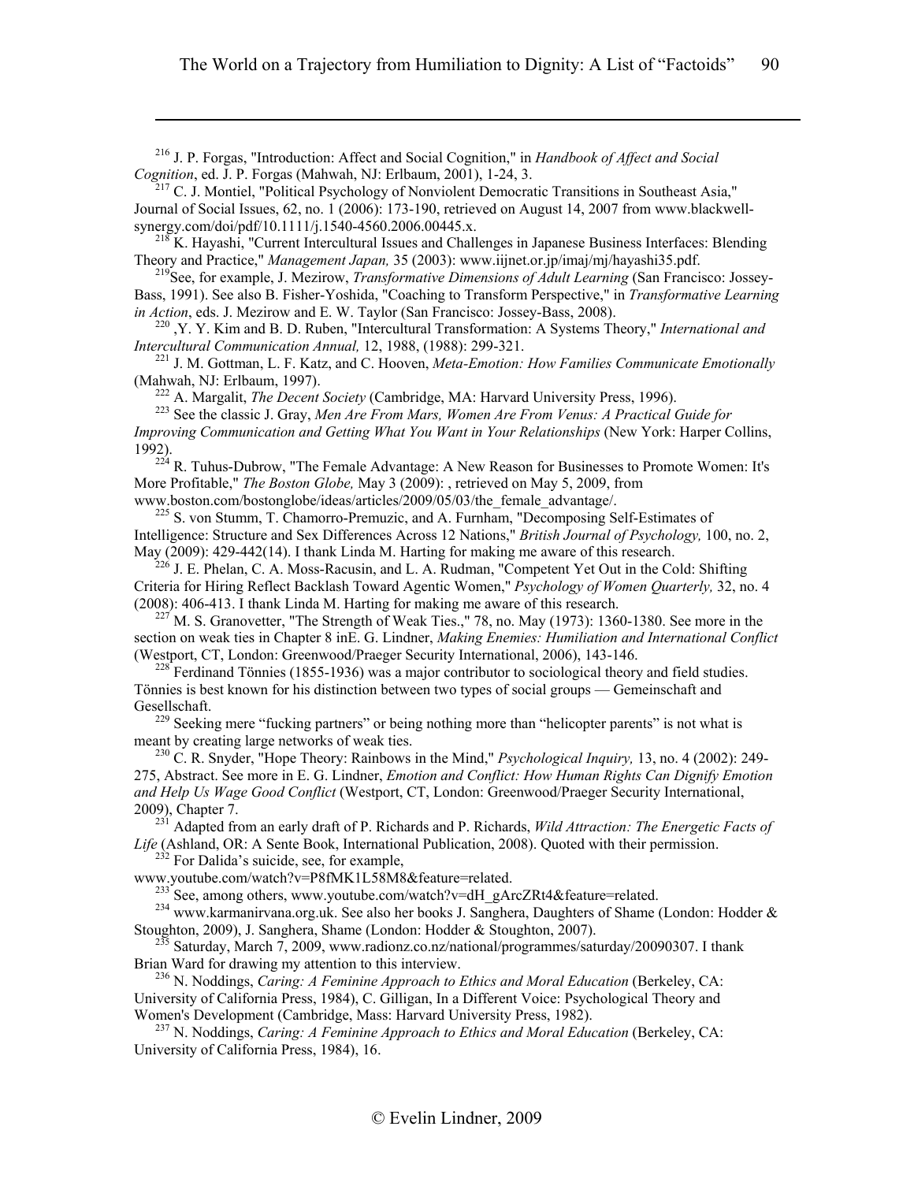[216] J. P. Forgas, "Introduction: Affect and Social Cognition," in *Handbook of Affect and Social Cognition*, ed. J. P. Forgas (Mahwah, NJ: Erlbaum, 2001), 1-24, 3.

[217] C. J. Montiel, "Political Psychology of Nonviolent Democratic Transitions in Southeast Asia," Journal of Social Issues, 62, no. 1 (2006): 173-190, retrieved on August 14, 2007 from www.blackwell-synergy.com/doi/pdf/10.1111/j.1540-4560.2006.00445.x.

[218] K. Hayashi, "Current Intercultural Issues and Challenges in Japanese Business Interfaces: Blending Theory and Practice," *Management Japan,* 35 (2003): www.iijnet.or.jp/imaj/mj/hayashi35.pdf.

[219] See, for example, J. Mezirow, *Transformative Dimensions of Adult Learning* (San Francisco: Jossey-Bass, 1991). See also B. Fisher-Yoshida, "Coaching to Transform Perspective," in *Transformative Learning in Action*, eds. J. Mezirow and E. W. Taylor (San Francisco: Jossey-Bass, 2008).

[220] ,Y. Y. Kim and B. D. Ruben, "Intercultural Transformation: A Systems Theory," *International and Intercultural Communication Annual,* 12, 1988, (1988): 299-321.

[221] J. M. Gottman, L. F. Katz, and C. Hooven, *Meta-Emotion: How Families Communicate Emotionally* (Mahwah, NJ: Erlbaum, 1997).

[222] A. Margalit, *The Decent Society* (Cambridge, MA: Harvard University Press, 1996).

[223] See the classic J. Gray, *Men Are From Mars, Women Are From Venus: A Practical Guide for Improving Communication and Getting What You Want in Your Relationships* (New York: Harper Collins, 1992).

[224] R. Tuhus-Dubrow, "The Female Advantage: A New Reason for Businesses to Promote Women: It's More Profitable," *The Boston Globe,* May 3 (2009): , retrieved on May 5, 2009, from www.boston.com/bostonglobe/ideas/articles/2009/05/03/the_female_advantage/.

[225] S. von Stumm, T. Chamorro-Premuzic, and A. Furnham, "Decomposing Self-Estimates of Intelligence: Structure and Sex Differences Across 12 Nations," *British Journal of Psychology,* 100, no. 2, May (2009): 429-442(14). I thank Linda M. Harting for making me aware of this research.

[226] J. E. Phelan, C. A. Moss-Racusin, and L. A. Rudman, "Competent Yet Out in the Cold: Shifting Criteria for Hiring Reflect Backlash Toward Agentic Women," *Psychology of Women Quarterly,* 32, no. 4 (2008): 406-413. I thank Linda M. Harting for making me aware of this research.

[227] M. S. Granovetter, "The Strength of Weak Ties.," 78, no. May (1973): 1360-1380. See more in the section on weak ties in Chapter 8 inE. G. Lindner, *Making Enemies: Humiliation and International Conflict* (Westport, CT, London: Greenwood/Praeger Security International, 2006), 143-146.

[228] Ferdinand Tönnies (1855-1936) was a major contributor to sociological theory and field studies. Tönnies is best known for his distinction between two types of social groups — Gemeinschaft and Gesellschaft.

[229] Seeking mere "fucking partners" or being nothing more than "helicopter parents" is not what is meant by creating large networks of weak ties.

[230] C. R. Snyder, "Hope Theory: Rainbows in the Mind," *Psychological Inquiry,* 13, no. 4 (2002): 249-275, Abstract. See more in E. G. Lindner, *Emotion and Conflict: How Human Rights Can Dignify Emotion and Help Us Wage Good Conflict* (Westport, CT, London: Greenwood/Praeger Security International, 2009), Chapter 7.

[231] Adapted from an early draft of P. Richards and P. Richards, *Wild Attraction: The Energetic Facts of Life* (Ashland, OR: A Sente Book, International Publication, 2008). Quoted with their permission.

[232] For Dalida's suicide, see, for example, www.youtube.com/watch?v=P8fMK1L58M8&feature=related.

[233] See, among others, www.youtube.com/watch?v=dH_gArcZRt4&feature=related.

[234] www.karmanirvana.org.uk. See also her books J. Sanghera, Daughters of Shame (London: Hodder & Stoughton, 2009), J. Sanghera, Shame (London: Hodder & Stoughton, 2007).

[235] Saturday, March 7, 2009, www.radionz.co.nz/national/programmes/saturday/20090307. I thank Brian Ward for drawing my attention to this interview.

[236] N. Noddings, *Caring: A Feminine Approach to Ethics and Moral Education* (Berkeley, CA: University of California Press, 1984), C. Gilligan, In a Different Voice: Psychological Theory and Women's Development (Cambridge, Mass: Harvard University Press, 1982).

[237] N. Noddings, *Caring: A Feminine Approach to Ethics and Moral Education* (Berkeley, CA: University of California Press, 1984), 16.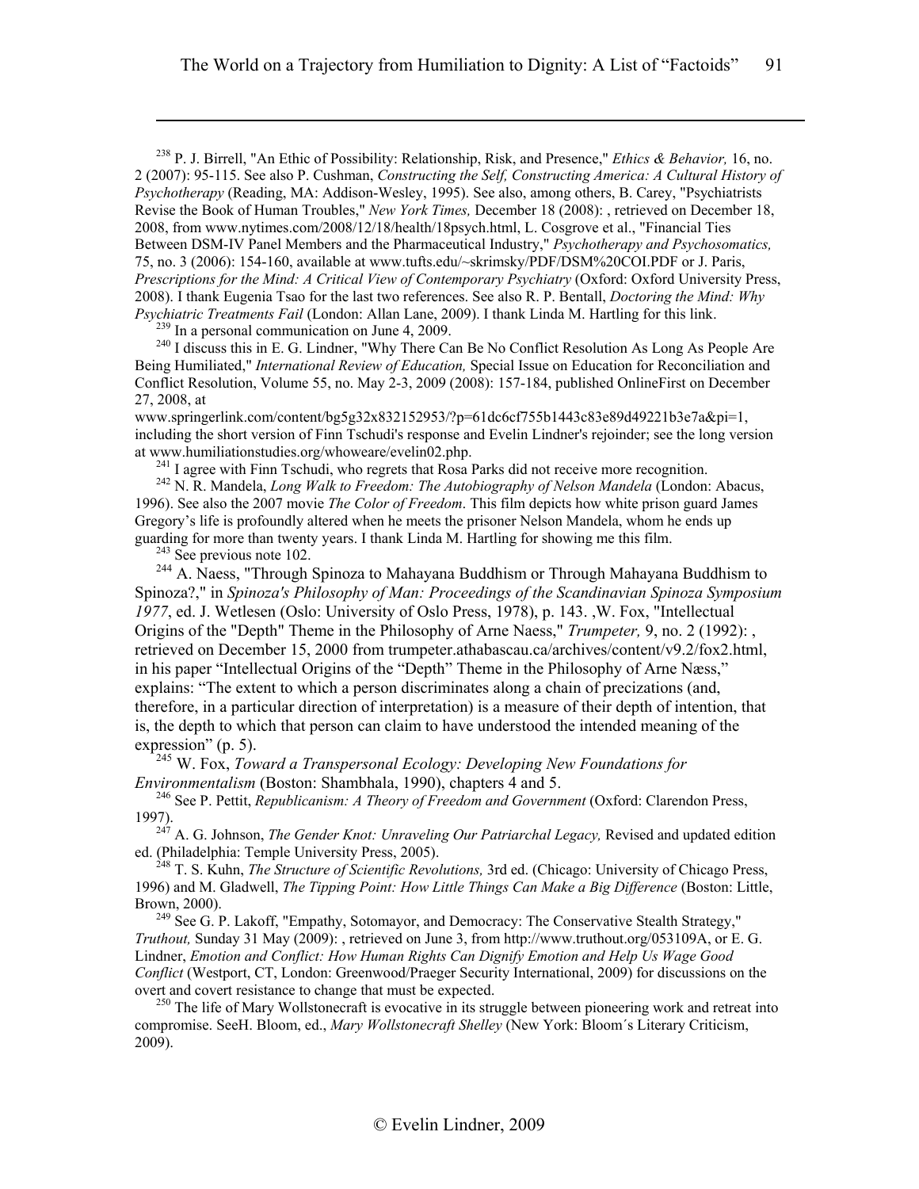[238] P. J. Birrell, "An Ethic of Possibility: Relationship, Risk, and Presence," *Ethics & Behavior,* 16, no. 2 (2007): 95-115. See also P. Cushman, *Constructing the Self, Constructing America: A Cultural History of Psychotherapy* (Reading, MA: Addison-Wesley, 1995). See also, among others, B. Carey, "Psychiatrists Revise the Book of Human Troubles," *New York Times,* December 18 (2008): , retrieved on December 18, 2008, from www.nytimes.com/2008/12/18/health/18psych.html, L. Cosgrove et al., "Financial Ties Between DSM-IV Panel Members and the Pharmaceutical Industry," *Psychotherapy and Psychosomatics,* 75, no. 3 (2006): 154-160, available at www.tufts.edu/~skrimsky/PDF/DSM%20COI.PDF or J. Paris, *Prescriptions for the Mind: A Critical View of Contemporary Psychiatry* (Oxford: Oxford University Press, 2008). I thank Eugenia Tsao for the last two references. See also R. P. Bentall, *Doctoring the Mind: Why Psychiatric Treatments Fail* (London: Allan Lane, 2009). I thank Linda M. Hartling for this link.

[239] In a personal communication on June 4, 2009.

[240] I discuss this in E. G. Lindner, "Why There Can Be No Conflict Resolution As Long As People Are Being Humiliated," *International Review of Education,* Special Issue on Education for Reconciliation and Conflict Resolution, Volume 55, no. May 2-3, 2009 (2008): 157-184, published OnlineFirst on December 27, 2008, at www.springerlink.com/content/bg5g32x832152953/?p=61dc6cf755b1443c83e89d49221b3e7a&pi=1, including the short version of Finn Tschudi's response and Evelin Lindner's rejoinder; see the long version at www.humiliationstudies.org/whoweare/evelin02.php.

[241] I agree with Finn Tschudi, who regrets that Rosa Parks did not receive more recognition.

[242] N. R. Mandela, *Long Walk to Freedom: The Autobiography of Nelson Mandela* (London: Abacus, 1996). See also the 2007 movie *The Color of Freedom*. This film depicts how white prison guard James Gregory's life is profoundly altered when he meets the prisoner Nelson Mandela, whom he ends up guarding for more than twenty years. I thank Linda M. Hartling for showing me this film.

[243] See previous note 102.

[244] A. Naess, "Through Spinoza to Mahayana Buddhism or Through Mahayana Buddhism to Spinoza?," in *Spinoza's Philosophy of Man: Proceedings of the Scandinavian Spinoza Symposium 1977*, ed. J. Wetlesen (Oslo: University of Oslo Press, 1978), p. 143. ,W. Fox, "Intellectual Origins of the "Depth" Theme in the Philosophy of Arne Naess," *Trumpeter,* 9, no. 2 (1992): , retrieved on December 15, 2000 from trumpeter.athabascau.ca/archives/content/v9.2/fox2.html, in his paper "Intellectual Origins of the "Depth" Theme in the Philosophy of Arne Næss," explains: "The extent to which a person discriminates along a chain of precizations (and, therefore, in a particular direction of interpretation) is a measure of their depth of intention, that is, the depth to which that person can claim to have understood the intended meaning of the expression" (p. 5).

[245] W. Fox, *Toward a Transpersonal Ecology: Developing New Foundations for Environmentalism* (Boston: Shambhala, 1990), chapters 4 and 5.

[246] See P. Pettit, *Republicanism: A Theory of Freedom and Government* (Oxford: Clarendon Press, 1997).

[247] A. G. Johnson, *The Gender Knot: Unraveling Our Patriarchal Legacy,* Revised and updated edition ed. (Philadelphia: Temple University Press, 2005).

[248] T. S. Kuhn, *The Structure of Scientific Revolutions,* 3rd ed. (Chicago: University of Chicago Press, 1996) and M. Gladwell, *The Tipping Point: How Little Things Can Make a Big Difference* (Boston: Little, Brown, 2000).

[249] See G. P. Lakoff, "Empathy, Sotomayor, and Democracy: The Conservative Stealth Strategy," *Truthout,* Sunday 31 May (2009): , retrieved on June 3, from http://www.truthout.org/053109A, or E. G. Lindner, *Emotion and Conflict: How Human Rights Can Dignify Emotion and Help Us Wage Good Conflict* (Westport, CT, London: Greenwood/Praeger Security International, 2009) for discussions on the overt and covert resistance to change that must be expected.

[250] The life of Mary Wollstonecraft is evocative in its struggle between pioneering work and retreat into compromise. SeeH. Bloom, ed., *Mary Wollstonecraft Shelley* (New York: Bloom´s Literary Criticism, 2009).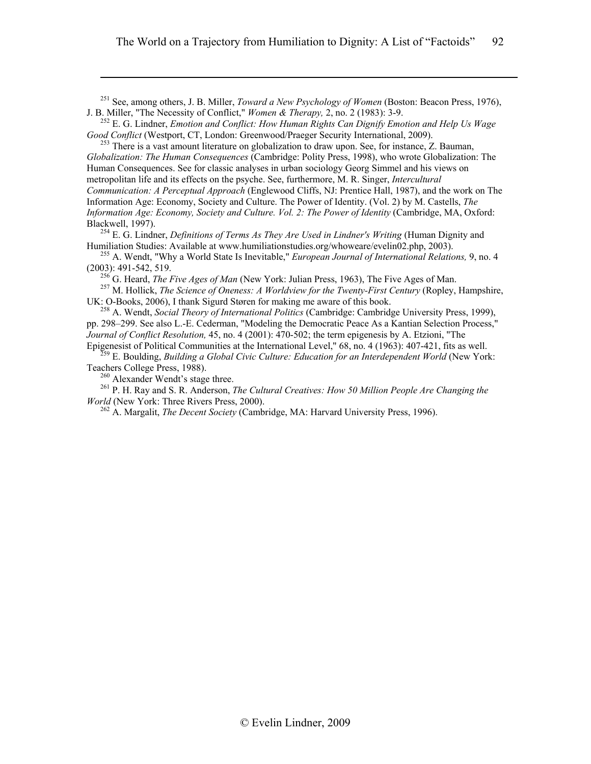[251] See, among others, J. B. Miller, *Toward a New Psychology of Women* (Boston: Beacon Press, 1976), J. B. Miller, "The Necessity of Conflict," *Women & Therapy,* 2, no. 2 (1983): 3-9.

[252] E. G. Lindner, *Emotion and Conflict: How Human Rights Can Dignify Emotion and Help Us Wage Good Conflict* (Westport, CT, London: Greenwood/Praeger Security International, 2009).

[253] There is a vast amount literature on globalization to draw upon. See, for instance, Z. Bauman, *Globalization: The Human Consequences* (Cambridge: Polity Press, 1998), who wrote Globalization: The Human Consequences. See for classic analyses in urban sociology Georg Simmel and his views on metropolitan life and its effects on the psyche. See, furthermore, M. R. Singer, *Intercultural Communication: A Perceptual Approach* (Englewood Cliffs, NJ: Prentice Hall, 1987), and the work on The Information Age: Economy, Society and Culture. The Power of Identity. (Vol. 2) by M. Castells, *The Information Age: Economy, Society and Culture. Vol. 2: The Power of Identity* (Cambridge, MA, Oxford: Blackwell, 1997).

[254] E. G. Lindner, *Definitions of Terms As They Are Used in Lindner's Writing* (Human Dignity and Humiliation Studies: Available at www.humiliationstudies.org/whoweare/evelin02.php, 2003).

[255] A. Wendt, "Why a World State Is Inevitable," *European Journal of International Relations,* 9, no. 4 (2003): 491-542, 519.

[256] G. Heard, *The Five Ages of Man* (New York: Julian Press, 1963), The Five Ages of Man.

[257] M. Hollick, *The Science of Oneness: A Worldview for the Twenty-First Century* (Ropley, Hampshire, UK: O-Books, 2006), I thank Sigurd Støren for making me aware of this book.

[258] A. Wendt, *Social Theory of International Politics* (Cambridge: Cambridge University Press, 1999), pp. 298–299. See also L.-E. Cederman, "Modeling the Democratic Peace As a Kantian Selection Process," *Journal of Conflict Resolution,* 45, no. 4 (2001): 470-502; the term epigenesis by A. Etzioni, "The Epigenesist of Political Communities at the International Level," 68, no. 4 (1963): 407-421, fits as well.

[259] E. Boulding, *Building a Global Civic Culture: Education for an Interdependent World* (New York: Teachers College Press, 1988).

[260] Alexander Wendt's stage three.

[261] P. H. Ray and S. R. Anderson, *The Cultural Creatives: How 50 Million People Are Changing the World* (New York: Three Rivers Press, 2000).

[262] A. Margalit, *The Decent Society* (Cambridge, MA: Harvard University Press, 1996).